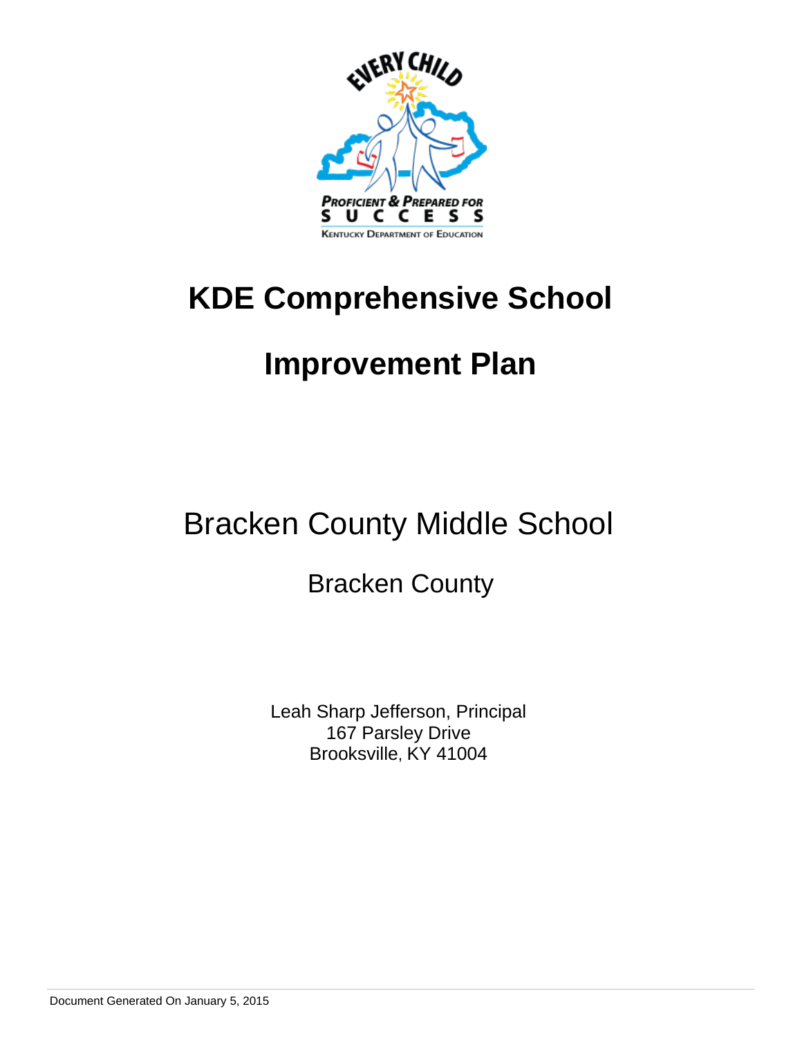# KDE Comprehensive School

# Improvement Plan

## Bracken County Middle School

### Bracken County

Leah Sharp Jefferson, Principal
167 Parsley Drive
Brooksville, KY 41004

Document Generated On January 5, 2015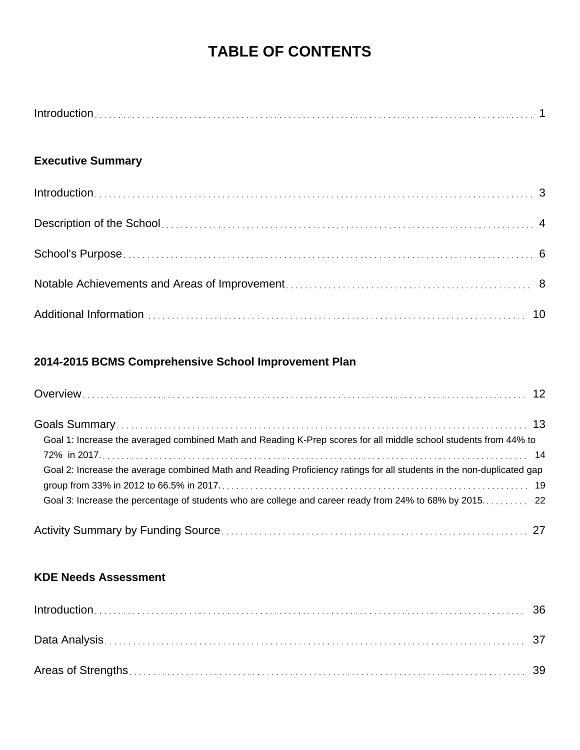# TABLE OF CONTENTS

Introduction . . . . . . . . . . 1

**Executive Summary**

Introduction . . . . . . . . . . 3

Description of the School . . . . . . . . . . 4

School's Purpose . . . . . . . . . . 6

Notable Achievements and Areas of Improvement . . . . . . . . . . 8

Additional Information . . . . . . . . . . 10

**2014-2015 BCMS Comprehensive School Improvement Plan**

Overview . . . . . . . . . . 12

Goals Summary . . . . . . . . . . 13

- Goal 1: Increase the averaged combined Math and Reading K-Prep scores for all middle school students from 44% to 72% in 2017. . . . . . . . . . . 14
- Goal 2: Increase the average combined Math and Reading Proficiency ratings for all students in the non-duplicated gap group from 33% in 2012 to 66.5% in 2017. . . . . . . . . . . 19
- Goal 3: Increase the percentage of students who are college and career ready from 24% to 68% by 2015. . . . . . . . . . . 22

Activity Summary by Funding Source . . . . . . . . . . 27

**KDE Needs Assessment**

Introduction . . . . . . . . . . 36

Data Analysis . . . . . . . . . . 37

Areas of Strengths . . . . . . . . . . 39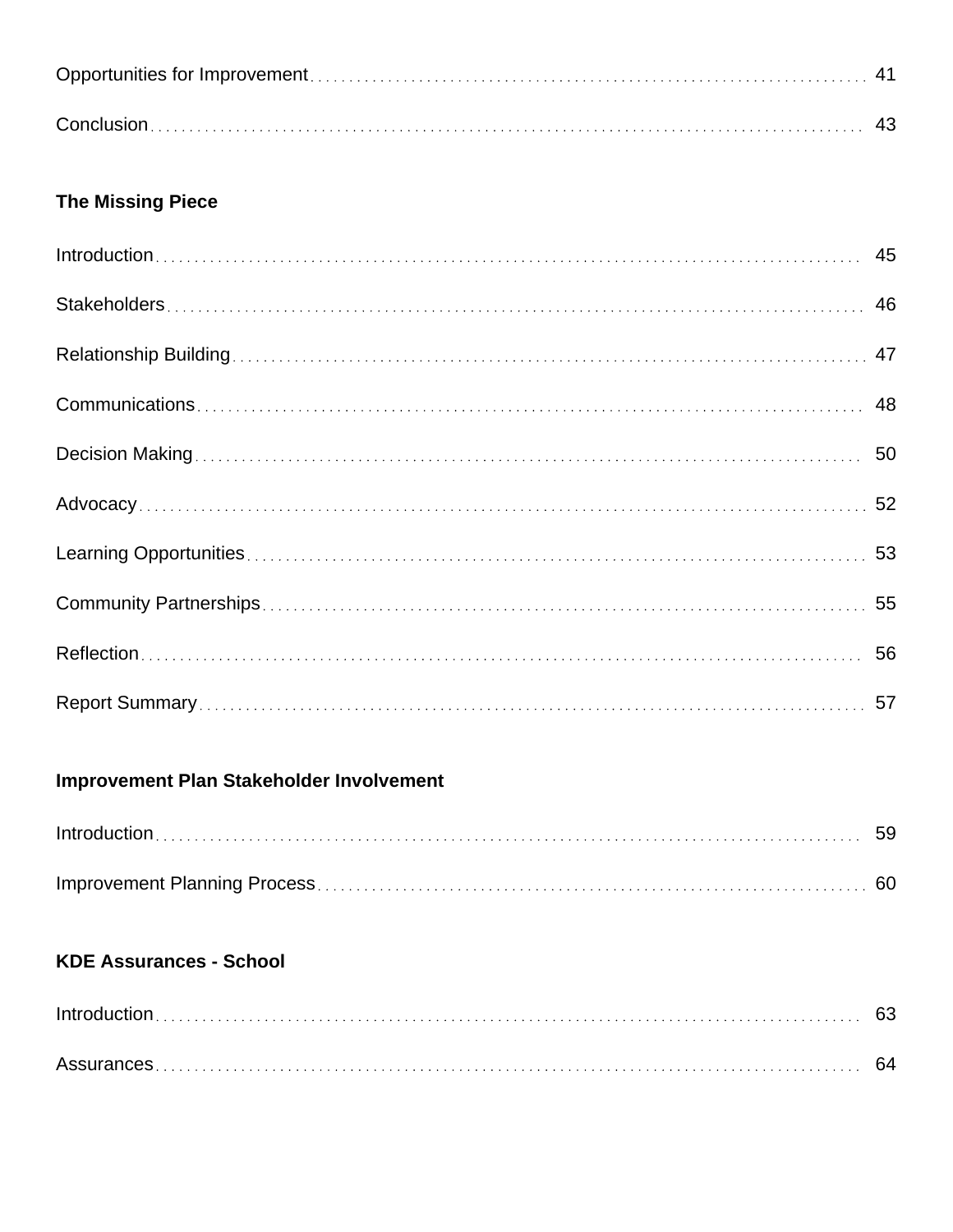Opportunities for Improvement ... 41

Conclusion ... 43

**The Missing Piece**

Introduction ... 45

Stakeholders ... 46

Relationship Building ... 47

Communications ... 48

Decision Making ... 50

Advocacy ... 52

Learning Opportunities ... 53

Community Partnerships ... 55

Reflection ... 56

Report Summary ... 57

**Improvement Plan Stakeholder Involvement**

Introduction ... 59

Improvement Planning Process ... 60

**KDE Assurances - School**

Introduction ... 63

Assurances ... 64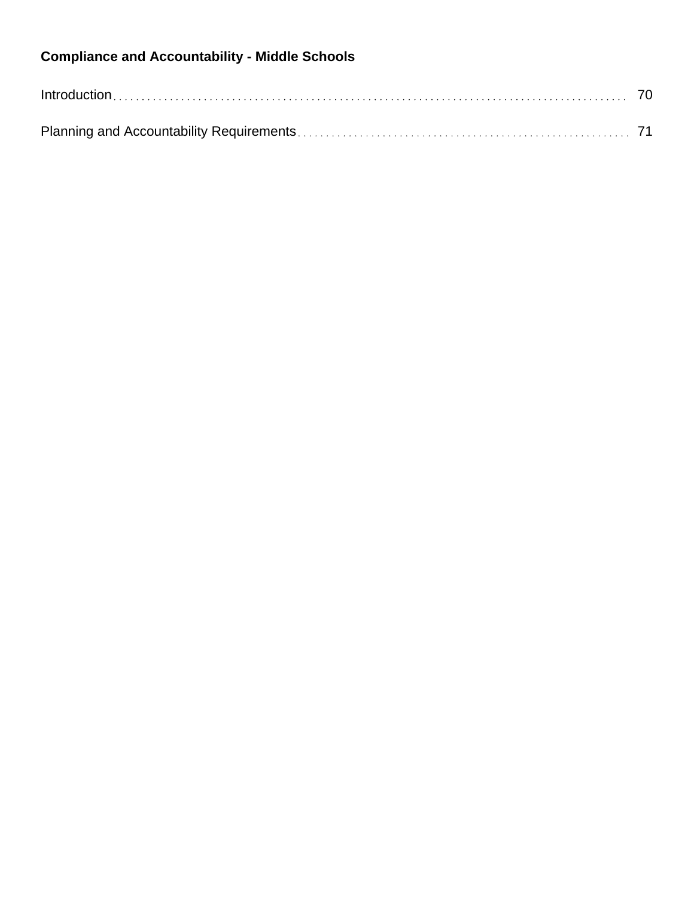**Compliance and Accountability - Middle Schools**

Introduction ........................................................................................ 70

Planning and Accountability Requirements ........................................................ 71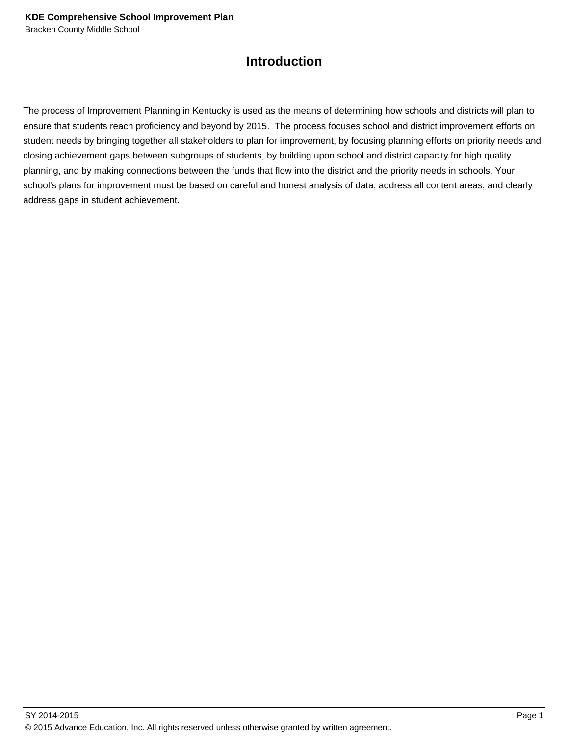# Introduction

The process of Improvement Planning in Kentucky is used as the means of determining how schools and districts will plan to ensure that students reach proficiency and beyond by 2015. The process focuses school and district improvement efforts on student needs by bringing together all stakeholders to plan for improvement, by focusing planning efforts on priority needs and closing achievement gaps between subgroups of students, by building upon school and district capacity for high quality planning, and by making connections between the funds that flow into the district and the priority needs in schools. Your school's plans for improvement must be based on careful and honest analysis of data, address all content areas, and clearly address gaps in student achievement.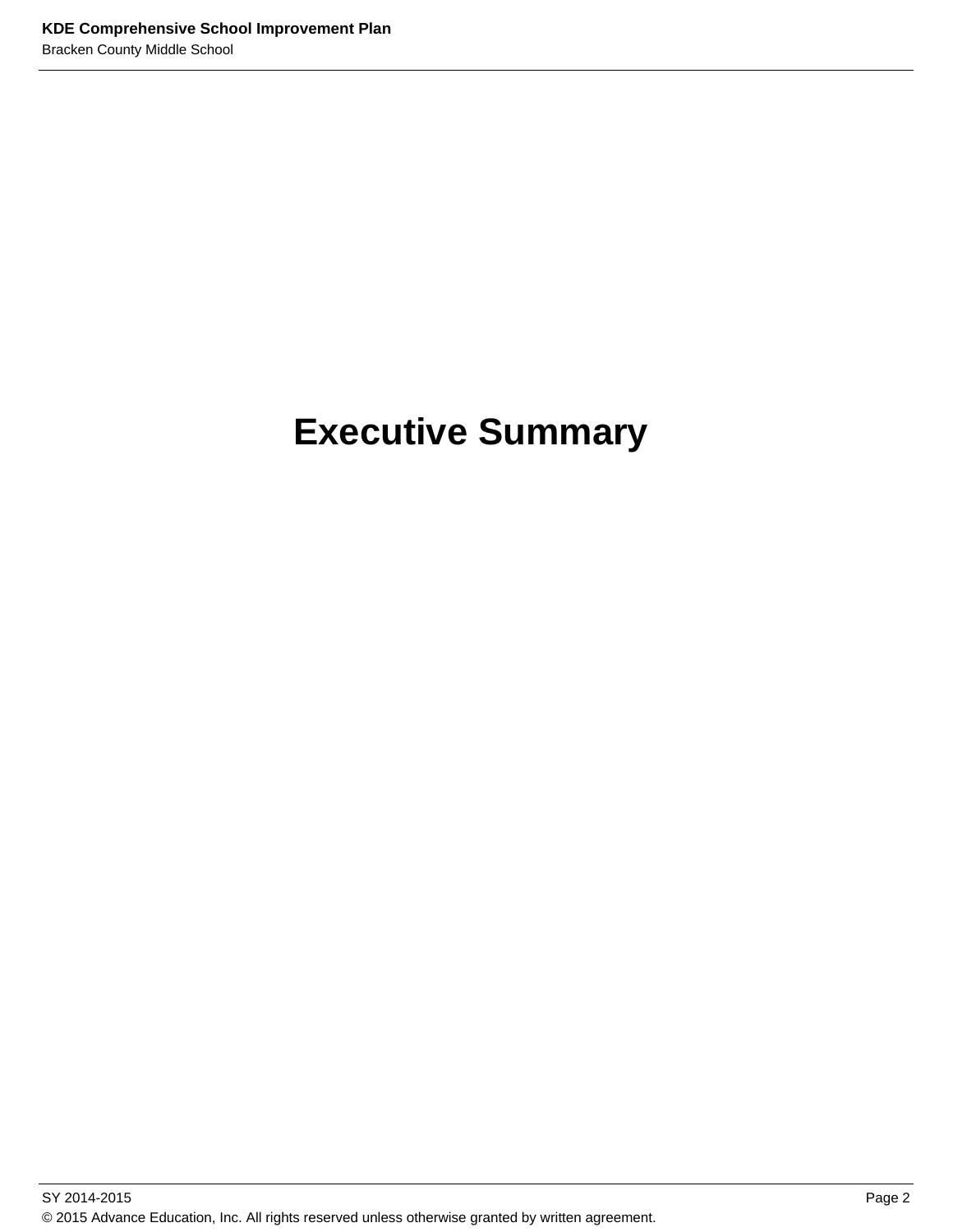# Executive Summary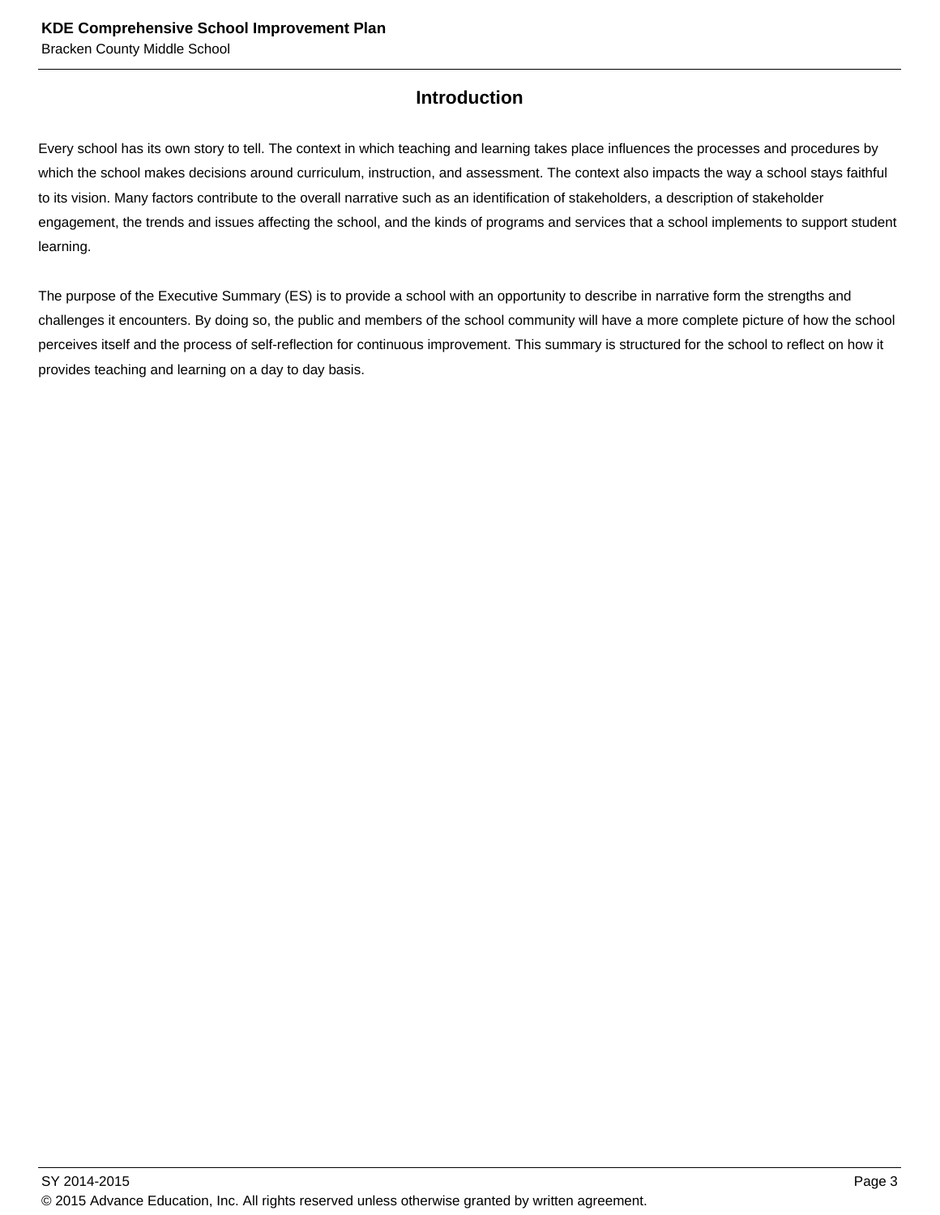## Introduction

Every school has its own story to tell. The context in which teaching and learning takes place influences the processes and procedures by which the school makes decisions around curriculum, instruction, and assessment. The context also impacts the way a school stays faithful to its vision. Many factors contribute to the overall narrative such as an identification of stakeholders, a description of stakeholder engagement, the trends and issues affecting the school, and the kinds of programs and services that a school implements to support student learning.

The purpose of the Executive Summary (ES) is to provide a school with an opportunity to describe in narrative form the strengths and challenges it encounters. By doing so, the public and members of the school community will have a more complete picture of how the school perceives itself and the process of self-reflection for continuous improvement. This summary is structured for the school to reflect on how it provides teaching and learning on a day to day basis.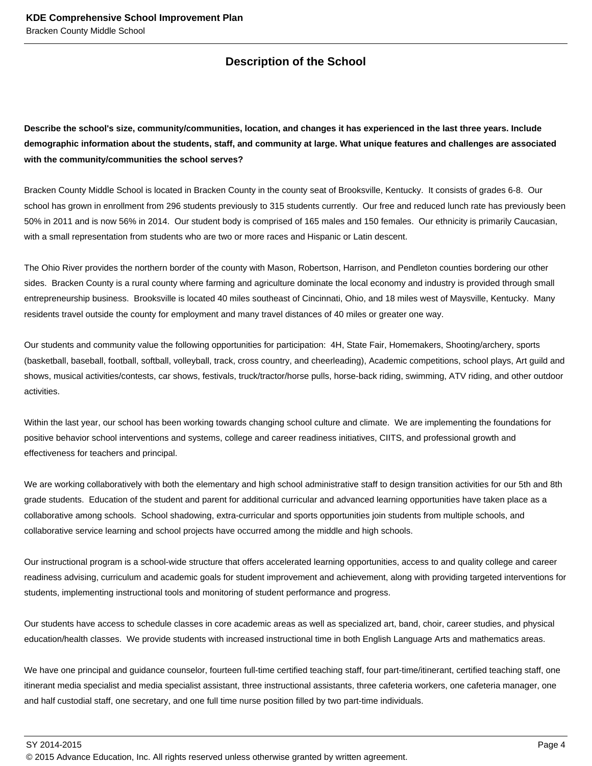## Description of the School

**Describe the school's size, community/communities, location, and changes it has experienced in the last three years. Include demographic information about the students, staff, and community at large. What unique features and challenges are associated with the community/communities the school serves?**

Bracken County Middle School is located in Bracken County in the county seat of Brooksville, Kentucky. It consists of grades 6-8. Our school has grown in enrollment from 296 students previously to 315 students currently. Our free and reduced lunch rate has previously been 50% in 2011 and is now 56% in 2014. Our student body is comprised of 165 males and 150 females. Our ethnicity is primarily Caucasian, with a small representation from students who are two or more races and Hispanic or Latin descent.

The Ohio River provides the northern border of the county with Mason, Robertson, Harrison, and Pendleton counties bordering our other sides. Bracken County is a rural county where farming and agriculture dominate the local economy and industry is provided through small entrepreneurship business. Brooksville is located 40 miles southeast of Cincinnati, Ohio, and 18 miles west of Maysville, Kentucky. Many residents travel outside the county for employment and many travel distances of 40 miles or greater one way.

Our students and community value the following opportunities for participation: 4H, State Fair, Homemakers, Shooting/archery, sports (basketball, baseball, football, softball, volleyball, track, cross country, and cheerleading), Academic competitions, school plays, Art guild and shows, musical activities/contests, car shows, festivals, truck/tractor/horse pulls, horse-back riding, swimming, ATV riding, and other outdoor activities.

Within the last year, our school has been working towards changing school culture and climate. We are implementing the foundations for positive behavior school interventions and systems, college and career readiness initiatives, CIITS, and professional growth and effectiveness for teachers and principal.

We are working collaboratively with both the elementary and high school administrative staff to design transition activities for our 5th and 8th grade students. Education of the student and parent for additional curricular and advanced learning opportunities have taken place as a collaborative among schools. School shadowing, extra-curricular and sports opportunities join students from multiple schools, and collaborative service learning and school projects have occurred among the middle and high schools.

Our instructional program is a school-wide structure that offers accelerated learning opportunities, access to and quality college and career readiness advising, curriculum and academic goals for student improvement and achievement, along with providing targeted interventions for students, implementing instructional tools and monitoring of student performance and progress.

Our students have access to schedule classes in core academic areas as well as specialized art, band, choir, career studies, and physical education/health classes. We provide students with increased instructional time in both English Language Arts and mathematics areas.

We have one principal and guidance counselor, fourteen full-time certified teaching staff, four part-time/itinerant, certified teaching staff, one itinerant media specialist and media specialist assistant, three instructional assistants, three cafeteria workers, one cafeteria manager, one and half custodial staff, one secretary, and one full time nurse position filled by two part-time individuals.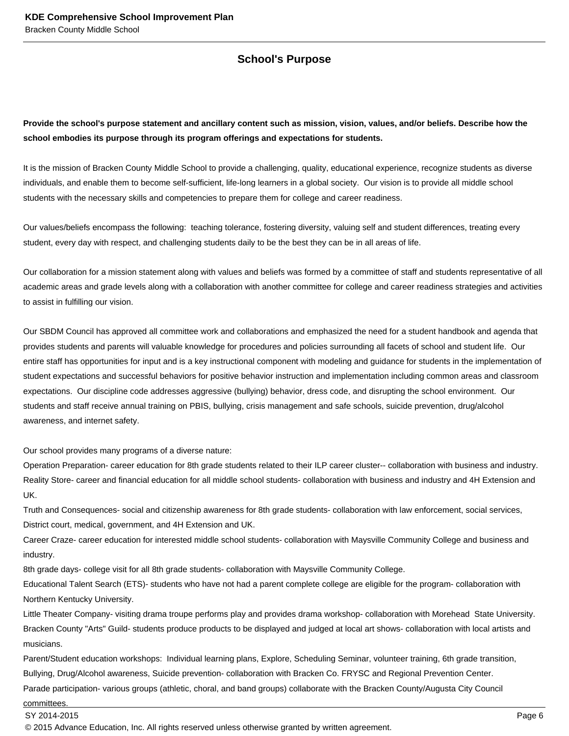## School's Purpose

**Provide the school's purpose statement and ancillary content such as mission, vision, values, and/or beliefs. Describe how the school embodies its purpose through its program offerings and expectations for students.**

It is the mission of Bracken County Middle School to provide a challenging, quality, educational experience, recognize students as diverse individuals, and enable them to become self-sufficient, life-long learners in a global society. Our vision is to provide all middle school students with the necessary skills and competencies to prepare them for college and career readiness.

Our values/beliefs encompass the following: teaching tolerance, fostering diversity, valuing self and student differences, treating every student, every day with respect, and challenging students daily to be the best they can be in all areas of life.

Our collaboration for a mission statement along with values and beliefs was formed by a committee of staff and students representative of all academic areas and grade levels along with a collaboration with another committee for college and career readiness strategies and activities to assist in fulfilling our vision.

Our SBDM Council has approved all committee work and collaborations and emphasized the need for a student handbook and agenda that provides students and parents will valuable knowledge for procedures and policies surrounding all facets of school and student life. Our entire staff has opportunities for input and is a key instructional component with modeling and guidance for students in the implementation of student expectations and successful behaviors for positive behavior instruction and implementation including common areas and classroom expectations. Our discipline code addresses aggressive (bullying) behavior, dress code, and disrupting the school environment. Our students and staff receive annual training on PBIS, bullying, crisis management and safe schools, suicide prevention, drug/alcohol awareness, and internet safety.

Our school provides many programs of a diverse nature:
Operation Preparation- career education for 8th grade students related to their ILP career cluster-- collaboration with business and industry.
Reality Store- career and financial education for all middle school students- collaboration with business and industry and 4H Extension and UK.
Truth and Consequences- social and citizenship awareness for 8th grade students- collaboration with law enforcement, social services, District court, medical, government, and 4H Extension and UK.
Career Craze- career education for interested middle school students- collaboration with Maysville Community College and business and industry.
8th grade days- college visit for all 8th grade students- collaboration with Maysville Community College.
Educational Talent Search (ETS)- students who have not had a parent complete college are eligible for the program- collaboration with Northern Kentucky University.
Little Theater Company- visiting drama troupe performs play and provides drama workshop- collaboration with Morehead State University.
Bracken County "Arts" Guild- students produce products to be displayed and judged at local art shows- collaboration with local artists and musicians.
Parent/Student education workshops: Individual learning plans, Explore, Scheduling Seminar, volunteer training, 6th grade transition, Bullying, Drug/Alcohol awareness, Suicide prevention- collaboration with Bracken Co. FRYSC and Regional Prevention Center.
Parade participation- various groups (athletic, choral, and band groups) collaborate with the Bracken County/Augusta City Council committees.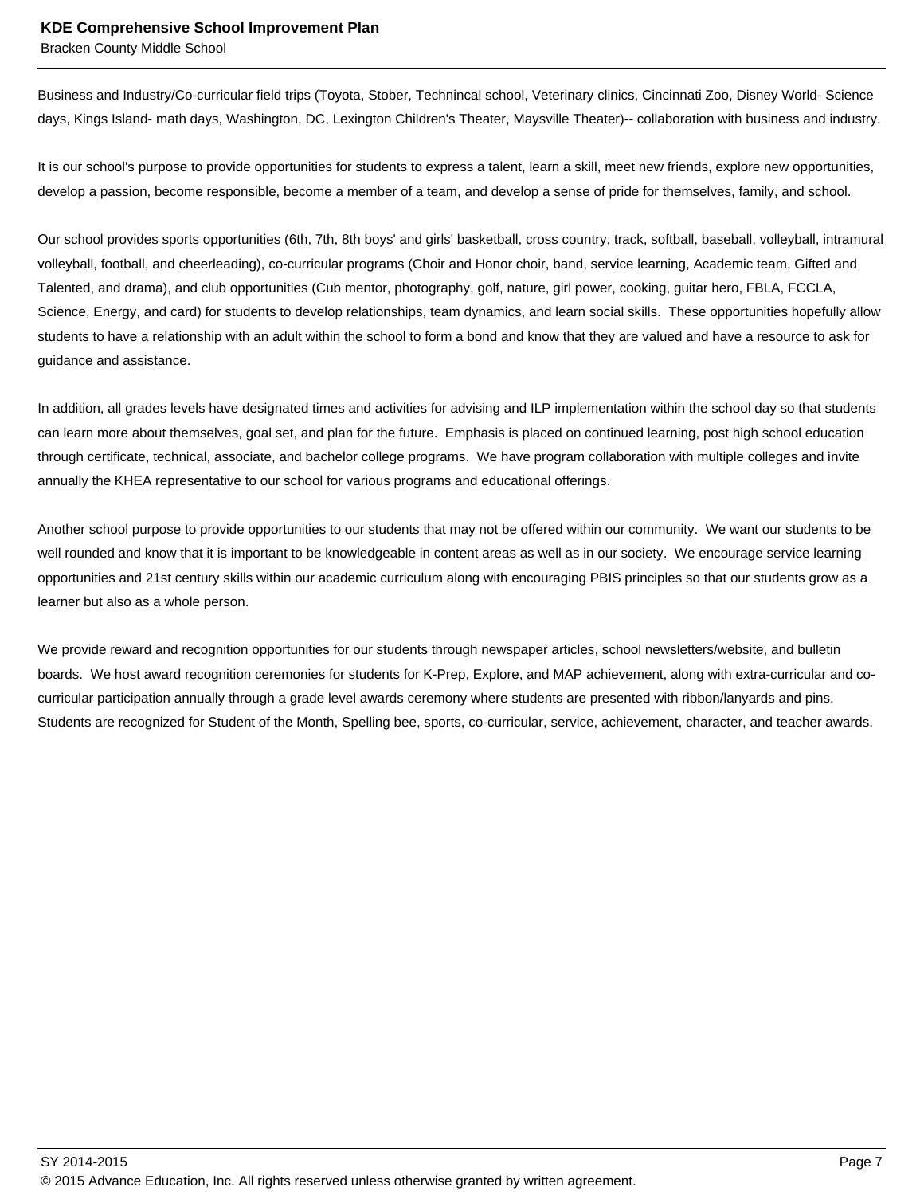Business and Industry/Co-curricular field trips (Toyota, Stober, Technincal school, Veterinary clinics, Cincinnati Zoo, Disney World- Science days, Kings Island- math days, Washington, DC, Lexington Children's Theater, Maysville Theater)-- collaboration with business and industry.

It is our school's purpose to provide opportunities for students to express a talent, learn a skill, meet new friends, explore new opportunities, develop a passion, become responsible, become a member of a team, and develop a sense of pride for themselves, family, and school.

Our school provides sports opportunities (6th, 7th, 8th boys' and girls' basketball, cross country, track, softball, baseball, volleyball, intramural volleyball, football, and cheerleading), co-curricular programs (Choir and Honor choir, band, service learning, Academic team, Gifted and Talented, and drama), and club opportunities (Cub mentor, photography, golf, nature, girl power, cooking, guitar hero, FBLA, FCCLA, Science, Energy, and card) for students to develop relationships, team dynamics, and learn social skills. These opportunities hopefully allow students to have a relationship with an adult within the school to form a bond and know that they are valued and have a resource to ask for guidance and assistance.

In addition, all grades levels have designated times and activities for advising and ILP implementation within the school day so that students can learn more about themselves, goal set, and plan for the future. Emphasis is placed on continued learning, post high school education through certificate, technical, associate, and bachelor college programs. We have program collaboration with multiple colleges and invite annually the KHEA representative to our school for various programs and educational offerings.

Another school purpose to provide opportunities to our students that may not be offered within our community. We want our students to be well rounded and know that it is important to be knowledgeable in content areas as well as in our society. We encourage service learning opportunities and 21st century skills within our academic curriculum along with encouraging PBIS principles so that our students grow as a learner but also as a whole person.

We provide reward and recognition opportunities for our students through newspaper articles, school newsletters/website, and bulletin boards. We host award recognition ceremonies for students for K-Prep, Explore, and MAP achievement, along with extra-curricular and co-curricular participation annually through a grade level awards ceremony where students are presented with ribbon/lanyards and pins. Students are recognized for Student of the Month, Spelling bee, sports, co-curricular, service, achievement, character, and teacher awards.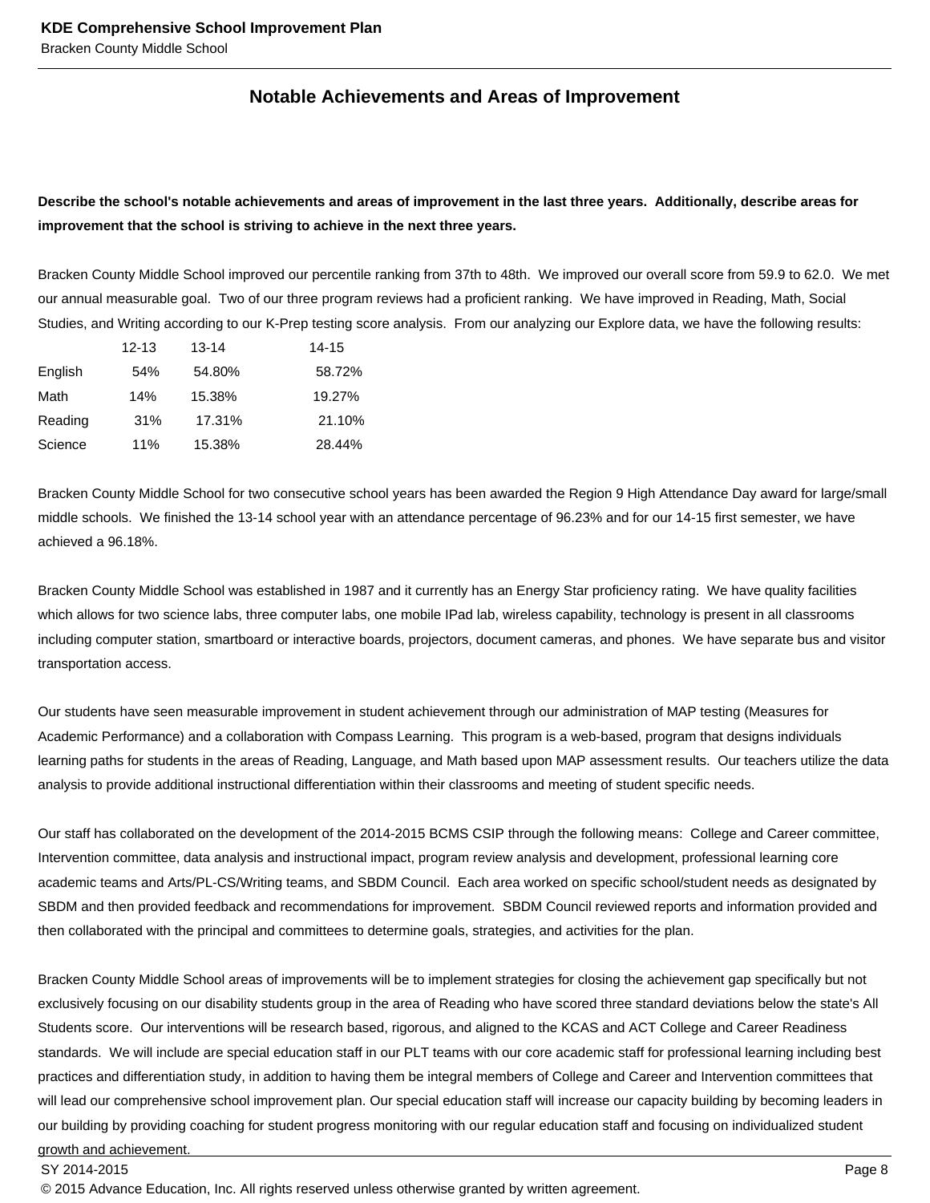## Notable Achievements and Areas of Improvement

**Describe the school's notable achievements and areas of improvement in the last three years. Additionally, describe areas for improvement that the school is striving to achieve in the next three years.**

Bracken County Middle School improved our percentile ranking from 37th to 48th. We improved our overall score from 59.9 to 62.0. We met our annual measurable goal. Two of our three program reviews had a proficient ranking. We have improved in Reading, Math, Social Studies, and Writing according to our K-Prep testing score analysis. From our analyzing our Explore data, we have the following results:

| | 12-13 | 13-14 | 14-15 |
|---|---|---|---|
| English | 54% | 54.80% | 58.72% |
| Math | 14% | 15.38% | 19.27% |
| Reading | 31% | 17.31% | 21.10% |
| Science | 11% | 15.38% | 28.44% |

Bracken County Middle School for two consecutive school years has been awarded the Region 9 High Attendance Day award for large/small middle schools. We finished the 13-14 school year with an attendance percentage of 96.23% and for our 14-15 first semester, we have achieved a 96.18%.

Bracken County Middle School was established in 1987 and it currently has an Energy Star proficiency rating. We have quality facilities which allows for two science labs, three computer labs, one mobile IPad lab, wireless capability, technology is present in all classrooms including computer station, smartboard or interactive boards, projectors, document cameras, and phones. We have separate bus and visitor transportation access.

Our students have seen measurable improvement in student achievement through our administration of MAP testing (Measures for Academic Performance) and a collaboration with Compass Learning. This program is a web-based, program that designs individuals learning paths for students in the areas of Reading, Language, and Math based upon MAP assessment results. Our teachers utilize the data analysis to provide additional instructional differentiation within their classrooms and meeting of student specific needs.

Our staff has collaborated on the development of the 2014-2015 BCMS CSIP through the following means: College and Career committee, Intervention committee, data analysis and instructional impact, program review analysis and development, professional learning core academic teams and Arts/PL-CS/Writing teams, and SBDM Council. Each area worked on specific school/student needs as designated by SBDM and then provided feedback and recommendations for improvement. SBDM Council reviewed reports and information provided and then collaborated with the principal and committees to determine goals, strategies, and activities for the plan.

Bracken County Middle School areas of improvements will be to implement strategies for closing the achievement gap specifically but not exclusively focusing on our disability students group in the area of Reading who have scored three standard deviations below the state's All Students score. Our interventions will be research based, rigorous, and aligned to the KCAS and ACT College and Career Readiness standards. We will include are special education staff in our PLT teams with our core academic staff for professional learning including best practices and differentiation study, in addition to having them be integral members of College and Career and Intervention committees that will lead our comprehensive school improvement plan. Our special education staff will increase our capacity building by becoming leaders in our building by providing coaching for student progress monitoring with our regular education staff and focusing on individualized student growth and achievement.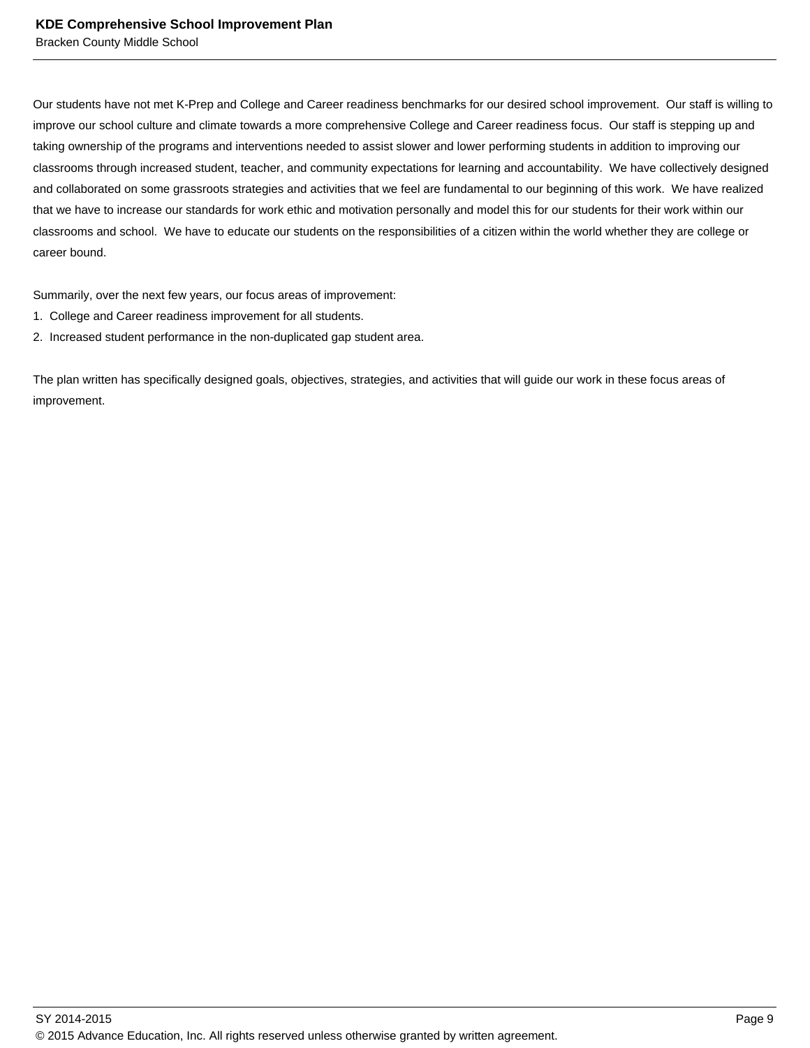Our students have not met K-Prep and College and Career readiness benchmarks for our desired school improvement. Our staff is willing to improve our school culture and climate towards a more comprehensive College and Career readiness focus. Our staff is stepping up and taking ownership of the programs and interventions needed to assist slower and lower performing students in addition to improving our classrooms through increased student, teacher, and community expectations for learning and accountability. We have collectively designed and collaborated on some grassroots strategies and activities that we feel are fundamental to our beginning of this work. We have realized that we have to increase our standards for work ethic and motivation personally and model this for our students for their work within our classrooms and school. We have to educate our students on the responsibilities of a citizen within the world whether they are college or career bound.

Summarily, over the next few years, our focus areas of improvement:

1. College and Career readiness improvement for all students.
2. Increased student performance in the non-duplicated gap student area.

The plan written has specifically designed goals, objectives, strategies, and activities that will guide our work in these focus areas of improvement.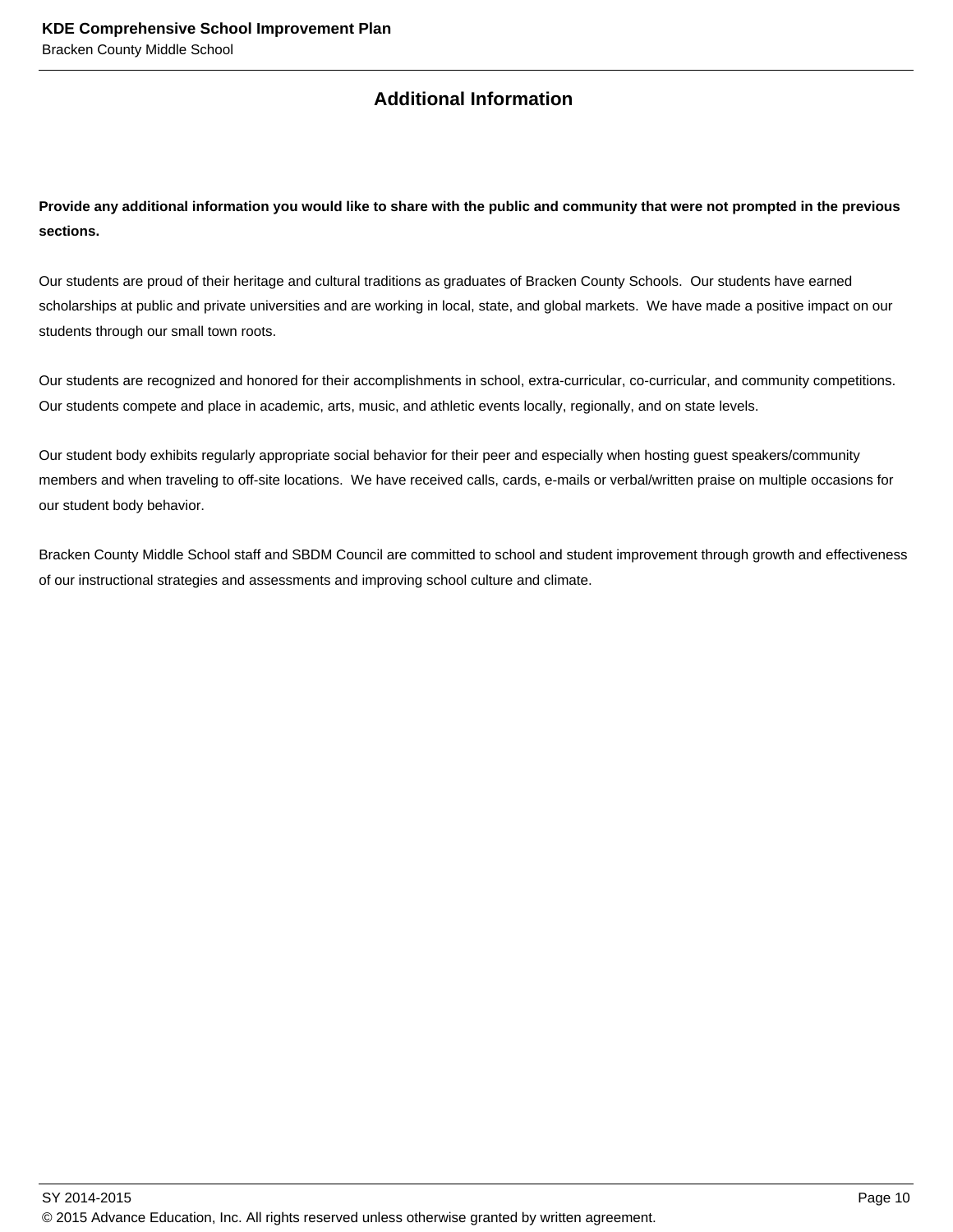## Additional Information

**Provide any additional information you would like to share with the public and community that were not prompted in the previous sections.**

Our students are proud of their heritage and cultural traditions as graduates of Bracken County Schools. Our students have earned scholarships at public and private universities and are working in local, state, and global markets. We have made a positive impact on our students through our small town roots.

Our students are recognized and honored for their accomplishments in school, extra-curricular, co-curricular, and community competitions. Our students compete and place in academic, arts, music, and athletic events locally, regionally, and on state levels.

Our student body exhibits regularly appropriate social behavior for their peer and especially when hosting guest speakers/community members and when traveling to off-site locations. We have received calls, cards, e-mails or verbal/written praise on multiple occasions for our student body behavior.

Bracken County Middle School staff and SBDM Council are committed to school and student improvement through growth and effectiveness of our instructional strategies and assessments and improving school culture and climate.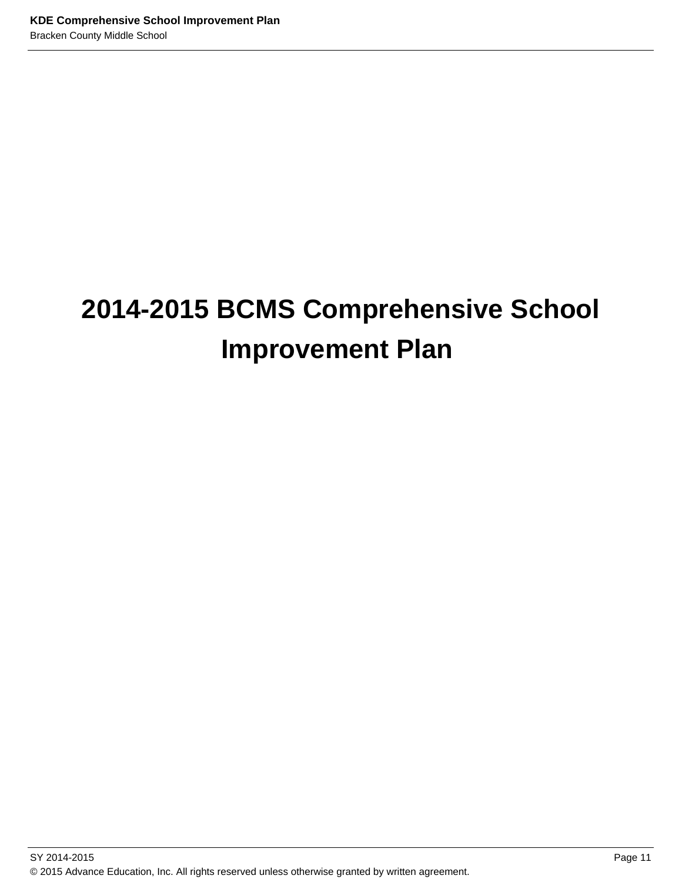# 2014-2015 BCMS Comprehensive School Improvement Plan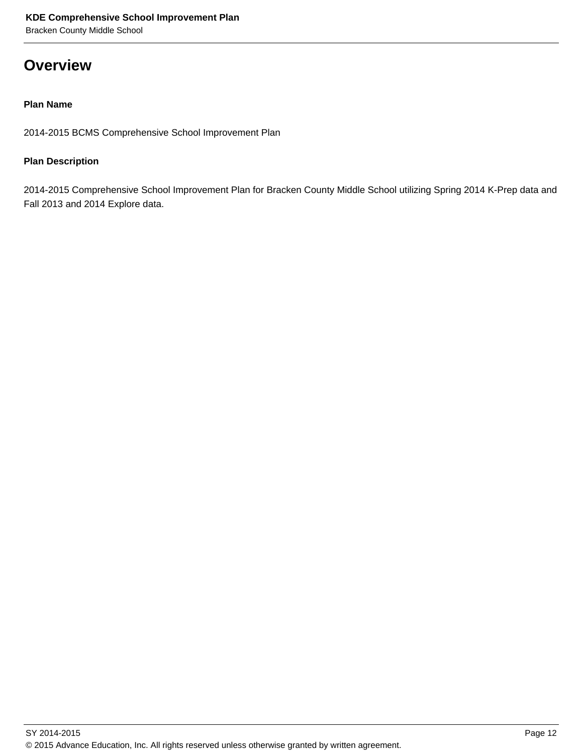# Overview

**Plan Name**

2014-2015 BCMS Comprehensive School Improvement Plan

**Plan Description**

2014-2015 Comprehensive School Improvement Plan for Bracken County Middle School utilizing Spring 2014 K-Prep data and Fall 2013 and 2014 Explore data.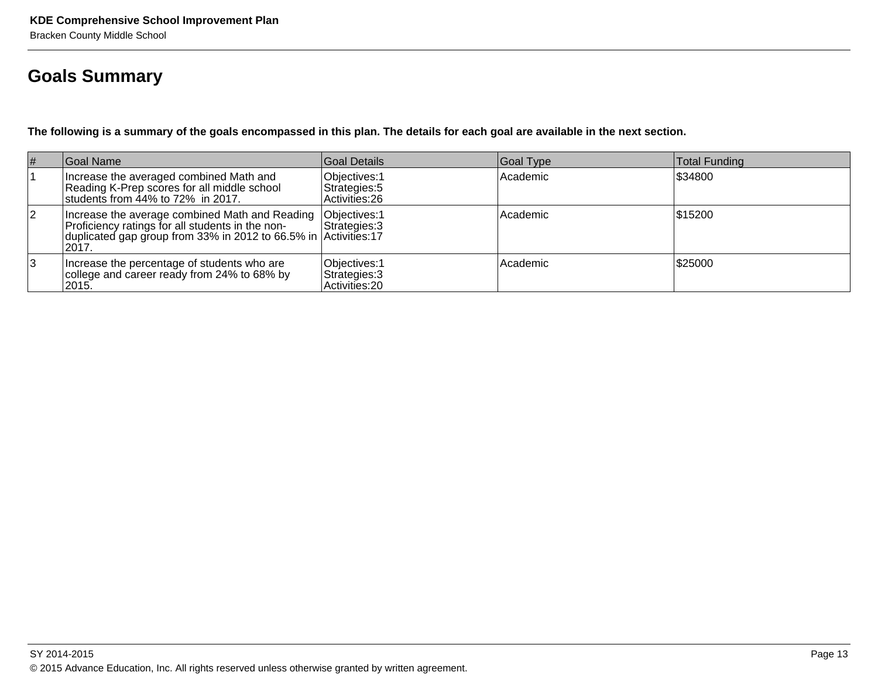## Goals Summary

**The following is a summary of the goals encompassed in this plan. The details for each goal are available in the next section.**

| # | Goal Name | Goal Details | Goal Type | Total Funding |
|---|---|---|---|---|
| 1 | Increase the averaged combined Math and Reading K-Prep scores for all middle school students from 44% to 72% in 2017. | Objectives:1<br>Strategies:5<br>Activities:26 | Academic | $34800 |
| 2 | Increase the average combined Math and Reading Proficiency ratings for all students in the non-duplicated gap group from 33% in 2012 to 66.5% in 2017. | Objectives:1<br>Strategies:3<br>Activities:17 | Academic | $15200 |
| 3 | Increase the percentage of students who are college and career ready from 24% to 68% by 2015. | Objectives:1<br>Strategies:3<br>Activities:20 | Academic | $25000 |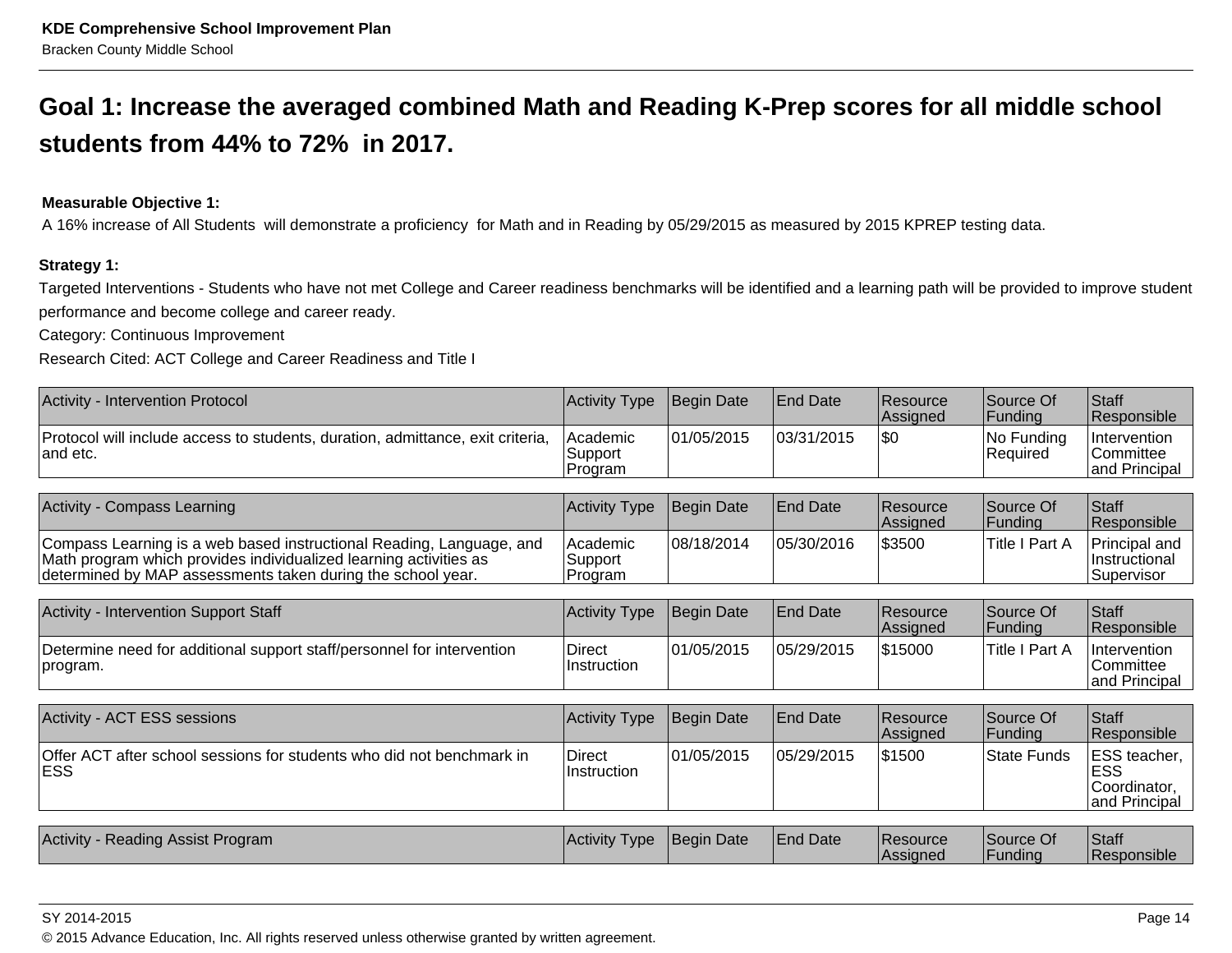## Goal 1: Increase the averaged combined Math and Reading K-Prep scores for all middle school students from 44% to 72% in 2017.

**Measurable Objective 1:**
A 16% increase of All Students will demonstrate a proficiency for Math and in Reading by 05/29/2015 as measured by 2015 KPREP testing data.

**Strategy 1:**
Targeted Interventions - Students who have not met College and Career readiness benchmarks will be identified and a learning path will be provided to improve student performance and become college and career ready.
Category: Continuous Improvement
Research Cited: ACT College and Career Readiness and Title I

| Activity - Intervention Protocol | Activity Type | Begin Date | End Date | Resource Assigned | Source Of Funding | Staff Responsible |
|---|---|---|---|---|---|---|
| Protocol will include access to students, duration, admittance, exit criteria, and etc. | Academic Support Program | 01/05/2015 | 03/31/2015 | $0 | No Funding Required | Intervention Committee and Principal |

| Activity - Compass Learning | Activity Type | Begin Date | End Date | Resource Assigned | Source Of Funding | Staff Responsible |
|---|---|---|---|---|---|---|
| Compass Learning is a web based instructional Reading, Language, and Math program which provides individualized learning activities as determined by MAP assessments taken during the school year. | Academic Support Program | 08/18/2014 | 05/30/2016 | $3500 | Title I Part A | Principal and Instructional Supervisor |

| Activity - Intervention Support Staff | Activity Type | Begin Date | End Date | Resource Assigned | Source Of Funding | Staff Responsible |
|---|---|---|---|---|---|---|
| Determine need for additional support staff/personnel for intervention program. | Direct Instruction | 01/05/2015 | 05/29/2015 | $15000 | Title I Part A | Intervention Committee and Principal |

| Activity - ACT ESS sessions | Activity Type | Begin Date | End Date | Resource Assigned | Source Of Funding | Staff Responsible |
|---|---|---|---|---|---|---|
| Offer ACT after school sessions for students who did not benchmark in ESS | Direct Instruction | 01/05/2015 | 05/29/2015 | $1500 | State Funds | ESS teacher, ESS Coordinator, and Principal |

| Activity - Reading Assist Program | Activity Type | Begin Date | End Date | Resource Assigned | Source Of Funding | Staff Responsible |
|---|---|---|---|---|---|---|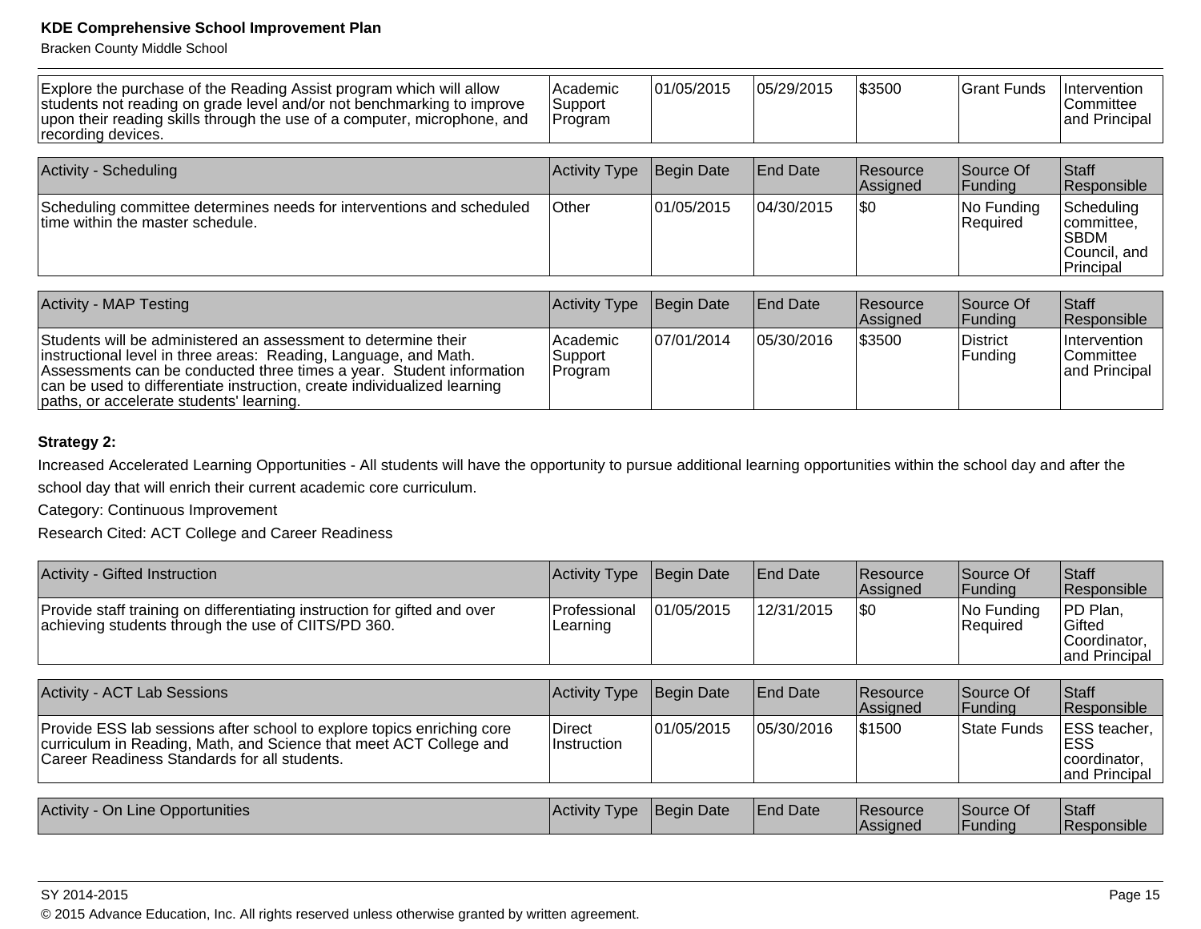| Explore the purchase of the Reading Assist program which will allow students not reading on grade level and/or not benchmarking to improve upon their reading skills through the use of a computer, microphone, and recording devices. | Academic Support Program | 01/05/2015 | 05/29/2015 | $3500 | Grant Funds | Intervention Committee and Principal |
|---|---|---|---|---|---|---|

| Activity - Scheduling | Activity Type | Begin Date | End Date | Resource Assigned | Source Of Funding | Staff Responsible |
|---|---|---|---|---|---|---|
| Scheduling committee determines needs for interventions and scheduled time within the master schedule. | Other | 01/05/2015 | 04/30/2015 | $0 | No Funding Required | Scheduling committee, SBDM Council, and Principal |

| Activity - MAP Testing | Activity Type | Begin Date | End Date | Resource Assigned | Source Of Funding | Staff Responsible |
|---|---|---|---|---|---|---|
| Students will be administered an assessment to determine their instructional level in three areas: Reading, Language, and Math. Assessments can be conducted three times a year. Student information can be used to differentiate instruction, create individualized learning paths, or accelerate students' learning. | Academic Support Program | 07/01/2014 | 05/30/2016 | $3500 | District Funding | Intervention Committee and Principal |

**Strategy 2:**

Increased Accelerated Learning Opportunities - All students will have the opportunity to pursue additional learning opportunities within the school day and after the school day that will enrich their current academic core curriculum.

Category: Continuous Improvement

Research Cited: ACT College and Career Readiness

| Activity - Gifted Instruction | Activity Type | Begin Date | End Date | Resource Assigned | Source Of Funding | Staff Responsible |
|---|---|---|---|---|---|---|
| Provide staff training on differentiating instruction for gifted and over achieving students through the use of CIITS/PD 360. | Professional Learning | 01/05/2015 | 12/31/2015 | $0 | No Funding Required | PD Plan, Gifted Coordinator, and Principal |

| Activity - ACT Lab Sessions | Activity Type | Begin Date | End Date | Resource Assigned | Source Of Funding | Staff Responsible |
|---|---|---|---|---|---|---|
| Provide ESS lab sessions after school to explore topics enriching core curriculum in Reading, Math, and Science that meet ACT College and Career Readiness Standards for all students. | Direct Instruction | 01/05/2015 | 05/30/2016 | $1500 | State Funds | ESS teacher, ESS coordinator, and Principal |

| Activity - On Line Opportunities | Activity Type | Begin Date | End Date | Resource Assigned | Source Of Funding | Staff Responsible |
|---|---|---|---|---|---|---|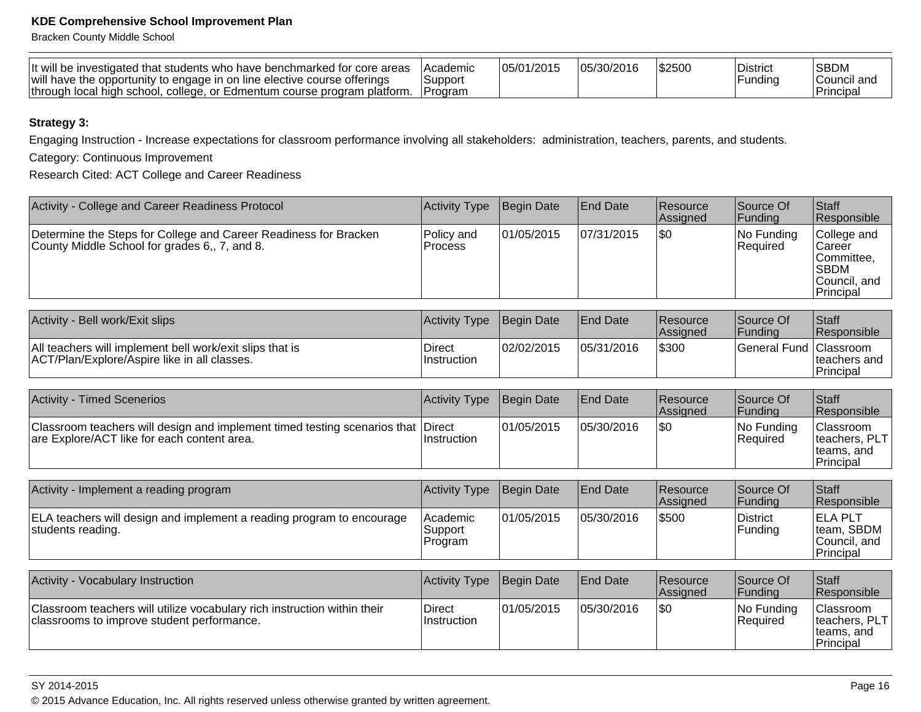| It will be investigated that students who have benchmarked for core areas will have the opportunity to engage in on line elective course offerings through local high school, college, or Edmentum course program platform. | Academic Support Program | 05/01/2015 | 05/30/2016 | $2500 | District Funding | SBDM Council and Principal |
|---|---|---|---|---|---|---|

**Strategy 3:**

Engaging Instruction - Increase expectations for classroom performance involving all stakeholders: administration, teachers, parents, and students.

Category: Continuous Improvement

Research Cited: ACT College and Career Readiness

| Activity - College and Career Readiness Protocol | Activity Type | Begin Date | End Date | Resource Assigned | Source Of Funding | Staff Responsible |
|---|---|---|---|---|---|---|
| Determine the Steps for College and Career Readiness for Bracken County Middle School for grades 6,, 7, and 8. | Policy and Process | 01/05/2015 | 07/31/2015 | $0 | No Funding Required | College and Career Committee, SBDM Council, and Principal |

| Activity - Bell work/Exit slips | Activity Type | Begin Date | End Date | Resource Assigned | Source Of Funding | Staff Responsible |
|---|---|---|---|---|---|---|
| All teachers will implement bell work/exit slips that is ACT/Plan/Explore/Aspire like in all classes. | Direct Instruction | 02/02/2015 | 05/31/2016 | $300 | General Fund | Classroom teachers and Principal |

| Activity - Timed Scenerios | Activity Type | Begin Date | End Date | Resource Assigned | Source Of Funding | Staff Responsible |
|---|---|---|---|---|---|---|
| Classroom teachers will design and implement timed testing scenarios that are Explore/ACT like for each content area. | Direct Instruction | 01/05/2015 | 05/30/2016 | $0 | No Funding Required | Classroom teachers, PLT teams, and Principal |

| Activity - Implement a reading program | Activity Type | Begin Date | End Date | Resource Assigned | Source Of Funding | Staff Responsible |
|---|---|---|---|---|---|---|
| ELA teachers will design and implement a reading program to encourage students reading. | Academic Support Program | 01/05/2015 | 05/30/2016 | $500 | District Funding | ELA PLT team, SBDM Council, and Principal |

| Activity - Vocabulary Instruction | Activity Type | Begin Date | End Date | Resource Assigned | Source Of Funding | Staff Responsible |
|---|---|---|---|---|---|---|
| Classroom teachers will utilize vocabulary rich instruction within their classrooms to improve student performance. | Direct Instruction | 01/05/2015 | 05/30/2016 | $0 | No Funding Required | Classroom teachers, PLT teams, and Principal |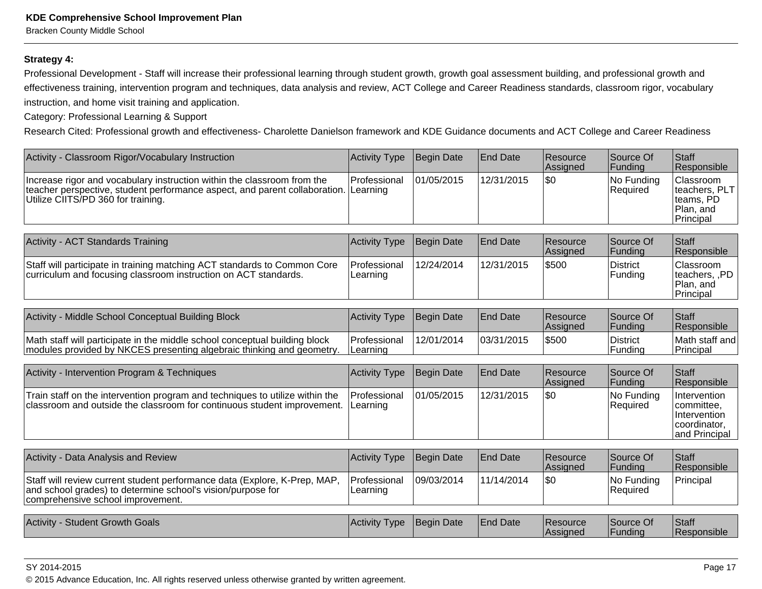**Strategy 4:**

Professional Development - Staff will increase their professional learning through student growth, growth goal assessment building, and professional growth and effectiveness training, intervention program and techniques, data analysis and review, ACT College and Career Readiness standards, classroom rigor, vocabulary instruction, and home visit training and application.

Category: Professional Learning & Support

Research Cited: Professional growth and effectiveness- Charolette Danielson framework and KDE Guidance documents and ACT College and Career Readiness

| Activity - Classroom Rigor/Vocabulary Instruction | Activity Type | Begin Date | End Date | Resource Assigned | Source Of Funding | Staff Responsible |
|---|---|---|---|---|---|---|
| Increase rigor and vocabulary instruction within the classroom from the teacher perspective, student performance aspect, and parent collaboration. Utilize CIITS/PD 360 for training. | Professional Learning | 01/05/2015 | 12/31/2015 | $0 | No Funding Required | Classroom teachers, PLT teams, PD Plan, and Principal |

| Activity - ACT Standards Training | Activity Type | Begin Date | End Date | Resource Assigned | Source Of Funding | Staff Responsible |
|---|---|---|---|---|---|---|
| Staff will participate in training matching ACT standards to Common Core curriculum and focusing classroom instruction on ACT standards. | Professional Learning | 12/24/2014 | 12/31/2015 | $500 | District Funding | Classroom teachers, ,PD Plan, and Principal |

| Activity - Middle School Conceptual Building Block | Activity Type | Begin Date | End Date | Resource Assigned | Source Of Funding | Staff Responsible |
|---|---|---|---|---|---|---|
| Math staff will participate in the middle school conceptual building block modules provided by NKCES presenting algebraic thinking and geometry. | Professional Learning | 12/01/2014 | 03/31/2015 | $500 | District Funding | Math staff and Principal |

| Activity - Intervention Program & Techniques | Activity Type | Begin Date | End Date | Resource Assigned | Source Of Funding | Staff Responsible |
|---|---|---|---|---|---|---|
| Train staff on the intervention program and techniques to utilize within the classroom and outside the classroom for continuous student improvement. | Professional Learning | 01/05/2015 | 12/31/2015 | $0 | No Funding Required | Intervention committee, Intervention coordinator, and Principal |

| Activity - Data Analysis and Review | Activity Type | Begin Date | End Date | Resource Assigned | Source Of Funding | Staff Responsible |
|---|---|---|---|---|---|---|
| Staff will review current student performance data (Explore, K-Prep, MAP, and school grades) to determine school's vision/purpose for comprehensive school improvement. | Professional Learning | 09/03/2014 | 11/14/2014 | $0 | No Funding Required | Principal |

| Activity - Student Growth Goals | Activity Type | Begin Date | End Date | Resource Assigned | Source Of Funding | Staff Responsible |
|---|---|---|---|---|---|---|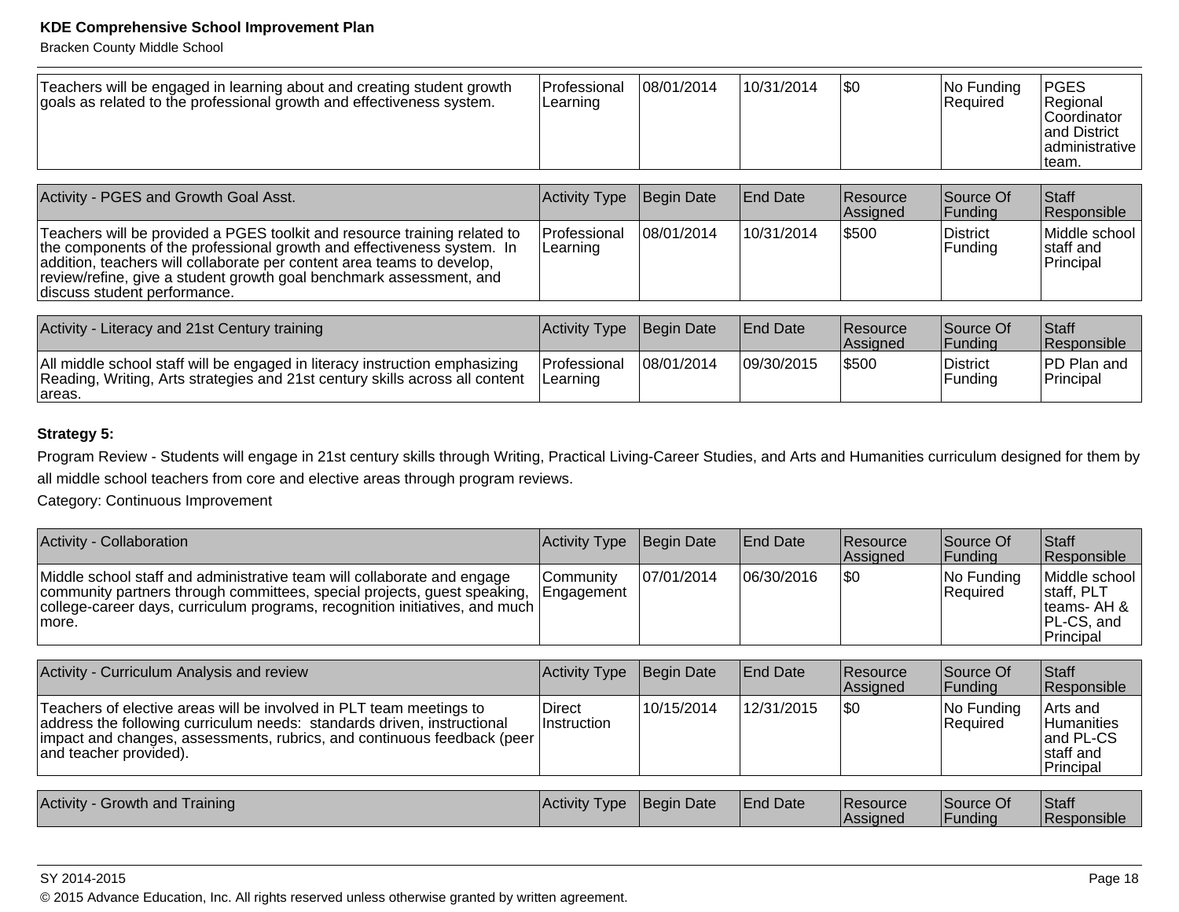| | | | | | | |
|---|---|---|---|---|---|---|
| Teachers will be engaged in learning about and creating student growth goals as related to the professional growth and effectiveness system. | Professional Learning | 08/01/2014 | 10/31/2014 | $0 | No Funding Required | PGES Regional Coordinator and District administrative team. |

| Activity - PGES and Growth Goal Asst. | Activity Type | Begin Date | End Date | Resource Assigned | Source Of Funding | Staff Responsible |
|---|---|---|---|---|---|---|
| Teachers will be provided a PGES toolkit and resource training related to the components of the professional growth and effectiveness system. In addition, teachers will collaborate per content area teams to develop, review/refine, give a student growth goal benchmark assessment, and discuss student performance. | Professional Learning | 08/01/2014 | 10/31/2014 | $500 | District Funding | Middle school staff and Principal |

| Activity - Literacy and 21st Century training | Activity Type | Begin Date | End Date | Resource Assigned | Source Of Funding | Staff Responsible |
|---|---|---|---|---|---|---|
| All middle school staff will be engaged in literacy instruction emphasizing Reading, Writing, Arts strategies and 21st century skills across all content areas. | Professional Learning | 08/01/2014 | 09/30/2015 | $500 | District Funding | PD Plan and Principal |

**Strategy 5:**

Program Review - Students will engage in 21st century skills through Writing, Practical Living-Career Studies, and Arts and Humanities curriculum designed for them by all middle school teachers from core and elective areas through program reviews.

Category: Continuous Improvement

| Activity - Collaboration | Activity Type | Begin Date | End Date | Resource Assigned | Source Of Funding | Staff Responsible |
|---|---|---|---|---|---|---|
| Middle school staff and administrative team will collaborate and engage community partners through committees, special projects, guest speaking, college-career days, curriculum programs, recognition initiatives, and much more. | Community Engagement | 07/01/2014 | 06/30/2016 | $0 | No Funding Required | Middle school staff, PLT teams- AH & PL-CS, and Principal |

| Activity - Curriculum Analysis and review | Activity Type | Begin Date | End Date | Resource Assigned | Source Of Funding | Staff Responsible |
|---|---|---|---|---|---|---|
| Teachers of elective areas will be involved in PLT team meetings to address the following curriculum needs: standards driven, instructional impact and changes, assessments, rubrics, and continuous feedback (peer and teacher provided). | Direct Instruction | 10/15/2014 | 12/31/2015 | $0 | No Funding Required | Arts and Humanities and PL-CS staff and Principal |

| Activity - Growth and Training | Activity Type | Begin Date | End Date | Resource Assigned | Source Of Funding | Staff Responsible |
|---|---|---|---|---|---|---|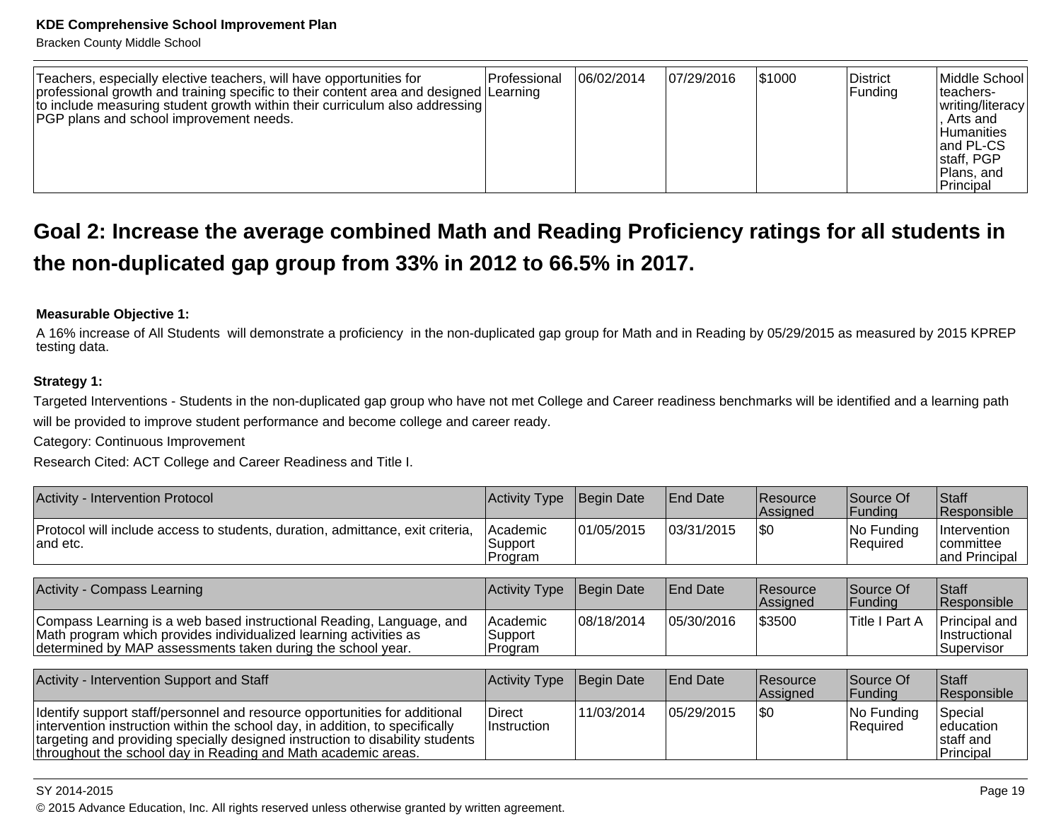| Teachers, especially elective teachers, will have opportunities for professional growth and training specific to their content area and designed to include measuring student growth within their curriculum also addressing PGP plans and school improvement needs. | Professional Learning | 06/02/2014 | 07/29/2016 | $1000 | District Funding | Middle School teachers-writing/literacy, Arts and Humanities and PL-CS staff, PGP Plans, and Principal |
|---|---|---|---|---|---|---|

## Goal 2: Increase the average combined Math and Reading Proficiency ratings for all students in the non-duplicated gap group from 33% in 2012 to 66.5% in 2017.

**Measurable Objective 1:**

A 16% increase of All Students will demonstrate a proficiency in the non-duplicated gap group for Math and in Reading by 05/29/2015 as measured by 2015 KPREP testing data.

**Strategy 1:**

Targeted Interventions - Students in the non-duplicated gap group who have not met College and Career readiness benchmarks will be identified and a learning path will be provided to improve student performance and become college and career ready.

Category: Continuous Improvement

Research Cited: ACT College and Career Readiness and Title I.

| Activity - Intervention Protocol | Activity Type | Begin Date | End Date | Resource Assigned | Source Of Funding | Staff Responsible |
|---|---|---|---|---|---|---|
| Protocol will include access to students, duration, admittance, exit criteria, and etc. | Academic Support Program | 01/05/2015 | 03/31/2015 | $0 | No Funding Required | Intervention committee and Principal |

| Activity - Compass Learning | Activity Type | Begin Date | End Date | Resource Assigned | Source Of Funding | Staff Responsible |
|---|---|---|---|---|---|---|
| Compass Learning is a web based instructional Reading, Language, and Math program which provides individualized learning activities as determined by MAP assessments taken during the school year. | Academic Support Program | 08/18/2014 | 05/30/2016 | $3500 | Title I Part A | Principal and Instructional Supervisor |

| Activity - Intervention Support and Staff | Activity Type | Begin Date | End Date | Resource Assigned | Source Of Funding | Staff Responsible |
|---|---|---|---|---|---|---|
| Identify support staff/personnel and resource opportunities for additional intervention instruction within the school day, in addition, to specifically targeting and providing specially designed instruction to disability students throughout the school day in Reading and Math academic areas. | Direct Instruction | 11/03/2014 | 05/29/2015 | $0 | No Funding Required | Special education staff and Principal |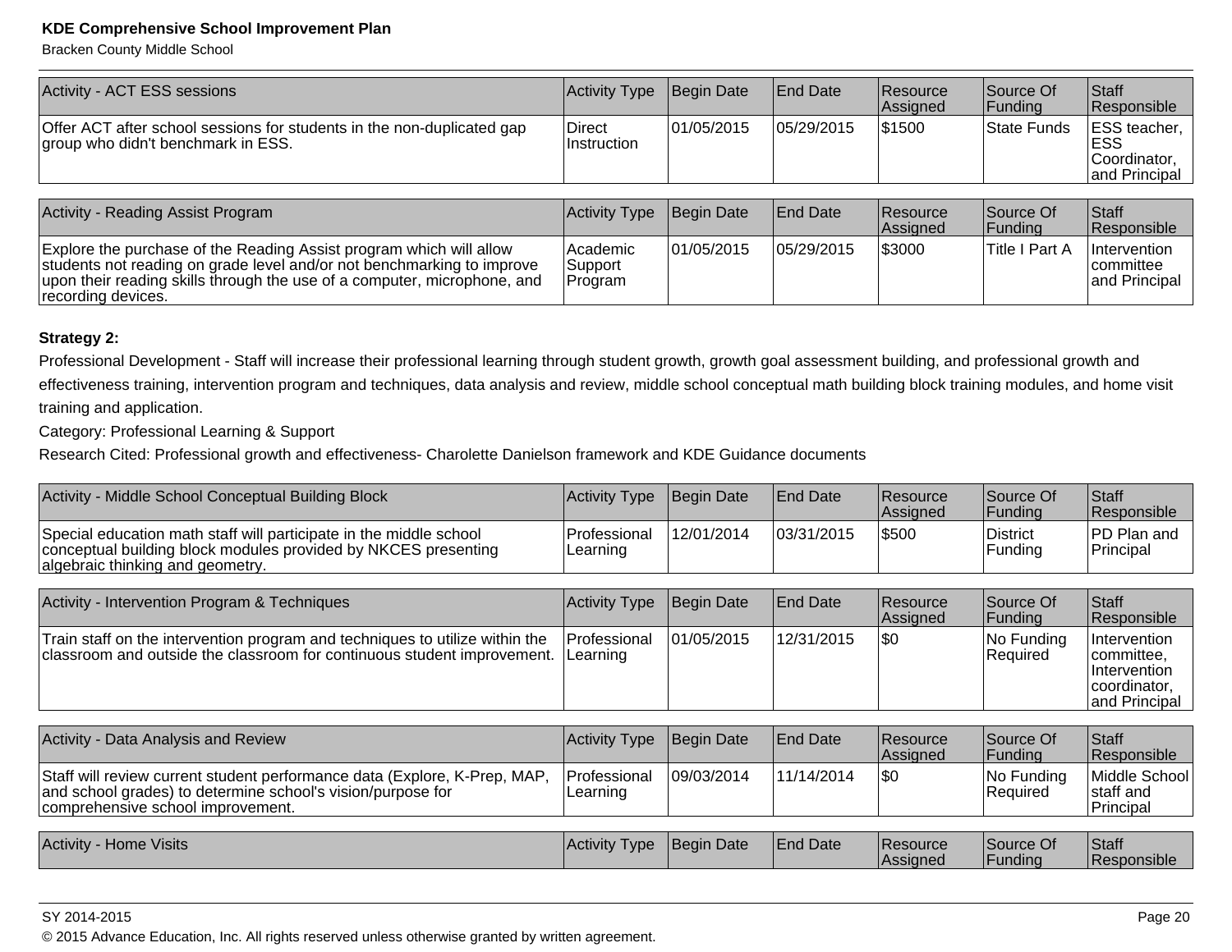| Activity - ACT ESS sessions | Activity Type | Begin Date | End Date | Resource Assigned | Source Of Funding | Staff Responsible |
|---|---|---|---|---|---|---|
| Offer ACT after school sessions for students in the non-duplicated gap group who didn't benchmark in ESS. | Direct Instruction | 01/05/2015 | 05/29/2015 | $1500 | State Funds | ESS teacher, ESS Coordinator, and Principal |

| Activity - Reading Assist Program | Activity Type | Begin Date | End Date | Resource Assigned | Source Of Funding | Staff Responsible |
|---|---|---|---|---|---|---|
| Explore the purchase of the Reading Assist program which will allow students not reading on grade level and/or not benchmarking to improve upon their reading skills through the use of a computer, microphone, and recording devices. | Academic Support Program | 01/05/2015 | 05/29/2015 | $3000 | Title I Part A | Intervention committee and Principal |

**Strategy 2:**

Professional Development - Staff will increase their professional learning through student growth, growth goal assessment building, and professional growth and effectiveness training, intervention program and techniques, data analysis and review, middle school conceptual math building block training modules, and home visit training and application.

Category: Professional Learning & Support

Research Cited: Professional growth and effectiveness- Charolette Danielson framework and KDE Guidance documents

| Activity - Middle School Conceptual Building Block | Activity Type | Begin Date | End Date | Resource Assigned | Source Of Funding | Staff Responsible |
|---|---|---|---|---|---|---|
| Special education math staff will participate in the middle school conceptual building block modules provided by NKCES presenting algebraic thinking and geometry. | Professional Learning | 12/01/2014 | 03/31/2015 | $500 | District Funding | PD Plan and Principal |

| Activity - Intervention Program & Techniques | Activity Type | Begin Date | End Date | Resource Assigned | Source Of Funding | Staff Responsible |
|---|---|---|---|---|---|---|
| Train staff on the intervention program and techniques to utilize within the classroom and outside the classroom for continuous student improvement. | Professional Learning | 01/05/2015 | 12/31/2015 | $0 | No Funding Required | Intervention committee, Intervention coordinator, and Principal |

| Activity - Data Analysis and Review | Activity Type | Begin Date | End Date | Resource Assigned | Source Of Funding | Staff Responsible |
|---|---|---|---|---|---|---|
| Staff will review current student performance data (Explore, K-Prep, MAP, and school grades) to determine school's vision/purpose for comprehensive school improvement. | Professional Learning | 09/03/2014 | 11/14/2014 | $0 | No Funding Required | Middle School staff and Principal |

| Activity - Home Visits | Activity Type | Begin Date | End Date | Resource Assigned | Source Of Funding | Staff Responsible |
|---|---|---|---|---|---|---|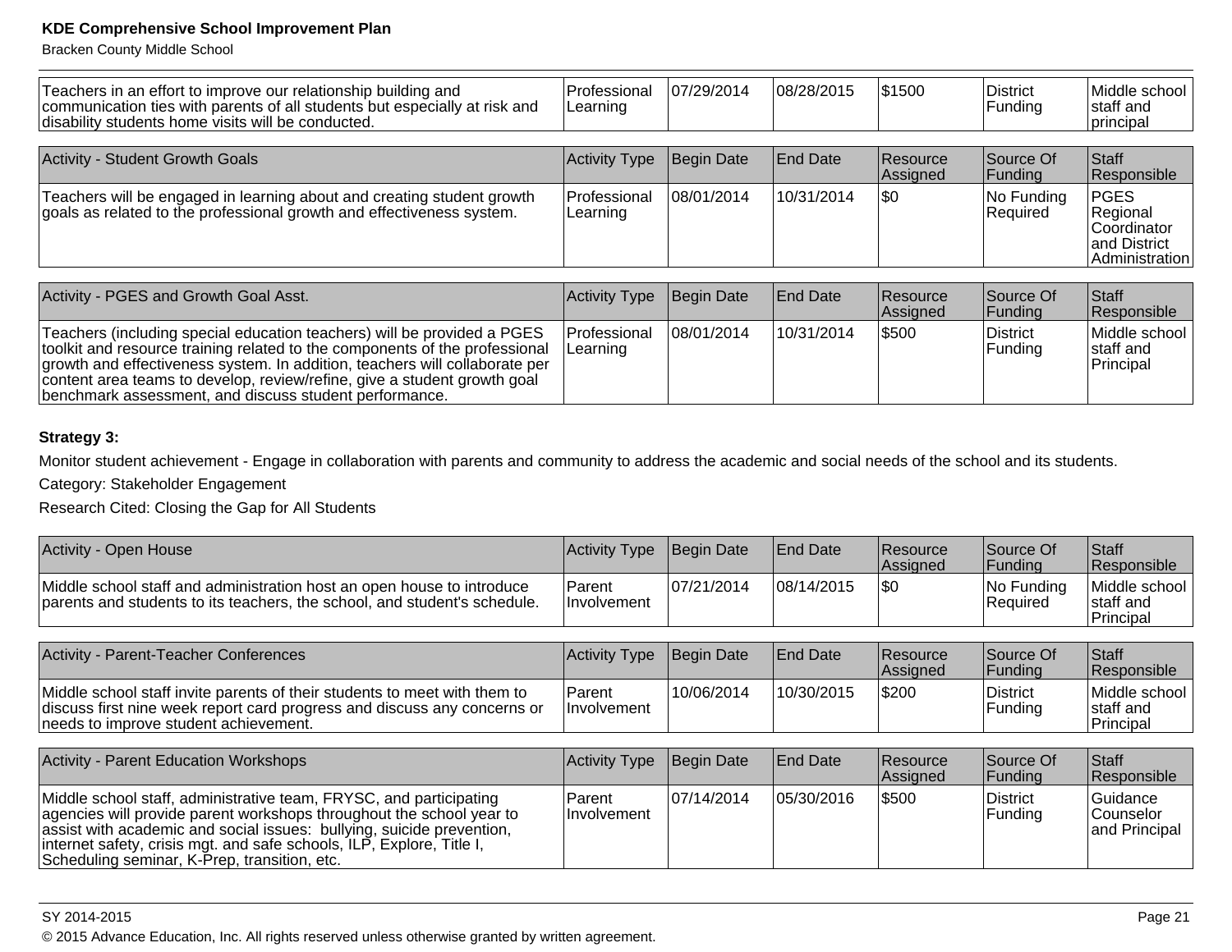| Teachers in an effort to improve our relationship building and communication ties with parents of all students but especially at risk and disability students home visits will be conducted. | Professional Learning | 07/29/2014 | 08/28/2015 | $1500 | District Funding | Middle school staff and principal |
|---|---|---|---|---|---|---|

| Activity - Student Growth Goals | Activity Type | Begin Date | End Date | Resource Assigned | Source Of Funding | Staff Responsible |
|---|---|---|---|---|---|---|
| Teachers will be engaged in learning about and creating student growth goals as related to the professional growth and effectiveness system. | Professional Learning | 08/01/2014 | 10/31/2014 | $0 | No Funding Required | PGES Regional Coordinator and District Administration |

| Activity - PGES and Growth Goal Asst. | Activity Type | Begin Date | End Date | Resource Assigned | Source Of Funding | Staff Responsible |
|---|---|---|---|---|---|---|
| Teachers (including special education teachers) will be provided a PGES toolkit and resource training related to the components of the professional growth and effectiveness system. In addition, teachers will collaborate per content area teams to develop, review/refine, give a student growth goal benchmark assessment, and discuss student performance. | Professional Learning | 08/01/2014 | 10/31/2014 | $500 | District Funding | Middle school staff and Principal |

**Strategy 3:**

Monitor student achievement - Engage in collaboration with parents and community to address the academic and social needs of the school and its students.

Category: Stakeholder Engagement

Research Cited: Closing the Gap for All Students

| Activity - Open House | Activity Type | Begin Date | End Date | Resource Assigned | Source Of Funding | Staff Responsible |
|---|---|---|---|---|---|---|
| Middle school staff and administration host an open house to introduce parents and students to its teachers, the school, and student's schedule. | Parent Involvement | 07/21/2014 | 08/14/2015 | $0 | No Funding Required | Middle school staff and Principal |

| Activity - Parent-Teacher Conferences | Activity Type | Begin Date | End Date | Resource Assigned | Source Of Funding | Staff Responsible |
|---|---|---|---|---|---|---|
| Middle school staff invite parents of their students to meet with them to discuss first nine week report card progress and discuss any concerns or needs to improve student achievement. | Parent Involvement | 10/06/2014 | 10/30/2015 | $200 | District Funding | Middle school staff and Principal |

| Activity - Parent Education Workshops | Activity Type | Begin Date | End Date | Resource Assigned | Source Of Funding | Staff Responsible |
|---|---|---|---|---|---|---|
| Middle school staff, administrative team, FRYSC, and participating agencies will provide parent workshops throughout the school year to assist with academic and social issues: bullying, suicide prevention, internet safety, crisis mgt. and safe schools, ILP, Explore, Title I, Scheduling seminar, K-Prep, transition, etc. | Parent Involvement | 07/14/2014 | 05/30/2016 | $500 | District Funding | Guidance Counselor and Principal |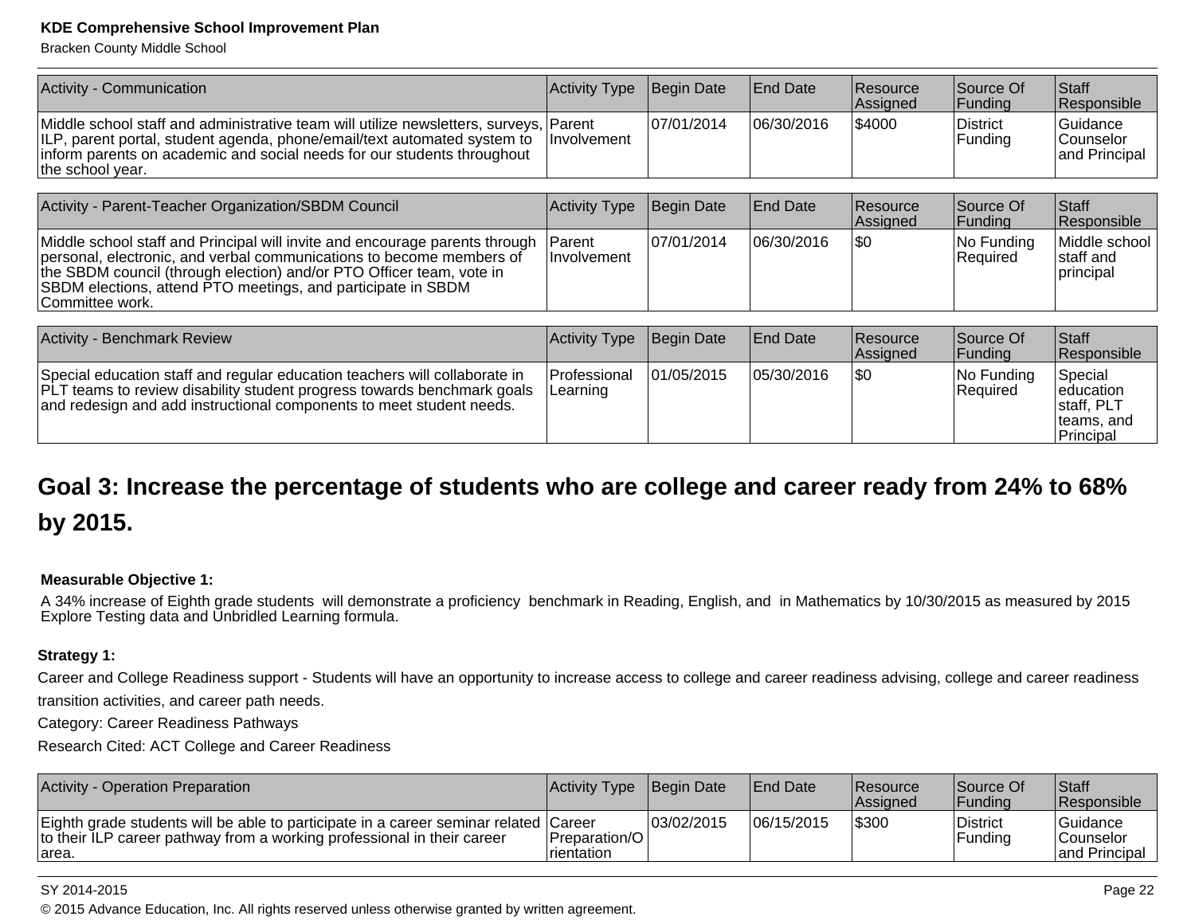| Activity - Communication | Activity Type | Begin Date | End Date | Resource Assigned | Source Of Funding | Staff Responsible |
|---|---|---|---|---|---|---|
| Middle school staff and administrative team will utilize newsletters, surveys, ILP, parent portal, student agenda, phone/email/text automated system to inform parents on academic and social needs for our students throughout the school year. | Parent Involvement | 07/01/2014 | 06/30/2016 | $4000 | District Funding | Guidance Counselor and Principal |

| Activity - Parent-Teacher Organization/SBDM Council | Activity Type | Begin Date | End Date | Resource Assigned | Source Of Funding | Staff Responsible |
|---|---|---|---|---|---|---|
| Middle school staff and Principal will invite and encourage parents through personal, electronic, and verbal communications to become members of the SBDM council (through election) and/or PTO Officer team, vote in SBDM elections, attend PTO meetings, and participate in SBDM Committee work. | Parent Involvement | 07/01/2014 | 06/30/2016 | $0 | No Funding Required | Middle school staff and principal |

| Activity - Benchmark Review | Activity Type | Begin Date | End Date | Resource Assigned | Source Of Funding | Staff Responsible |
|---|---|---|---|---|---|---|
| Special education staff and regular education teachers will collaborate in PLT teams to review disability student progress towards benchmark goals and redesign and add instructional components to meet student needs. | Professional Learning | 01/05/2015 | 05/30/2016 | $0 | No Funding Required | Special education staff, PLT teams, and Principal |

## Goal 3: Increase the percentage of students who are college and career ready from 24% to 68% by 2015.

**Measurable Objective 1:**

A 34% increase of Eighth grade students will demonstrate a proficiency benchmark in Reading, English, and in Mathematics by 10/30/2015 as measured by 2015 Explore Testing data and Unbridled Learning formula.

**Strategy 1:**

Career and College Readiness support - Students will have an opportunity to increase access to college and career readiness advising, college and career readiness transition activities, and career path needs.

Category: Career Readiness Pathways

Research Cited: ACT College and Career Readiness

| Activity - Operation Preparation | Activity Type | Begin Date | End Date | Resource Assigned | Source Of Funding | Staff Responsible |
|---|---|---|---|---|---|---|
| Eighth grade students will be able to participate in a career seminar related to their ILP career pathway from a working professional in their career area. | Career Preparation/Orientation | 03/02/2015 | 06/15/2015 | $300 | District Funding | Guidance Counselor and Principal |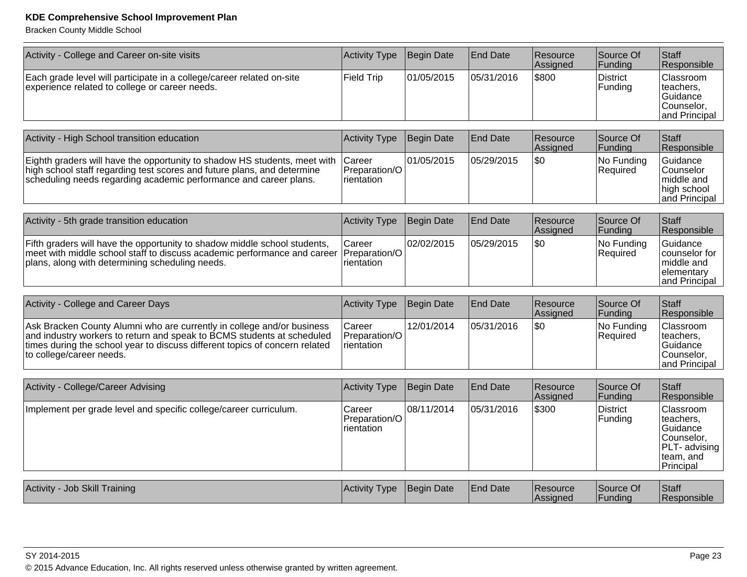| Activity - College and Career on-site visits | Activity Type | Begin Date | End Date | Resource Assigned | Source Of Funding | Staff Responsible |
|---|---|---|---|---|---|---|
| Each grade level will participate in a college/career related on-site experience related to college or career needs. | Field Trip | 01/05/2015 | 05/31/2016 | $800 | District Funding | Classroom teachers, Guidance Counselor, and Principal |

| Activity - High School transition education | Activity Type | Begin Date | End Date | Resource Assigned | Source Of Funding | Staff Responsible |
|---|---|---|---|---|---|---|
| Eighth graders will have the opportunity to shadow HS students, meet with high school staff regarding test scores and future plans, and determine scheduling needs regarding academic performance and career plans. | Career Preparation/Orientation | 01/05/2015 | 05/29/2015 | $0 | No Funding Required | Guidance Counselor middle and high school and Principal |

| Activity - 5th grade transition education | Activity Type | Begin Date | End Date | Resource Assigned | Source Of Funding | Staff Responsible |
|---|---|---|---|---|---|---|
| Fifth graders will have the opportunity to shadow middle school students, meet with middle school staff to discuss academic performance and career plans, along with determining scheduling needs. | Career Preparation/Orientation | 02/02/2015 | 05/29/2015 | $0 | No Funding Required | Guidance counselor for middle and elementary and Principal |

| Activity - College and Career Days | Activity Type | Begin Date | End Date | Resource Assigned | Source Of Funding | Staff Responsible |
|---|---|---|---|---|---|---|
| Ask Bracken County Alumni who are currently in college and/or business and industry workers to return and speak to BCMS students at scheduled times during the school year to discuss different topics of concern related to college/career needs. | Career Preparation/Orientation | 12/01/2014 | 05/31/2016 | $0 | No Funding Required | Classroom teachers, Guidance Counselor, and Principal |

| Activity - College/Career Advising | Activity Type | Begin Date | End Date | Resource Assigned | Source Of Funding | Staff Responsible |
|---|---|---|---|---|---|---|
| Implement per grade level and specific college/career curriculum. | Career Preparation/Orientation | 08/11/2014 | 05/31/2016 | $300 | District Funding | Classroom teachers, Guidance Counselor, PLT- advising team, and Principal |

| Activity - Job Skill Training | Activity Type | Begin Date | End Date | Resource Assigned | Source Of Funding | Staff Responsible |
|---|---|---|---|---|---|---|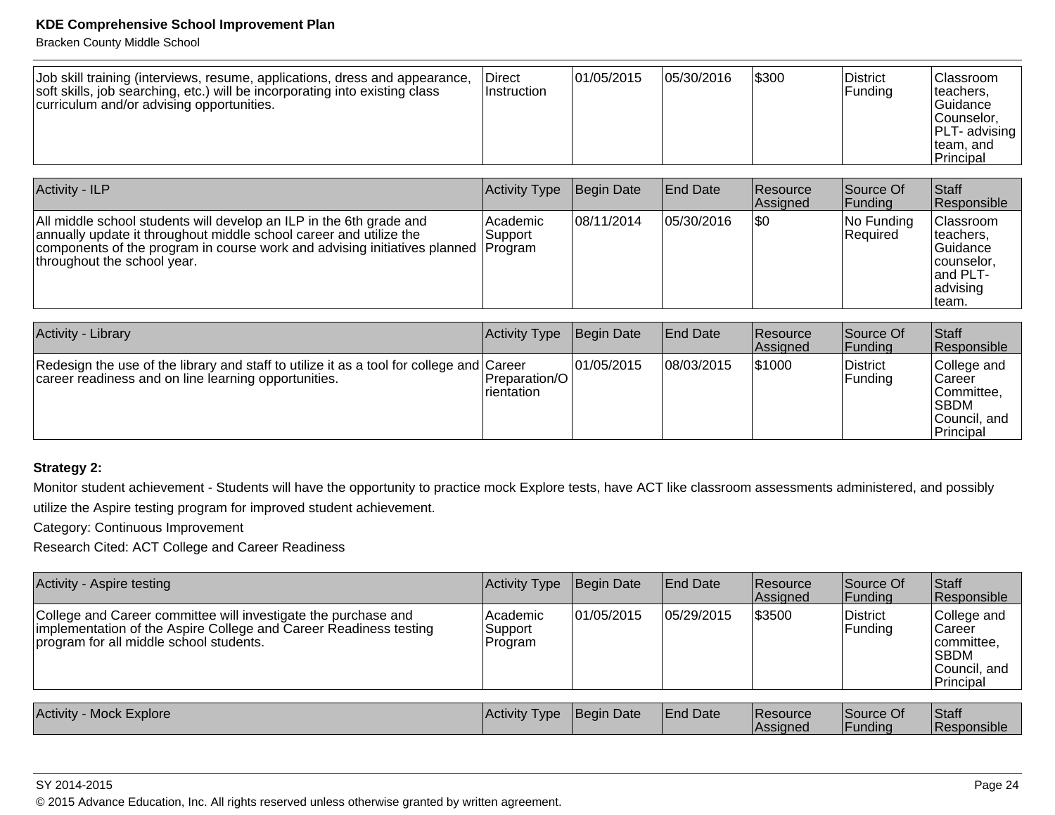| Job skill training (interviews, resume, applications, dress and appearance, soft skills, job searching, etc.) will be incorporating into existing class curriculum and/or advising opportunities. | Direct Instruction | 01/05/2015 | 05/30/2016 | $300 | District Funding | Classroom teachers, Guidance Counselor, PLT- advising team, and Principal |
|---|---|---|---|---|---|---|

| Activity - ILP | Activity Type | Begin Date | End Date | Resource Assigned | Source Of Funding | Staff Responsible |
|---|---|---|---|---|---|---|
| All middle school students will develop an ILP in the 6th grade and annually update it throughout middle school career and utilize the components of the program in course work and advising initiatives planned throughout the school year. | Academic Support Program | 08/11/2014 | 05/30/2016 | $0 | No Funding Required | Classroom teachers, Guidance counselor, and PLT- advising team. |

| Activity - Library | Activity Type | Begin Date | End Date | Resource Assigned | Source Of Funding | Staff Responsible |
|---|---|---|---|---|---|---|
| Redesign the use of the library and staff to utilize it as a tool for college and career readiness and on line learning opportunities. | Career Preparation/Orientation | 01/05/2015 | 08/03/2015 | $1000 | District Funding | College and Career Committee, SBDM Council, and Principal |

**Strategy 2:**

Monitor student achievement - Students will have the opportunity to practice mock Explore tests, have ACT like classroom assessments administered, and possibly utilize the Aspire testing program for improved student achievement.

Category: Continuous Improvement

Research Cited: ACT College and Career Readiness

| Activity - Aspire testing | Activity Type | Begin Date | End Date | Resource Assigned | Source Of Funding | Staff Responsible |
|---|---|---|---|---|---|---|
| College and Career committee will investigate the purchase and implementation of the Aspire College and Career Readiness testing program for all middle school students. | Academic Support Program | 01/05/2015 | 05/29/2015 | $3500 | District Funding | College and Career committee, SBDM Council, and Principal |

| Activity - Mock Explore | Activity Type | Begin Date | End Date | Resource Assigned | Source Of Funding | Staff Responsible |
|---|---|---|---|---|---|---|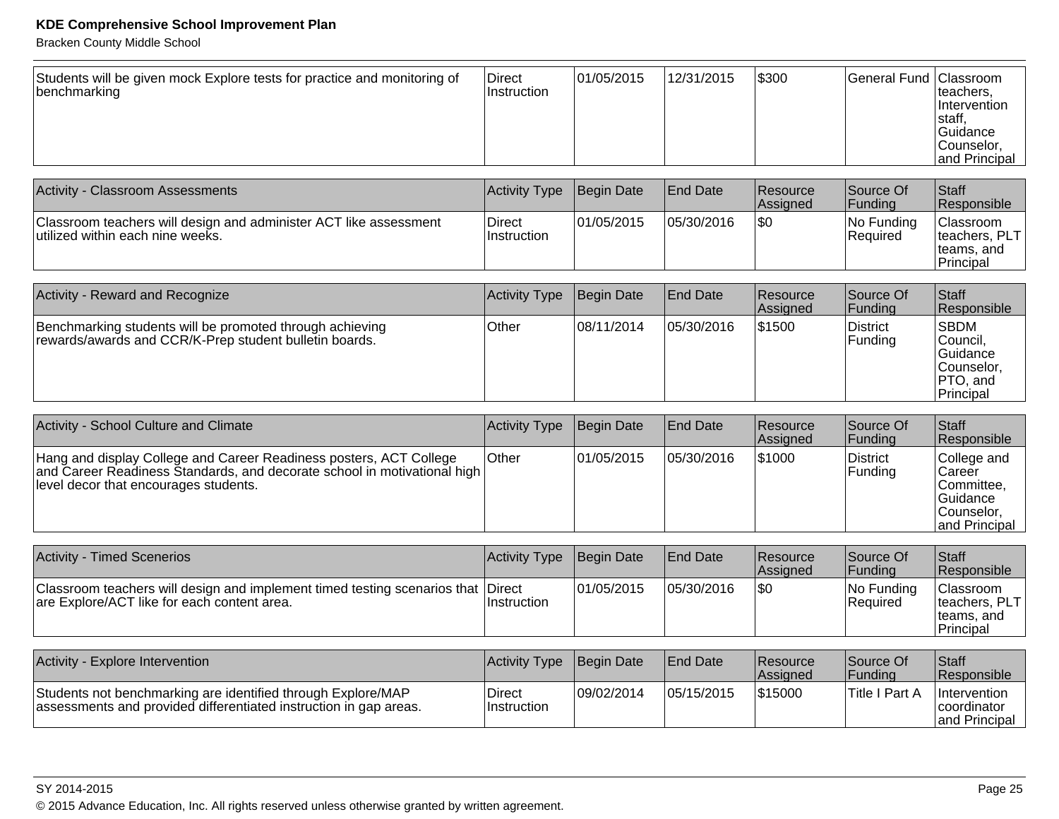| Students will be given mock Explore tests for practice and monitoring of benchmarking | Direct Instruction | 01/05/2015 | 12/31/2015 | $300 | General Fund | Classroom teachers, Intervention staff, Guidance Counselor, and Principal |
|---|---|---|---|---|---|---|

| Activity - Classroom Assessments | Activity Type | Begin Date | End Date | Resource Assigned | Source Of Funding | Staff Responsible |
|---|---|---|---|---|---|---|
| Classroom teachers will design and administer ACT like assessment utilized within each nine weeks. | Direct Instruction | 01/05/2015 | 05/30/2016 | $0 | No Funding Required | Classroom teachers, PLT teams, and Principal |

| Activity - Reward and Recognize | Activity Type | Begin Date | End Date | Resource Assigned | Source Of Funding | Staff Responsible |
|---|---|---|---|---|---|---|
| Benchmarking students will be promoted through achieving rewards/awards and CCR/K-Prep student bulletin boards. | Other | 08/11/2014 | 05/30/2016 | $1500 | District Funding | SBDM Council, Guidance Counselor, PTO, and Principal |

| Activity - School Culture and Climate | Activity Type | Begin Date | End Date | Resource Assigned | Source Of Funding | Staff Responsible |
|---|---|---|---|---|---|---|
| Hang and display College and Career Readiness posters, ACT College and Career Readiness Standards, and decorate school in motivational high level decor that encourages students. | Other | 01/05/2015 | 05/30/2016 | $1000 | District Funding | College and Career Committee, Guidance Counselor, and Principal |

| Activity - Timed Scenerios | Activity Type | Begin Date | End Date | Resource Assigned | Source Of Funding | Staff Responsible |
|---|---|---|---|---|---|---|
| Classroom teachers will design and implement timed testing scenarios that are Explore/ACT like for each content area. | Direct Instruction | 01/05/2015 | 05/30/2016 | $0 | No Funding Required | Classroom teachers, PLT teams, and Principal |

| Activity - Explore Intervention | Activity Type | Begin Date | End Date | Resource Assigned | Source Of Funding | Staff Responsible |
|---|---|---|---|---|---|---|
| Students not benchmarking are identified through Explore/MAP assessments and provided differentiated instruction in gap areas. | Direct Instruction | 09/02/2014 | 05/15/2015 | $15000 | Title I Part A | Intervention coordinator and Principal |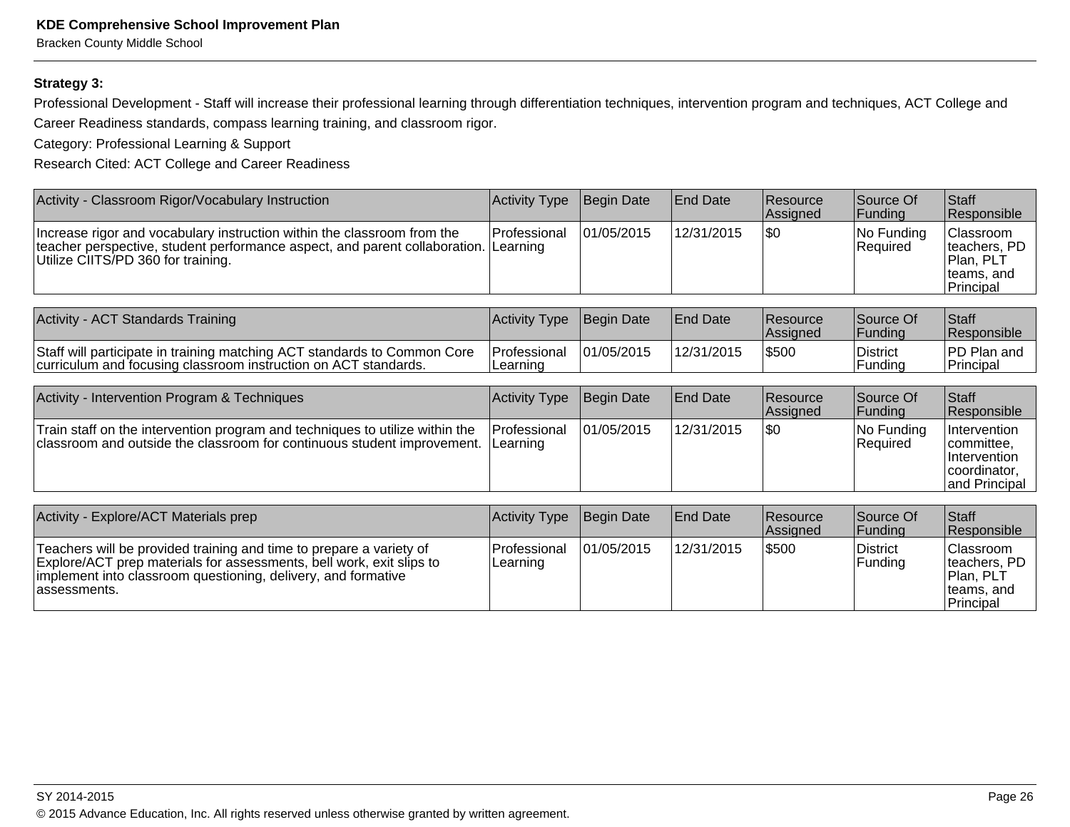**Strategy 3:**

Professional Development - Staff will increase their professional learning through differentiation techniques, intervention program and techniques, ACT College and Career Readiness standards, compass learning training, and classroom rigor.

Category: Professional Learning & Support

Research Cited: ACT College and Career Readiness

| Activity - Classroom Rigor/Vocabulary Instruction | Activity Type | Begin Date | End Date | Resource Assigned | Source Of Funding | Staff Responsible |
|---|---|---|---|---|---|---|
| Increase rigor and vocabulary instruction within the classroom from the teacher perspective, student performance aspect, and parent collaboration. Utilize CIITS/PD 360 for training. | Professional Learning | 01/05/2015 | 12/31/2015 | $0 | No Funding Required | Classroom teachers, PD Plan, PLT teams, and Principal |

| Activity - ACT Standards Training | Activity Type | Begin Date | End Date | Resource Assigned | Source Of Funding | Staff Responsible |
|---|---|---|---|---|---|---|
| Staff will participate in training matching ACT standards to Common Core curriculum and focusing classroom instruction on ACT standards. | Professional Learning | 01/05/2015 | 12/31/2015 | $500 | District Funding | PD Plan and Principal |

| Activity - Intervention Program & Techniques | Activity Type | Begin Date | End Date | Resource Assigned | Source Of Funding | Staff Responsible |
|---|---|---|---|---|---|---|
| Train staff on the intervention program and techniques to utilize within the classroom and outside the classroom for continuous student improvement. | Professional Learning | 01/05/2015 | 12/31/2015 | $0 | No Funding Required | Intervention committee, Intervention coordinator, and Principal |

| Activity - Explore/ACT Materials prep | Activity Type | Begin Date | End Date | Resource Assigned | Source Of Funding | Staff Responsible |
|---|---|---|---|---|---|---|
| Teachers will be provided training and time to prepare a variety of Explore/ACT prep materials for assessments, bell work, exit slips to implement into classroom questioning, delivery, and formative assessments. | Professional Learning | 01/05/2015 | 12/31/2015 | $500 | District Funding | Classroom teachers, PD Plan, PLT teams, and Principal |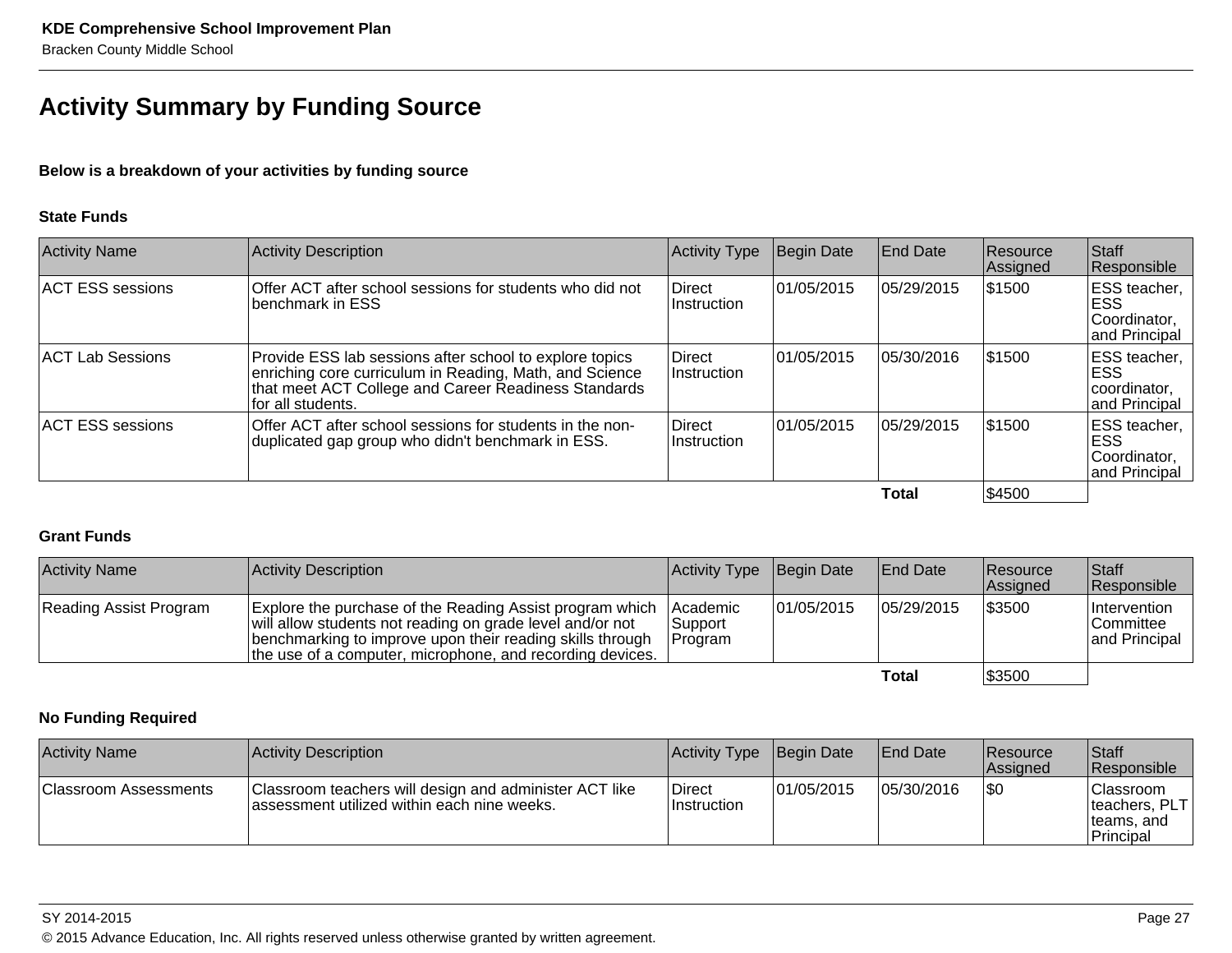# Activity Summary by Funding Source

**Below is a breakdown of your activities by funding source**

### State Funds

| Activity Name | Activity Description | Activity Type | Begin Date | End Date | Resource Assigned | Staff Responsible |
|---|---|---|---|---|---|---|
| ACT ESS sessions | Offer ACT after school sessions for students who did not benchmark in ESS | Direct Instruction | 01/05/2015 | 05/29/2015 | $1500 | ESS teacher, ESS Coordinator, and Principal |
| ACT Lab Sessions | Provide ESS lab sessions after school to explore topics enriching core curriculum in Reading, Math, and Science that meet ACT College and Career Readiness Standards for all students. | Direct Instruction | 01/05/2015 | 05/30/2016 | $1500 | ESS teacher, ESS coordinator, and Principal |
| ACT ESS sessions | Offer ACT after school sessions for students in the non-duplicated gap group who didn't benchmark in ESS. | Direct Instruction | 01/05/2015 | 05/29/2015 | $1500 | ESS teacher, ESS Coordinator, and Principal |
| | | | | **Total** | $4500 | |

### Grant Funds

| Activity Name | Activity Description | Activity Type | Begin Date | End Date | Resource Assigned | Staff Responsible |
|---|---|---|---|---|---|---|
| Reading Assist Program | Explore the purchase of the Reading Assist program which will allow students not reading on grade level and/or not benchmarking to improve upon their reading skills through the use of a computer, microphone, and recording devices. | Academic Support Program | 01/05/2015 | 05/29/2015 | $3500 | Intervention Committee and Principal |
| | | | | **Total** | $3500 | |

### No Funding Required

| Activity Name | Activity Description | Activity Type | Begin Date | End Date | Resource Assigned | Staff Responsible |
|---|---|---|---|---|---|---|
| Classroom Assessments | Classroom teachers will design and administer ACT like assessment utilized within each nine weeks. | Direct Instruction | 01/05/2015 | 05/30/2016 | $0 | Classroom teachers, PLT teams, and Principal |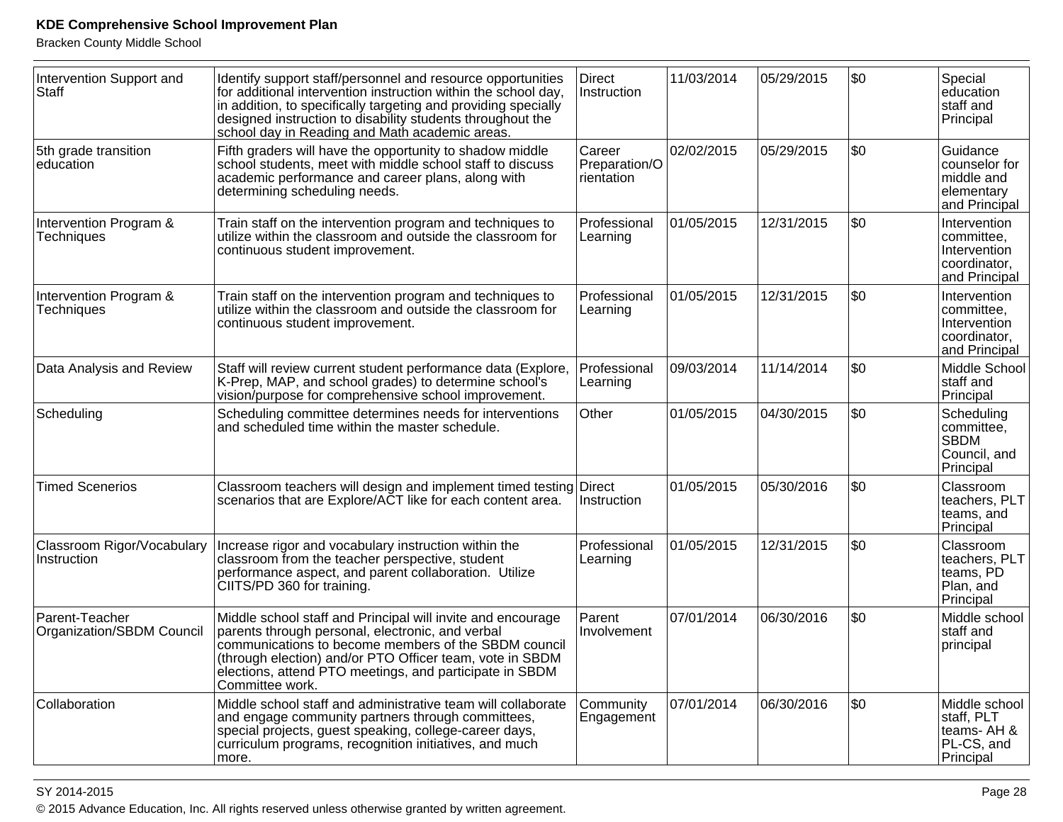| Intervention Support and Staff | Identify support staff/personnel and resource opportunities for additional intervention instruction within the school day, in addition, to specifically targeting and providing specially designed instruction to disability students throughout the school day in Reading and Math academic areas. | Direct Instruction | 11/03/2014 | 05/29/2015 | $0 | Special education staff and Principal |
|---|---|---|---|---|---|---|
| 5th grade transition education | Fifth graders will have the opportunity to shadow middle school students, meet with middle school staff to discuss academic performance and career plans, along with determining scheduling needs. | Career Preparation/Orientation | 02/02/2015 | 05/29/2015 | $0 | Guidance counselor for middle and elementary and Principal |
| Intervention Program & Techniques | Train staff on the intervention program and techniques to utilize within the classroom and outside the classroom for continuous student improvement. | Professional Learning | 01/05/2015 | 12/31/2015 | $0 | Intervention committee, Intervention coordinator, and Principal |
| Intervention Program & Techniques | Train staff on the intervention program and techniques to utilize within the classroom and outside the classroom for continuous student improvement. | Professional Learning | 01/05/2015 | 12/31/2015 | $0 | Intervention committee, Intervention coordinator, and Principal |
| Data Analysis and Review | Staff will review current student performance data (Explore, K-Prep, MAP, and school grades) to determine school's vision/purpose for comprehensive school improvement. | Professional Learning | 09/03/2014 | 11/14/2014 | $0 | Middle School staff and Principal |
| Scheduling | Scheduling committee determines needs for interventions and scheduled time within the master schedule. | Other | 01/05/2015 | 04/30/2015 | $0 | Scheduling committee, SBDM Council, and Principal |
| Timed Scenerios | Classroom teachers will design and implement timed testing scenarios that are Explore/ACT like for each content area. | Direct Instruction | 01/05/2015 | 05/30/2016 | $0 | Classroom teachers, PLT teams, and Principal |
| Classroom Rigor/Vocabulary Instruction | Increase rigor and vocabulary instruction within the classroom from the teacher perspective, student performance aspect, and parent collaboration. Utilize CIITS/PD 360 for training. | Professional Learning | 01/05/2015 | 12/31/2015 | $0 | Classroom teachers, PLT teams, PD Plan, and Principal |
| Parent-Teacher Organization/SBDM Council | Middle school staff and Principal will invite and encourage parents through personal, electronic, and verbal communications to become members of the SBDM council (through election) and/or PTO Officer team, vote in SBDM elections, attend PTO meetings, and participate in SBDM Committee work. | Parent Involvement | 07/01/2014 | 06/30/2016 | $0 | Middle school staff and principal |
| Collaboration | Middle school staff and administrative team will collaborate and engage community partners through committees, special projects, guest speaking, college-career days, curriculum programs, recognition initiatives, and much more. | Community Engagement | 07/01/2014 | 06/30/2016 | $0 | Middle school staff, PLT teams- AH & PL-CS, and Principal |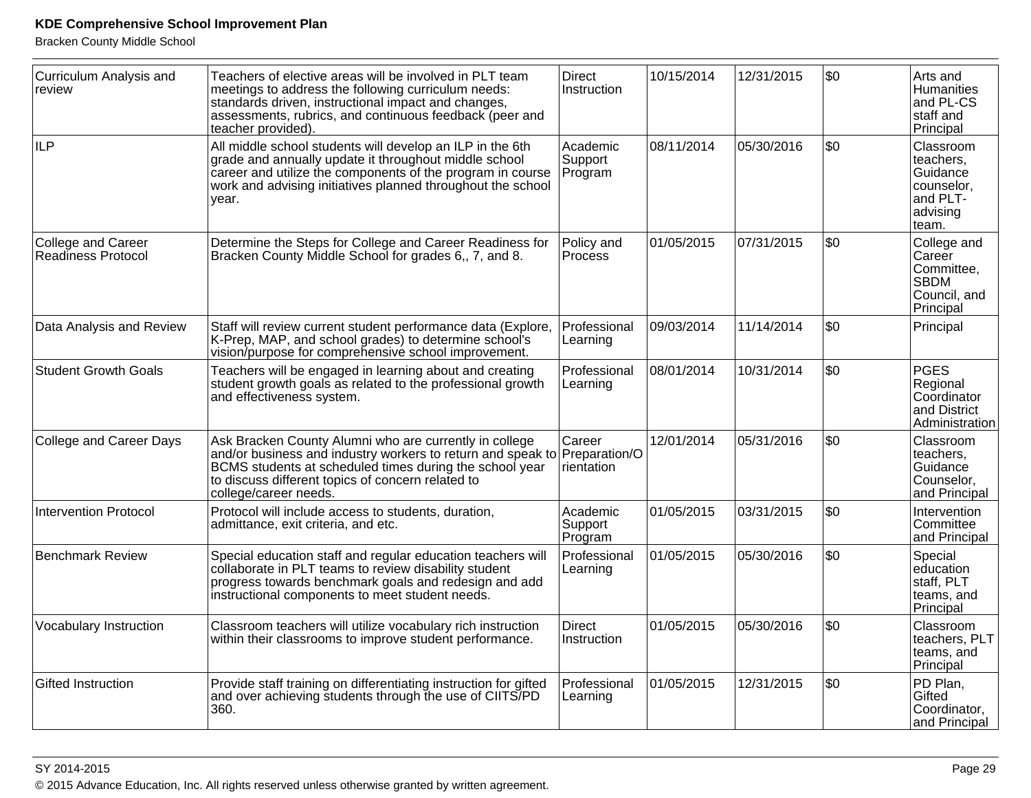| Curriculum Analysis and review | Teachers of elective areas will be involved in PLT team meetings to address the following curriculum needs: standards driven, instructional impact and changes, assessments, rubrics, and continuous feedback (peer and teacher provided). | Direct Instruction | 10/15/2014 | 12/31/2015 | $0 | Arts and Humanities and PL-CS staff and Principal |
|---|---|---|---|---|---|---|
| ILP | All middle school students will develop an ILP in the 6th grade and annually update it throughout middle school career and utilize the components of the program in course work and advising initiatives planned throughout the school year. | Academic Support Program | 08/11/2014 | 05/30/2016 | $0 | Classroom teachers, Guidance counselor, and PLT-advising team. |
| College and Career Readiness Protocol | Determine the Steps for College and Career Readiness for Bracken County Middle School for grades 6,, 7, and 8. | Policy and Process | 01/05/2015 | 07/31/2015 | $0 | College and Career Committee, SBDM Council, and Principal |
| Data Analysis and Review | Staff will review current student performance data (Explore, K-Prep, MAP, and school grades) to determine school's vision/purpose for comprehensive school improvement. | Professional Learning | 09/03/2014 | 11/14/2014 | $0 | Principal |
| Student Growth Goals | Teachers will be engaged in learning about and creating student growth goals as related to the professional growth and effectiveness system. | Professional Learning | 08/01/2014 | 10/31/2014 | $0 | PGES Regional Coordinator and District Administration |
| College and Career Days | Ask Bracken County Alumni who are currently in college and/or business and industry workers to return and speak to BCMS students at scheduled times during the school year to discuss different topics of concern related to college/career needs. | Career Preparation/Orientation | 12/01/2014 | 05/31/2016 | $0 | Classroom teachers, Guidance Counselor, and Principal |
| Intervention Protocol | Protocol will include access to students, duration, admittance, exit criteria, and etc. | Academic Support Program | 01/05/2015 | 03/31/2015 | $0 | Intervention Committee and Principal |
| Benchmark Review | Special education staff and regular education teachers will collaborate in PLT teams to review disability student progress towards benchmark goals and redesign and add instructional components to meet student needs. | Professional Learning | 01/05/2015 | 05/30/2016 | $0 | Special education staff, PLT teams, and Principal |
| Vocabulary Instruction | Classroom teachers will utilize vocabulary rich instruction within their classrooms to improve student performance. | Direct Instruction | 01/05/2015 | 05/30/2016 | $0 | Classroom teachers, PLT teams, and Principal |
| Gifted Instruction | Provide staff training on differentiating instruction for gifted and over achieving students through the use of CIITS/PD 360. | Professional Learning | 01/05/2015 | 12/31/2015 | $0 | PD Plan, Gifted Coordinator, and Principal |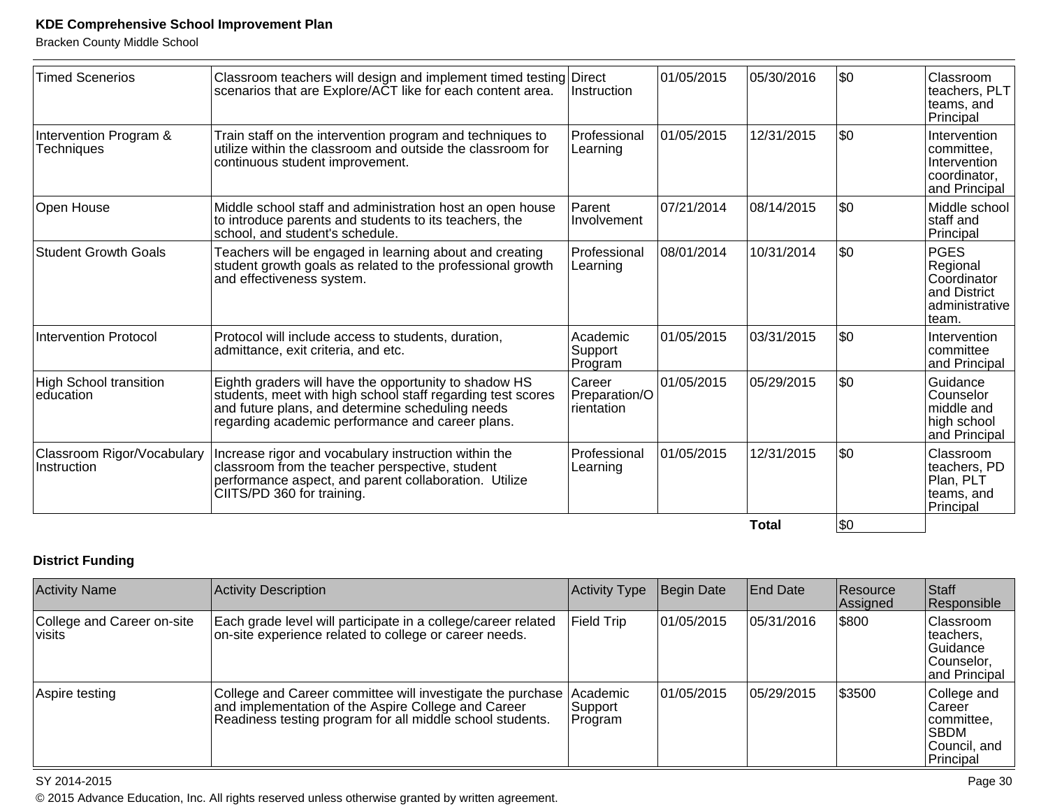| Timed Scenerios | Classroom teachers will design and implement timed testing scenarios that are Explore/ACT like for each content area. | Direct Instruction | 01/05/2015 | 05/30/2016 | $0 | Classroom teachers, PLT teams, and Principal |
|---|---|---|---|---|---|---|
| Intervention Program & Techniques | Train staff on the intervention program and techniques to utilize within the classroom and outside the classroom for continuous student improvement. | Professional Learning | 01/05/2015 | 12/31/2015 | $0 | Intervention committee, Intervention coordinator, and Principal |
| Open House | Middle school staff and administration host an open house to introduce parents and students to its teachers, the school, and student's schedule. | Parent Involvement | 07/21/2014 | 08/14/2015 | $0 | Middle school staff and Principal |
| Student Growth Goals | Teachers will be engaged in learning about and creating student growth goals as related to the professional growth and effectiveness system. | Professional Learning | 08/01/2014 | 10/31/2014 | $0 | PGES Regional Coordinator and District administrative team. |
| Intervention Protocol | Protocol will include access to students, duration, admittance, exit criteria, and etc. | Academic Support Program | 01/05/2015 | 03/31/2015 | $0 | Intervention committee and Principal |
| High School transition education | Eighth graders will have the opportunity to shadow HS students, meet with high school staff regarding test scores and future plans, and determine scheduling needs regarding academic performance and career plans. | Career Preparation/Orientation | 01/05/2015 | 05/29/2015 | $0 | Guidance Counselor middle and high school and Principal |
| Classroom Rigor/Vocabulary Instruction | Increase rigor and vocabulary instruction within the classroom from the teacher perspective, student performance aspect, and parent collaboration. Utilize CIITS/PD 360 for training. | Professional Learning | 01/05/2015 | 12/31/2015 | $0 | Classroom teachers, PD Plan, PLT teams, and Principal |
| | | | | **Total** | $0 | |

**District Funding**

| Activity Name | Activity Description | Activity Type | Begin Date | End Date | Resource Assigned | Staff Responsible |
|---|---|---|---|---|---|---|
| College and Career on-site visits | Each grade level will participate in a college/career related on-site experience related to college or career needs. | Field Trip | 01/05/2015 | 05/31/2016 | $800 | Classroom teachers, Guidance Counselor, and Principal |
| Aspire testing | College and Career committee will investigate the purchase and implementation of the Aspire College and Career Readiness testing program for all middle school students. | Academic Support Program | 01/05/2015 | 05/29/2015 | $3500 | College and Career committee, SBDM Council, and Principal |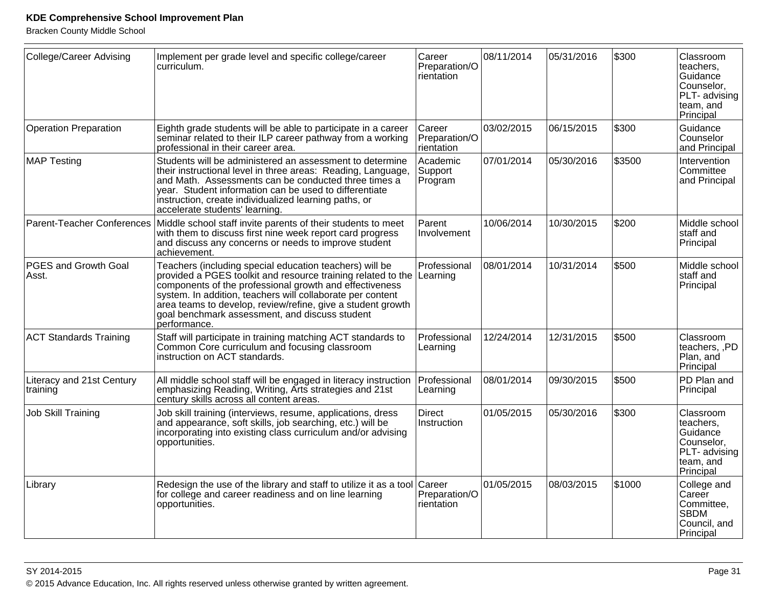| College/Career Advising | Implement per grade level and specific college/career curriculum. | Career Preparation/Orientation | 08/11/2014 | 05/31/2016 | $300 | Classroom teachers, Guidance Counselor, PLT- advising team, and Principal |
|---|---|---|---|---|---|---|
| Operation Preparation | Eighth grade students will be able to participate in a career seminar related to their ILP career pathway from a working professional in their career area. | Career Preparation/Orientation | 03/02/2015 | 06/15/2015 | $300 | Guidance Counselor and Principal |
| MAP Testing | Students will be administered an assessment to determine their instructional level in three areas:  Reading, Language, and Math.  Assessments can be conducted three times a year.  Student information can be used to differentiate instruction, create individualized learning paths, or accelerate students' learning. | Academic Support Program | 07/01/2014 | 05/30/2016 | $3500 | Intervention Committee and Principal |
| Parent-Teacher Conferences | Middle school staff invite parents of their students to meet with them to discuss first nine week report card progress and discuss any concerns or needs to improve student achievement. | Parent Involvement | 10/06/2014 | 10/30/2015 | $200 | Middle school staff and Principal |
| PGES and Growth Goal Asst. | Teachers (including special education teachers) will be provided a PGES toolkit and resource training related to the components of the professional growth and effectiveness system. In addition, teachers will collaborate per content area teams to develop, review/refine, give a student growth goal benchmark assessment, and discuss student performance. | Professional Learning | 08/01/2014 | 10/31/2014 | $500 | Middle school staff and Principal |
| ACT Standards Training | Staff will participate in training matching ACT standards to Common Core curriculum and focusing classroom instruction on ACT standards. | Professional Learning | 12/24/2014 | 12/31/2015 | $500 | Classroom teachers, ,PD Plan, and Principal |
| Literacy and 21st Century training | All middle school staff will be engaged in literacy instruction emphasizing Reading, Writing, Arts strategies and 21st century skills across all content areas. | Professional Learning | 08/01/2014 | 09/30/2015 | $500 | PD Plan and Principal |
| Job Skill Training | Job skill training (interviews, resume, applications, dress and appearance, soft skills, job searching, etc.) will be incorporating into existing class curriculum and/or advising opportunities. | Direct Instruction | 01/05/2015 | 05/30/2016 | $300 | Classroom teachers, Guidance Counselor, PLT- advising team, and Principal |
| Library | Redesign the use of the library and staff to utilize it as a tool for college and career readiness and on line learning opportunities. | Career Preparation/Orientation | 01/05/2015 | 08/03/2015 | $1000 | College and Career Committee, SBDM Council, and Principal |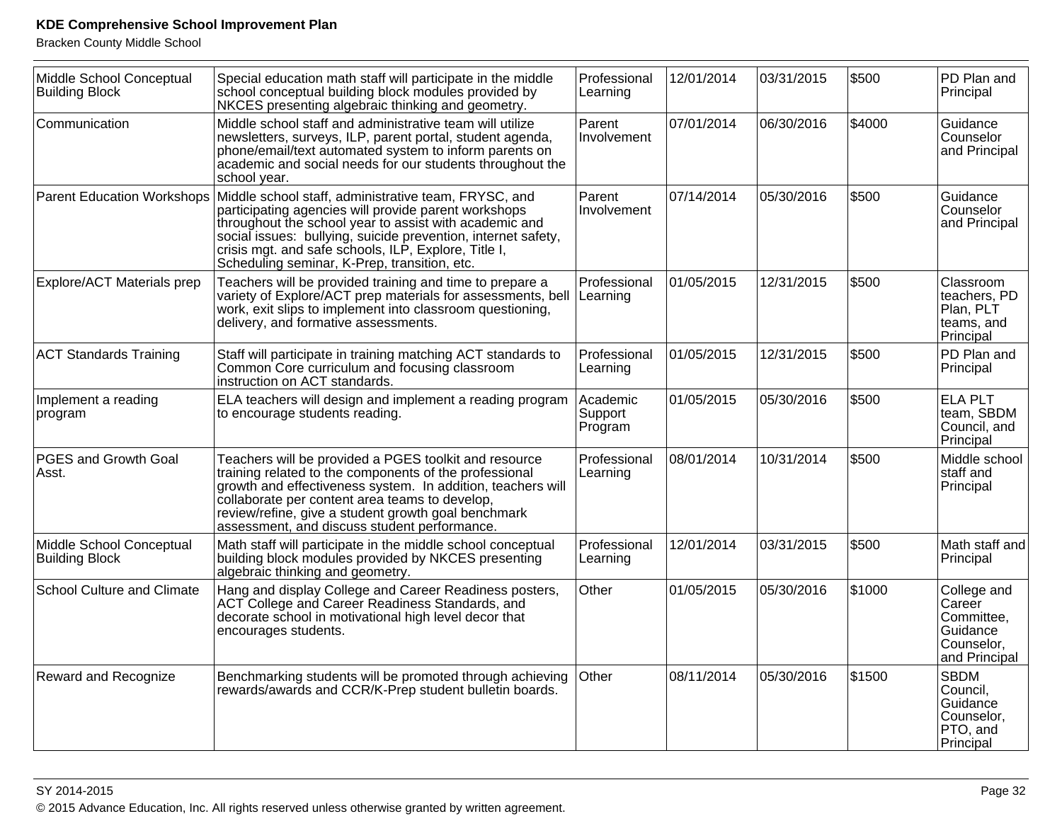| Middle School Conceptual Building Block | Special education math staff will participate in the middle school conceptual building block modules provided by NKCES presenting algebraic thinking and geometry. | Professional Learning | 12/01/2014 | 03/31/2015 | $500 | PD Plan and Principal |
|---|---|---|---|---|---|---|
| Communication | Middle school staff and administrative team will utilize newsletters, surveys, ILP, parent portal, student agenda, phone/email/text automated system to inform parents on academic and social needs for our students throughout the school year. | Parent Involvement | 07/01/2014 | 06/30/2016 | $4000 | Guidance Counselor and Principal |
| Parent Education Workshops | Middle school staff, administrative team, FRYSC, and participating agencies will provide parent workshops throughout the school year to assist with academic and social issues:  bullying, suicide prevention, internet safety, crisis mgt. and safe schools, ILP, Explore, Title I, Scheduling seminar, K-Prep, transition, etc. | Parent Involvement | 07/14/2014 | 05/30/2016 | $500 | Guidance Counselor and Principal |
| Explore/ACT Materials prep | Teachers will be provided training and time to prepare a variety of Explore/ACT prep materials for assessments, bell work, exit slips to implement into classroom questioning, delivery, and formative assessments. | Professional Learning | 01/05/2015 | 12/31/2015 | $500 | Classroom teachers, PD Plan, PLT teams, and Principal |
| ACT Standards Training | Staff will participate in training matching ACT standards to Common Core curriculum and focusing classroom instruction on ACT standards. | Professional Learning | 01/05/2015 | 12/31/2015 | $500 | PD Plan and Principal |
| Implement a reading program | ELA teachers will design and implement a reading program to encourage students reading. | Academic Support Program | 01/05/2015 | 05/30/2016 | $500 | ELA PLT team, SBDM Council, and Principal |
| PGES and Growth Goal Asst. | Teachers will be provided a PGES toolkit and resource training related to the components of the professional growth and effectiveness system.  In addition, teachers will collaborate per content area teams to develop, review/refine, give a student growth goal benchmark assessment, and discuss student performance. | Professional Learning | 08/01/2014 | 10/31/2014 | $500 | Middle school staff and Principal |
| Middle School Conceptual Building Block | Math staff will participate in the middle school conceptual building block modules provided by NKCES presenting algebraic thinking and geometry. | Professional Learning | 12/01/2014 | 03/31/2015 | $500 | Math staff and Principal |
| School Culture and Climate | Hang and display College and Career Readiness posters, ACT College and Career Readiness Standards, and decorate school in motivational high level decor that encourages students. | Other | 01/05/2015 | 05/30/2016 | $1000 | College and Career Committee, Guidance Counselor, and Principal |
| Reward and Recognize | Benchmarking students will be promoted through achieving rewards/awards and CCR/K-Prep student bulletin boards. | Other | 08/11/2014 | 05/30/2016 | $1500 | SBDM Council, Guidance Counselor, PTO, and Principal |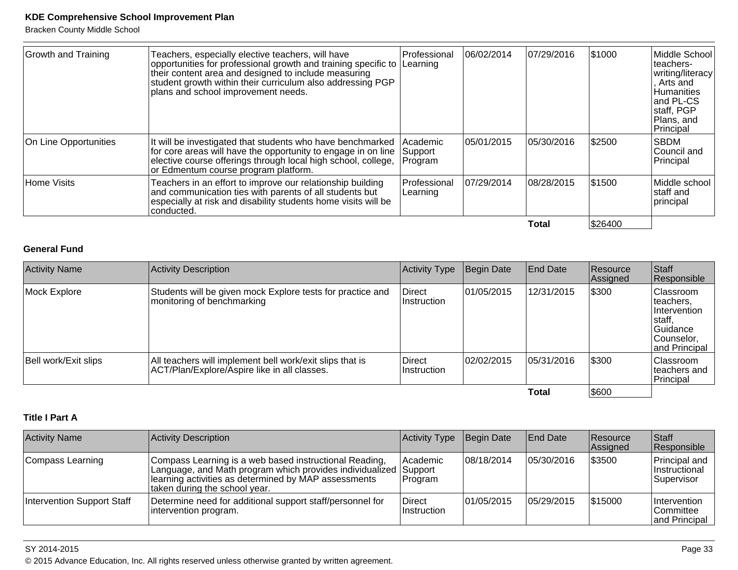| Activity Name | Activity Description | Activity Type | Begin Date | End Date | Resource Assigned | Staff Responsible |
|---|---|---|---|---|---|---|
| Growth and Training | Teachers, especially elective teachers, will have opportunities for professional growth and training specific to their content area and designed to include measuring student growth within their curriculum also addressing PGP plans and school improvement needs. | Professional Learning | 06/02/2014 | 07/29/2016 | $1000 | Middle School teachers-writing/literacy, Arts and Humanities and PL-CS staff, PGP Plans, and Principal |
| On Line Opportunities | It will be investigated that students who have benchmarked for core areas will have the opportunity to engage in on line elective course offerings through local high school, college, or Edmentum course program platform. | Academic Support Program | 05/01/2015 | 05/30/2016 | $2500 | SBDM Council and Principal |
| Home Visits | Teachers in an effort to improve our relationship building and communication ties with parents of all students but especially at risk and disability students home visits will be conducted. | Professional Learning | 07/29/2014 | 08/28/2015 | $1500 | Middle school staff and principal |
| | | | | **Total** | $26400 | |

### General Fund

| Activity Name | Activity Description | Activity Type | Begin Date | End Date | Resource Assigned | Staff Responsible |
|---|---|---|---|---|---|---|
| Mock Explore | Students will be given mock Explore tests for practice and monitoring of benchmarking | Direct Instruction | 01/05/2015 | 12/31/2015 | $300 | Classroom teachers, Intervention staff, Guidance Counselor, and Principal |
| Bell work/Exit slips | All teachers will implement bell work/exit slips that is ACT/Plan/Explore/Aspire like in all classes. | Direct Instruction | 02/02/2015 | 05/31/2016 | $300 | Classroom teachers and Principal |
| | | | | **Total** | $600 | |

### Title I Part A

| Activity Name | Activity Description | Activity Type | Begin Date | End Date | Resource Assigned | Staff Responsible |
|---|---|---|---|---|---|---|
| Compass Learning | Compass Learning is a web based instructional Reading, Language, and Math program which provides individualized learning activities as determined by MAP assessments taken during the school year. | Academic Support Program | 08/18/2014 | 05/30/2016 | $3500 | Principal and Instructional Supervisor |
| Intervention Support Staff | Determine need for additional support staff/personnel for intervention program. | Direct Instruction | 01/05/2015 | 05/29/2015 | $15000 | Intervention Committee and Principal |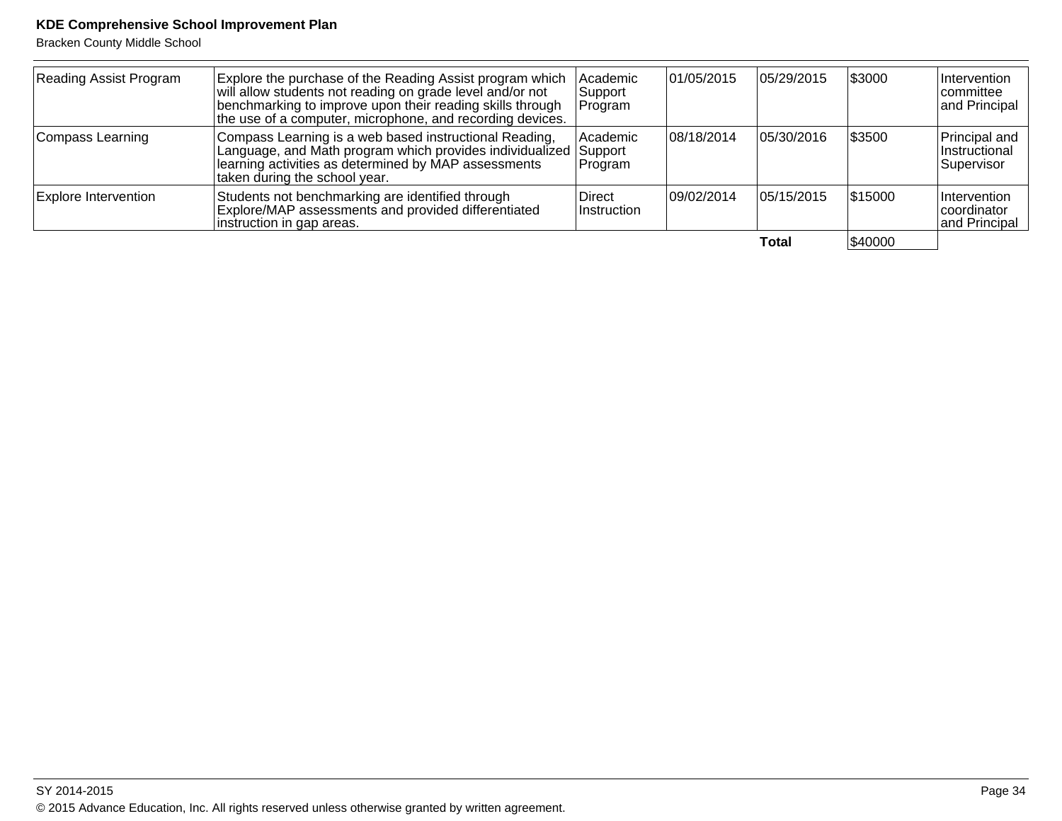| | | | | | | |
|---|---|---|---|---|---|---|
| Reading Assist Program | Explore the purchase of the Reading Assist program which will allow students not reading on grade level and/or not benchmarking to improve upon their reading skills through the use of a computer, microphone, and recording devices. | Academic Support Program | 01/05/2015 | 05/29/2015 | $3000 | Intervention committee and Principal |
| Compass Learning | Compass Learning is a web based instructional Reading, Language, and Math program which provides individualized learning activities as determined by MAP assessments taken during the school year. | Academic Support Program | 08/18/2014 | 05/30/2016 | $3500 | Principal and Instructional Supervisor |
| Explore Intervention | Students not benchmarking are identified through Explore/MAP assessments and provided differentiated instruction in gap areas. | Direct Instruction | 09/02/2014 | 05/15/2015 | $15000 | Intervention coordinator and Principal |
| | | | | **Total** | $40000 | |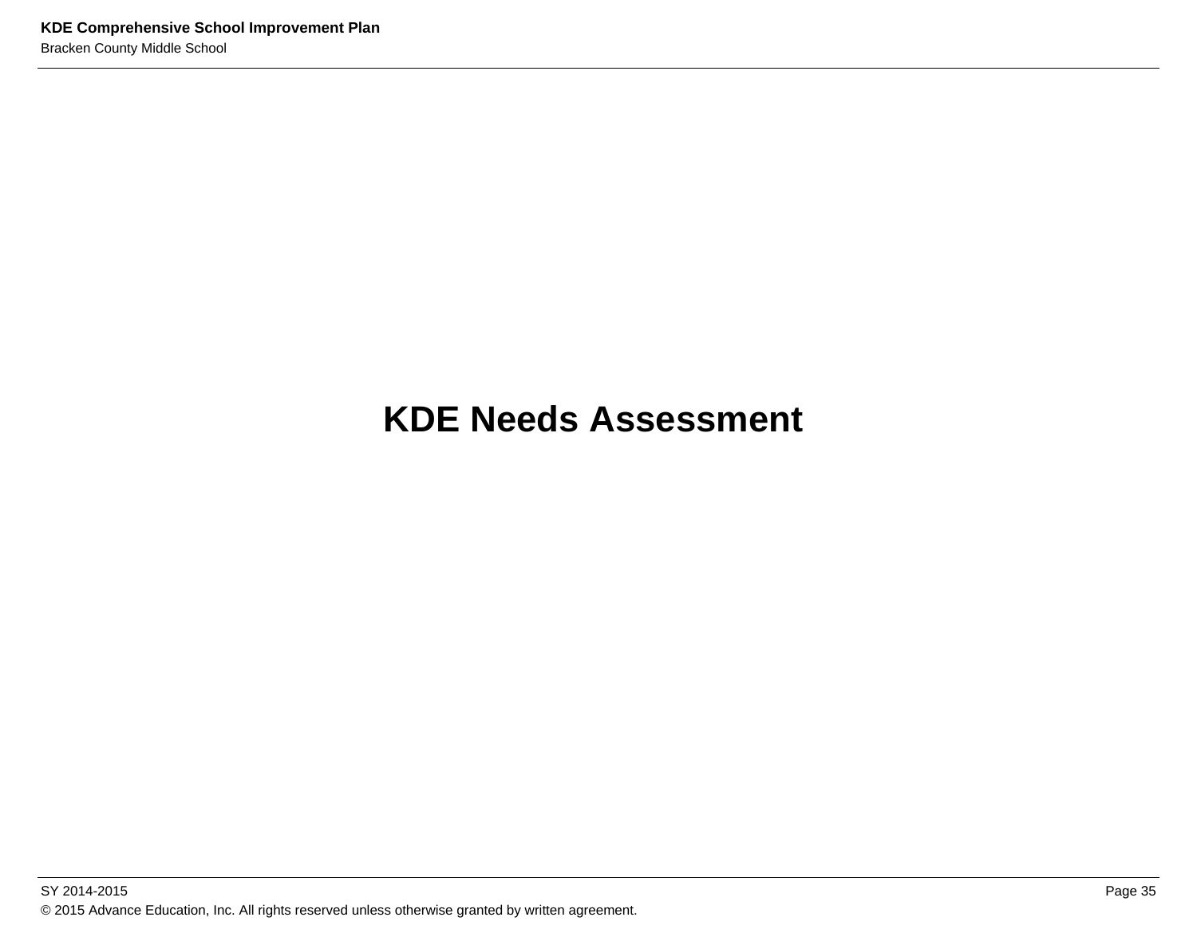# KDE Needs Assessment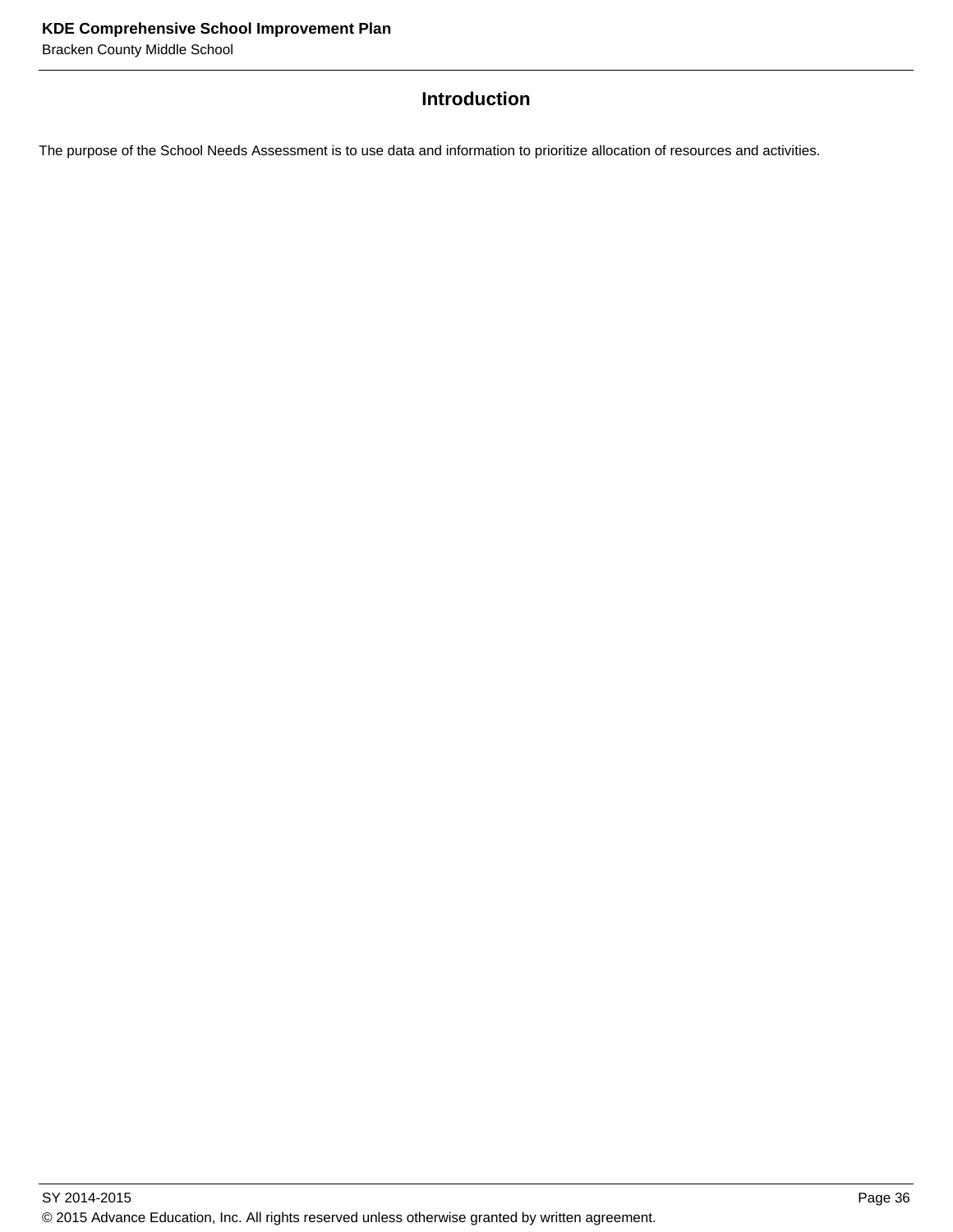## Introduction

The purpose of the School Needs Assessment is to use data and information to prioritize allocation of resources and activities.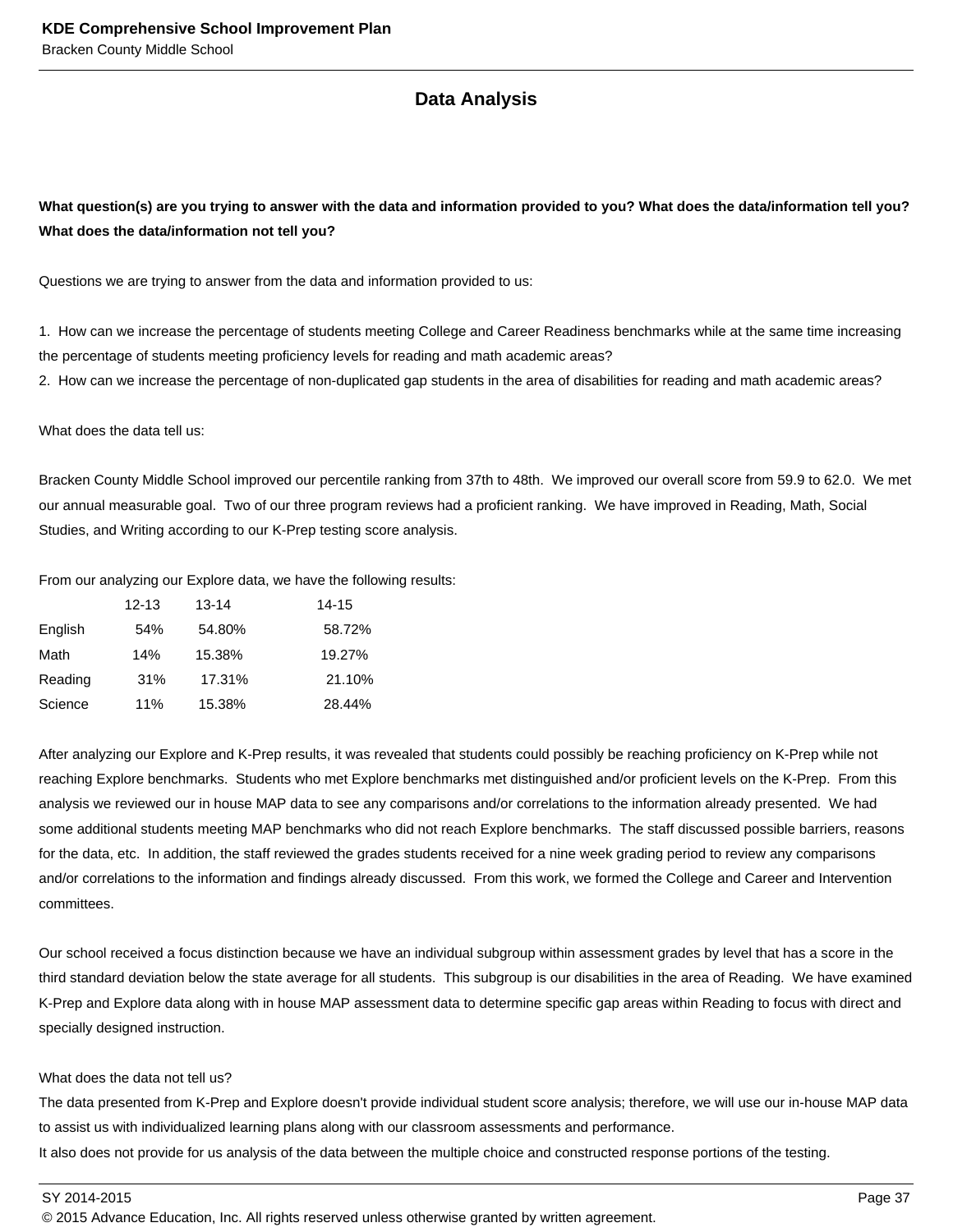## Data Analysis

**What question(s) are you trying to answer with the data and information provided to you? What does the data/information tell you? What does the data/information not tell you?**

Questions we are trying to answer from the data and information provided to us:

1. How can we increase the percentage of students meeting College and Career Readiness benchmarks while at the same time increasing the percentage of students meeting proficiency levels for reading and math academic areas?
2. How can we increase the percentage of non-duplicated gap students in the area of disabilities for reading and math academic areas?

What does the data tell us:

Bracken County Middle School improved our percentile ranking from 37th to 48th. We improved our overall score from 59.9 to 62.0. We met our annual measurable goal. Two of our three program reviews had a proficient ranking. We have improved in Reading, Math, Social Studies, and Writing according to our K-Prep testing score analysis.

From our analyzing our Explore data, we have the following results:

| | 12-13 | 13-14 | 14-15 |
|---|---|---|---|
| English | 54% | 54.80% | 58.72% |
| Math | 14% | 15.38% | 19.27% |
| Reading | 31% | 17.31% | 21.10% |
| Science | 11% | 15.38% | 28.44% |

After analyzing our Explore and K-Prep results, it was revealed that students could possibly be reaching proficiency on K-Prep while not reaching Explore benchmarks. Students who met Explore benchmarks met distinguished and/or proficient levels on the K-Prep. From this analysis we reviewed our in house MAP data to see any comparisons and/or correlations to the information already presented. We had some additional students meeting MAP benchmarks who did not reach Explore benchmarks. The staff discussed possible barriers, reasons for the data, etc. In addition, the staff reviewed the grades students received for a nine week grading period to review any comparisons and/or correlations to the information and findings already discussed. From this work, we formed the College and Career and Intervention committees.

Our school received a focus distinction because we have an individual subgroup within assessment grades by level that has a score in the third standard deviation below the state average for all students. This subgroup is our disabilities in the area of Reading. We have examined K-Prep and Explore data along with in house MAP assessment data to determine specific gap areas within Reading to focus with direct and specially designed instruction.

What does the data not tell us?
The data presented from K-Prep and Explore doesn't provide individual student score analysis; therefore, we will use our in-house MAP data to assist us with individualized learning plans along with our classroom assessments and performance.
It also does not provide for us analysis of the data between the multiple choice and constructed response portions of the testing.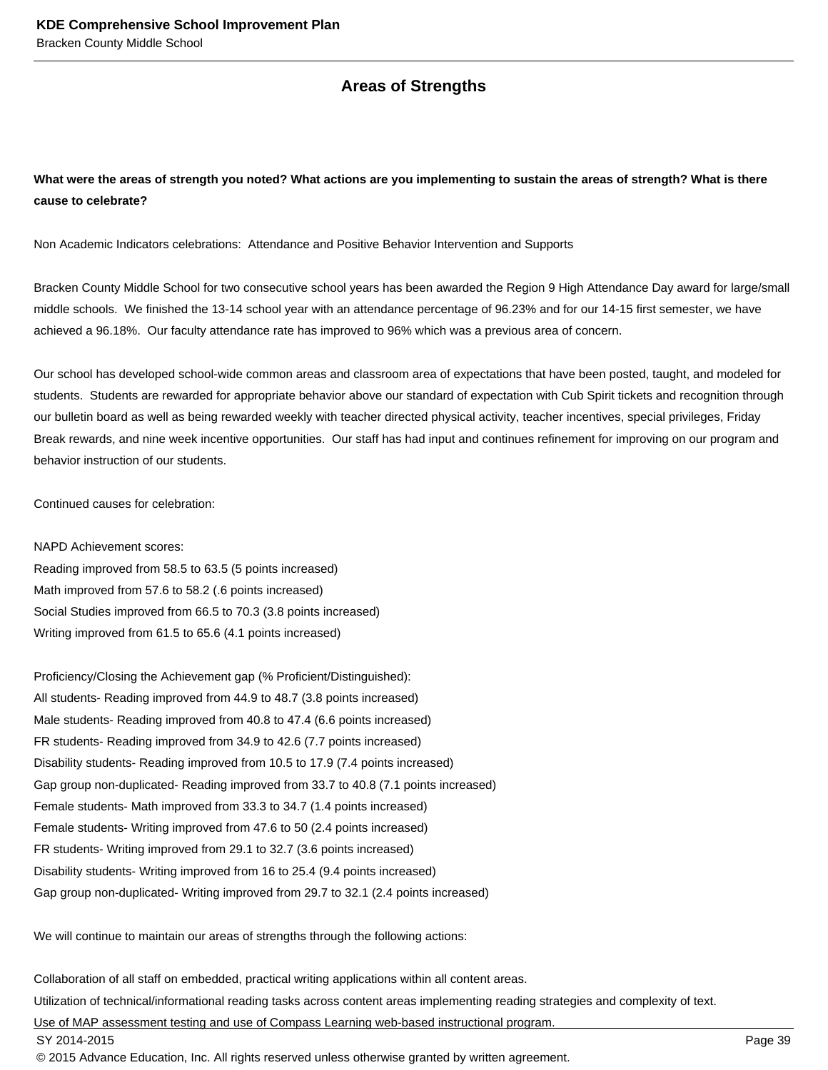## Areas of Strengths

**What were the areas of strength you noted? What actions are you implementing to sustain the areas of strength? What is there cause to celebrate?**

Non Academic Indicators celebrations: Attendance and Positive Behavior Intervention and Supports

Bracken County Middle School for two consecutive school years has been awarded the Region 9 High Attendance Day award for large/small middle schools. We finished the 13-14 school year with an attendance percentage of 96.23% and for our 14-15 first semester, we have achieved a 96.18%. Our faculty attendance rate has improved to 96% which was a previous area of concern.

Our school has developed school-wide common areas and classroom area of expectations that have been posted, taught, and modeled for students. Students are rewarded for appropriate behavior above our standard of expectation with Cub Spirit tickets and recognition through our bulletin board as well as being rewarded weekly with teacher directed physical activity, teacher incentives, special privileges, Friday Break rewards, and nine week incentive opportunities. Our staff has had input and continues refinement for improving on our program and behavior instruction of our students.

Continued causes for celebration:

NAPD Achievement scores:
Reading improved from 58.5 to 63.5 (5 points increased)
Math improved from 57.6 to 58.2 (.6 points increased)
Social Studies improved from 66.5 to 70.3 (3.8 points increased)
Writing improved from 61.5 to 65.6 (4.1 points increased)

Proficiency/Closing the Achievement gap (% Proficient/Distinguished):
All students- Reading improved from 44.9 to 48.7 (3.8 points increased)
Male students- Reading improved from 40.8 to 47.4 (6.6 points increased)
FR students- Reading improved from 34.9 to 42.6 (7.7 points increased)
Disability students- Reading improved from 10.5 to 17.9 (7.4 points increased)
Gap group non-duplicated- Reading improved from 33.7 to 40.8 (7.1 points increased)
Female students- Math improved from 33.3 to 34.7 (1.4 points increased)
Female students- Writing improved from 47.6 to 50 (2.4 points increased)
FR students- Writing improved from 29.1 to 32.7 (3.6 points increased)
Disability students- Writing improved from 16 to 25.4 (9.4 points increased)
Gap group non-duplicated- Writing improved from 29.7 to 32.1 (2.4 points increased)

We will continue to maintain our areas of strengths through the following actions:

Collaboration of all staff on embedded, practical writing applications within all content areas.
Utilization of technical/informational reading tasks across content areas implementing reading strategies and complexity of text.
Use of MAP assessment testing and use of Compass Learning web-based instructional program.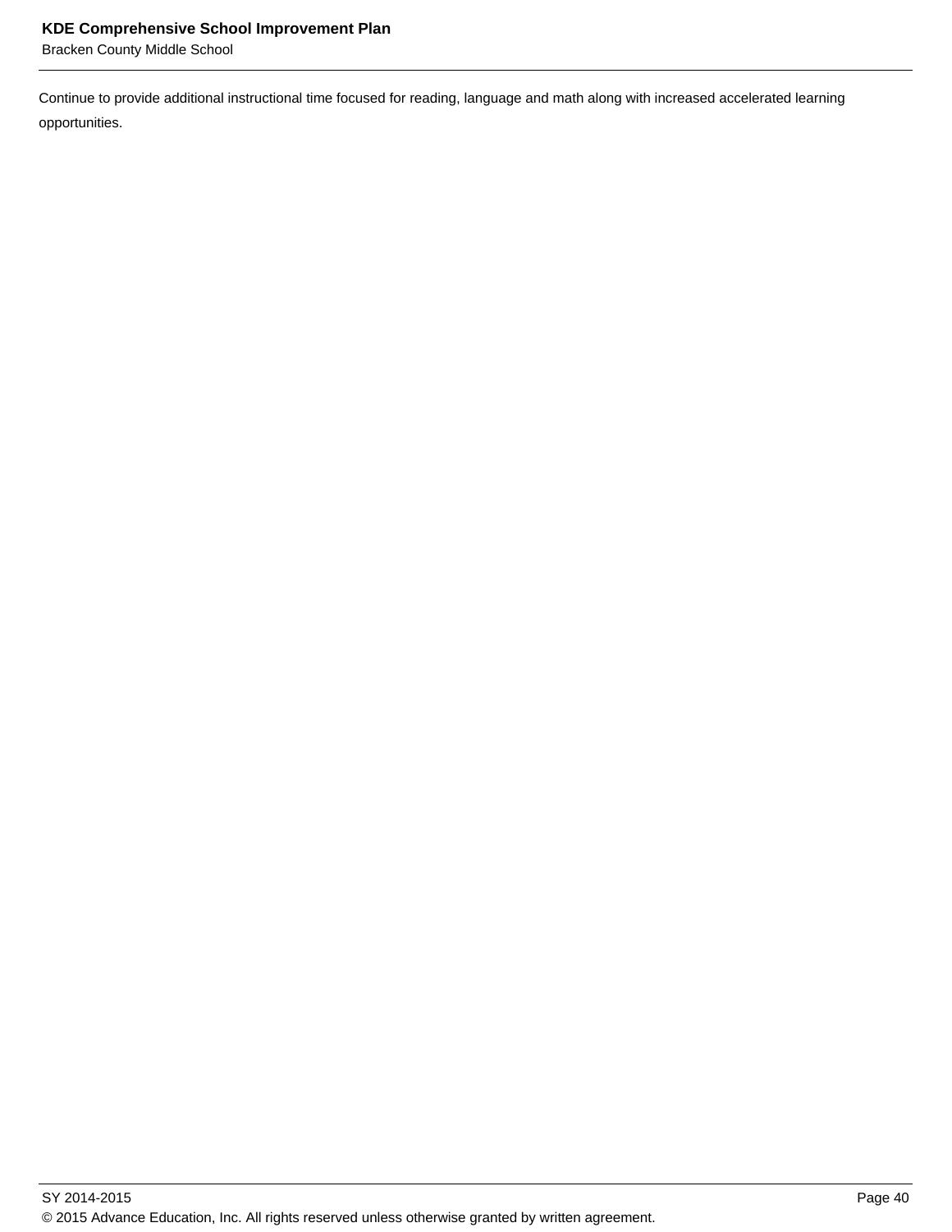Continue to provide additional instructional time focused for reading, language and math along with increased accelerated learning opportunities.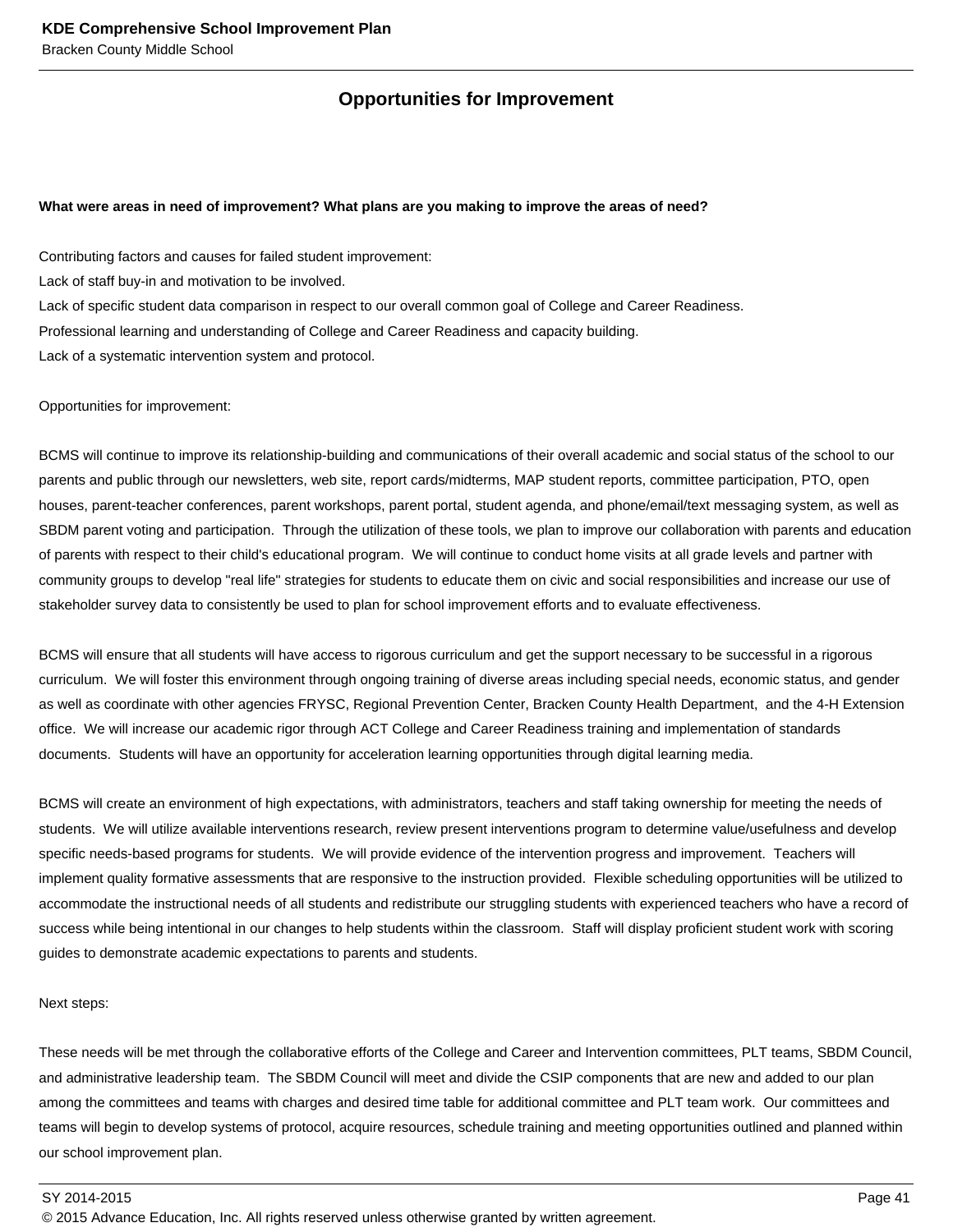## Opportunities for Improvement

**What were areas in need of improvement? What plans are you making to improve the areas of need?**

Contributing factors and causes for failed student improvement:
Lack of staff buy-in and motivation to be involved.
Lack of specific student data comparison in respect to our overall common goal of College and Career Readiness.
Professional learning and understanding of College and Career Readiness and capacity building.
Lack of a systematic intervention system and protocol.

Opportunities for improvement:

BCMS will continue to improve its relationship-building and communications of their overall academic and social status of the school to our parents and public through our newsletters, web site, report cards/midterms, MAP student reports, committee participation, PTO, open houses, parent-teacher conferences, parent workshops, parent portal, student agenda, and phone/email/text messaging system, as well as SBDM parent voting and participation. Through the utilization of these tools, we plan to improve our collaboration with parents and education of parents with respect to their child's educational program. We will continue to conduct home visits at all grade levels and partner with community groups to develop "real life" strategies for students to educate them on civic and social responsibilities and increase our use of stakeholder survey data to consistently be used to plan for school improvement efforts and to evaluate effectiveness.

BCMS will ensure that all students will have access to rigorous curriculum and get the support necessary to be successful in a rigorous curriculum. We will foster this environment through ongoing training of diverse areas including special needs, economic status, and gender as well as coordinate with other agencies FRYSC, Regional Prevention Center, Bracken County Health Department, and the 4-H Extension office. We will increase our academic rigor through ACT College and Career Readiness training and implementation of standards documents. Students will have an opportunity for acceleration learning opportunities through digital learning media.

BCMS will create an environment of high expectations, with administrators, teachers and staff taking ownership for meeting the needs of students. We will utilize available interventions research, review present interventions program to determine value/usefulness and develop specific needs-based programs for students. We will provide evidence of the intervention progress and improvement. Teachers will implement quality formative assessments that are responsive to the instruction provided. Flexible scheduling opportunities will be utilized to accommodate the instructional needs of all students and redistribute our struggling students with experienced teachers who have a record of success while being intentional in our changes to help students within the classroom. Staff will display proficient student work with scoring guides to demonstrate academic expectations to parents and students.

Next steps:

These needs will be met through the collaborative efforts of the College and Career and Intervention committees, PLT teams, SBDM Council, and administrative leadership team. The SBDM Council will meet and divide the CSIP components that are new and added to our plan among the committees and teams with charges and desired time table for additional committee and PLT team work. Our committees and teams will begin to develop systems of protocol, acquire resources, schedule training and meeting opportunities outlined and planned within our school improvement plan.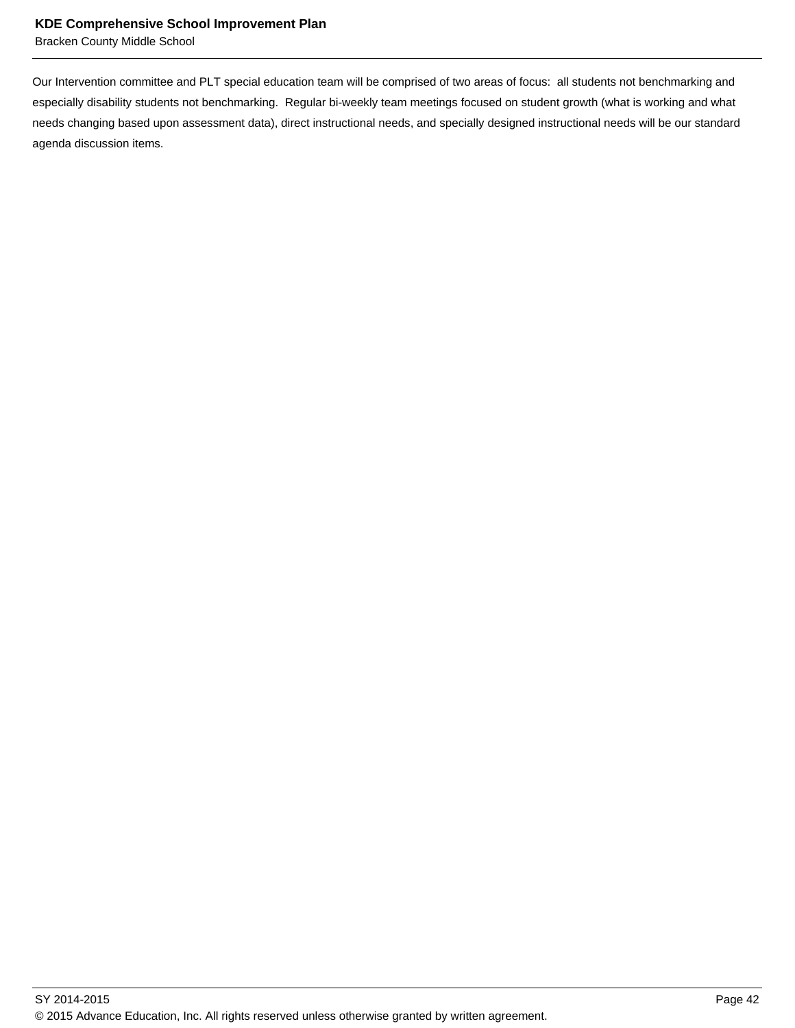Our Intervention committee and PLT special education team will be comprised of two areas of focus:  all students not benchmarking and especially disability students not benchmarking.  Regular bi-weekly team meetings focused on student growth (what is working and what needs changing based upon assessment data), direct instructional needs, and specially designed instructional needs will be our standard agenda discussion items.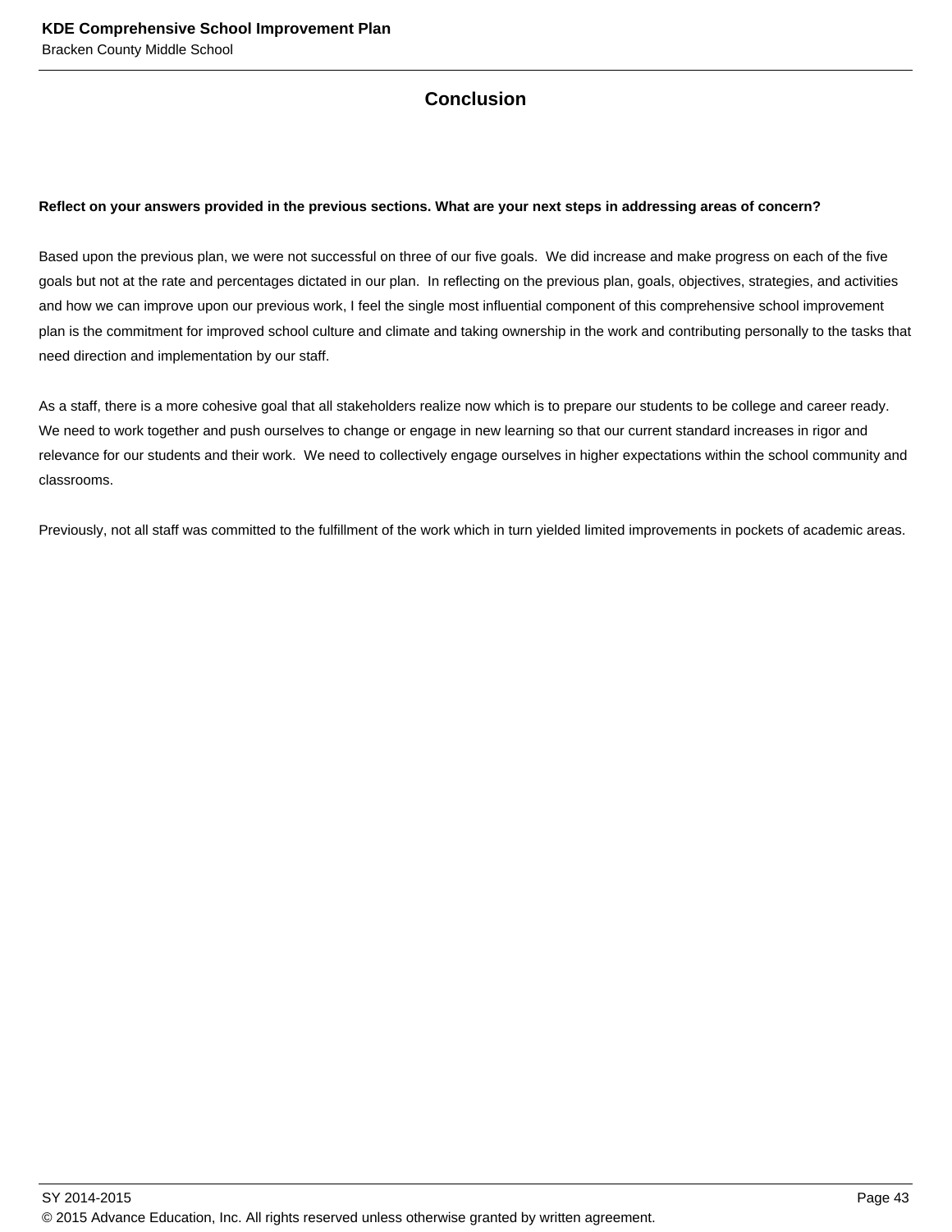## Conclusion

**Reflect on your answers provided in the previous sections. What are your next steps in addressing areas of concern?**

Based upon the previous plan, we were not successful on three of our five goals. We did increase and make progress on each of the five goals but not at the rate and percentages dictated in our plan. In reflecting on the previous plan, goals, objectives, strategies, and activities and how we can improve upon our previous work, I feel the single most influential component of this comprehensive school improvement plan is the commitment for improved school culture and climate and taking ownership in the work and contributing personally to the tasks that need direction and implementation by our staff.

As a staff, there is a more cohesive goal that all stakeholders realize now which is to prepare our students to be college and career ready. We need to work together and push ourselves to change or engage in new learning so that our current standard increases in rigor and relevance for our students and their work. We need to collectively engage ourselves in higher expectations within the school community and classrooms.

Previously, not all staff was committed to the fulfillment of the work which in turn yielded limited improvements in pockets of academic areas.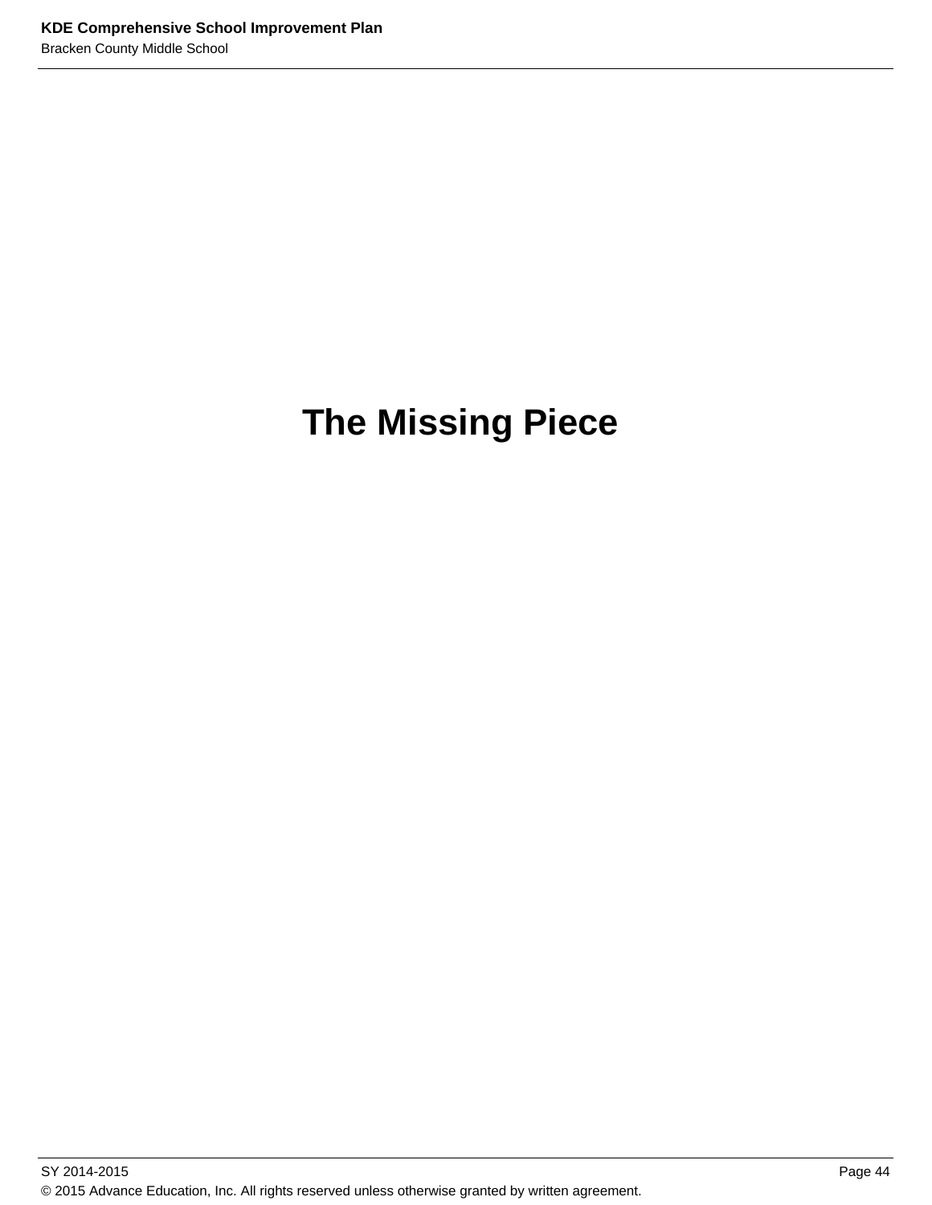# The Missing Piece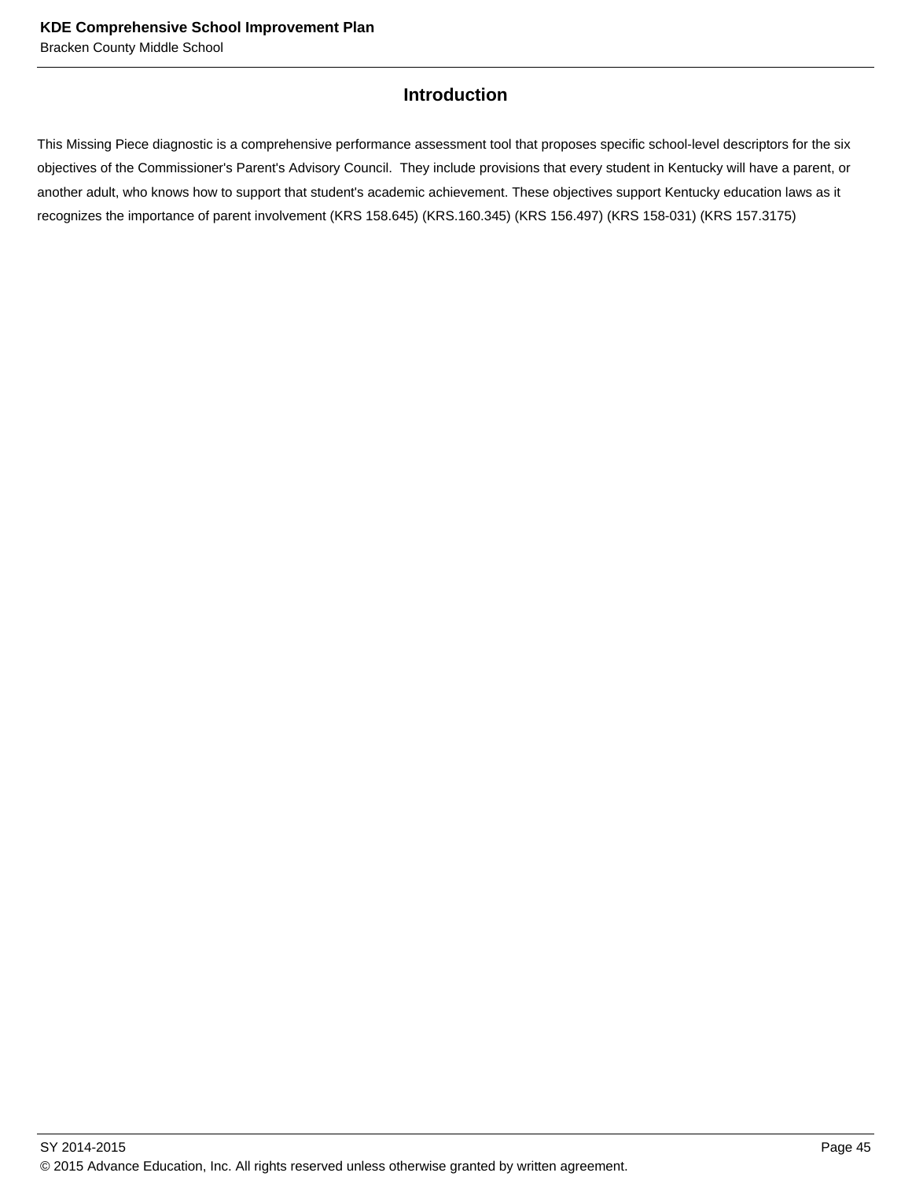# Introduction

This Missing Piece diagnostic is a comprehensive performance assessment tool that proposes specific school-level descriptors for the six objectives of the Commissioner's Parent's Advisory Council.  They include provisions that every student in Kentucky will have a parent, or another adult, who knows how to support that student's academic achievement. These objectives support Kentucky education laws as it recognizes the importance of parent involvement (KRS 158.645) (KRS.160.345) (KRS 156.497) (KRS 158-031) (KRS 157.3175)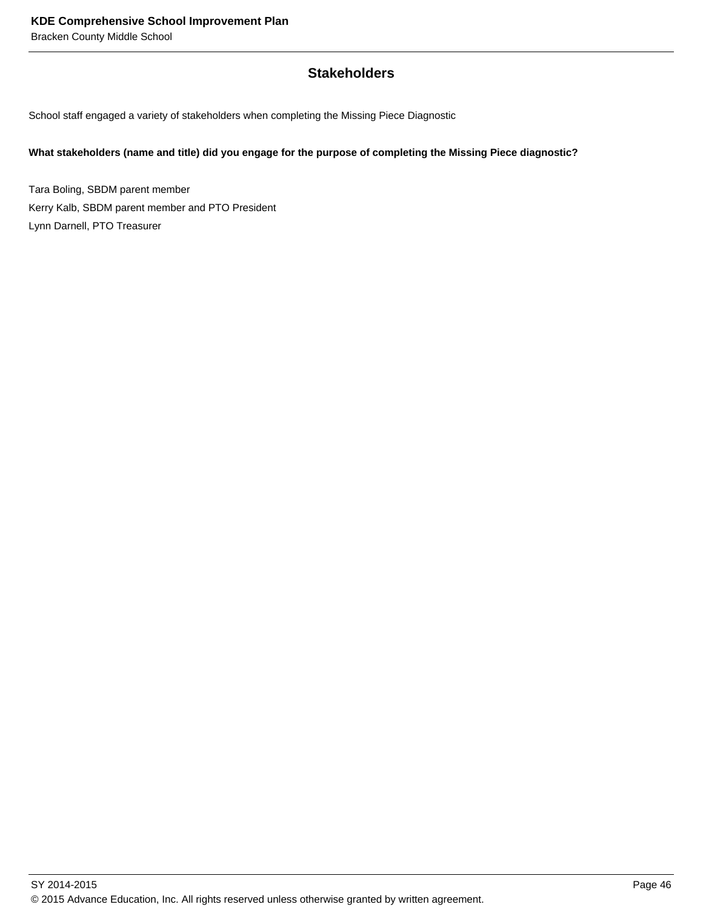## Stakeholders

School staff engaged a variety of stakeholders when completing the Missing Piece Diagnostic

**What stakeholders (name and title) did you engage for the purpose of completing the Missing Piece diagnostic?**

Tara Boling, SBDM parent member
Kerry Kalb, SBDM parent member and PTO President
Lynn Darnell, PTO Treasurer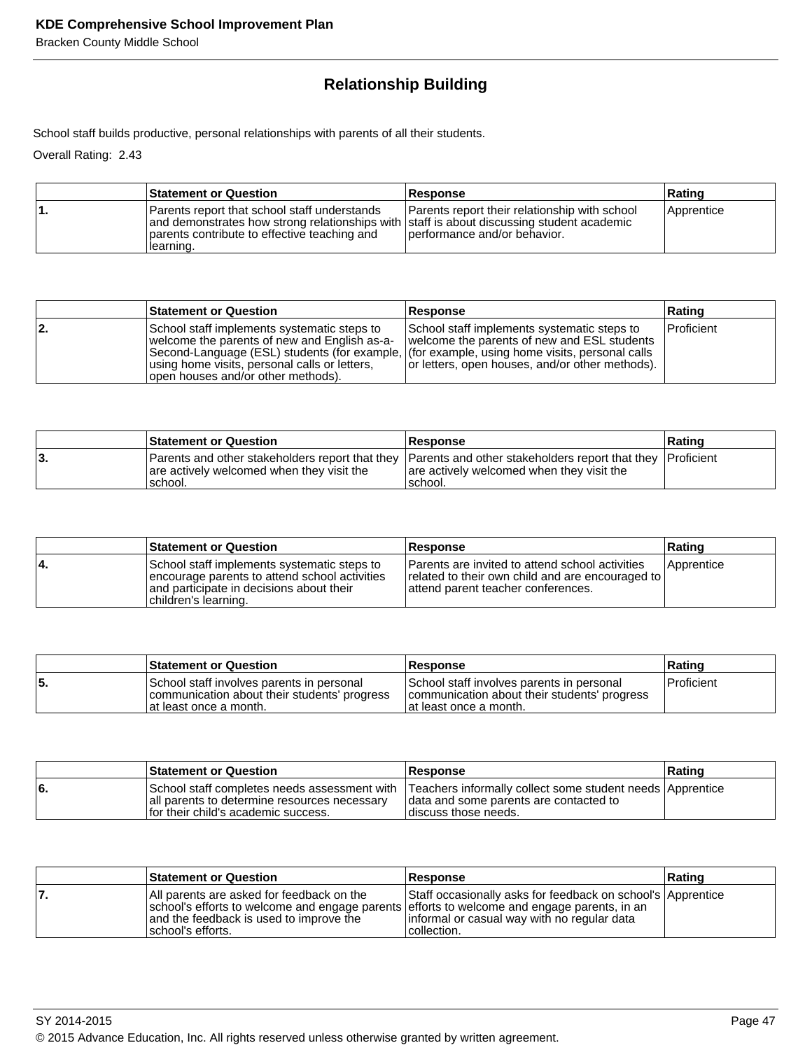## Relationship Building

School staff builds productive, personal relationships with parents of all their students.

Overall Rating: 2.43

| | Statement or Question | Response | Rating |
|---|---|---|---|
| 1. | Parents report that school staff understands and demonstrates how strong relationships with parents contribute to effective teaching and learning. | Parents report their relationship with school staff is about discussing student academic performance and/or behavior. | Apprentice |

| | Statement or Question | Response | Rating |
|---|---|---|---|
| 2. | School staff implements systematic steps to welcome the parents of new and English as-a-Second-Language (ESL) students (for example, using home visits, personal calls or letters, open houses and/or other methods). | School staff implements systematic steps to welcome the parents of new and ESL students (for example, using home visits, personal calls or letters, open houses, and/or other methods). | Proficient |

| | Statement or Question | Response | Rating |
|---|---|---|---|
| 3. | Parents and other stakeholders report that they are actively welcomed when they visit the school. | Parents and other stakeholders report that they are actively welcomed when they visit the school. | Proficient |

| | Statement or Question | Response | Rating |
|---|---|---|---|
| 4. | School staff implements systematic steps to encourage parents to attend school activities and participate in decisions about their children's learning. | Parents are invited to attend school activities related to their own child and are encouraged to attend parent teacher conferences. | Apprentice |

| | Statement or Question | Response | Rating |
|---|---|---|---|
| 5. | School staff involves parents in personal communication about their students' progress at least once a month. | School staff involves parents in personal communication about their students' progress at least once a month. | Proficient |

| | Statement or Question | Response | Rating |
|---|---|---|---|
| 6. | School staff completes needs assessment with all parents to determine resources necessary for their child's academic success. | Teachers informally collect some student needs data and some parents are contacted to discuss those needs. | Apprentice |

| | Statement or Question | Response | Rating |
|---|---|---|---|
| 7. | All parents are asked for feedback on the school's efforts to welcome and engage parents and the feedback is used to improve the school's efforts. | Staff occasionally asks for feedback on school's efforts to welcome and engage parents, in an informal or casual way with no regular data collection. | Apprentice |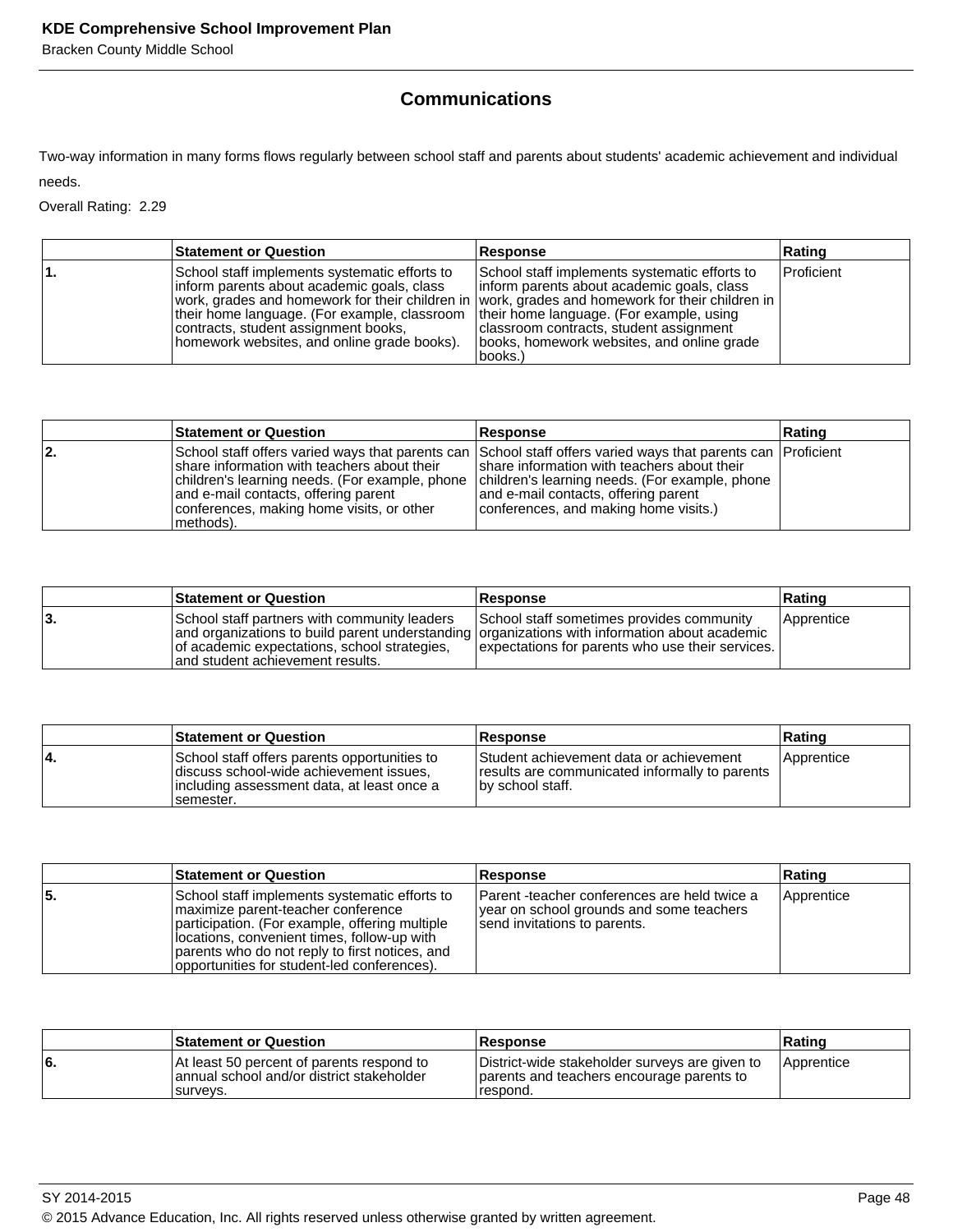## Communications

Two-way information in many forms flows regularly between school staff and parents about students' academic achievement and individual needs.

Overall Rating: 2.29

| | Statement or Question | Response | Rating |
|---|---|---|---|
| 1. | School staff implements systematic efforts to inform parents about academic goals, class work, grades and homework for their children in their home language. (For example, classroom contracts, student assignment books, homework websites, and online grade books). | School staff implements systematic efforts to inform parents about academic goals, class work, grades and homework for their children in their home language. (For example, using classroom contracts, student assignment books, homework websites, and online grade books.) | Proficient |

| | Statement or Question | Response | Rating |
|---|---|---|---|
| 2. | School staff offers varied ways that parents can share information with teachers about their children's learning needs. (For example, phone and e-mail contacts, offering parent conferences, making home visits, or other methods). | School staff offers varied ways that parents can share information with teachers about their children's learning needs. (For example, phone and e-mail contacts, offering parent conferences, and making home visits.) | Proficient |

| | Statement or Question | Response | Rating |
|---|---|---|---|
| 3. | School staff partners with community leaders and organizations to build parent understanding of academic expectations, school strategies, and student achievement results. | School staff sometimes provides community organizations with information about academic expectations for parents who use their services. | Apprentice |

| | Statement or Question | Response | Rating |
|---|---|---|---|
| 4. | School staff offers parents opportunities to discuss school-wide achievement issues, including assessment data, at least once a semester. | Student achievement data or achievement results are communicated informally to parents by school staff. | Apprentice |

| | Statement or Question | Response | Rating |
|---|---|---|---|
| 5. | School staff implements systematic efforts to maximize parent-teacher conference participation. (For example, offering multiple locations, convenient times, follow-up with parents who do not reply to first notices, and opportunities for student-led conferences). | Parent -teacher conferences are held twice a year on school grounds and some teachers send invitations to parents. | Apprentice |

| | Statement or Question | Response | Rating |
|---|---|---|---|
| 6. | At least 50 percent of parents respond to annual school and/or district stakeholder surveys. | District-wide stakeholder surveys are given to parents and teachers encourage parents to respond. | Apprentice |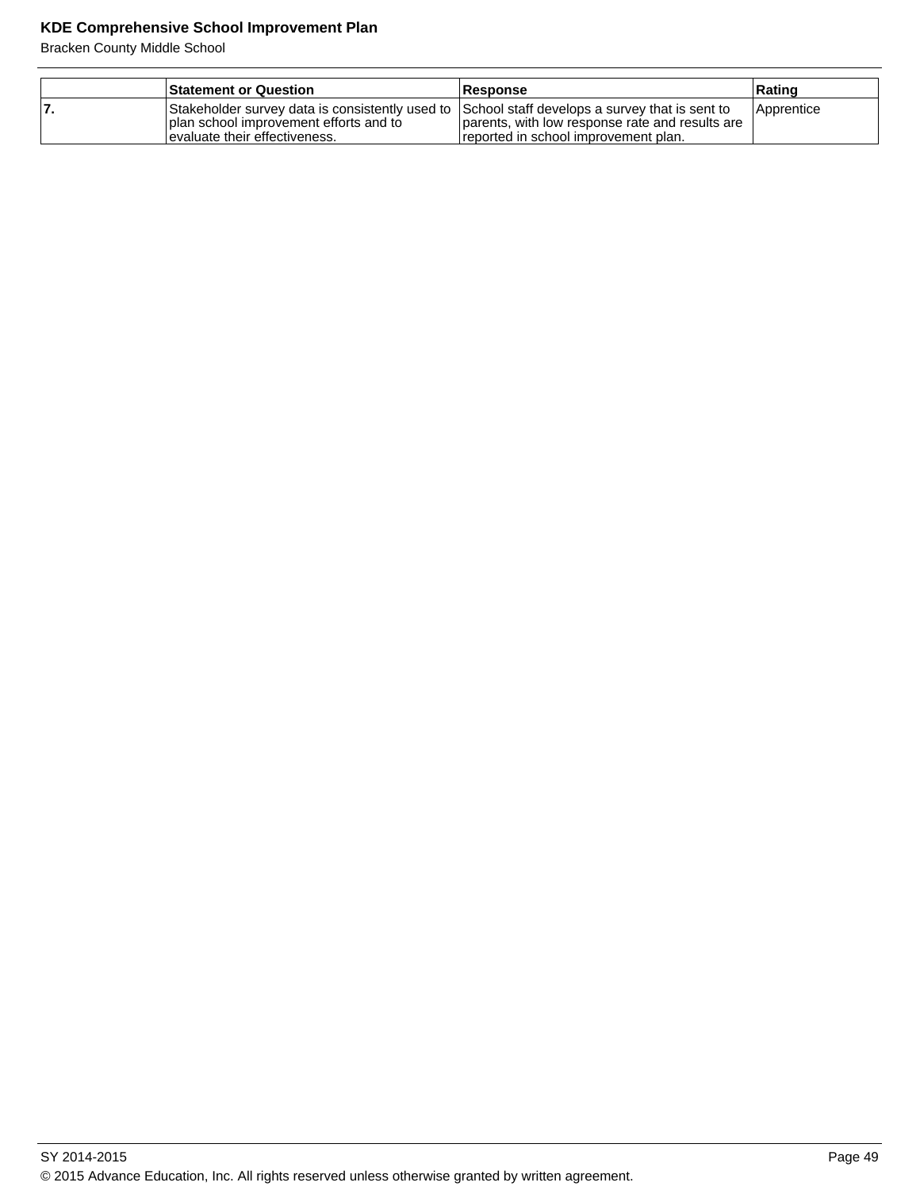| | Statement or Question | Response | Rating |
|---|---|---|---|
| 7. | Stakeholder survey data is consistently used to plan school improvement efforts and to evaluate their effectiveness. | School staff develops a survey that is sent to parents, with low response rate and results are reported in school improvement plan. | Apprentice |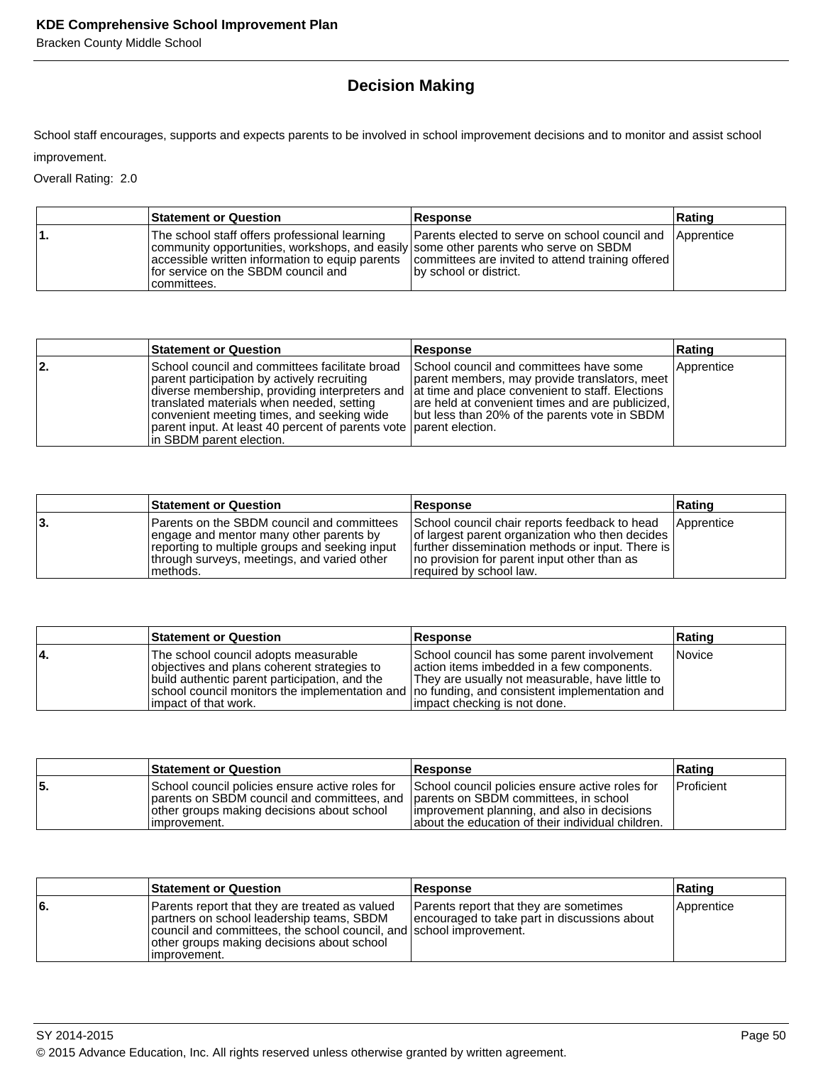## Decision Making

School staff encourages, supports and expects parents to be involved in school improvement decisions and to monitor and assist school improvement.

Overall Rating: 2.0

| | Statement or Question | Response | Rating |
|---|---|---|---|
| 1. | The school staff offers professional learning community opportunities, workshops, and easily accessible written information to equip parents for service on the SBDM council and committees. | Parents elected to serve on school council and some other parents who serve on SBDM committees are invited to attend training offered by school or district. | Apprentice |

| | Statement or Question | Response | Rating |
|---|---|---|---|
| 2. | School council and committees facilitate broad parent participation by actively recruiting diverse membership, providing interpreters and translated materials when needed, setting convenient meeting times, and seeking wide parent input. At least 40 percent of parents vote in SBDM parent election. | School council and committees have some parent members, may provide translators, meet at time and place convenient to staff. Elections are held at convenient times and are publicized, but less than 20% of the parents vote in SBDM parent election. | Apprentice |

| | Statement or Question | Response | Rating |
|---|---|---|---|
| 3. | Parents on the SBDM council and committees engage and mentor many other parents by reporting to multiple groups and seeking input through surveys, meetings, and varied other methods. | School council chair reports feedback to head of largest parent organization who then decides further dissemination methods or input. There is no provision for parent input other than as required by school law. | Apprentice |

| | Statement or Question | Response | Rating |
|---|---|---|---|
| 4. | The school council adopts measurable objectives and plans coherent strategies to build authentic parent participation, and the school council monitors the implementation and impact of that work. | School council has some parent involvement action items imbedded in a few components. They are usually not measurable, have little to no funding, and consistent implementation and impact checking is not done. | Novice |

| | Statement or Question | Response | Rating |
|---|---|---|---|
| 5. | School council policies ensure active roles for parents on SBDM council and committees, and other groups making decisions about school improvement. | School council policies ensure active roles for parents on SBDM committees, in school improvement planning, and also in decisions about the education of their individual children. | Proficient |

| | Statement or Question | Response | Rating |
|---|---|---|---|
| 6. | Parents report that they are treated as valued partners on school leadership teams, SBDM council and committees, the school council, and other groups making decisions about school improvement. | Parents report that they are sometimes encouraged to take part in discussions about school improvement. | Apprentice |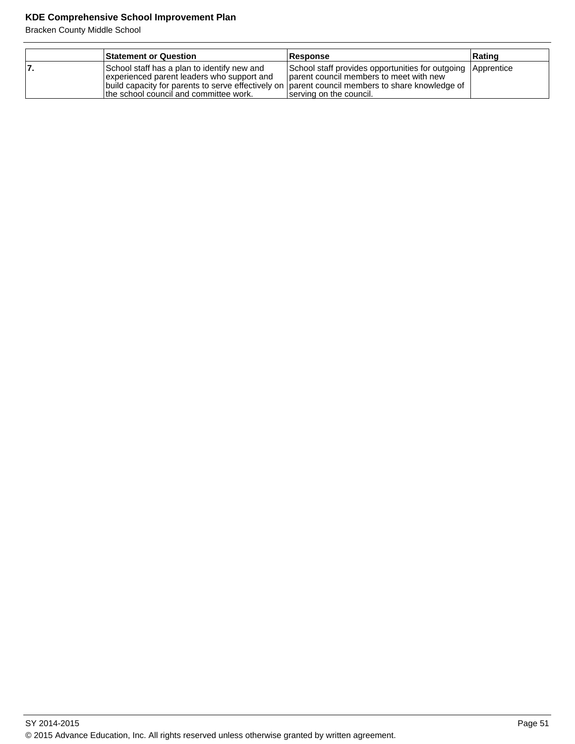| | Statement or Question | Response | Rating |
|---|---|---|---|
| 7. | School staff has a plan to identify new and experienced parent leaders who support and build capacity for parents to serve effectively on the school council and committee work. | School staff provides opportunities for outgoing parent council members to meet with new parent council members to share knowledge of serving on the council. | Apprentice |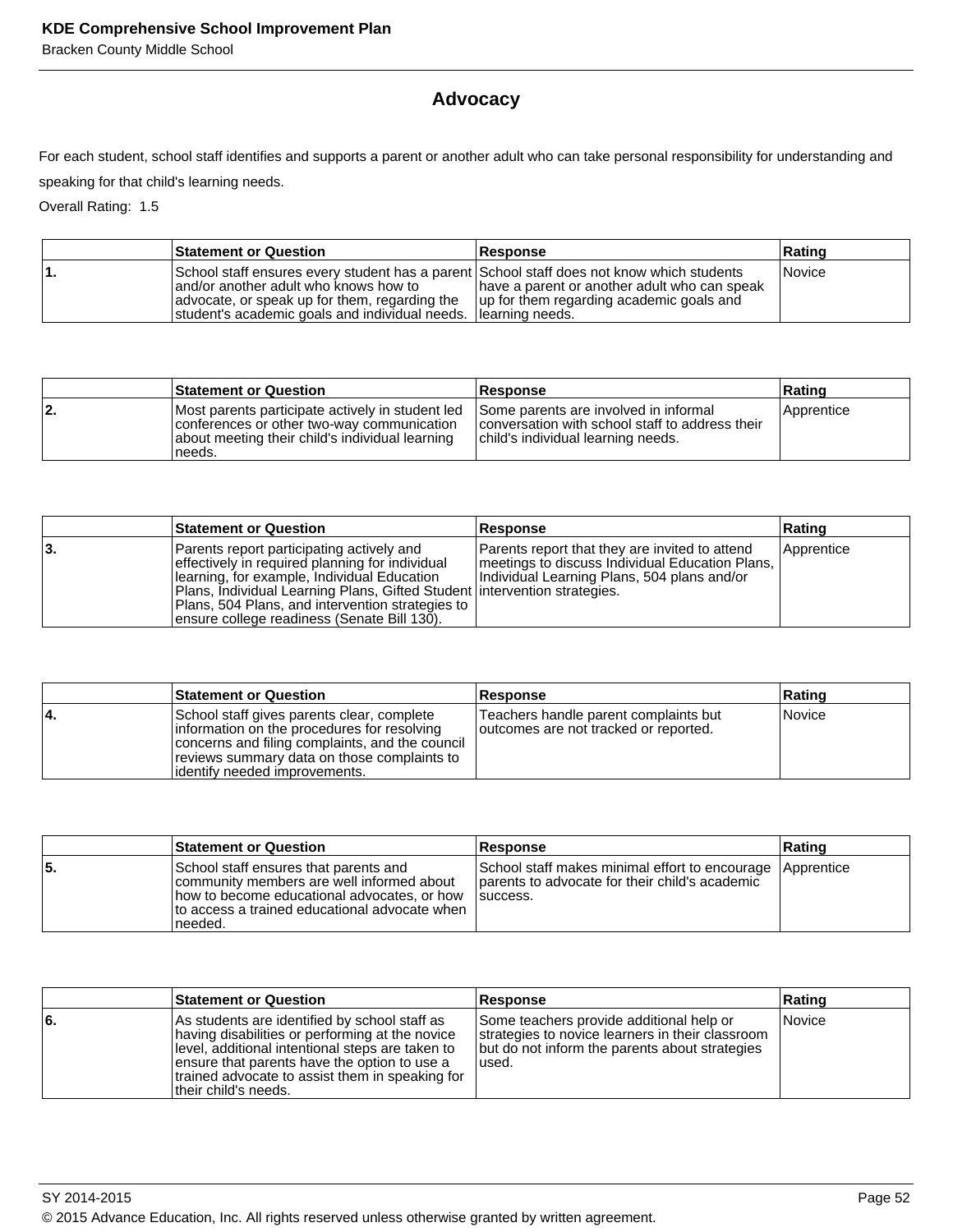## Advocacy

For each student, school staff identifies and supports a parent or another adult who can take personal responsibility for understanding and speaking for that child's learning needs.

Overall Rating: 1.5

| | Statement or Question | Response | Rating |
|---|---|---|---|
| 1. | School staff ensures every student has a parent and/or another adult who knows how to advocate, or speak up for them, regarding the student's academic goals and individual needs. | School staff does not know which students have a parent or another adult who can speak up for them regarding academic goals and learning needs. | Novice |

| | Statement or Question | Response | Rating |
|---|---|---|---|
| 2. | Most parents participate actively in student led conferences or other two-way communication about meeting their child's individual learning needs. | Some parents are involved in informal conversation with school staff to address their child's individual learning needs. | Apprentice |

| | Statement or Question | Response | Rating |
|---|---|---|---|
| 3. | Parents report participating actively and effectively in required planning for individual learning, for example, Individual Education Plans, Individual Learning Plans, Gifted Student Plans, 504 Plans, and intervention strategies to ensure college readiness (Senate Bill 130). | Parents report that they are invited to attend meetings to discuss Individual Education Plans, Individual Learning Plans, 504 plans and/or intervention strategies. | Apprentice |

| | Statement or Question | Response | Rating |
|---|---|---|---|
| 4. | School staff gives parents clear, complete information on the procedures for resolving concerns and filing complaints, and the council reviews summary data on those complaints to identify needed improvements. | Teachers handle parent complaints but outcomes are not tracked or reported. | Novice |

| | Statement or Question | Response | Rating |
|---|---|---|---|
| 5. | School staff ensures that parents and community members are well informed about how to become educational advocates, or how to access a trained educational advocate when needed. | School staff makes minimal effort to encourage parents to advocate for their child's academic success. | Apprentice |

| | Statement or Question | Response | Rating |
|---|---|---|---|
| 6. | As students are identified by school staff as having disabilities or performing at the novice level, additional intentional steps are taken to ensure that parents have the option to use a trained advocate to assist them in speaking for their child's needs. | Some teachers provide additional help or strategies to novice learners in their classroom but do not inform the parents about strategies used. | Novice |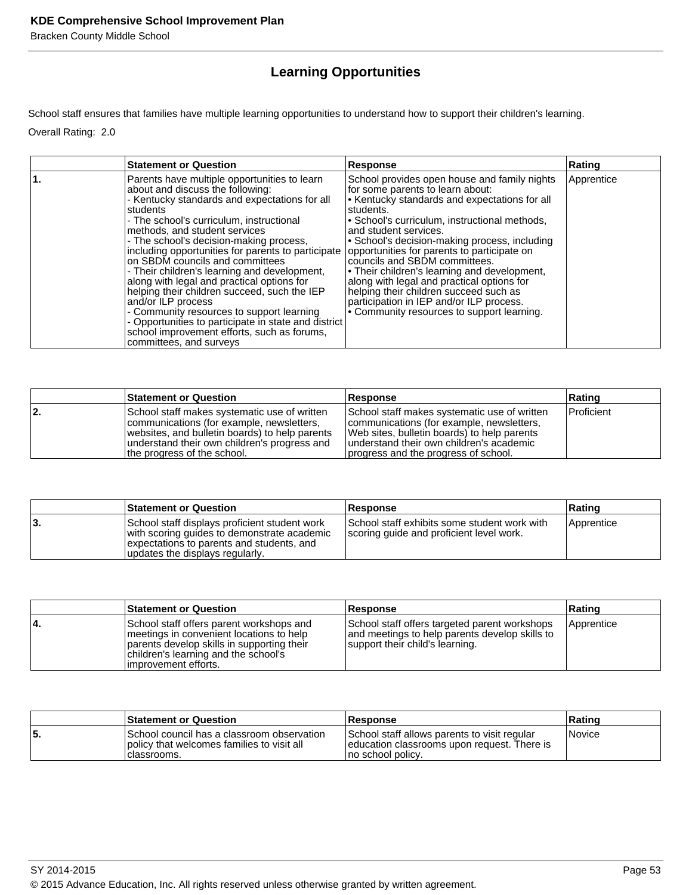## Learning Opportunities

School staff ensures that families have multiple learning opportunities to understand how to support their children's learning.

Overall Rating: 2.0

| | Statement or Question | Response | Rating |
|---|---|---|---|
| 1. | Parents have multiple opportunities to learn about and discuss the following:<br>- Kentucky standards and expectations for all students<br>- The school's curriculum, instructional methods, and student services<br>- The school's decision-making process, including opportunities for parents to participate on SBDM councils and committees<br>- Their children's learning and development, along with legal and practical options for helping their children succeed, such the IEP and/or ILP process<br>- Community resources to support learning<br>- Opportunities to participate in state and district school improvement efforts, such as forums, committees, and surveys | School provides open house and family nights for some parents to learn about:<br>• Kentucky standards and expectations for all students.<br>• School's curriculum, instructional methods, and student services.<br>• School's decision-making process, including opportunities for parents to participate on councils and SBDM committees.<br>• Their children's learning and development, along with legal and practical options for helping their children succeed such as participation in IEP and/or ILP process.<br>• Community resources to support learning. | Apprentice |

| | Statement or Question | Response | Rating |
|---|---|---|---|
| 2. | School staff makes systematic use of written communications (for example, newsletters, websites, and bulletin boards) to help parents understand their own children's progress and the progress of the school. | School staff makes systematic use of written communications (for example, newsletters, Web sites, bulletin boards) to help parents understand their own children's academic progress and the progress of school. | Proficient |

| | Statement or Question | Response | Rating |
|---|---|---|---|
| 3. | School staff displays proficient student work with scoring guides to demonstrate academic expectations to parents and students, and updates the displays regularly. | School staff exhibits some student work with scoring guide and proficient level work. | Apprentice |

| | Statement or Question | Response | Rating |
|---|---|---|---|
| 4. | School staff offers parent workshops and meetings in convenient locations to help parents develop skills in supporting their children's learning and the school's improvement efforts. | School staff offers targeted parent workshops and meetings to help parents develop skills to support their child's learning. | Apprentice |

| | Statement or Question | Response | Rating |
|---|---|---|---|
| 5. | School council has a classroom observation policy that welcomes families to visit all classrooms. | School staff allows parents to visit regular education classrooms upon request. There is no school policy. | Novice |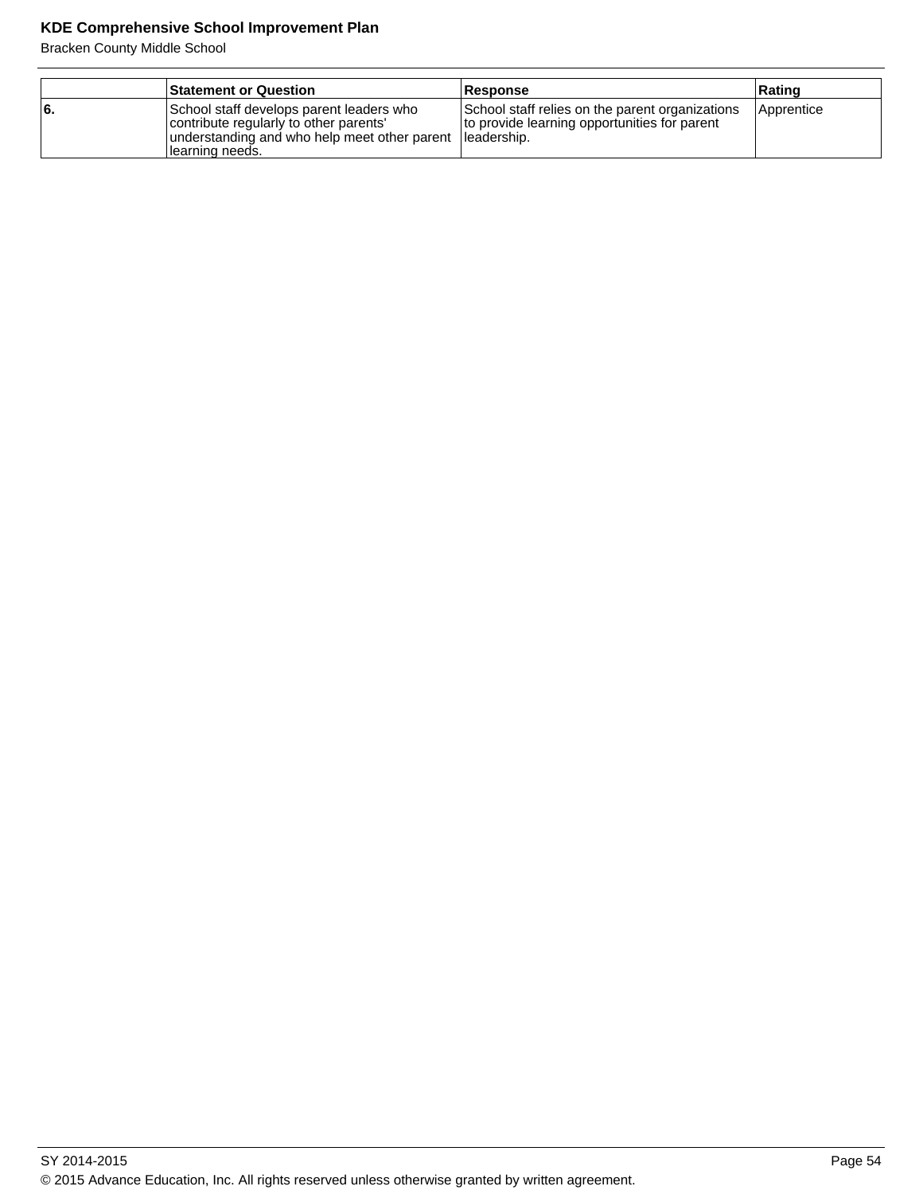| | Statement or Question | Response | Rating |
|---|---|---|---|
| **6.** | School staff develops parent leaders who contribute regularly to other parents' understanding and who help meet other parent learning needs. | School staff relies on the parent organizations to provide learning opportunities for parent leadership. | Apprentice |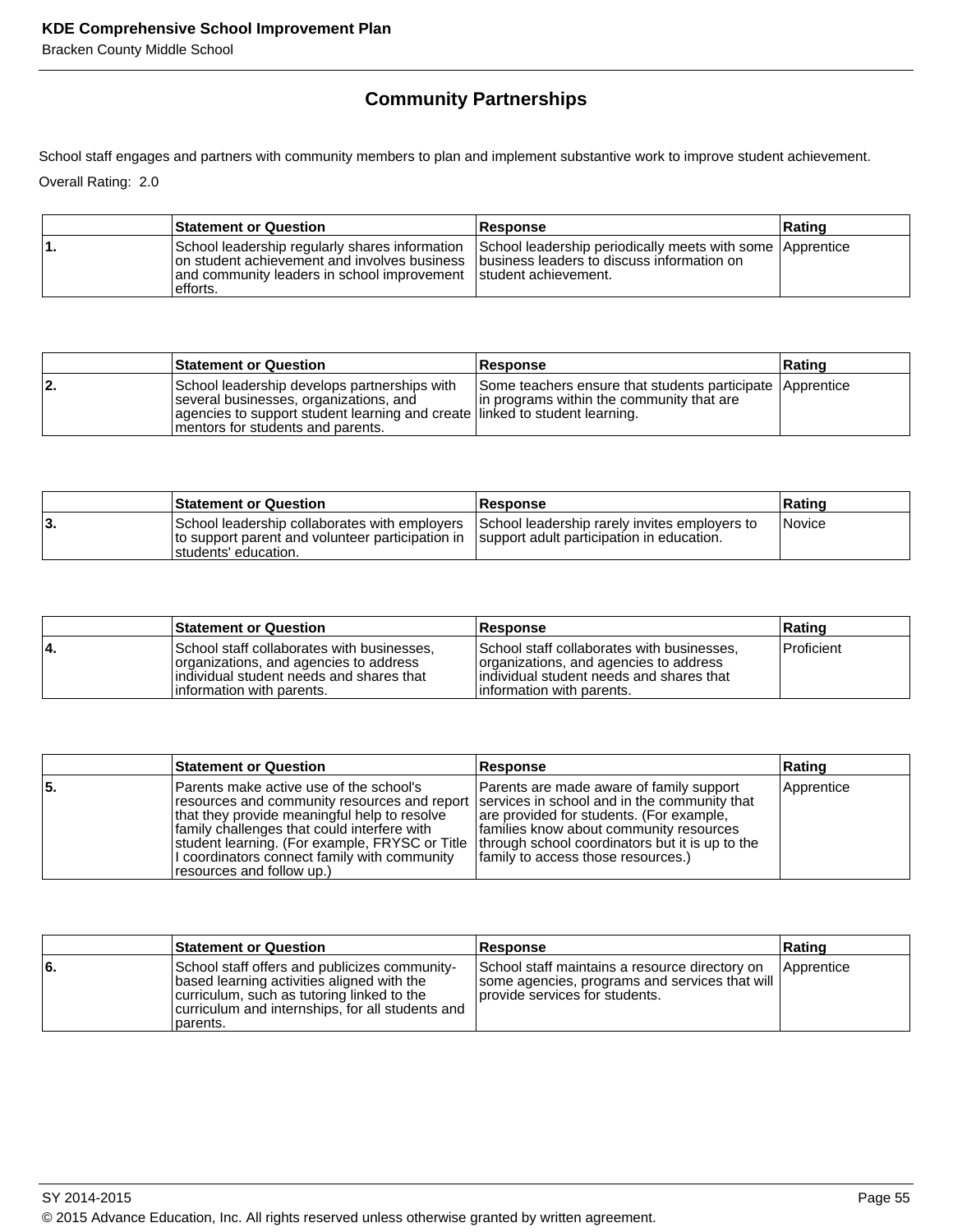## Community Partnerships

School staff engages and partners with community members to plan and implement substantive work to improve student achievement.

Overall Rating: 2.0

| | Statement or Question | Response | Rating |
|---|---|---|---|
| 1. | School leadership regularly shares information on student achievement and involves business and community leaders in school improvement efforts. | School leadership periodically meets with some business leaders to discuss information on student achievement. | Apprentice |

| | Statement or Question | Response | Rating |
|---|---|---|---|
| 2. | School leadership develops partnerships with several businesses, organizations, and agencies to support student learning and create mentors for students and parents. | Some teachers ensure that students participate in programs within the community that are linked to student learning. | Apprentice |

| | Statement or Question | Response | Rating |
|---|---|---|---|
| 3. | School leadership collaborates with employers to support parent and volunteer participation in students' education. | School leadership rarely invites employers to support adult participation in education. | Novice |

| | Statement or Question | Response | Rating |
|---|---|---|---|
| 4. | School staff collaborates with businesses, organizations, and agencies to address individual student needs and shares that information with parents. | School staff collaborates with businesses, organizations, and agencies to address individual student needs and shares that information with parents. | Proficient |

| | Statement or Question | Response | Rating |
|---|---|---|---|
| 5. | Parents make active use of the school's resources and community resources and report that they provide meaningful help to resolve family challenges that could interfere with student learning. (For example, FRYSC or Title I coordinators connect family with community resources and follow up.) | Parents are made aware of family support services in school and in the community that are provided for students. (For example, families know about community resources through school coordinators but it is up to the family to access those resources.) | Apprentice |

| | Statement or Question | Response | Rating |
|---|---|---|---|
| 6. | School staff offers and publicizes community-based learning activities aligned with the curriculum, such as tutoring linked to the curriculum and internships, for all students and parents. | School staff maintains a resource directory on some agencies, programs and services that will provide services for students. | Apprentice |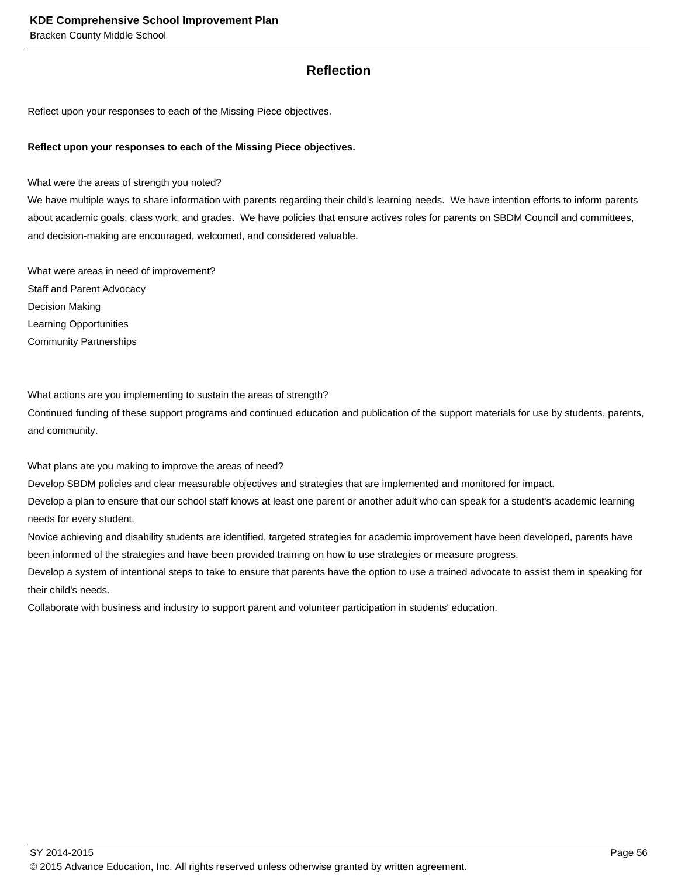## Reflection

Reflect upon your responses to each of the Missing Piece objectives.

**Reflect upon your responses to each of the Missing Piece objectives.**

What were the areas of strength you noted?
We have multiple ways to share information with parents regarding their child's learning needs.  We have intention efforts to inform parents about academic goals, class work, and grades.  We have policies that ensure actives roles for parents on SBDM Council and committees, and decision-making are encouraged, welcomed, and considered valuable.

What were areas in need of improvement?
Staff and Parent Advocacy
Decision Making
Learning Opportunities
Community Partnerships

What actions are you implementing to sustain the areas of strength?
Continued funding of these support programs and continued education and publication of the support materials for use by students, parents, and community.

What plans are you making to improve the areas of need?
Develop SBDM policies and clear measurable objectives and strategies that are implemented and monitored for impact.
Develop a plan to ensure that our school staff knows at least one parent or another adult who can speak for a student's academic learning needs for every student.
Novice achieving and disability students are identified, targeted strategies for academic improvement have been developed, parents have been informed of the strategies and have been provided training on how to use strategies or measure progress.
Develop a system of intentional steps to take to ensure that parents have the option to use a trained advocate to assist them in speaking for their child's needs.
Collaborate with business and industry to support parent and volunteer participation in students' education.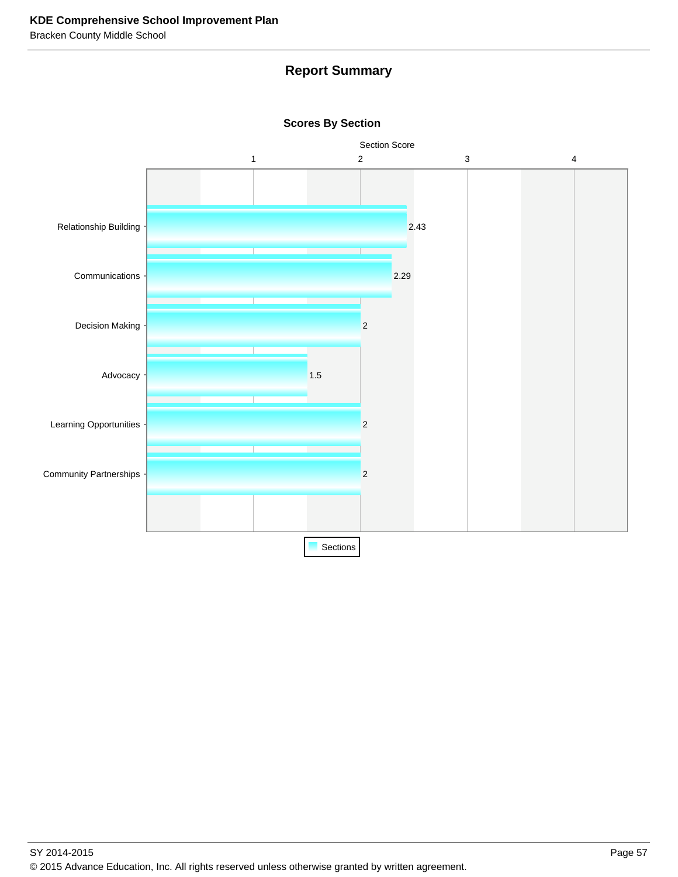## Report Summary

### Scores By Section

| Section | Section Score |
|---|---|
| Relationship Building | 2.43 |
| Communications | 2.29 |
| Decision Making | 2 |
| Advocacy | 1.5 |
| Learning Opportunities | 2 |
| Community Partnerships | 2 |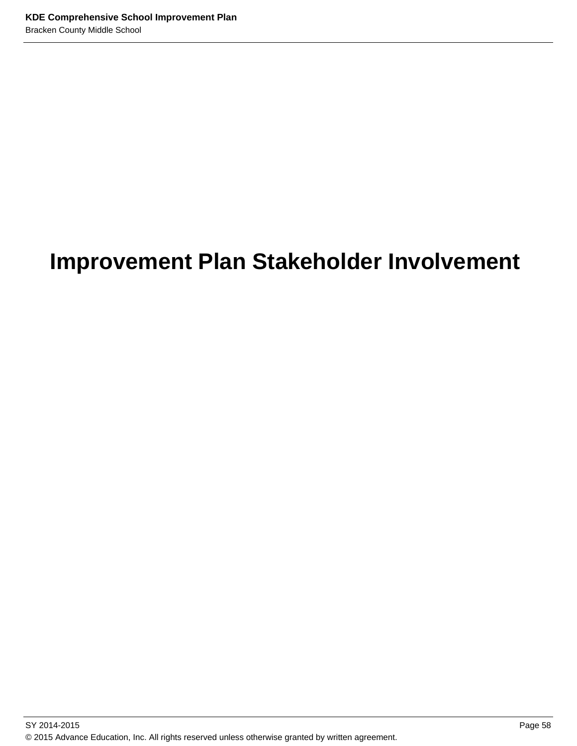# Improvement Plan Stakeholder Involvement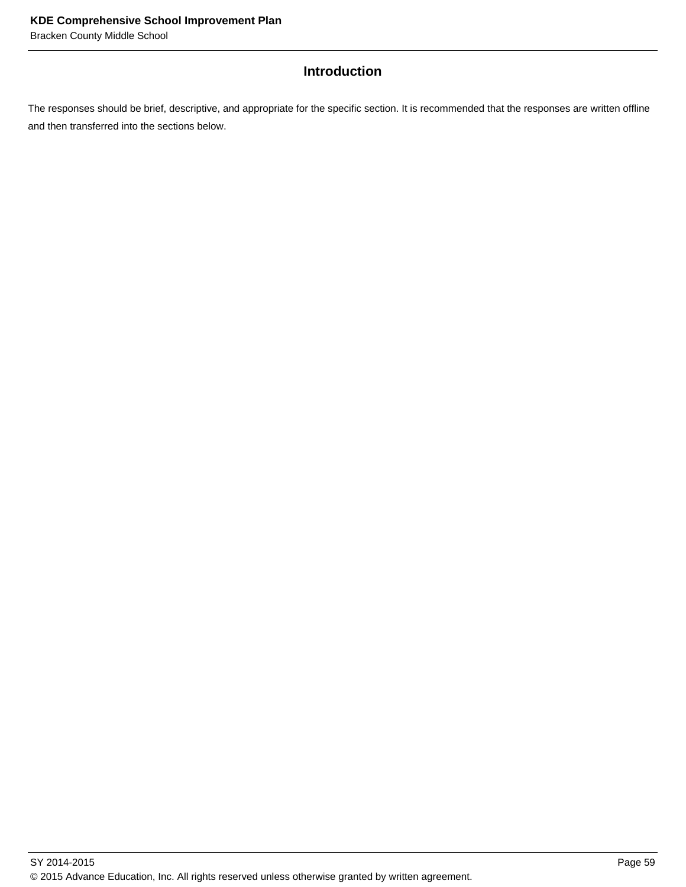## Introduction

The responses should be brief, descriptive, and appropriate for the specific section. It is recommended that the responses are written offline and then transferred into the sections below.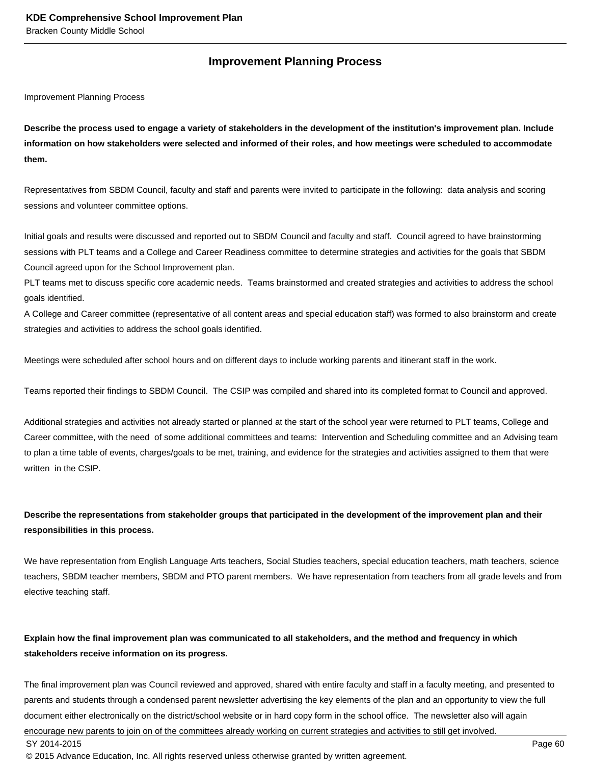## Improvement Planning Process

Improvement Planning Process

**Describe the process used to engage a variety of stakeholders in the development of the institution's improvement plan. Include information on how stakeholders were selected and informed of their roles, and how meetings were scheduled to accommodate them.**

Representatives from SBDM Council, faculty and staff and parents were invited to participate in the following: data analysis and scoring sessions and volunteer committee options.

Initial goals and results were discussed and reported out to SBDM Council and faculty and staff. Council agreed to have brainstorming sessions with PLT teams and a College and Career Readiness committee to determine strategies and activities for the goals that SBDM Council agreed upon for the School Improvement plan.
PLT teams met to discuss specific core academic needs. Teams brainstormed and created strategies and activities to address the school goals identified.
A College and Career committee (representative of all content areas and special education staff) was formed to also brainstorm and create strategies and activities to address the school goals identified.

Meetings were scheduled after school hours and on different days to include working parents and itinerant staff in the work.

Teams reported their findings to SBDM Council. The CSIP was compiled and shared into its completed format to Council and approved.

Additional strategies and activities not already started or planned at the start of the school year were returned to PLT teams, College and Career committee, with the need of some additional committees and teams: Intervention and Scheduling committee and an Advising team to plan a time table of events, charges/goals to be met, training, and evidence for the strategies and activities assigned to them that were written in the CSIP.

**Describe the representations from stakeholder groups that participated in the development of the improvement plan and their responsibilities in this process.**

We have representation from English Language Arts teachers, Social Studies teachers, special education teachers, math teachers, science teachers, SBDM teacher members, SBDM and PTO parent members. We have representation from teachers from all grade levels and from elective teaching staff.

**Explain how the final improvement plan was communicated to all stakeholders, and the method and frequency in which stakeholders receive information on its progress.**

The final improvement plan was Council reviewed and approved, shared with entire faculty and staff in a faculty meeting, and presented to parents and students through a condensed parent newsletter advertising the key elements of the plan and an opportunity to view the full document either electronically on the district/school website or in hard copy form in the school office. The newsletter also will again encourage new parents to join on of the committees already working on current strategies and activities to still get involved.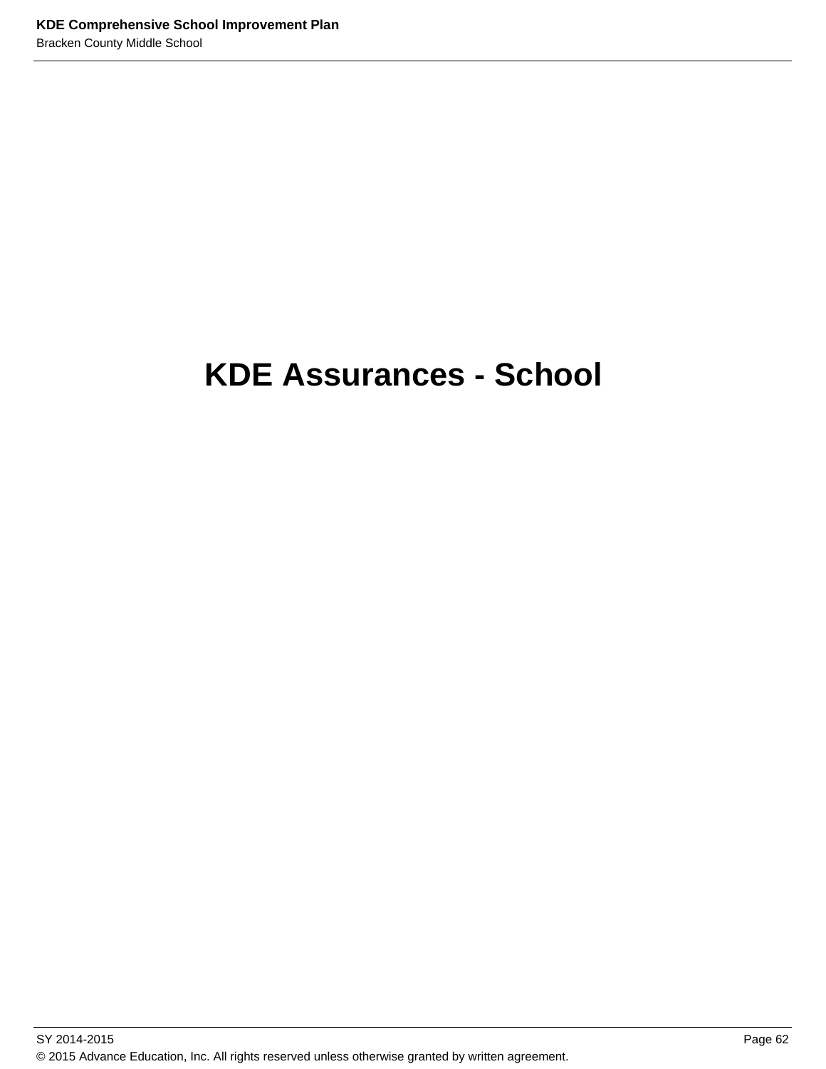# KDE Assurances - School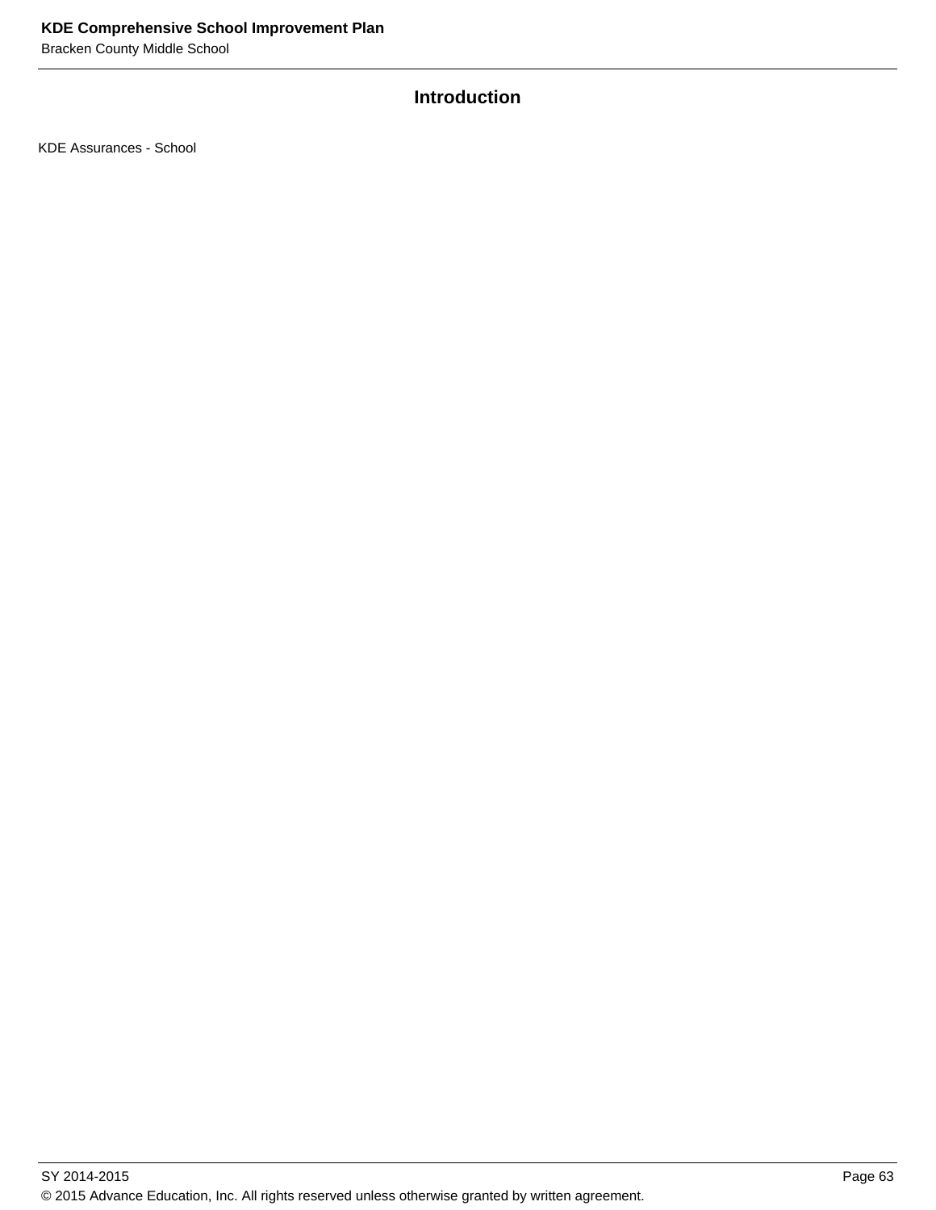## Introduction

KDE Assurances - School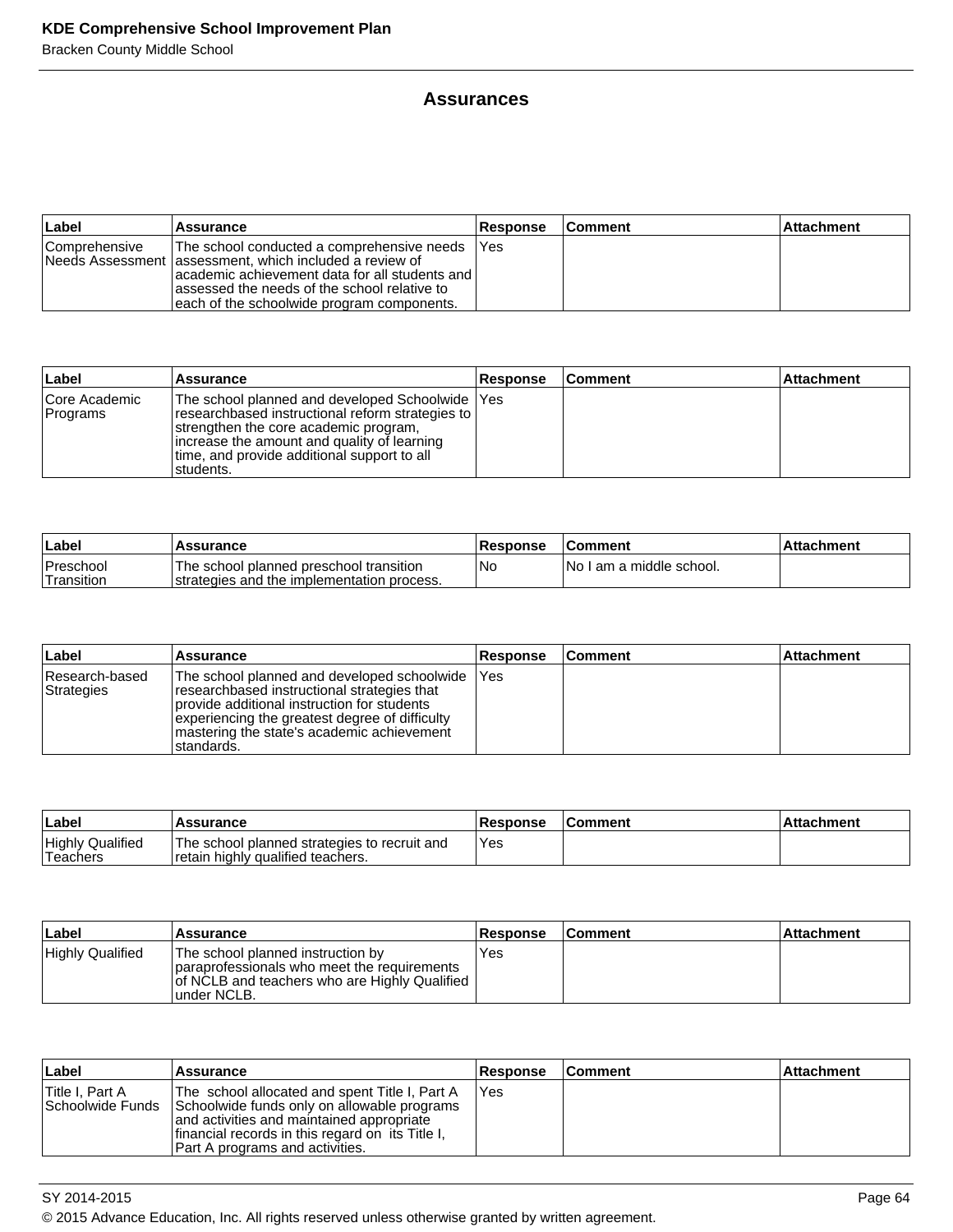# Assurances

| Label | Assurance | Response | Comment | Attachment |
|---|---|---|---|---|
| Comprehensive Needs Assessment | The school conducted a comprehensive needs assessment, which included a review of academic achievement data for all students and assessed the needs of the school relative to each of the schoolwide program components. | Yes | | |

| Label | Assurance | Response | Comment | Attachment |
|---|---|---|---|---|
| Core Academic Programs | The school planned and developed Schoolwide researchbased instructional reform strategies to strengthen the core academic program, increase the amount and quality of learning time, and provide additional support to all students. | Yes | | |

| Label | Assurance | Response | Comment | Attachment |
|---|---|---|---|---|
| Preschool Transition | The school planned preschool transition strategies and the implementation process. | No | No I am a middle school. | |

| Label | Assurance | Response | Comment | Attachment |
|---|---|---|---|---|
| Research-based Strategies | The school planned and developed schoolwide researchbased instructional strategies that provide additional instruction for students experiencing the greatest degree of difficulty mastering the state's academic achievement standards. | Yes | | |

| Label | Assurance | Response | Comment | Attachment |
|---|---|---|---|---|
| Highly Qualified Teachers | The school planned strategies to recruit and retain highly qualified teachers. | Yes | | |

| Label | Assurance | Response | Comment | Attachment |
|---|---|---|---|---|
| Highly Qualified | The school planned instruction by paraprofessionals who meet the requirements of NCLB and teachers who are Highly Qualified under NCLB. | Yes | | |

| Label | Assurance | Response | Comment | Attachment |
|---|---|---|---|---|
| Title I, Part A Schoolwide Funds | The school allocated and spent Title I, Part A Schoolwide funds only on allowable programs and activities and maintained appropriate financial records in this regard on its Title I, Part A programs and activities. | Yes | | |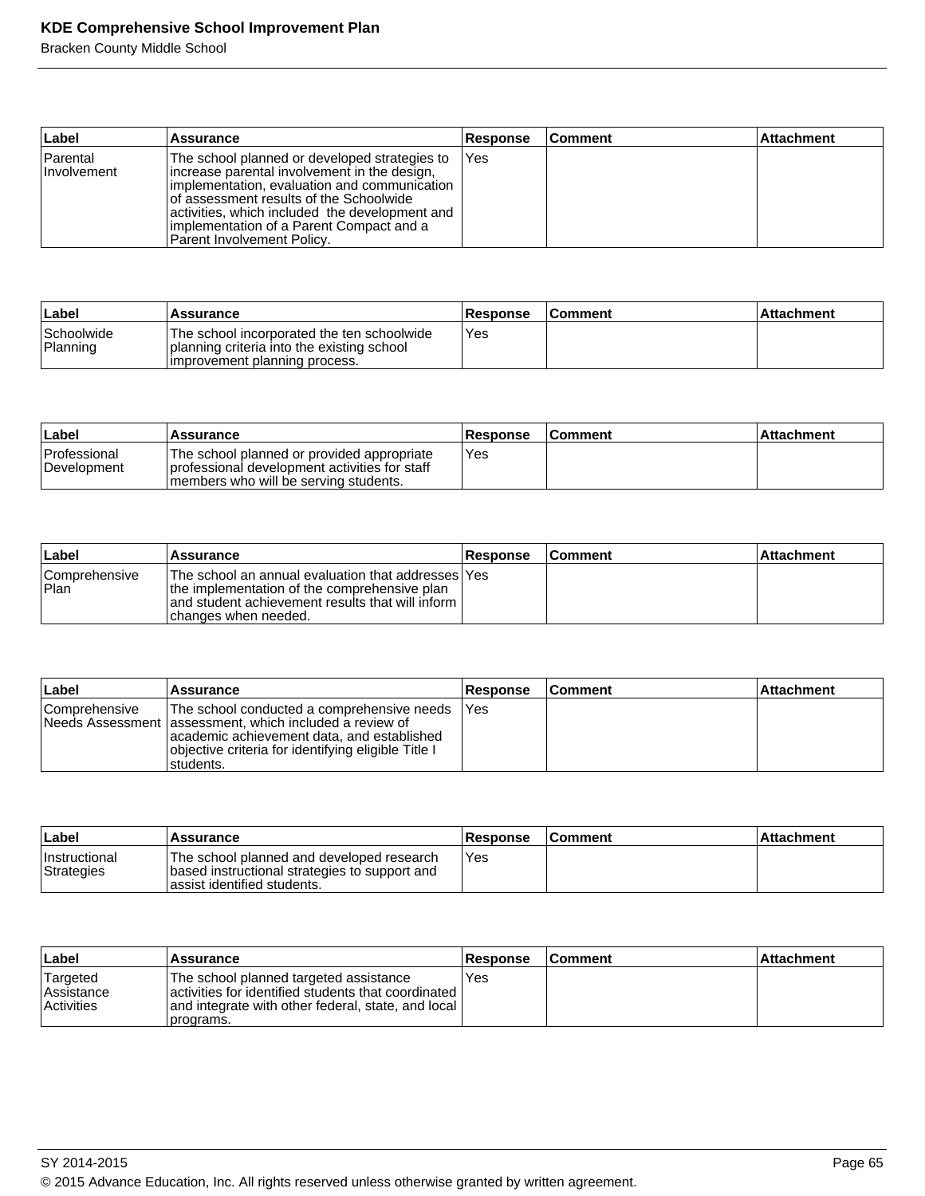| Label | Assurance | Response | Comment | Attachment |
|---|---|---|---|---|
| Parental Involvement | The school planned or developed strategies to increase parental involvement in the design, implementation, evaluation and communication of assessment results of the Schoolwide activities, which included the development and implementation of a Parent Compact and a Parent Involvement Policy. | Yes | | |

| Label | Assurance | Response | Comment | Attachment |
|---|---|---|---|---|
| Schoolwide Planning | The school incorporated the ten schoolwide planning criteria into the existing school improvement planning process. | Yes | | |

| Label | Assurance | Response | Comment | Attachment |
|---|---|---|---|---|
| Professional Development | The school planned or provided appropriate professional development activities for staff members who will be serving students. | Yes | | |

| Label | Assurance | Response | Comment | Attachment |
|---|---|---|---|---|
| Comprehensive Plan | The school an annual evaluation that addresses the implementation of the comprehensive plan and student achievement results that will inform changes when needed. | Yes | | |

| Label | Assurance | Response | Comment | Attachment |
|---|---|---|---|---|
| Comprehensive Needs Assessment | The school conducted a comprehensive needs assessment, which included a review of academic achievement data, and established objective criteria for identifying eligible Title I students. | Yes | | |

| Label | Assurance | Response | Comment | Attachment |
|---|---|---|---|---|
| Instructional Strategies | The school planned and developed research based instructional strategies to support and assist identified students. | Yes | | |

| Label | Assurance | Response | Comment | Attachment |
|---|---|---|---|---|
| Targeted Assistance Activities | The school planned targeted assistance activities for identified students that coordinated and integrate with other federal, state, and local programs. | Yes | | |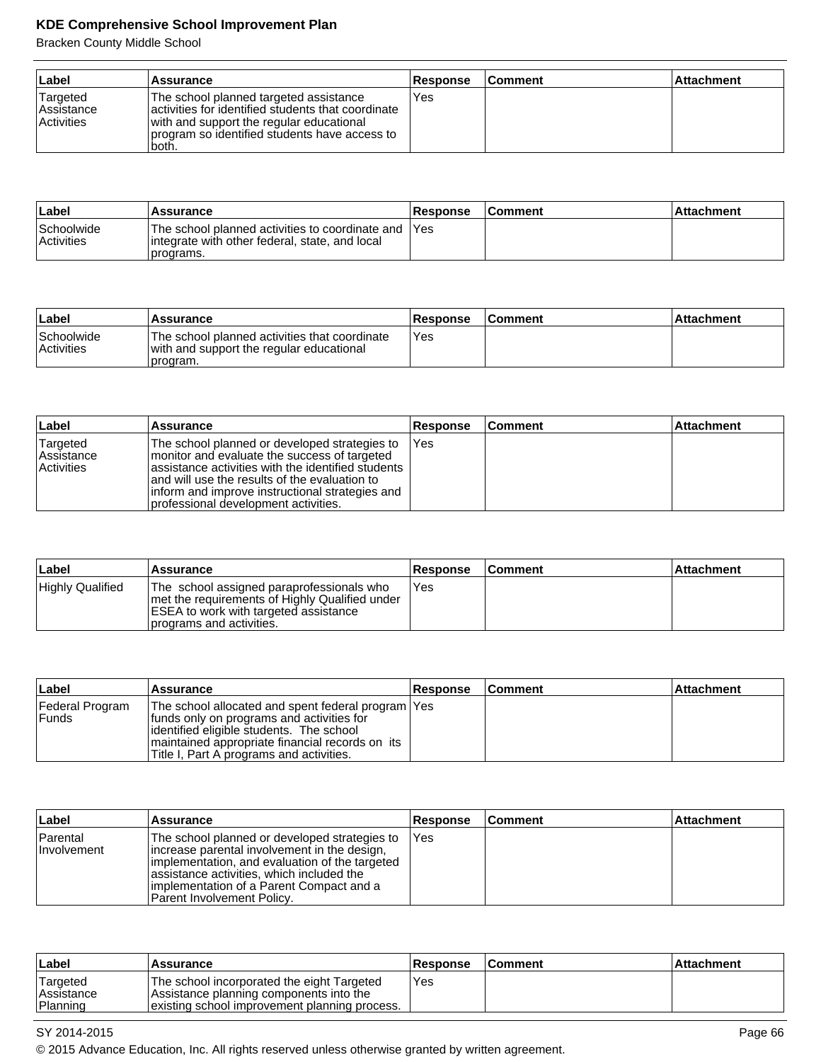| Label | Assurance | Response | Comment | Attachment |
|---|---|---|---|---|
| Targeted Assistance Activities | The school planned targeted assistance activities for identified students that coordinate with and support the regular educational program so identified students have access to both. | Yes | | |

| Label | Assurance | Response | Comment | Attachment |
|---|---|---|---|---|
| Schoolwide Activities | The school planned activities to coordinate and integrate with other federal, state, and local programs. | Yes | | |

| Label | Assurance | Response | Comment | Attachment |
|---|---|---|---|---|
| Schoolwide Activities | The school planned activities that coordinate with and support the regular educational program. | Yes | | |

| Label | Assurance | Response | Comment | Attachment |
|---|---|---|---|---|
| Targeted Assistance Activities | The school planned or developed strategies to monitor and evaluate the success of targeted assistance activities with the identified students and will use the results of the evaluation to inform and improve instructional strategies and professional development activities. | Yes | | |

| Label | Assurance | Response | Comment | Attachment |
|---|---|---|---|---|
| Highly Qualified | The school assigned paraprofessionals who met the requirements of Highly Qualified under ESEA to work with targeted assistance programs and activities. | Yes | | |

| Label | Assurance | Response | Comment | Attachment |
|---|---|---|---|---|
| Federal Program Funds | The school allocated and spent federal program funds only on programs and activities for identified eligible students. The school maintained appropriate financial records on its Title I, Part A programs and activities. | Yes | | |

| Label | Assurance | Response | Comment | Attachment |
|---|---|---|---|---|
| Parental Involvement | The school planned or developed strategies to increase parental involvement in the design, implementation, and evaluation of the targeted assistance activities, which included the implementation of a Parent Compact and a Parent Involvement Policy. | Yes | | |

| Label | Assurance | Response | Comment | Attachment |
|---|---|---|---|---|
| Targeted Assistance Planning | The school incorporated the eight Targeted Assistance planning components into the existing school improvement planning process. | Yes | | |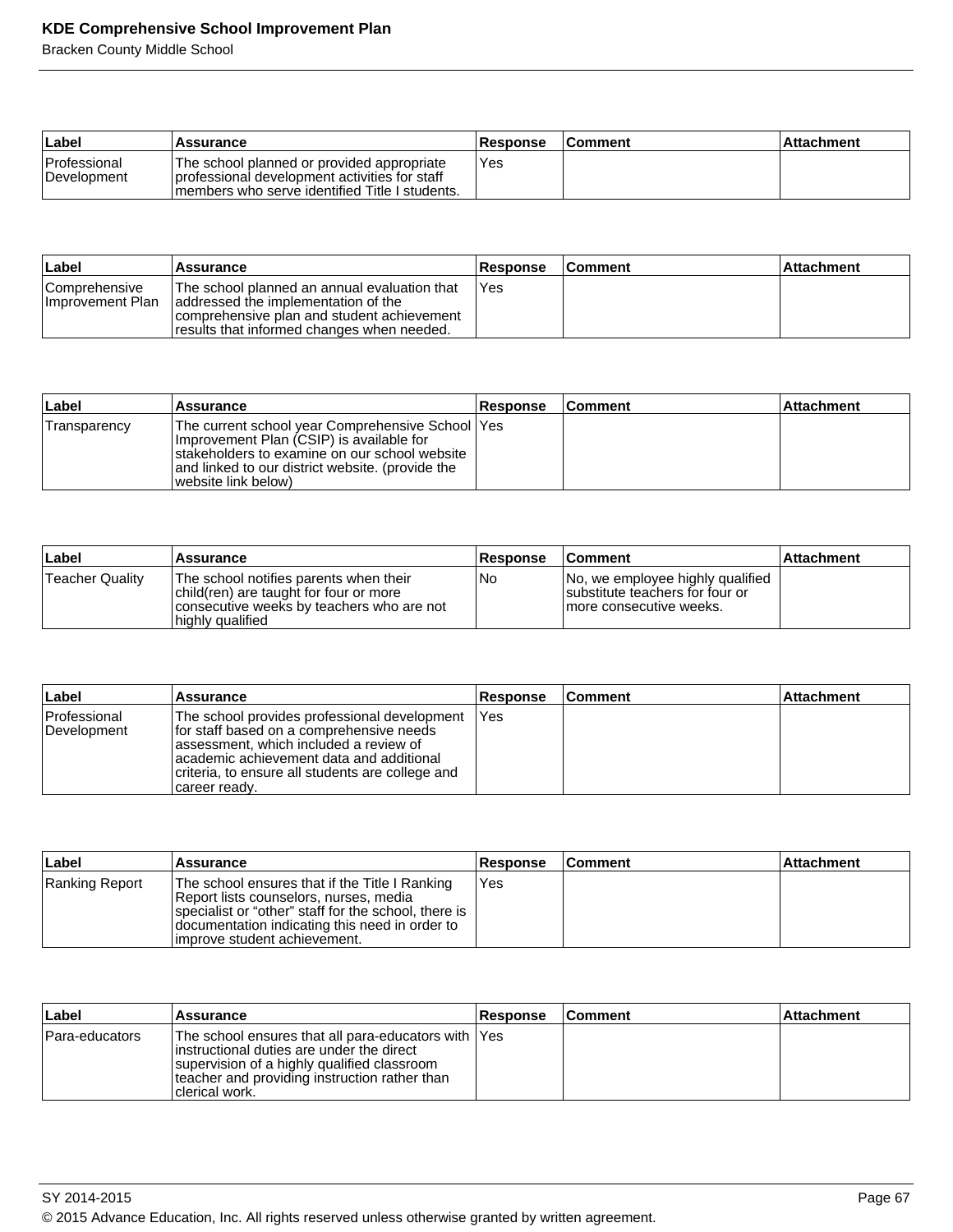| Label | Assurance | Response | Comment | Attachment |
|---|---|---|---|---|
| Professional Development | The school planned or provided appropriate professional development activities for staff members who serve identified Title I students. | Yes | | |

| Label | Assurance | Response | Comment | Attachment |
|---|---|---|---|---|
| Comprehensive Improvement Plan | The school planned an annual evaluation that addressed the implementation of the comprehensive plan and student achievement results that informed changes when needed. | Yes | | |

| Label | Assurance | Response | Comment | Attachment |
|---|---|---|---|---|
| Transparency | The current school year Comprehensive School Improvement Plan (CSIP) is available for stakeholders to examine on our school website and linked to our district website. (provide the website link below) | Yes | | |

| Label | Assurance | Response | Comment | Attachment |
|---|---|---|---|---|
| Teacher Quality | The school notifies parents when their child(ren) are taught for four or more consecutive weeks by teachers who are not highly qualified | No | No, we employee highly qualified substitute teachers for four or more consecutive weeks. | |

| Label | Assurance | Response | Comment | Attachment |
|---|---|---|---|---|
| Professional Development | The school provides professional development for staff based on a comprehensive needs assessment, which included a review of academic achievement data and additional criteria, to ensure all students are college and career ready. | Yes | | |

| Label | Assurance | Response | Comment | Attachment |
|---|---|---|---|---|
| Ranking Report | The school ensures that if the Title I Ranking Report lists counselors, nurses, media specialist or “other” staff for the school, there is documentation indicating this need in order to improve student achievement. | Yes | | |

| Label | Assurance | Response | Comment | Attachment |
|---|---|---|---|---|
| Para-educators | The school ensures that all para-educators with instructional duties are under the direct supervision of a highly qualified classroom teacher and providing instruction rather than clerical work. | Yes | | |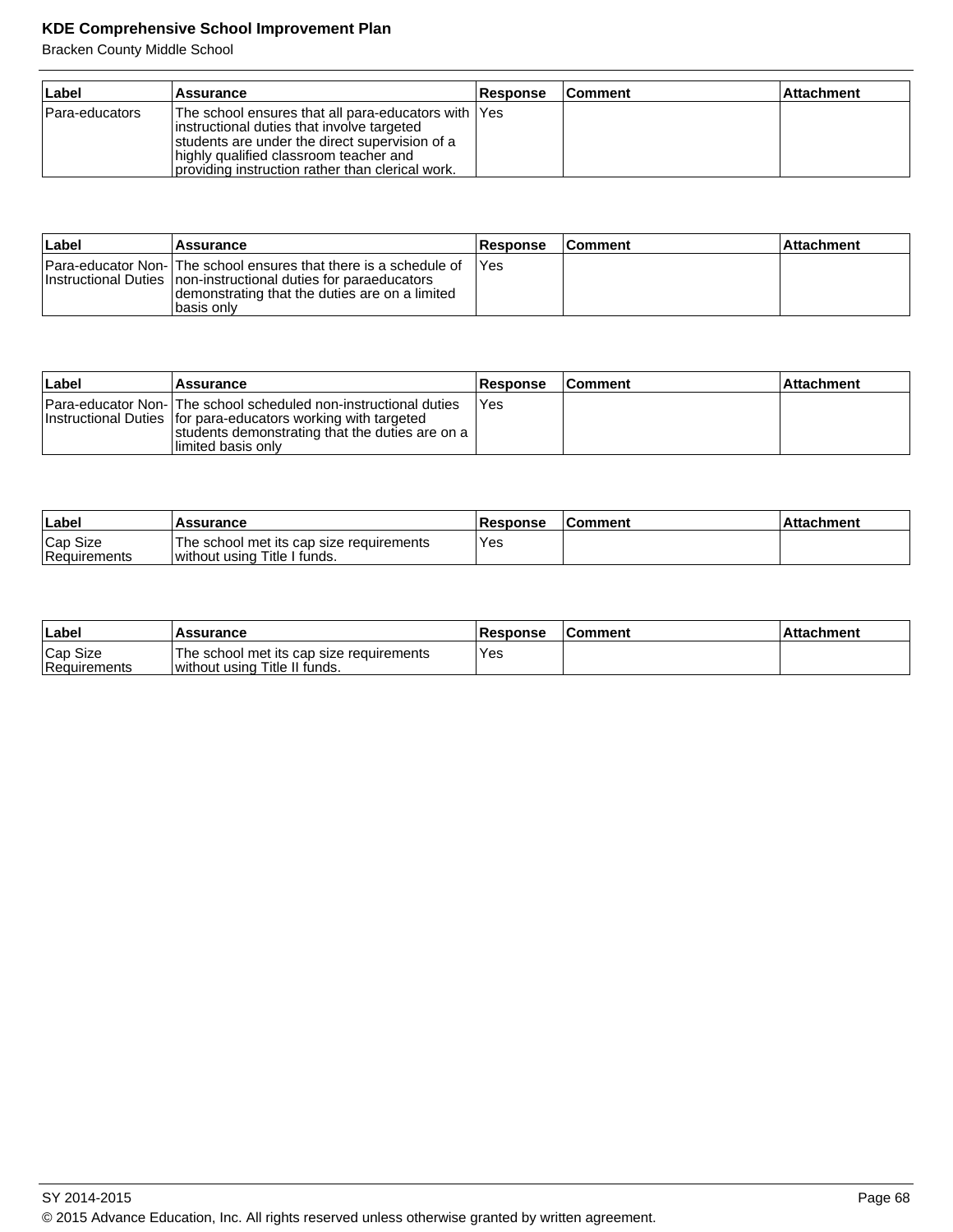| Label | Assurance | Response | Comment | Attachment |
| --- | --- | --- | --- | --- |
| Para-educators | The school ensures that all para-educators with instructional duties that involve targeted students are under the direct supervision of a highly qualified classroom teacher and providing instruction rather than clerical work. | Yes | | |

| Label | Assurance | Response | Comment | Attachment |
| --- | --- | --- | --- | --- |
| Para-educator Non-Instructional Duties | The school ensures that there is a schedule of non-instructional duties for paraeducators demonstrating that the duties are on a limited basis only | Yes | | |

| Label | Assurance | Response | Comment | Attachment |
| --- | --- | --- | --- | --- |
| Para-educator Non-Instructional Duties | The school scheduled non-instructional duties for para-educators working with targeted students demonstrating that the duties are on a limited basis only | Yes | | |

| Label | Assurance | Response | Comment | Attachment |
| --- | --- | --- | --- | --- |
| Cap Size Requirements | The school met its cap size requirements without using Title I funds. | Yes | | |

| Label | Assurance | Response | Comment | Attachment |
| --- | --- | --- | --- | --- |
| Cap Size Requirements | The school met its cap size requirements without using Title II funds. | Yes | | |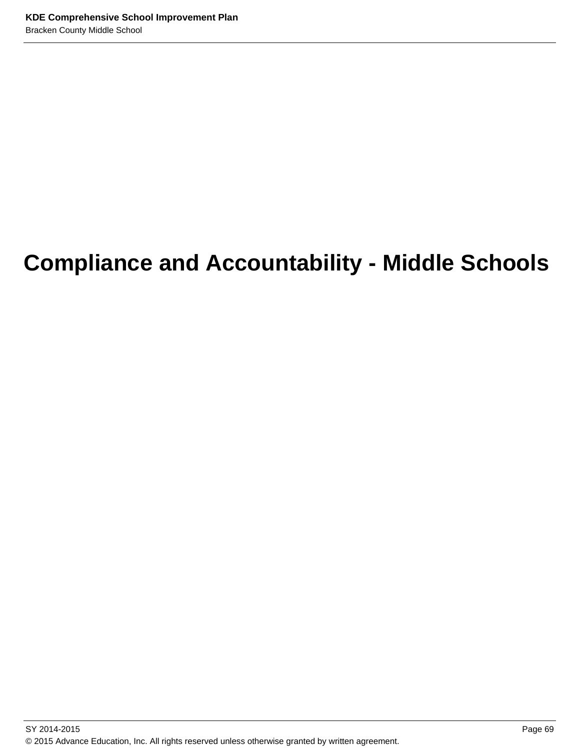# Compliance and Accountability - Middle Schools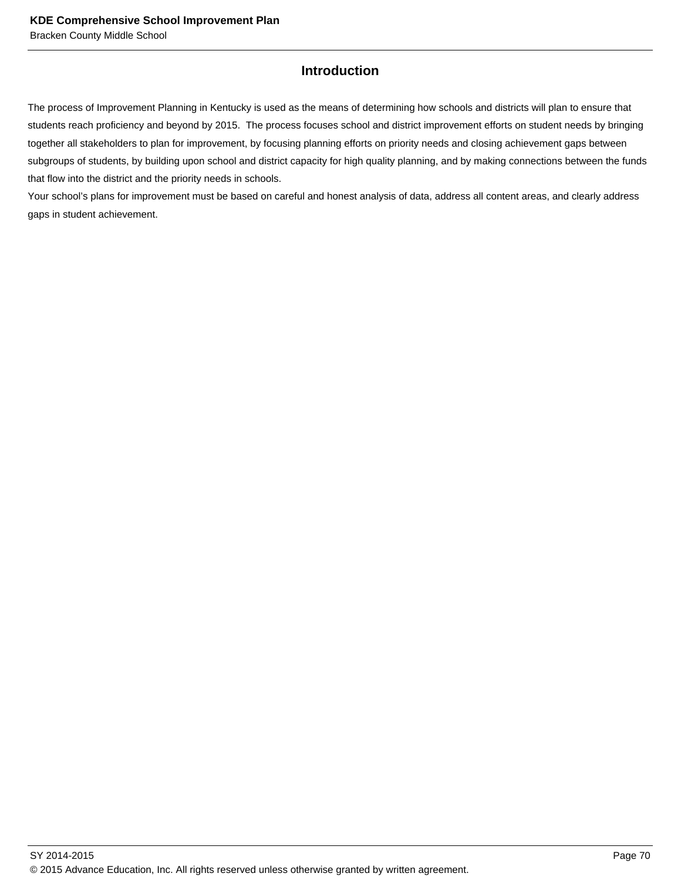## Introduction

The process of Improvement Planning in Kentucky is used as the means of determining how schools and districts will plan to ensure that students reach proficiency and beyond by 2015. The process focuses school and district improvement efforts on student needs by bringing together all stakeholders to plan for improvement, by focusing planning efforts on priority needs and closing achievement gaps between subgroups of students, by building upon school and district capacity for high quality planning, and by making connections between the funds that flow into the district and the priority needs in schools.
Your school's plans for improvement must be based on careful and honest analysis of data, address all content areas, and clearly address gaps in student achievement.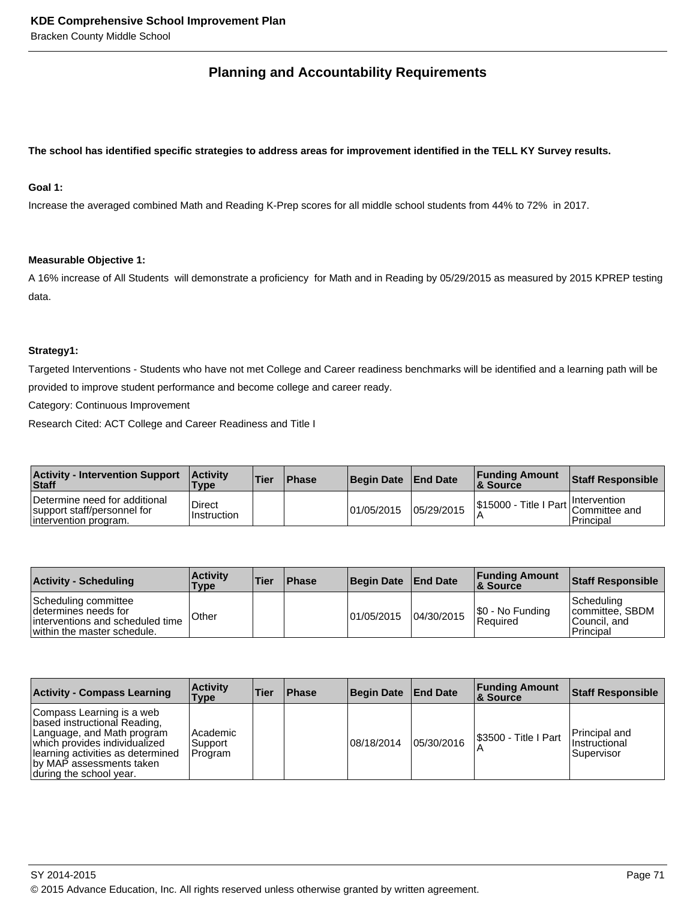## Planning and Accountability Requirements

**The school has identified specific strategies to address areas for improvement identified in the TELL KY Survey results.**

**Goal 1:**

Increase the averaged combined Math and Reading K-Prep scores for all middle school students from 44% to 72% in 2017.

**Measurable Objective 1:**

A 16% increase of All Students will demonstrate a proficiency for Math and in Reading by 05/29/2015 as measured by 2015 KPREP testing data.

**Strategy1:**

Targeted Interventions - Students who have not met College and Career readiness benchmarks will be identified and a learning path will be provided to improve student performance and become college and career ready.

Category: Continuous Improvement

Research Cited: ACT College and Career Readiness and Title I

| Activity - Intervention Support Staff | Activity Type | Tier | Phase | Begin Date | End Date | Funding Amount & Source | Staff Responsible |
|---|---|---|---|---|---|---|---|
| Determine need for additional support staff/personnel for intervention program. | Direct Instruction | | | 01/05/2015 | 05/29/2015 | $15000 - Title I Part A | Intervention Committee and Principal |

| Activity - Scheduling | Activity Type | Tier | Phase | Begin Date | End Date | Funding Amount & Source | Staff Responsible |
|---|---|---|---|---|---|---|---|
| Scheduling committee determines needs for interventions and scheduled time within the master schedule. | Other | | | 01/05/2015 | 04/30/2015 | $0 - No Funding Required | Scheduling committee, SBDM Council, and Principal |

| Activity - Compass Learning | Activity Type | Tier | Phase | Begin Date | End Date | Funding Amount & Source | Staff Responsible |
|---|---|---|---|---|---|---|---|
| Compass Learning is a web based instructional Reading, Language, and Math program which provides individualized learning activities as determined by MAP assessments taken during the school year. | Academic Support Program | | | 08/18/2014 | 05/30/2016 | $3500 - Title I Part A | Principal and Instructional Supervisor |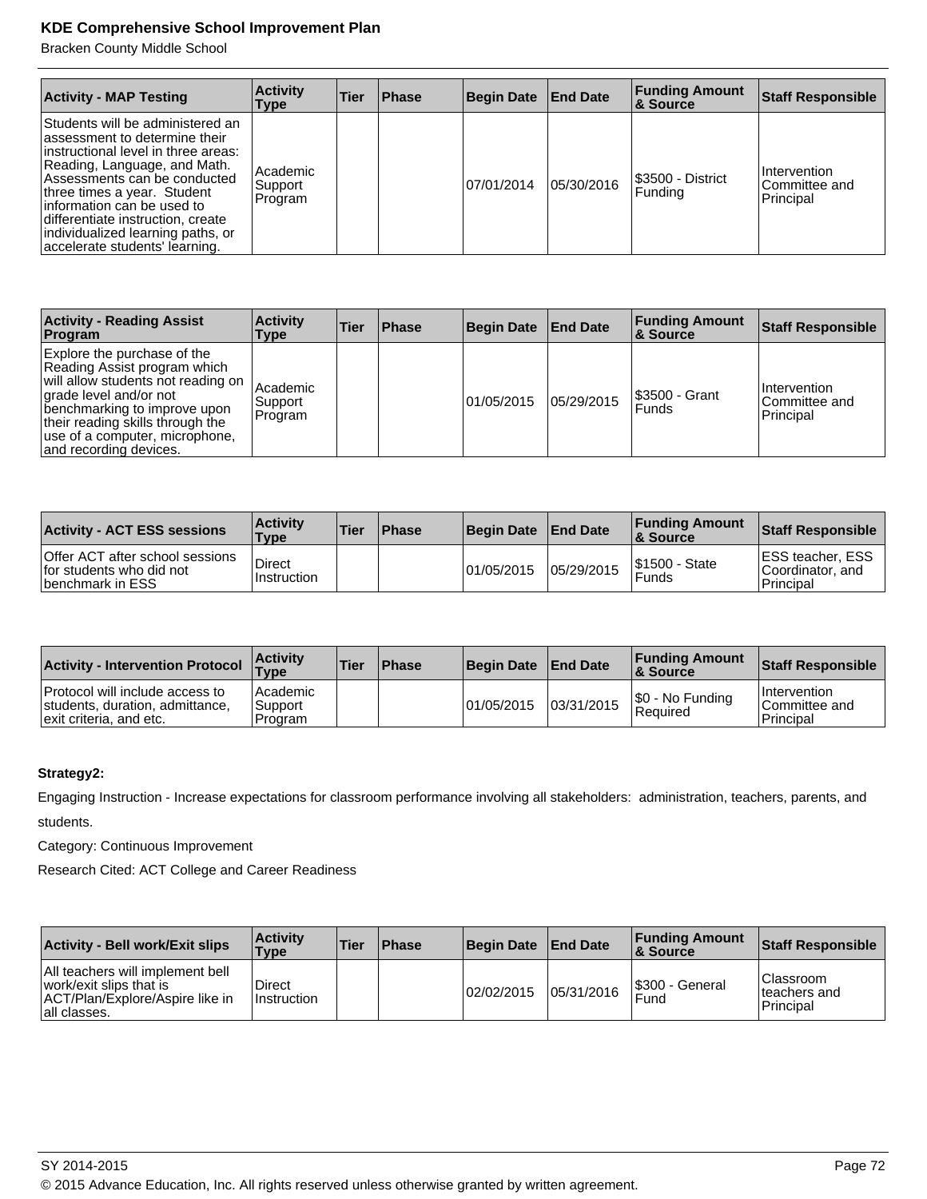| Activity - MAP Testing | Activity Type | Tier | Phase | Begin Date | End Date | Funding Amount & Source | Staff Responsible |
|---|---|---|---|---|---|---|---|
| Students will be administered an assessment to determine their instructional level in three areas: Reading, Language, and Math. Assessments can be conducted three times a year. Student information can be used to differentiate instruction, create individualized learning paths, or accelerate students' learning. | Academic Support Program | | | 07/01/2014 | 05/30/2016 | $3500 - District Funding | Intervention Committee and Principal |

| Activity - Reading Assist Program | Activity Type | Tier | Phase | Begin Date | End Date | Funding Amount & Source | Staff Responsible |
|---|---|---|---|---|---|---|---|
| Explore the purchase of the Reading Assist program which will allow students not reading on grade level and/or not benchmarking to improve upon their reading skills through the use of a computer, microphone, and recording devices. | Academic Support Program | | | 01/05/2015 | 05/29/2015 | $3500 - Grant Funds | Intervention Committee and Principal |

| Activity - ACT ESS sessions | Activity Type | Tier | Phase | Begin Date | End Date | Funding Amount & Source | Staff Responsible |
|---|---|---|---|---|---|---|---|
| Offer ACT after school sessions for students who did not benchmark in ESS | Direct Instruction | | | 01/05/2015 | 05/29/2015 | $1500 - State Funds | ESS teacher, ESS Coordinator, and Principal |

| Activity - Intervention Protocol | Activity Type | Tier | Phase | Begin Date | End Date | Funding Amount & Source | Staff Responsible |
|---|---|---|---|---|---|---|---|
| Protocol will include access to students, duration, admittance, exit criteria, and etc. | Academic Support Program | | | 01/05/2015 | 03/31/2015 | $0 - No Funding Required | Intervention Committee and Principal |

**Strategy2:**

Engaging Instruction - Increase expectations for classroom performance involving all stakeholders: administration, teachers, parents, and students.

Category: Continuous Improvement

Research Cited: ACT College and Career Readiness

| Activity - Bell work/Exit slips | Activity Type | Tier | Phase | Begin Date | End Date | Funding Amount & Source | Staff Responsible |
|---|---|---|---|---|---|---|---|
| All teachers will implement bell work/exit slips that is ACT/Plan/Explore/Aspire like in all classes. | Direct Instruction | | | 02/02/2015 | 05/31/2016 | $300 - General Fund | Classroom teachers and Principal |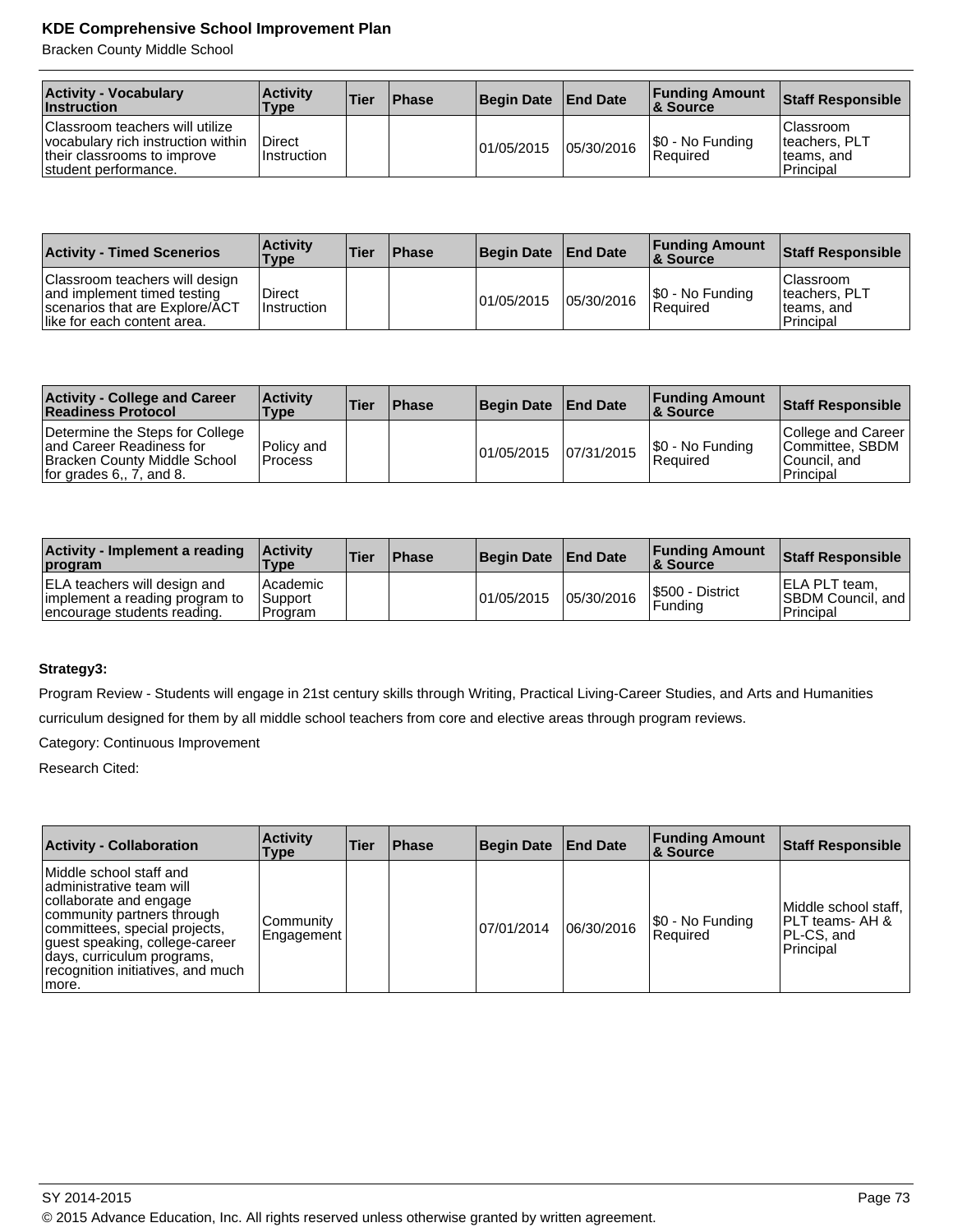| Activity - Vocabulary Instruction | Activity Type | Tier | Phase | Begin Date | End Date | Funding Amount & Source | Staff Responsible |
|---|---|---|---|---|---|---|---|
| Classroom teachers will utilize vocabulary rich instruction within their classrooms to improve student performance. | Direct Instruction | | | 01/05/2015 | 05/30/2016 | $0 - No Funding Required | Classroom teachers, PLT teams, and Principal |

| Activity - Timed Scenerios | Activity Type | Tier | Phase | Begin Date | End Date | Funding Amount & Source | Staff Responsible |
|---|---|---|---|---|---|---|---|
| Classroom teachers will design and implement timed testing scenarios that are Explore/ACT like for each content area. | Direct Instruction | | | 01/05/2015 | 05/30/2016 | $0 - No Funding Required | Classroom teachers, PLT teams, and Principal |

| Activity - College and Career Readiness Protocol | Activity Type | Tier | Phase | Begin Date | End Date | Funding Amount & Source | Staff Responsible |
|---|---|---|---|---|---|---|---|
| Determine the Steps for College and Career Readiness for Bracken County Middle School for grades 6,, 7, and 8. | Policy and Process | | | 01/05/2015 | 07/31/2015 | $0 - No Funding Required | College and Career Committee, SBDM Council, and Principal |

| Activity - Implement a reading program | Activity Type | Tier | Phase | Begin Date | End Date | Funding Amount & Source | Staff Responsible |
|---|---|---|---|---|---|---|---|
| ELA teachers will design and implement a reading program to encourage students reading. | Academic Support Program | | | 01/05/2015 | 05/30/2016 | $500 - District Funding | ELA PLT team, SBDM Council, and Principal |

**Strategy3:**

Program Review - Students will engage in 21st century skills through Writing, Practical Living-Career Studies, and Arts and Humanities curriculum designed for them by all middle school teachers from core and elective areas through program reviews.

Category: Continuous Improvement

Research Cited:

| Activity - Collaboration | Activity Type | Tier | Phase | Begin Date | End Date | Funding Amount & Source | Staff Responsible |
|---|---|---|---|---|---|---|---|
| Middle school staff and administrative team will collaborate and engage community partners through committees, special projects, guest speaking, college-career days, curriculum programs, recognition initiatives, and much more. | Community Engagement | | | 07/01/2014 | 06/30/2016 | $0 - No Funding Required | Middle school staff, PLT teams- AH & PL-CS, and Principal |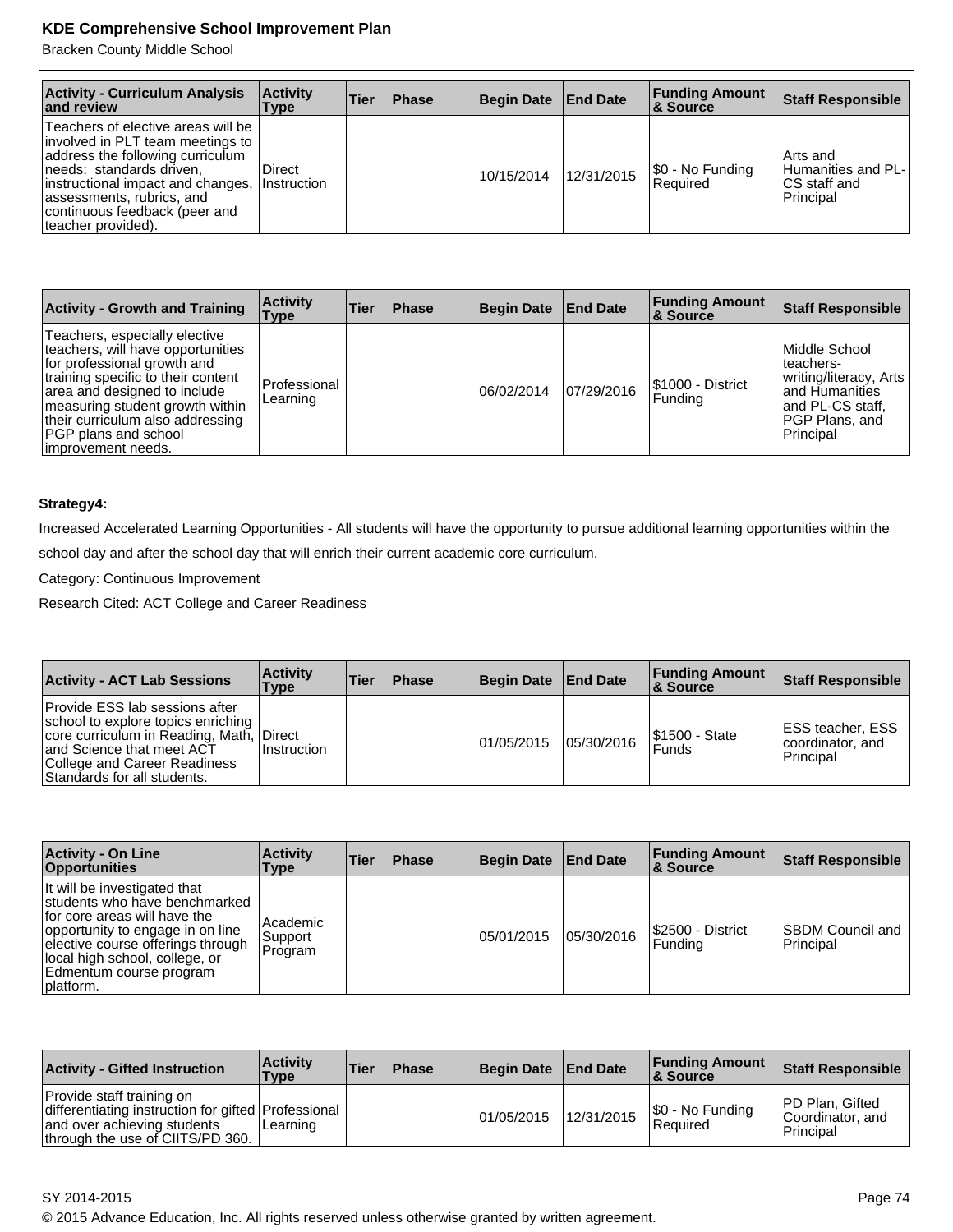| Activity - Curriculum Analysis and review | Activity Type | Tier | Phase | Begin Date | End Date | Funding Amount & Source | Staff Responsible |
|---|---|---|---|---|---|---|---|
| Teachers of elective areas will be involved in PLT team meetings to address the following curriculum needs:  standards driven, instructional impact and changes, assessments, rubrics, and continuous feedback (peer and teacher provided). | Direct Instruction | | | 10/15/2014 | 12/31/2015 | $0 - No Funding Required | Arts and Humanities and PL-CS staff and Principal |

| Activity - Growth and Training | Activity Type | Tier | Phase | Begin Date | End Date | Funding Amount & Source | Staff Responsible |
|---|---|---|---|---|---|---|---|
| Teachers, especially elective teachers, will have opportunities for professional growth and training specific to their content area and designed to include measuring student growth within their curriculum also addressing PGP plans and school improvement needs. | Professional Learning | | | 06/02/2014 | 07/29/2016 | $1000 - District Funding | Middle School teachers-writing/literacy, Arts and Humanities and PL-CS staff, PGP Plans, and Principal |

**Strategy4:**

Increased Accelerated Learning Opportunities - All students will have the opportunity to pursue additional learning opportunities within the school day and after the school day that will enrich their current academic core curriculum.

Category: Continuous Improvement

Research Cited: ACT College and Career Readiness

| Activity - ACT Lab Sessions | Activity Type | Tier | Phase | Begin Date | End Date | Funding Amount & Source | Staff Responsible |
|---|---|---|---|---|---|---|---|
| Provide ESS lab sessions after school to explore topics enriching core curriculum in Reading, Math, and Science that meet ACT College and Career Readiness Standards for all students. | Direct Instruction | | | 01/05/2015 | 05/30/2016 | $1500 - State Funds | ESS teacher, ESS coordinator, and Principal |

| Activity - On Line Opportunities | Activity Type | Tier | Phase | Begin Date | End Date | Funding Amount & Source | Staff Responsible |
|---|---|---|---|---|---|---|---|
| It will be investigated that students who have benchmarked for core areas will have the opportunity to engage in on line elective course offerings through local high school, college, or Edmentum course program platform. | Academic Support Program | | | 05/01/2015 | 05/30/2016 | $2500 - District Funding | SBDM Council and Principal |

| Activity - Gifted Instruction | Activity Type | Tier | Phase | Begin Date | End Date | Funding Amount & Source | Staff Responsible |
|---|---|---|---|---|---|---|---|
| Provide staff training on differentiating instruction for gifted and over achieving students through the use of CIITS/PD 360. | Professional Learning | | | 01/05/2015 | 12/31/2015 | $0 - No Funding Required | PD Plan, Gifted Coordinator, and Principal |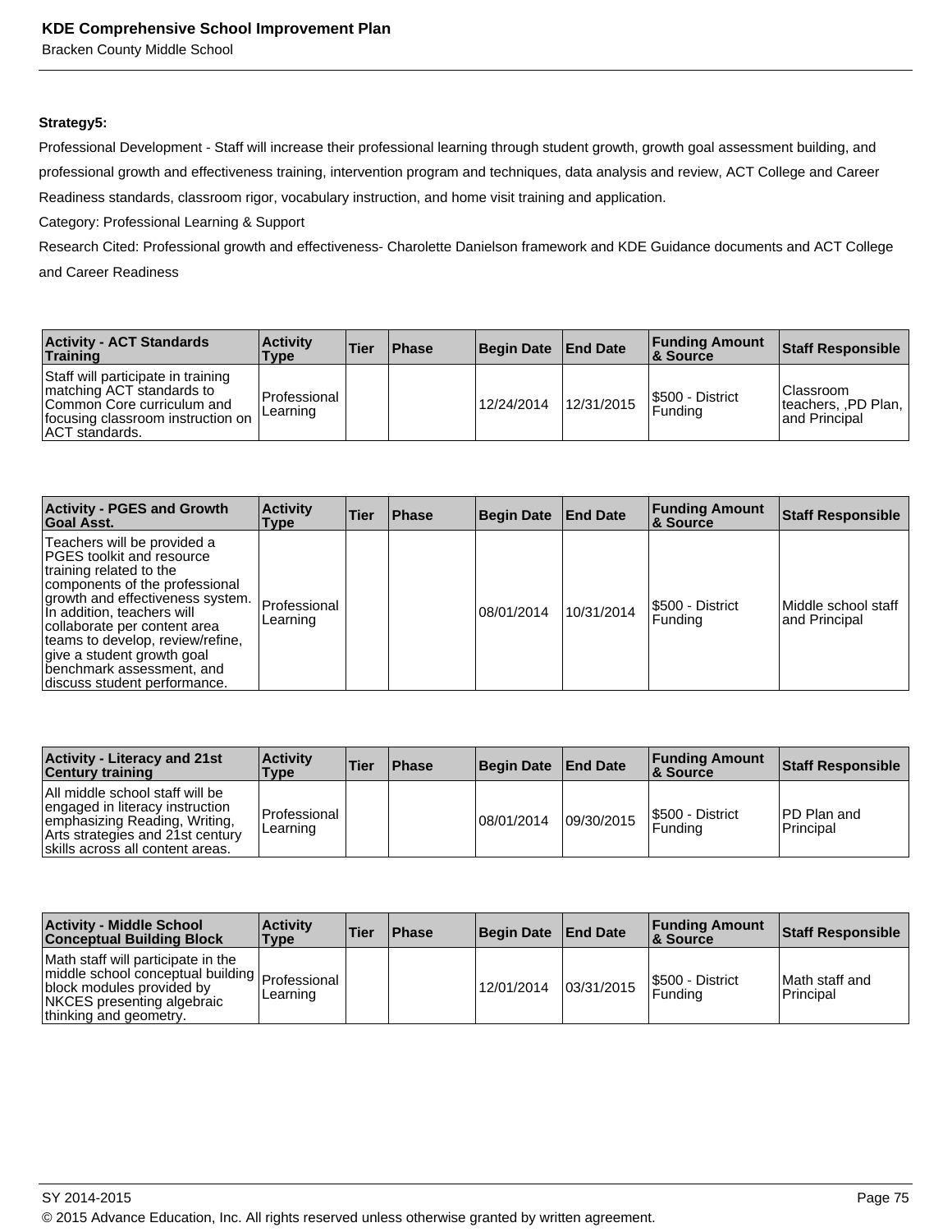**Strategy5:**

Professional Development - Staff will increase their professional learning through student growth, growth goal assessment building, and professional growth and effectiveness training, intervention program and techniques, data analysis and review, ACT College and Career Readiness standards, classroom rigor, vocabulary instruction, and home visit training and application.

Category: Professional Learning & Support

Research Cited: Professional growth and effectiveness- Charolette Danielson framework and KDE Guidance documents and ACT College and Career Readiness

| Activity - ACT Standards Training | Activity Type | Tier | Phase | Begin Date | End Date | Funding Amount & Source | Staff Responsible |
|---|---|---|---|---|---|---|---|
| Staff will participate in training matching ACT standards to Common Core curriculum and focusing classroom instruction on ACT standards. | Professional Learning | | | 12/24/2014 | 12/31/2015 | $500 - District Funding | Classroom teachers, ,PD Plan, and Principal |

| Activity - PGES and Growth Goal Asst. | Activity Type | Tier | Phase | Begin Date | End Date | Funding Amount & Source | Staff Responsible |
|---|---|---|---|---|---|---|---|
| Teachers will be provided a PGES toolkit and resource training related to the components of the professional growth and effectiveness system. In addition, teachers will collaborate per content area teams to develop, review/refine, give a student growth goal benchmark assessment, and discuss student performance. | Professional Learning | | | 08/01/2014 | 10/31/2014 | $500 - District Funding | Middle school staff and Principal |

| Activity - Literacy and 21st Century training | Activity Type | Tier | Phase | Begin Date | End Date | Funding Amount & Source | Staff Responsible |
|---|---|---|---|---|---|---|---|
| All middle school staff will be engaged in literacy instruction emphasizing Reading, Writing, Arts strategies and 21st century skills across all content areas. | Professional Learning | | | 08/01/2014 | 09/30/2015 | $500 - District Funding | PD Plan and Principal |

| Activity - Middle School Conceptual Building Block | Activity Type | Tier | Phase | Begin Date | End Date | Funding Amount & Source | Staff Responsible |
|---|---|---|---|---|---|---|---|
| Math staff will participate in the middle school conceptual building block modules provided by NKCES presenting algebraic thinking and geometry. | Professional Learning | | | 12/01/2014 | 03/31/2015 | $500 - District Funding | Math staff and Principal |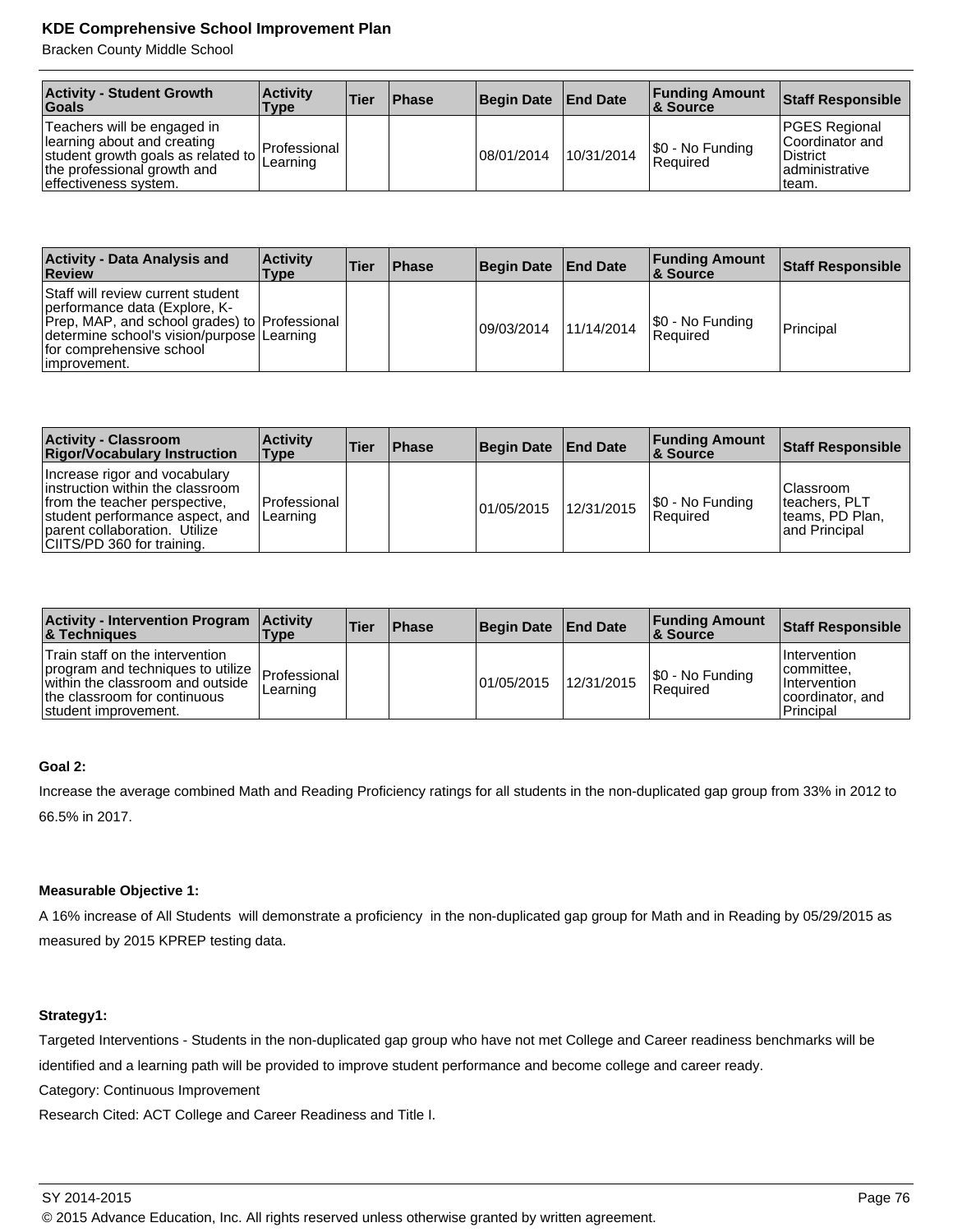| Activity - Student Growth Goals | Activity Type | Tier | Phase | Begin Date | End Date | Funding Amount & Source | Staff Responsible |
|---|---|---|---|---|---|---|---|
| Teachers will be engaged in learning about and creating student growth goals as related to the professional growth and effectiveness system. | Professional Learning | | | 08/01/2014 | 10/31/2014 | $0 - No Funding Required | PGES Regional Coordinator and District administrative team. |

| Activity - Data Analysis and Review | Activity Type | Tier | Phase | Begin Date | End Date | Funding Amount & Source | Staff Responsible |
|---|---|---|---|---|---|---|---|
| Staff will review current student performance data (Explore, K-Prep, MAP, and school grades) to determine school's vision/purpose for comprehensive school improvement. | Professional Learning | | | 09/03/2014 | 11/14/2014 | $0 - No Funding Required | Principal |

| Activity - Classroom Rigor/Vocabulary Instruction | Activity Type | Tier | Phase | Begin Date | End Date | Funding Amount & Source | Staff Responsible |
|---|---|---|---|---|---|---|---|
| Increase rigor and vocabulary instruction within the classroom from the teacher perspective, student performance aspect, and parent collaboration. Utilize CIITS/PD 360 for training. | Professional Learning | | | 01/05/2015 | 12/31/2015 | $0 - No Funding Required | Classroom teachers, PLT teams, PD Plan, and Principal |

| Activity - Intervention Program & Techniques | Activity Type | Tier | Phase | Begin Date | End Date | Funding Amount & Source | Staff Responsible |
|---|---|---|---|---|---|---|---|
| Train staff on the intervention program and techniques to utilize within the classroom and outside the classroom for continuous student improvement. | Professional Learning | | | 01/05/2015 | 12/31/2015 | $0 - No Funding Required | Intervention committee, Intervention coordinator, and Principal |

**Goal 2:**

Increase the average combined Math and Reading Proficiency ratings for all students in the non-duplicated gap group from 33% in 2012 to 66.5% in 2017.

**Measurable Objective 1:**

A 16% increase of All Students will demonstrate a proficiency in the non-duplicated gap group for Math and in Reading by 05/29/2015 as measured by 2015 KPREP testing data.

**Strategy1:**

Targeted Interventions - Students in the non-duplicated gap group who have not met College and Career readiness benchmarks will be identified and a learning path will be provided to improve student performance and become college and career ready.

Category: Continuous Improvement

Research Cited: ACT College and Career Readiness and Title I.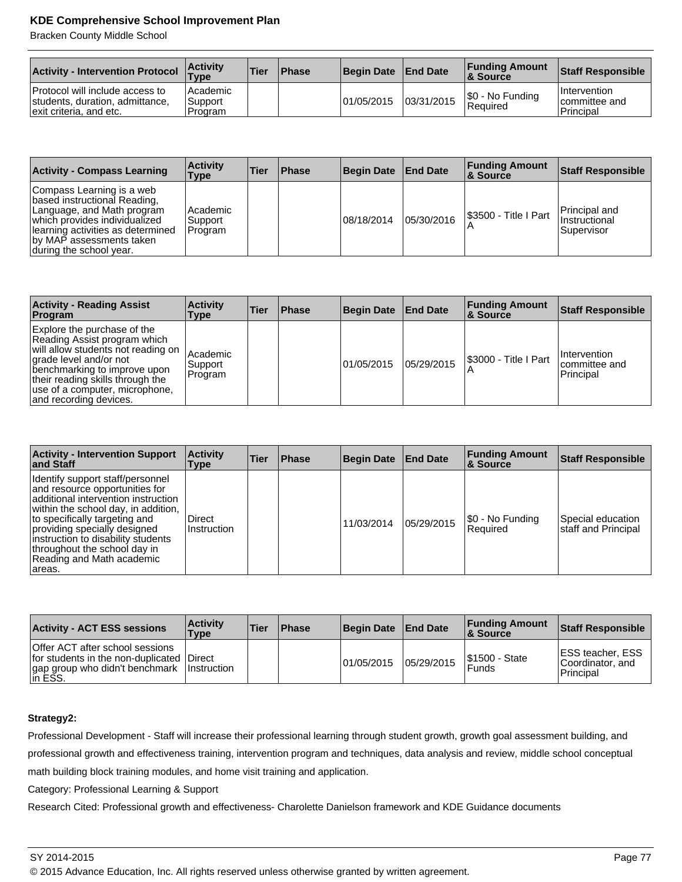| Activity - Intervention Protocol | Activity Type | Tier | Phase | Begin Date | End Date | Funding Amount & Source | Staff Responsible |
|---|---|---|---|---|---|---|---|
| Protocol will include access to students, duration, admittance, exit criteria, and etc. | Academic Support Program | | | 01/05/2015 | 03/31/2015 | $0 - No Funding Required | Intervention committee and Principal |

| Activity - Compass Learning | Activity Type | Tier | Phase | Begin Date | End Date | Funding Amount & Source | Staff Responsible |
|---|---|---|---|---|---|---|---|
| Compass Learning is a web based instructional Reading, Language, and Math program which provides individualized learning activities as determined by MAP assessments taken during the school year. | Academic Support Program | | | 08/18/2014 | 05/30/2016 | $3500 - Title I Part A | Principal and Instructional Supervisor |

| Activity - Reading Assist Program | Activity Type | Tier | Phase | Begin Date | End Date | Funding Amount & Source | Staff Responsible |
|---|---|---|---|---|---|---|---|
| Explore the purchase of the Reading Assist program which will allow students not reading on grade level and/or not benchmarking to improve upon their reading skills through the use of a computer, microphone, and recording devices. | Academic Support Program | | | 01/05/2015 | 05/29/2015 | $3000 - Title I Part A | Intervention committee and Principal |

| Activity - Intervention Support and Staff | Activity Type | Tier | Phase | Begin Date | End Date | Funding Amount & Source | Staff Responsible |
|---|---|---|---|---|---|---|---|
| Identify support staff/personnel and resource opportunities for additional intervention instruction within the school day, in addition, to specifically targeting and providing specially designed instruction to disability students throughout the school day in Reading and Math academic areas. | Direct Instruction | | | 11/03/2014 | 05/29/2015 | $0 - No Funding Required | Special education staff and Principal |

| Activity - ACT ESS sessions | Activity Type | Tier | Phase | Begin Date | End Date | Funding Amount & Source | Staff Responsible |
|---|---|---|---|---|---|---|---|
| Offer ACT after school sessions for students in the non-duplicated gap group who didn't benchmark in ESS. | Direct Instruction | | | 01/05/2015 | 05/29/2015 | $1500 - State Funds | ESS teacher, ESS Coordinator, and Principal |

**Strategy2:**

Professional Development - Staff will increase their professional learning through student growth, growth goal assessment building, and professional growth and effectiveness training, intervention program and techniques, data analysis and review, middle school conceptual math building block training modules, and home visit training and application.

Category: Professional Learning & Support

Research Cited: Professional growth and effectiveness- Charolette Danielson framework and KDE Guidance documents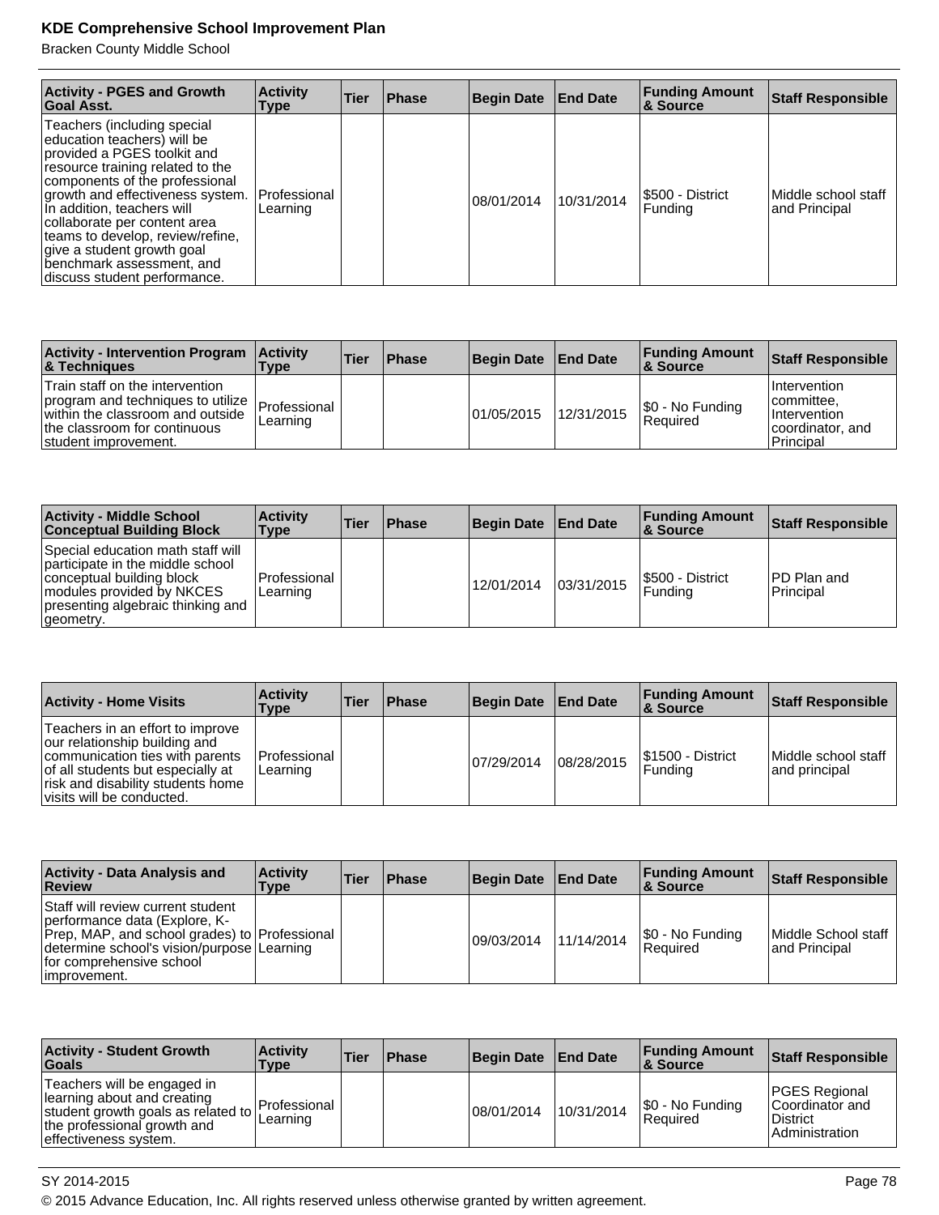| Activity - PGES and Growth Goal Asst. | Activity Type | Tier | Phase | Begin Date | End Date | Funding Amount & Source | Staff Responsible |
|---|---|---|---|---|---|---|---|
| Teachers (including special education teachers) will be provided a PGES toolkit and resource training related to the components of the professional growth and effectiveness system. In addition, teachers will collaborate per content area teams to develop, review/refine, give a student growth goal benchmark assessment, and discuss student performance. | Professional Learning | | | 08/01/2014 | 10/31/2014 | $500 - District Funding | Middle school staff and Principal |

| Activity - Intervention Program & Techniques | Activity Type | Tier | Phase | Begin Date | End Date | Funding Amount & Source | Staff Responsible |
|---|---|---|---|---|---|---|---|
| Train staff on the intervention program and techniques to utilize within the classroom and outside the classroom for continuous student improvement. | Professional Learning | | | 01/05/2015 | 12/31/2015 | $0 - No Funding Required | Intervention committee, Intervention coordinator, and Principal |

| Activity - Middle School Conceptual Building Block | Activity Type | Tier | Phase | Begin Date | End Date | Funding Amount & Source | Staff Responsible |
|---|---|---|---|---|---|---|---|
| Special education math staff will participate in the middle school conceptual building block modules provided by NKCES presenting algebraic thinking and geometry. | Professional Learning | | | 12/01/2014 | 03/31/2015 | $500 - District Funding | PD Plan and Principal |

| Activity - Home Visits | Activity Type | Tier | Phase | Begin Date | End Date | Funding Amount & Source | Staff Responsible |
|---|---|---|---|---|---|---|---|
| Teachers in an effort to improve our relationship building and communication ties with parents of all students but especially at risk and disability students home visits will be conducted. | Professional Learning | | | 07/29/2014 | 08/28/2015 | $1500 - District Funding | Middle school staff and principal |

| Activity - Data Analysis and Review | Activity Type | Tier | Phase | Begin Date | End Date | Funding Amount & Source | Staff Responsible |
|---|---|---|---|---|---|---|---|
| Staff will review current student performance data (Explore, K-Prep, MAP, and school grades) to determine school's vision/purpose for comprehensive school improvement. | Professional Learning | | | 09/03/2014 | 11/14/2014 | $0 - No Funding Required | Middle School staff and Principal |

| Activity - Student Growth Goals | Activity Type | Tier | Phase | Begin Date | End Date | Funding Amount & Source | Staff Responsible |
|---|---|---|---|---|---|---|---|
| Teachers will be engaged in learning about and creating student growth goals as related to the professional growth and effectiveness system. | Professional Learning | | | 08/01/2014 | 10/31/2014 | $0 - No Funding Required | PGES Regional Coordinator and District Administration |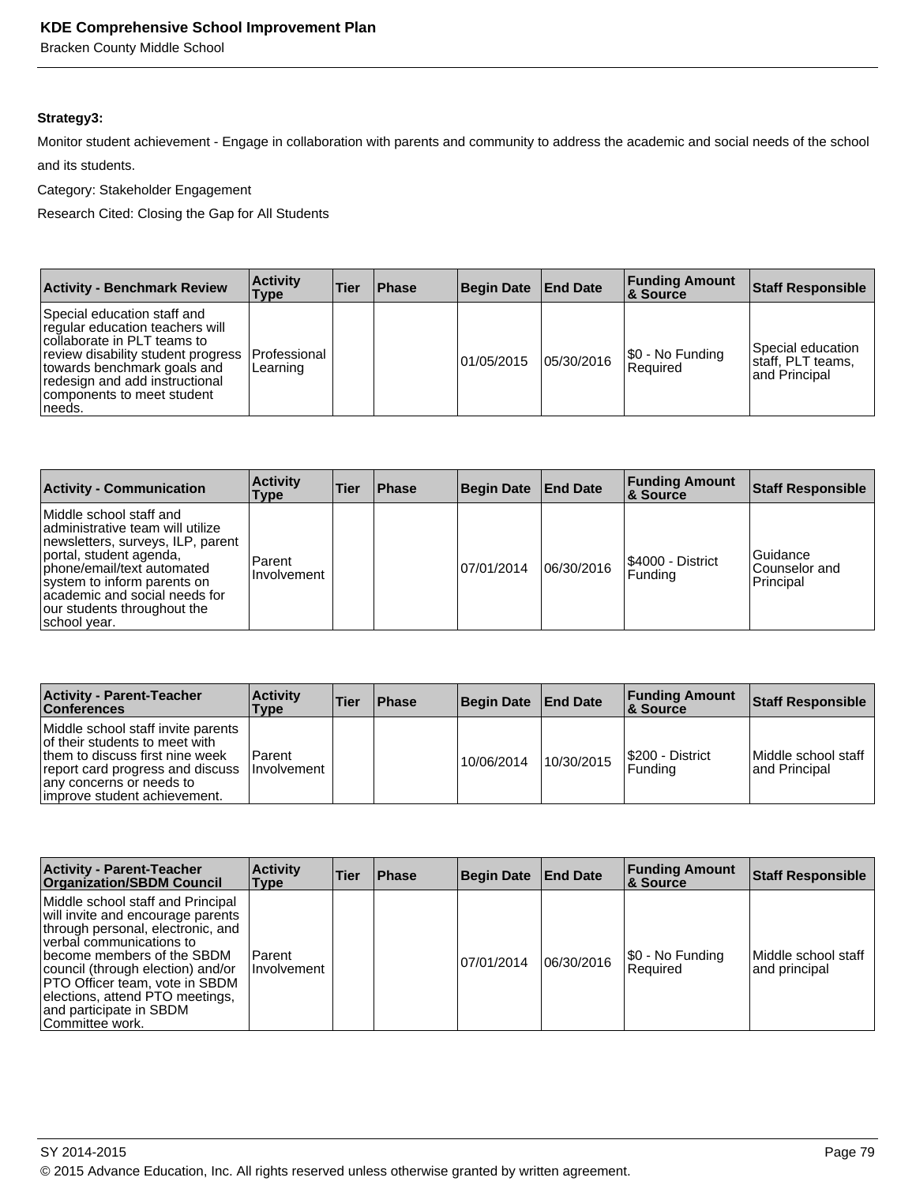**Strategy3:**

Monitor student achievement - Engage in collaboration with parents and community to address the academic and social needs of the school and its students.

Category: Stakeholder Engagement

Research Cited: Closing the Gap for All Students

| Activity - Benchmark Review | Activity Type | Tier | Phase | Begin Date | End Date | Funding Amount & Source | Staff Responsible |
|---|---|---|---|---|---|---|---|
| Special education staff and regular education teachers will collaborate in PLT teams to review disability student progress towards benchmark goals and redesign and add instructional components to meet student needs. | Professional Learning | | | 01/05/2015 | 05/30/2016 | $0 - No Funding Required | Special education staff, PLT teams, and Principal |

| Activity - Communication | Activity Type | Tier | Phase | Begin Date | End Date | Funding Amount & Source | Staff Responsible |
|---|---|---|---|---|---|---|---|
| Middle school staff and administrative team will utilize newsletters, surveys, ILP, parent portal, student agenda, phone/email/text automated system to inform parents on academic and social needs for our students throughout the school year. | Parent Involvement | | | 07/01/2014 | 06/30/2016 | $4000 - District Funding | Guidance Counselor and Principal |

| Activity - Parent-Teacher Conferences | Activity Type | Tier | Phase | Begin Date | End Date | Funding Amount & Source | Staff Responsible |
|---|---|---|---|---|---|---|---|
| Middle school staff invite parents of their students to meet with them to discuss first nine week report card progress and discuss any concerns or needs to improve student achievement. | Parent Involvement | | | 10/06/2014 | 10/30/2015 | $200 - District Funding | Middle school staff and Principal |

| Activity - Parent-Teacher Organization/SBDM Council | Activity Type | Tier | Phase | Begin Date | End Date | Funding Amount & Source | Staff Responsible |
|---|---|---|---|---|---|---|---|
| Middle school staff and Principal will invite and encourage parents through personal, electronic, and verbal communications to become members of the SBDM council (through election) and/or PTO Officer team, vote in SBDM elections, attend PTO meetings, and participate in SBDM Committee work. | Parent Involvement | | | 07/01/2014 | 06/30/2016 | $0 - No Funding Required | Middle school staff and principal |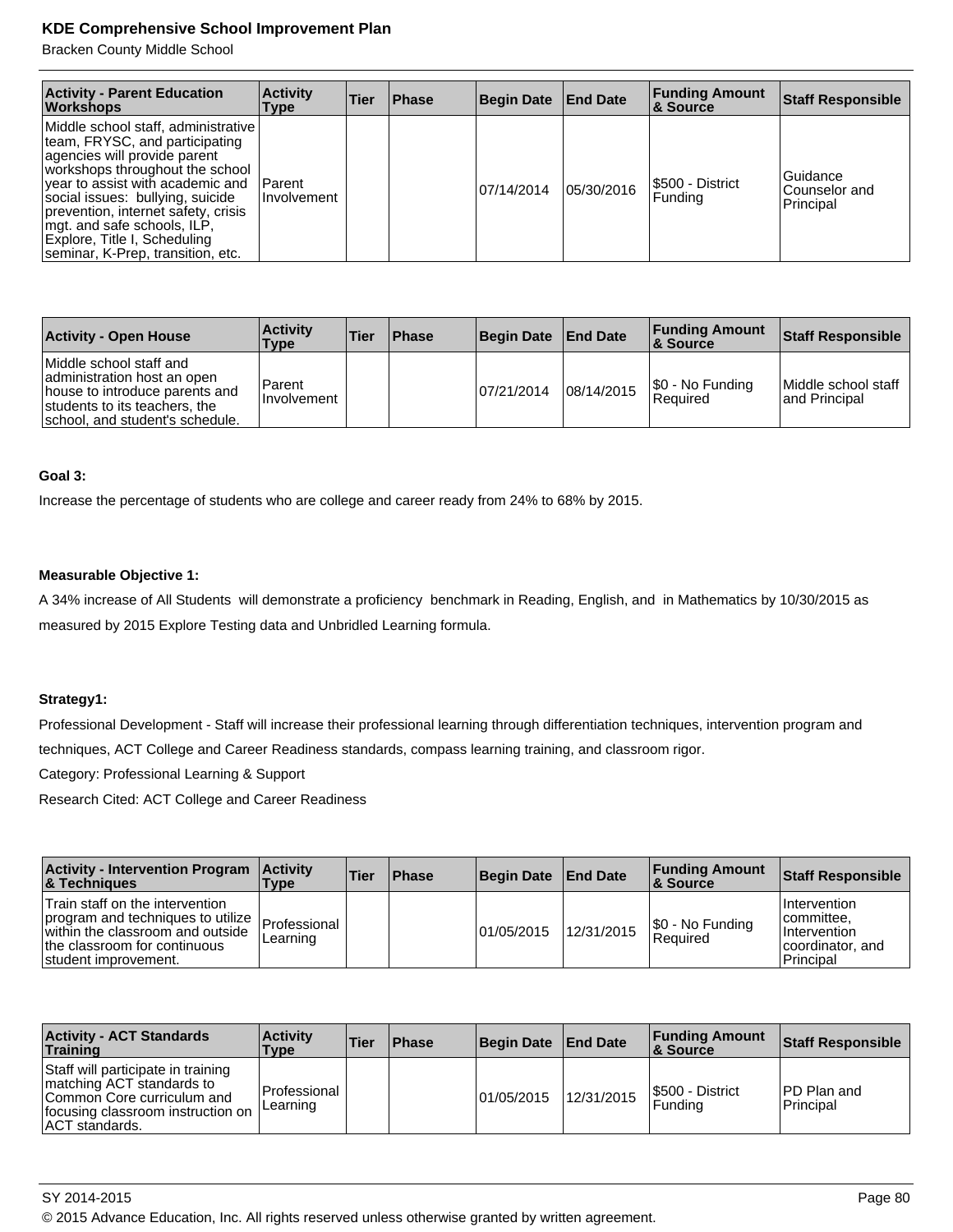| Activity - Parent Education Workshops | Activity Type | Tier | Phase | Begin Date | End Date | Funding Amount & Source | Staff Responsible |
|---|---|---|---|---|---|---|---|
| Middle school staff, administrative team, FRYSC, and participating agencies will provide parent workshops throughout the school year to assist with academic and social issues: bullying, suicide prevention, internet safety, crisis mgt. and safe schools, ILP, Explore, Title I, Scheduling seminar, K-Prep, transition, etc. | Parent Involvement | | | 07/14/2014 | 05/30/2016 | $500 - District Funding | Guidance Counselor and Principal |

| Activity - Open House | Activity Type | Tier | Phase | Begin Date | End Date | Funding Amount & Source | Staff Responsible |
|---|---|---|---|---|---|---|---|
| Middle school staff and administration host an open house to introduce parents and students to its teachers, the school, and student's schedule. | Parent Involvement | | | 07/21/2014 | 08/14/2015 | $0 - No Funding Required | Middle school staff and Principal |

**Goal 3:**

Increase the percentage of students who are college and career ready from 24% to 68% by 2015.

**Measurable Objective 1:**

A 34% increase of All Students will demonstrate a proficiency benchmark in Reading, English, and in Mathematics by 10/30/2015 as measured by 2015 Explore Testing data and Unbridled Learning formula.

**Strategy1:**

Professional Development - Staff will increase their professional learning through differentiation techniques, intervention program and techniques, ACT College and Career Readiness standards, compass learning training, and classroom rigor.

Category: Professional Learning & Support

Research Cited: ACT College and Career Readiness

| Activity - Intervention Program & Techniques | Activity Type | Tier | Phase | Begin Date | End Date | Funding Amount & Source | Staff Responsible |
|---|---|---|---|---|---|---|---|
| Train staff on the intervention program and techniques to utilize within the classroom and outside the classroom for continuous student improvement. | Professional Learning | | | 01/05/2015 | 12/31/2015 | $0 - No Funding Required | Intervention committee, Intervention coordinator, and Principal |

| Activity - ACT Standards Training | Activity Type | Tier | Phase | Begin Date | End Date | Funding Amount & Source | Staff Responsible |
|---|---|---|---|---|---|---|---|
| Staff will participate in training matching ACT standards to Common Core curriculum and focusing classroom instruction on ACT standards. | Professional Learning | | | 01/05/2015 | 12/31/2015 | $500 - District Funding | PD Plan and Principal |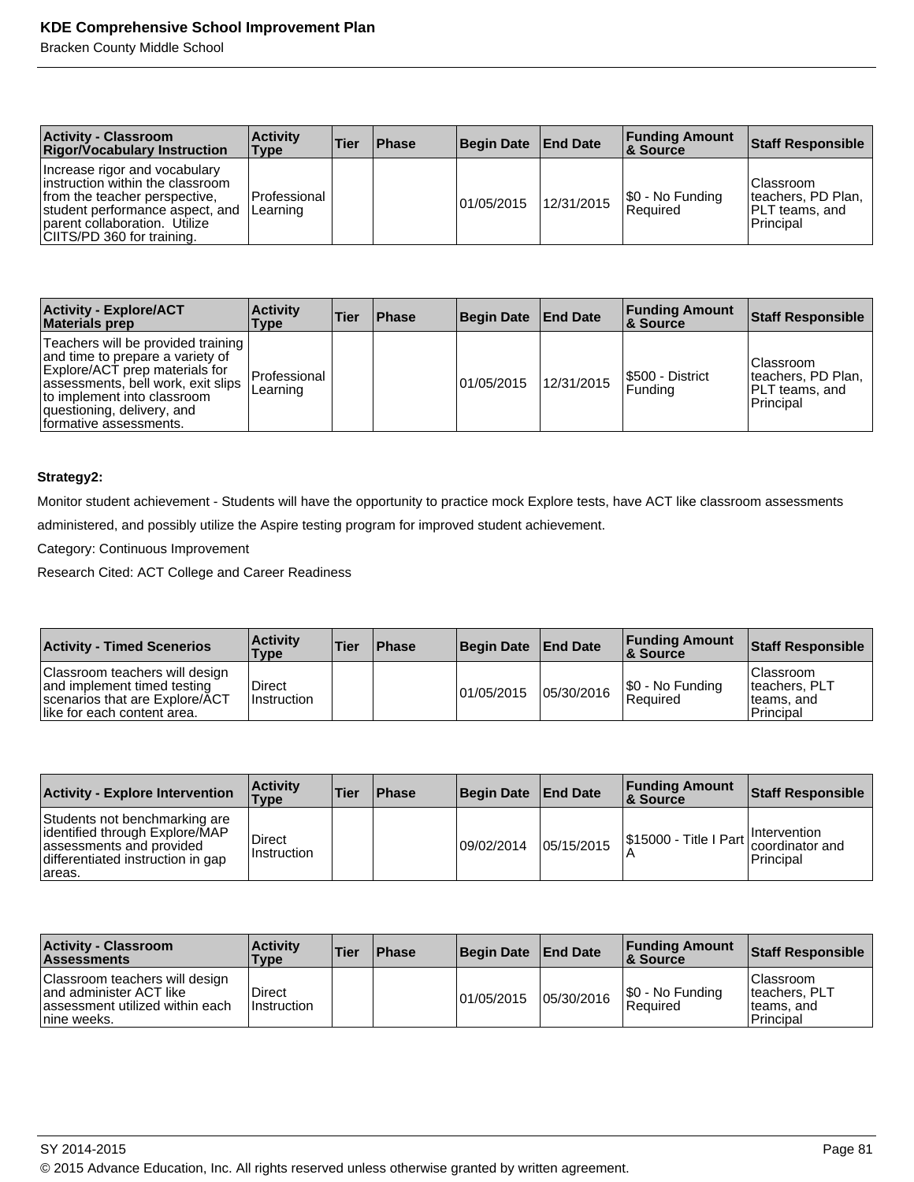| Activity - Classroom Rigor/Vocabulary Instruction | Activity Type | Tier | Phase | Begin Date | End Date | Funding Amount & Source | Staff Responsible |
|---|---|---|---|---|---|---|---|
| Increase rigor and vocabulary instruction within the classroom from the teacher perspective, student performance aspect, and parent collaboration. Utilize CIITS/PD 360 for training. | Professional Learning | | | 01/05/2015 | 12/31/2015 | $0 - No Funding Required | Classroom teachers, PD Plan, PLT teams, and Principal |

| Activity - Explore/ACT Materials prep | Activity Type | Tier | Phase | Begin Date | End Date | Funding Amount & Source | Staff Responsible |
|---|---|---|---|---|---|---|---|
| Teachers will be provided training and time to prepare a variety of Explore/ACT prep materials for assessments, bell work, exit slips to implement into classroom questioning, delivery, and formative assessments. | Professional Learning | | | 01/05/2015 | 12/31/2015 | $500 - District Funding | Classroom teachers, PD Plan, PLT teams, and Principal |

**Strategy2:**

Monitor student achievement - Students will have the opportunity to practice mock Explore tests, have ACT like classroom assessments administered, and possibly utilize the Aspire testing program for improved student achievement.

Category: Continuous Improvement

Research Cited: ACT College and Career Readiness

| Activity - Timed Scenerios | Activity Type | Tier | Phase | Begin Date | End Date | Funding Amount & Source | Staff Responsible |
|---|---|---|---|---|---|---|---|
| Classroom teachers will design and implement timed testing scenarios that are Explore/ACT like for each content area. | Direct Instruction | | | 01/05/2015 | 05/30/2016 | $0 - No Funding Required | Classroom teachers, PLT teams, and Principal |

| Activity - Explore Intervention | Activity Type | Tier | Phase | Begin Date | End Date | Funding Amount & Source | Staff Responsible |
|---|---|---|---|---|---|---|---|
| Students not benchmarking are identified through Explore/MAP assessments and provided differentiated instruction in gap areas. | Direct Instruction | | | 09/02/2014 | 05/15/2015 | $15000 - Title I Part A | Intervention coordinator and Principal |

| Activity - Classroom Assessments | Activity Type | Tier | Phase | Begin Date | End Date | Funding Amount & Source | Staff Responsible |
|---|---|---|---|---|---|---|---|
| Classroom teachers will design and administer ACT like assessment utilized within each nine weeks. | Direct Instruction | | | 01/05/2015 | 05/30/2016 | $0 - No Funding Required | Classroom teachers, PLT teams, and Principal |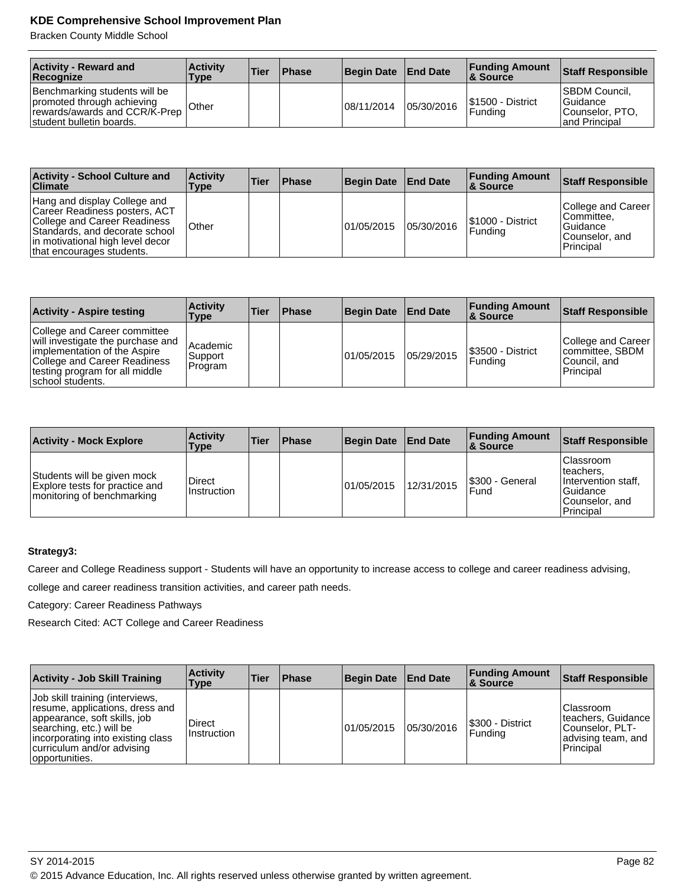| Activity - Reward and Recognize | Activity Type | Tier | Phase | Begin Date | End Date | Funding Amount & Source | Staff Responsible |
|---|---|---|---|---|---|---|---|
| Benchmarking students will be promoted through achieving rewards/awards and CCR/K-Prep student bulletin boards. | Other | | | 08/11/2014 | 05/30/2016 | $1500 - District Funding | SBDM Council, Guidance Counselor, PTO, and Principal |

| Activity - School Culture and Climate | Activity Type | Tier | Phase | Begin Date | End Date | Funding Amount & Source | Staff Responsible |
|---|---|---|---|---|---|---|---|
| Hang and display College and Career Readiness posters, ACT College and Career Readiness Standards, and decorate school in motivational high level decor that encourages students. | Other | | | 01/05/2015 | 05/30/2016 | $1000 - District Funding | College and Career Committee, Guidance Counselor, and Principal |

| Activity - Aspire testing | Activity Type | Tier | Phase | Begin Date | End Date | Funding Amount & Source | Staff Responsible |
|---|---|---|---|---|---|---|---|
| College and Career committee will investigate the purchase and implementation of the Aspire College and Career Readiness testing program for all middle school students. | Academic Support Program | | | 01/05/2015 | 05/29/2015 | $3500 - District Funding | College and Career committee, SBDM Council, and Principal |

| Activity - Mock Explore | Activity Type | Tier | Phase | Begin Date | End Date | Funding Amount & Source | Staff Responsible |
|---|---|---|---|---|---|---|---|
| Students will be given mock Explore tests for practice and monitoring of benchmarking | Direct Instruction | | | 01/05/2015 | 12/31/2015 | $300 - General Fund | Classroom teachers, Intervention staff, Guidance Counselor, and Principal |

**Strategy3:**

Career and College Readiness support - Students will have an opportunity to increase access to college and career readiness advising, college and career readiness transition activities, and career path needs.

Category: Career Readiness Pathways

Research Cited: ACT College and Career Readiness

| Activity - Job Skill Training | Activity Type | Tier | Phase | Begin Date | End Date | Funding Amount & Source | Staff Responsible |
|---|---|---|---|---|---|---|---|
| Job skill training (interviews, resume, applications, dress and appearance, soft skills, job searching, etc.) will be incorporating into existing class curriculum and/or advising opportunities. | Direct Instruction | | | 01/05/2015 | 05/30/2016 | $300 - District Funding | Classroom teachers, Guidance Counselor, PLT-advising team, and Principal |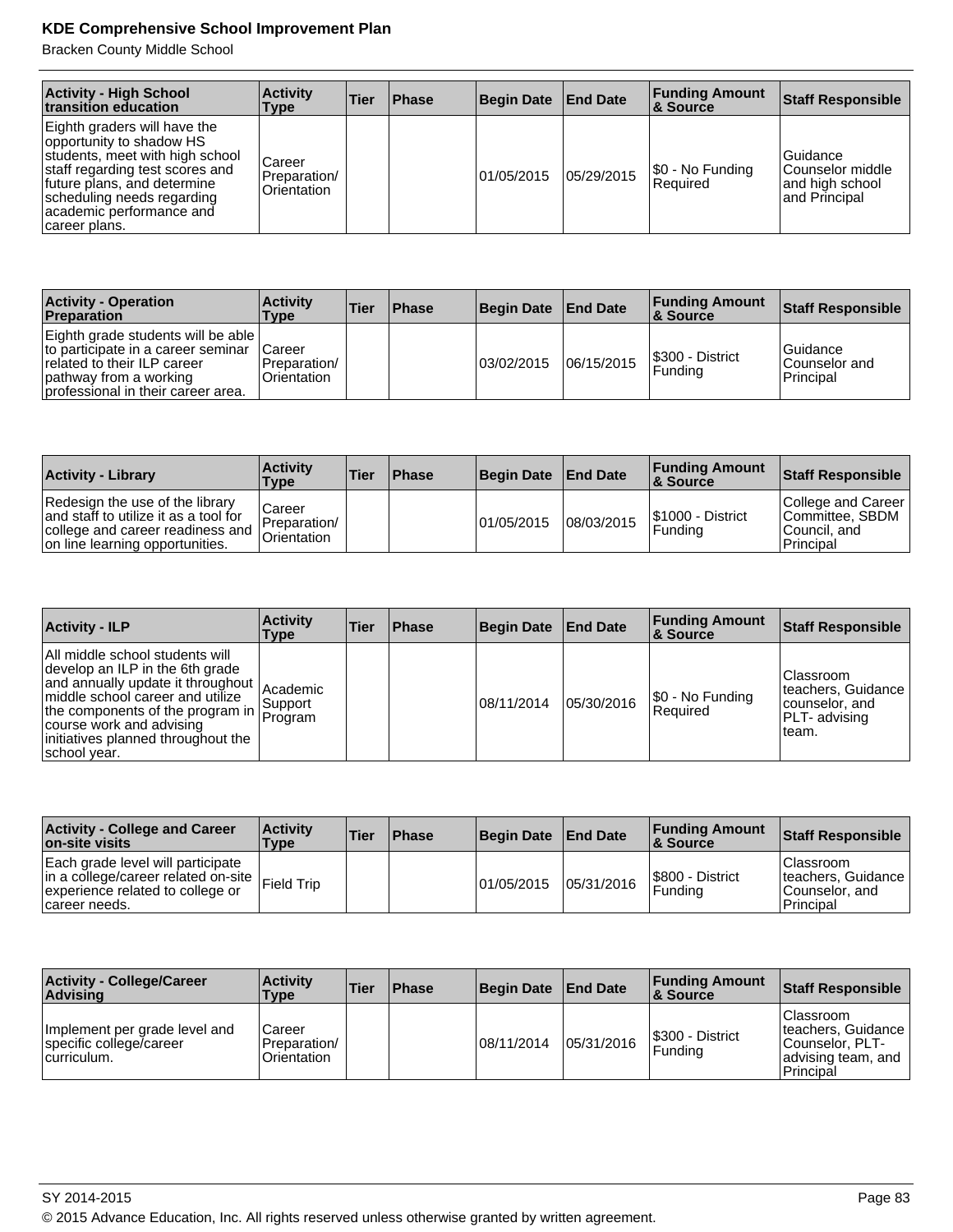| Activity - High School transition education | Activity Type | Tier | Phase | Begin Date | End Date | Funding Amount & Source | Staff Responsible |
|---|---|---|---|---|---|---|---|
| Eighth graders will have the opportunity to shadow HS students, meet with high school staff regarding test scores and future plans, and determine scheduling needs regarding academic performance and career plans. | Career Preparation/ Orientation | | | 01/05/2015 | 05/29/2015 | $0 - No Funding Required | Guidance Counselor middle and high school and Principal |

| Activity - Operation Preparation | Activity Type | Tier | Phase | Begin Date | End Date | Funding Amount & Source | Staff Responsible |
|---|---|---|---|---|---|---|---|
| Eighth grade students will be able to participate in a career seminar related to their ILP career pathway from a working professional in their career area. | Career Preparation/ Orientation | | | 03/02/2015 | 06/15/2015 | $300 - District Funding | Guidance Counselor and Principal |

| Activity - Library | Activity Type | Tier | Phase | Begin Date | End Date | Funding Amount & Source | Staff Responsible |
|---|---|---|---|---|---|---|---|
| Redesign the use of the library and staff to utilize it as a tool for college and career readiness and on line learning opportunities. | Career Preparation/ Orientation | | | 01/05/2015 | 08/03/2015 | $1000 - District Funding | College and Career Committee, SBDM Council, and Principal |

| Activity - ILP | Activity Type | Tier | Phase | Begin Date | End Date | Funding Amount & Source | Staff Responsible |
|---|---|---|---|---|---|---|---|
| All middle school students will develop an ILP in the 6th grade and annually update it throughout middle school career and utilize the components of the program in course work and advising initiatives planned throughout the school year. | Academic Support Program | | | 08/11/2014 | 05/30/2016 | $0 - No Funding Required | Classroom teachers, Guidance counselor, and PLT- advising team. |

| Activity - College and Career on-site visits | Activity Type | Tier | Phase | Begin Date | End Date | Funding Amount & Source | Staff Responsible |
|---|---|---|---|---|---|---|---|
| Each grade level will participate in a college/career related on-site experience related to college or career needs. | Field Trip | | | 01/05/2015 | 05/31/2016 | $800 - District Funding | Classroom teachers, Guidance Counselor, and Principal |

| Activity - College/Career Advising | Activity Type | Tier | Phase | Begin Date | End Date | Funding Amount & Source | Staff Responsible |
|---|---|---|---|---|---|---|---|
| Implement per grade level and specific college/career curriculum. | Career Preparation/ Orientation | | | 08/11/2014 | 05/31/2016 | $300 - District Funding | Classroom teachers, Guidance Counselor, PLT- advising team, and Principal |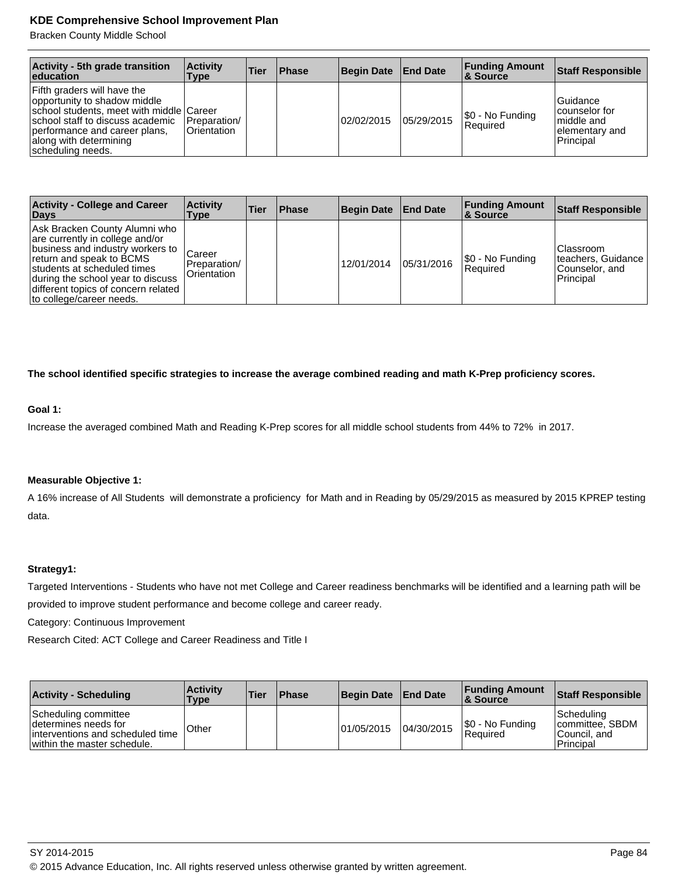| Activity - 5th grade transition education | Activity Type | Tier | Phase | Begin Date | End Date | Funding Amount & Source | Staff Responsible |
|---|---|---|---|---|---|---|---|
| Fifth graders will have the opportunity to shadow middle school students, meet with middle school staff to discuss academic performance and career plans, along with determining scheduling needs. | Career Preparation/ Orientation | | | 02/02/2015 | 05/29/2015 | $0 - No Funding Required | Guidance counselor for middle and elementary and Principal |

| Activity - College and Career Days | Activity Type | Tier | Phase | Begin Date | End Date | Funding Amount & Source | Staff Responsible |
|---|---|---|---|---|---|---|---|
| Ask Bracken County Alumni who are currently in college and/or business and industry workers to return and speak to BCMS students at scheduled times during the school year to discuss different topics of concern related to college/career needs. | Career Preparation/ Orientation | | | 12/01/2014 | 05/31/2016 | $0 - No Funding Required | Classroom teachers, Guidance Counselor, and Principal |

**The school identified specific strategies to increase the average combined reading and math K-Prep proficiency scores.**

**Goal 1:**

Increase the averaged combined Math and Reading K-Prep scores for all middle school students from 44% to 72% in 2017.

**Measurable Objective 1:**

A 16% increase of All Students will demonstrate a proficiency for Math and in Reading by 05/29/2015 as measured by 2015 KPREP testing data.

**Strategy1:**

Targeted Interventions - Students who have not met College and Career readiness benchmarks will be identified and a learning path will be provided to improve student performance and become college and career ready.

Category: Continuous Improvement

Research Cited: ACT College and Career Readiness and Title I

| Activity - Scheduling | Activity Type | Tier | Phase | Begin Date | End Date | Funding Amount & Source | Staff Responsible |
|---|---|---|---|---|---|---|---|
| Scheduling committee determines needs for interventions and scheduled time within the master schedule. | Other | | | 01/05/2015 | 04/30/2015 | $0 - No Funding Required | Scheduling committee, SBDM Council, and Principal |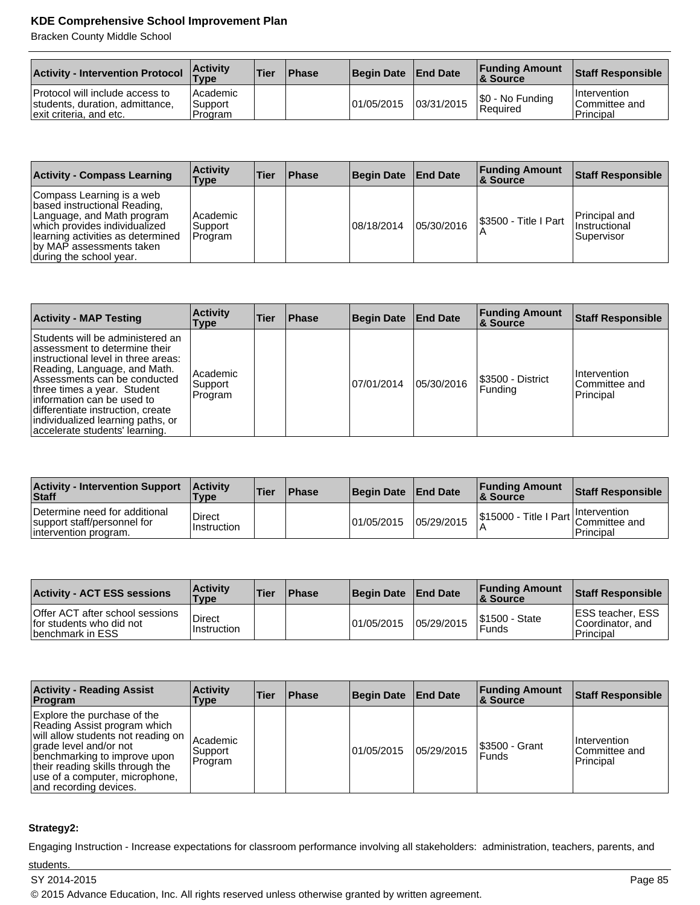| Activity - Intervention Protocol | Activity Type | Tier | Phase | Begin Date | End Date | Funding Amount & Source | Staff Responsible |
|---|---|---|---|---|---|---|---|
| Protocol will include access to students, duration, admittance, exit criteria, and etc. | Academic Support Program | | | 01/05/2015 | 03/31/2015 | $0 - No Funding Required | Intervention Committee and Principal |

| Activity - Compass Learning | Activity Type | Tier | Phase | Begin Date | End Date | Funding Amount & Source | Staff Responsible |
|---|---|---|---|---|---|---|---|
| Compass Learning is a web based instructional Reading, Language, and Math program which provides individualized learning activities as determined by MAP assessments taken during the school year. | Academic Support Program | | | 08/18/2014 | 05/30/2016 | $3500 - Title I Part A | Principal and Instructional Supervisor |

| Activity - MAP Testing | Activity Type | Tier | Phase | Begin Date | End Date | Funding Amount & Source | Staff Responsible |
|---|---|---|---|---|---|---|---|
| Students will be administered an assessment to determine their instructional level in three areas: Reading, Language, and Math. Assessments can be conducted three times a year. Student information can be used to differentiate instruction, create individualized learning paths, or accelerate students' learning. | Academic Support Program | | | 07/01/2014 | 05/30/2016 | $3500 - District Funding | Intervention Committee and Principal |

| Activity - Intervention Support Staff | Activity Type | Tier | Phase | Begin Date | End Date | Funding Amount & Source | Staff Responsible |
|---|---|---|---|---|---|---|---|
| Determine need for additional support staff/personnel for intervention program. | Direct Instruction | | | 01/05/2015 | 05/29/2015 | $15000 - Title I Part A | Intervention Committee and Principal |

| Activity - ACT ESS sessions | Activity Type | Tier | Phase | Begin Date | End Date | Funding Amount & Source | Staff Responsible |
|---|---|---|---|---|---|---|---|
| Offer ACT after school sessions for students who did not benchmark in ESS | Direct Instruction | | | 01/05/2015 | 05/29/2015 | $1500 - State Funds | ESS teacher, ESS Coordinator, and Principal |

| Activity - Reading Assist Program | Activity Type | Tier | Phase | Begin Date | End Date | Funding Amount & Source | Staff Responsible |
|---|---|---|---|---|---|---|---|
| Explore the purchase of the Reading Assist program which will allow students not reading on grade level and/or not benchmarking to improve upon their reading skills through the use of a computer, microphone, and recording devices. | Academic Support Program | | | 01/05/2015 | 05/29/2015 | $3500 - Grant Funds | Intervention Committee and Principal |

**Strategy2:**

Engaging Instruction - Increase expectations for classroom performance involving all stakeholders: administration, teachers, parents, and students.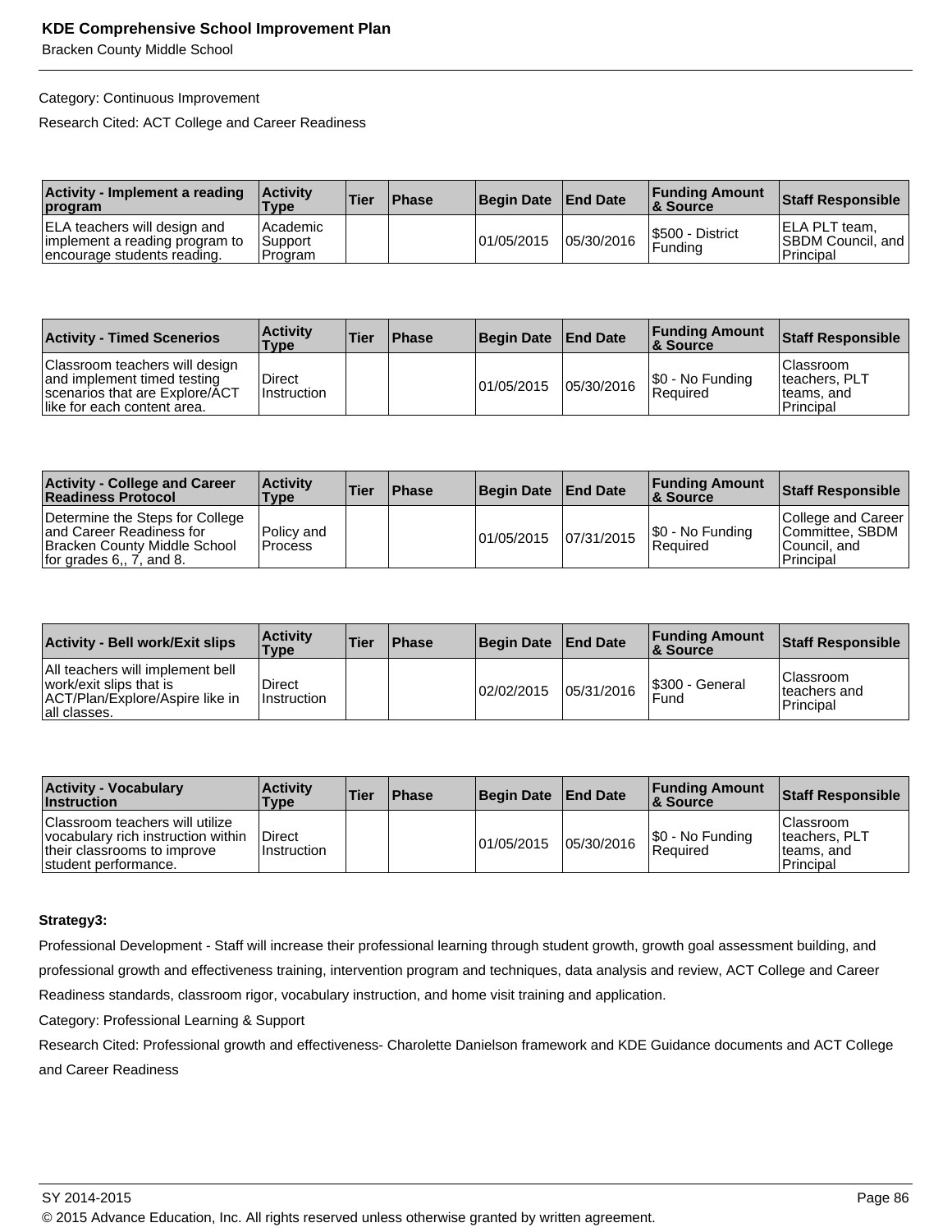Category: Continuous Improvement

Research Cited: ACT College and Career Readiness

| Activity - Implement a reading program | Activity Type | Tier | Phase | Begin Date | End Date | Funding Amount & Source | Staff Responsible |
|---|---|---|---|---|---|---|---|
| ELA teachers will design and implement a reading program to encourage students reading. | Academic Support Program | | | 01/05/2015 | 05/30/2016 | $500 - District Funding | ELA PLT team, SBDM Council, and Principal |

| Activity - Timed Scenerios | Activity Type | Tier | Phase | Begin Date | End Date | Funding Amount & Source | Staff Responsible |
|---|---|---|---|---|---|---|---|
| Classroom teachers will design and implement timed testing scenarios that are Explore/ACT like for each content area. | Direct Instruction | | | 01/05/2015 | 05/30/2016 | $0 - No Funding Required | Classroom teachers, PLT teams, and Principal |

| Activity - College and Career Readiness Protocol | Activity Type | Tier | Phase | Begin Date | End Date | Funding Amount & Source | Staff Responsible |
|---|---|---|---|---|---|---|---|
| Determine the Steps for College and Career Readiness for Bracken County Middle School for grades 6,, 7, and 8. | Policy and Process | | | 01/05/2015 | 07/31/2015 | $0 - No Funding Required | College and Career Committee, SBDM Council, and Principal |

| Activity - Bell work/Exit slips | Activity Type | Tier | Phase | Begin Date | End Date | Funding Amount & Source | Staff Responsible |
|---|---|---|---|---|---|---|---|
| All teachers will implement bell work/exit slips that is ACT/Plan/Explore/Aspire like in all classes. | Direct Instruction | | | 02/02/2015 | 05/31/2016 | $300 - General Fund | Classroom teachers and Principal |

| Activity - Vocabulary Instruction | Activity Type | Tier | Phase | Begin Date | End Date | Funding Amount & Source | Staff Responsible |
|---|---|---|---|---|---|---|---|
| Classroom teachers will utilize vocabulary rich instruction within their classrooms to improve student performance. | Direct Instruction | | | 01/05/2015 | 05/30/2016 | $0 - No Funding Required | Classroom teachers, PLT teams, and Principal |

**Strategy3:**

Professional Development - Staff will increase their professional learning through student growth, growth goal assessment building, and professional growth and effectiveness training, intervention program and techniques, data analysis and review, ACT College and Career Readiness standards, classroom rigor, vocabulary instruction, and home visit training and application.

Category: Professional Learning & Support

Research Cited: Professional growth and effectiveness- Charolette Danielson framework and KDE Guidance documents and ACT College and Career Readiness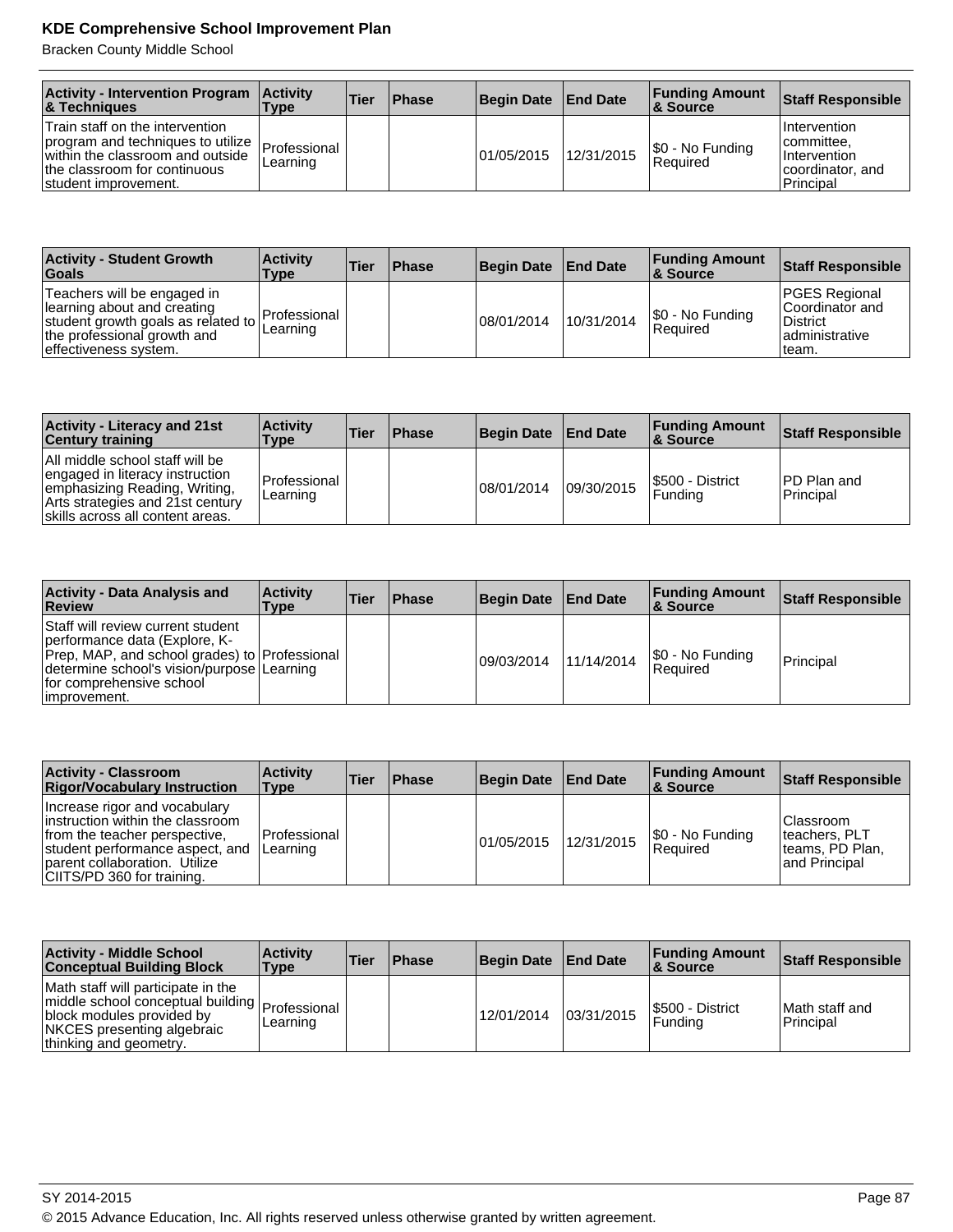| Activity - Intervention Program & Techniques | Activity Type | Tier | Phase | Begin Date | End Date | Funding Amount & Source | Staff Responsible |
|---|---|---|---|---|---|---|---|
| Train staff on the intervention program and techniques to utilize within the classroom and outside the classroom for continuous student improvement. | Professional Learning | | | 01/05/2015 | 12/31/2015 | $0 - No Funding Required | Intervention committee, Intervention coordinator, and Principal |

| Activity - Student Growth Goals | Activity Type | Tier | Phase | Begin Date | End Date | Funding Amount & Source | Staff Responsible |
|---|---|---|---|---|---|---|---|
| Teachers will be engaged in learning about and creating student growth goals as related to the professional growth and effectiveness system. | Professional Learning | | | 08/01/2014 | 10/31/2014 | $0 - No Funding Required | PGES Regional Coordinator and District administrative team. |

| Activity - Literacy and 21st Century training | Activity Type | Tier | Phase | Begin Date | End Date | Funding Amount & Source | Staff Responsible |
|---|---|---|---|---|---|---|---|
| All middle school staff will be engaged in literacy instruction emphasizing Reading, Writing, Arts strategies and 21st century skills across all content areas. | Professional Learning | | | 08/01/2014 | 09/30/2015 | $500 - District Funding | PD Plan and Principal |

| Activity - Data Analysis and Review | Activity Type | Tier | Phase | Begin Date | End Date | Funding Amount & Source | Staff Responsible |
|---|---|---|---|---|---|---|---|
| Staff will review current student performance data (Explore, K-Prep, MAP, and school grades) to determine school's vision/purpose for comprehensive school improvement. | Professional Learning | | | 09/03/2014 | 11/14/2014 | $0 - No Funding Required | Principal |

| Activity - Classroom Rigor/Vocabulary Instruction | Activity Type | Tier | Phase | Begin Date | End Date | Funding Amount & Source | Staff Responsible |
|---|---|---|---|---|---|---|---|
| Increase rigor and vocabulary instruction within the classroom from the teacher perspective, student performance aspect, and parent collaboration. Utilize CIITS/PD 360 for training. | Professional Learning | | | 01/05/2015 | 12/31/2015 | $0 - No Funding Required | Classroom teachers, PLT teams, PD Plan, and Principal |

| Activity - Middle School Conceptual Building Block | Activity Type | Tier | Phase | Begin Date | End Date | Funding Amount & Source | Staff Responsible |
|---|---|---|---|---|---|---|---|
| Math staff will participate in the middle school conceptual building block modules provided by NKCES presenting algebraic thinking and geometry. | Professional Learning | | | 12/01/2014 | 03/31/2015 | $500 - District Funding | Math staff and Principal |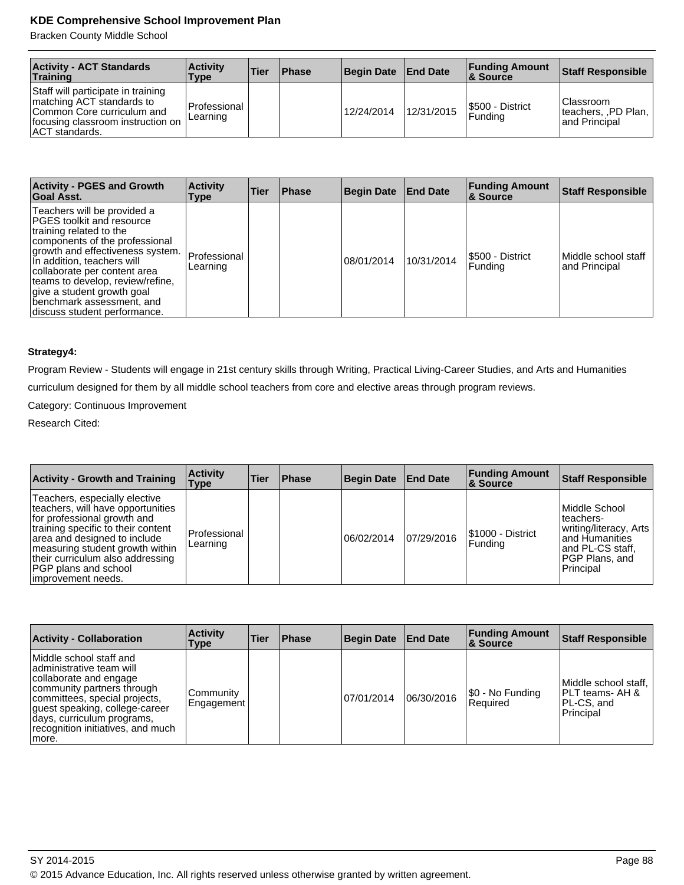| Activity - ACT Standards Training | Activity Type | Tier | Phase | Begin Date | End Date | Funding Amount & Source | Staff Responsible |
|---|---|---|---|---|---|---|---|
| Staff will participate in training matching ACT standards to Common Core curriculum and focusing classroom instruction on ACT standards. | Professional Learning | | | 12/24/2014 | 12/31/2015 | $500 - District Funding | Classroom teachers, ,PD Plan, and Principal |

| Activity - PGES and Growth Goal Asst. | Activity Type | Tier | Phase | Begin Date | End Date | Funding Amount & Source | Staff Responsible |
|---|---|---|---|---|---|---|---|
| Teachers will be provided a PGES toolkit and resource training related to the components of the professional growth and effectiveness system. In addition, teachers will collaborate per content area teams to develop, review/refine, give a student growth goal benchmark assessment, and discuss student performance. | Professional Learning | | | 08/01/2014 | 10/31/2014 | $500 - District Funding | Middle school staff and Principal |

**Strategy4:**

Program Review - Students will engage in 21st century skills through Writing, Practical Living-Career Studies, and Arts and Humanities curriculum designed for them by all middle school teachers from core and elective areas through program reviews.

Category: Continuous Improvement

Research Cited:

| Activity - Growth and Training | Activity Type | Tier | Phase | Begin Date | End Date | Funding Amount & Source | Staff Responsible |
|---|---|---|---|---|---|---|---|
| Teachers, especially elective teachers, will have opportunities for professional growth and training specific to their content area and designed to include measuring student growth within their curriculum also addressing PGP plans and school improvement needs. | Professional Learning | | | 06/02/2014 | 07/29/2016 | $1000 - District Funding | Middle School teachers-writing/literacy, Arts and Humanities and PL-CS staff, PGP Plans, and Principal |

| Activity - Collaboration | Activity Type | Tier | Phase | Begin Date | End Date | Funding Amount & Source | Staff Responsible |
|---|---|---|---|---|---|---|---|
| Middle school staff and administrative team will collaborate and engage community partners through committees, special projects, guest speaking, college-career days, curriculum programs, recognition initiatives, and much more. | Community Engagement | | | 07/01/2014 | 06/30/2016 | $0 - No Funding Required | Middle school staff, PLT teams- AH & PL-CS, and Principal |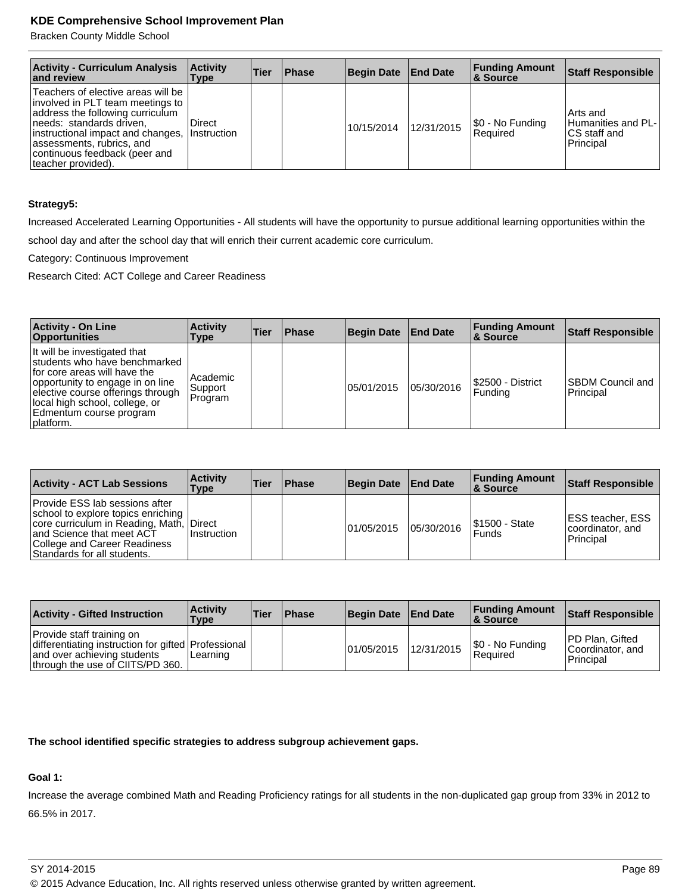| Activity - Curriculum Analysis and review | Activity Type | Tier | Phase | Begin Date | End Date | Funding Amount & Source | Staff Responsible |
|---|---|---|---|---|---|---|---|
| Teachers of elective areas will be involved in PLT team meetings to address the following curriculum needs:  standards driven, instructional impact and changes, assessments, rubrics, and continuous feedback (peer and teacher provided). | Direct Instruction | | | 10/15/2014 | 12/31/2015 | $0 - No Funding Required | Arts and Humanities and PL-CS staff and Principal |

**Strategy5:**

Increased Accelerated Learning Opportunities - All students will have the opportunity to pursue additional learning opportunities within the school day and after the school day that will enrich their current academic core curriculum.

Category: Continuous Improvement

Research Cited: ACT College and Career Readiness

| Activity - On Line Opportunities | Activity Type | Tier | Phase | Begin Date | End Date | Funding Amount & Source | Staff Responsible |
|---|---|---|---|---|---|---|---|
| It will be investigated that students who have benchmarked for core areas will have the opportunity to engage in on line elective course offerings through local high school, college, or Edmentum course program platform. | Academic Support Program | | | 05/01/2015 | 05/30/2016 | $2500 - District Funding | SBDM Council and Principal |

| Activity - ACT Lab Sessions | Activity Type | Tier | Phase | Begin Date | End Date | Funding Amount & Source | Staff Responsible |
|---|---|---|---|---|---|---|---|
| Provide ESS lab sessions after school to explore topics enriching core curriculum in Reading, Math, and Science that meet ACT College and Career Readiness Standards for all students. | Direct Instruction | | | 01/05/2015 | 05/30/2016 | $1500 - State Funds | ESS teacher, ESS coordinator, and Principal |

| Activity - Gifted Instruction | Activity Type | Tier | Phase | Begin Date | End Date | Funding Amount & Source | Staff Responsible |
|---|---|---|---|---|---|---|---|
| Provide staff training on differentiating instruction for gifted and over achieving students through the use of CIITS/PD 360. | Professional Learning | | | 01/05/2015 | 12/31/2015 | $0 - No Funding Required | PD Plan, Gifted Coordinator, and Principal |

**The school identified specific strategies to address subgroup achievement gaps.**

**Goal 1:**

Increase the average combined Math and Reading Proficiency ratings for all students in the non-duplicated gap group from 33% in 2012 to 66.5% in 2017.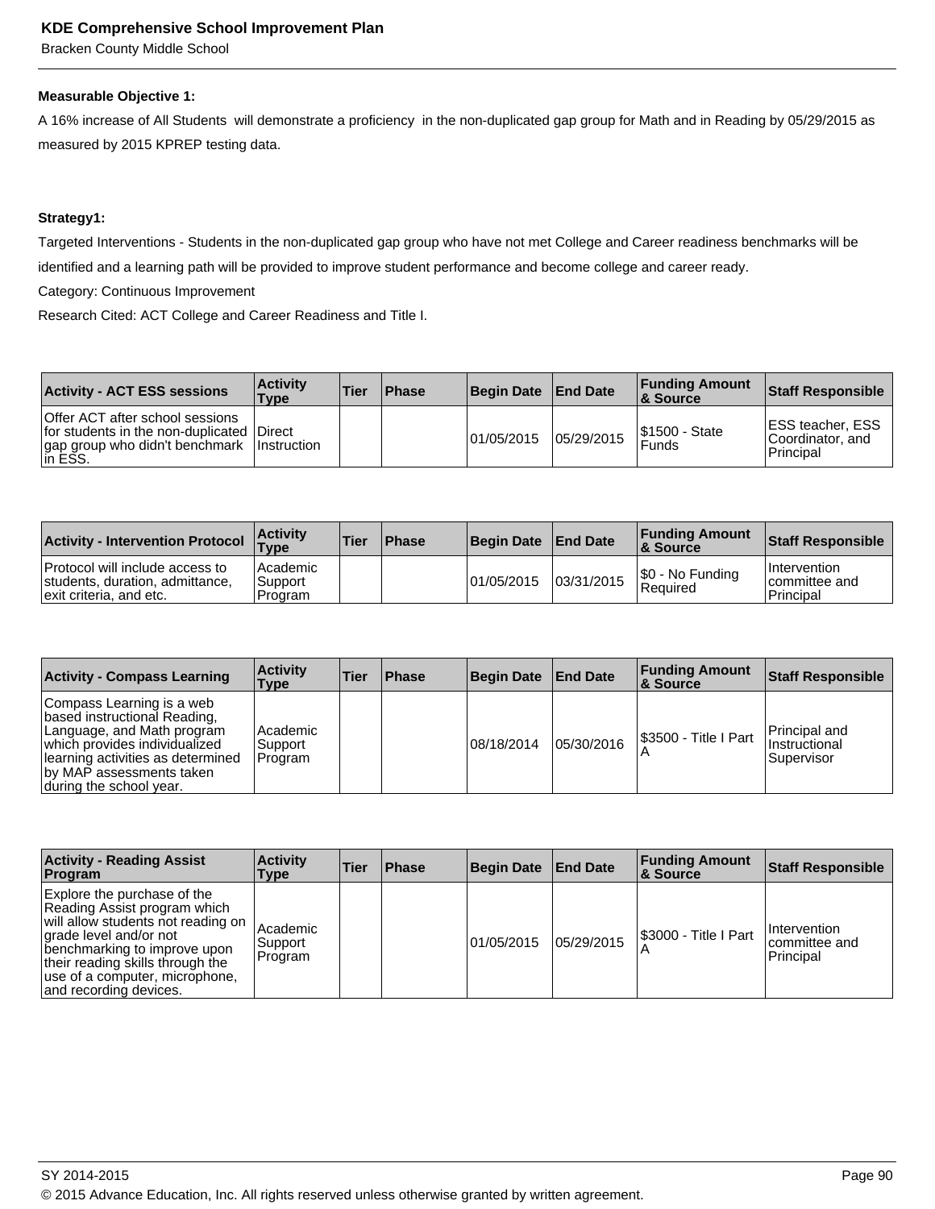**Measurable Objective 1:**

A 16% increase of All Students will demonstrate a proficiency in the non-duplicated gap group for Math and in Reading by 05/29/2015 as measured by 2015 KPREP testing data.

**Strategy1:**

Targeted Interventions - Students in the non-duplicated gap group who have not met College and Career readiness benchmarks will be identified and a learning path will be provided to improve student performance and become college and career ready.

Category: Continuous Improvement

Research Cited: ACT College and Career Readiness and Title I.

| Activity - ACT ESS sessions | Activity Type | Tier | Phase | Begin Date | End Date | Funding Amount & Source | Staff Responsible |
|---|---|---|---|---|---|---|---|
| Offer ACT after school sessions for students in the non-duplicated gap group who didn't benchmark in ESS. | Direct Instruction | | | 01/05/2015 | 05/29/2015 | $1500 - State Funds | ESS teacher, ESS Coordinator, and Principal |

| Activity - Intervention Protocol | Activity Type | Tier | Phase | Begin Date | End Date | Funding Amount & Source | Staff Responsible |
|---|---|---|---|---|---|---|---|
| Protocol will include access to students, duration, admittance, exit criteria, and etc. | Academic Support Program | | | 01/05/2015 | 03/31/2015 | $0 - No Funding Required | Intervention committee and Principal |

| Activity - Compass Learning | Activity Type | Tier | Phase | Begin Date | End Date | Funding Amount & Source | Staff Responsible |
|---|---|---|---|---|---|---|---|
| Compass Learning is a web based instructional Reading, Language, and Math program which provides individualized learning activities as determined by MAP assessments taken during the school year. | Academic Support Program | | | 08/18/2014 | 05/30/2016 | $3500 - Title I Part A | Principal and Instructional Supervisor |

| Activity - Reading Assist Program | Activity Type | Tier | Phase | Begin Date | End Date | Funding Amount & Source | Staff Responsible |
|---|---|---|---|---|---|---|---|
| Explore the purchase of the Reading Assist program which will allow students not reading on grade level and/or not benchmarking to improve upon their reading skills through the use of a computer, microphone, and recording devices. | Academic Support Program | | | 01/05/2015 | 05/29/2015 | $3000 - Title I Part A | Intervention committee and Principal |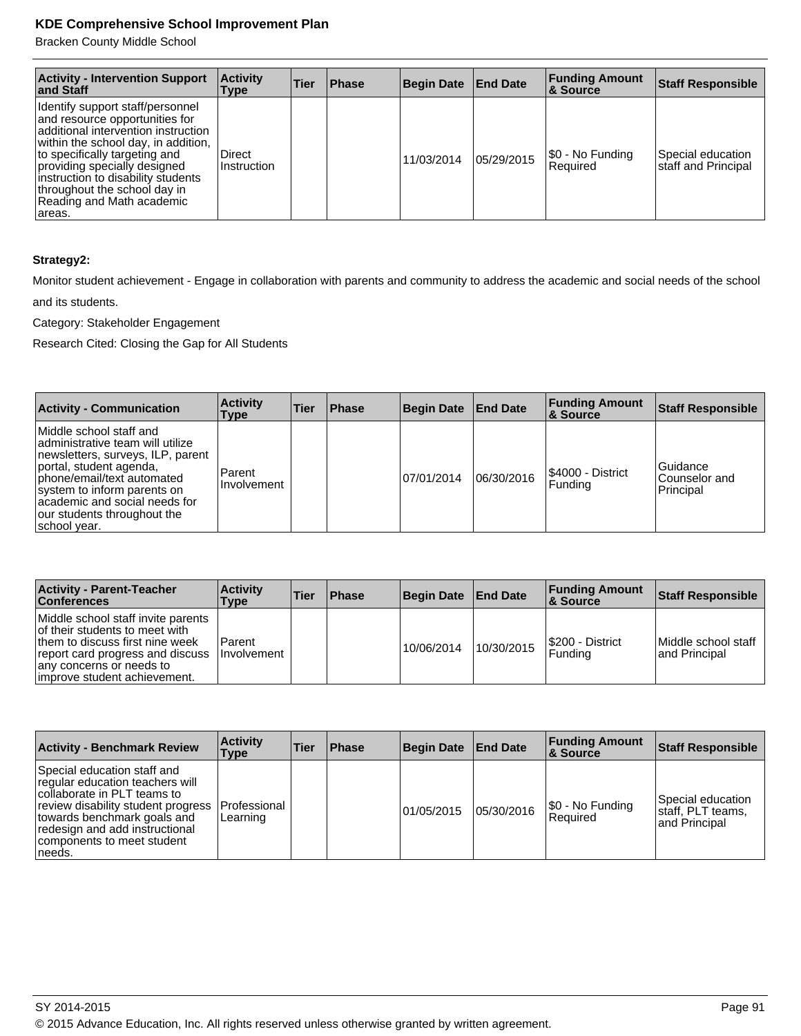| Activity - Intervention Support and Staff | Activity Type | Tier | Phase | Begin Date | End Date | Funding Amount & Source | Staff Responsible |
| --- | --- | --- | --- | --- | --- | --- | --- |
| Identify support staff/personnel and resource opportunities for additional intervention instruction within the school day, in addition, to specifically targeting and providing specially designed instruction to disability students throughout the school day in Reading and Math academic areas. | Direct Instruction | | | 11/03/2014 | 05/29/2015 | $0 - No Funding Required | Special education staff and Principal |

**Strategy2:**

Monitor student achievement - Engage in collaboration with parents and community to address the academic and social needs of the school and its students.

Category: Stakeholder Engagement

Research Cited: Closing the Gap for All Students

| Activity - Communication | Activity Type | Tier | Phase | Begin Date | End Date | Funding Amount & Source | Staff Responsible |
| --- | --- | --- | --- | --- | --- | --- | --- |
| Middle school staff and administrative team will utilize newsletters, surveys, ILP, parent portal, student agenda, phone/email/text automated system to inform parents on academic and social needs for our students throughout the school year. | Parent Involvement | | | 07/01/2014 | 06/30/2016 | $4000 - District Funding | Guidance Counselor and Principal |

| Activity - Parent-Teacher Conferences | Activity Type | Tier | Phase | Begin Date | End Date | Funding Amount & Source | Staff Responsible |
| --- | --- | --- | --- | --- | --- | --- | --- |
| Middle school staff invite parents of their students to meet with them to discuss first nine week report card progress and discuss any concerns or needs to improve student achievement. | Parent Involvement | | | 10/06/2014 | 10/30/2015 | $200 - District Funding | Middle school staff and Principal |

| Activity - Benchmark Review | Activity Type | Tier | Phase | Begin Date | End Date | Funding Amount & Source | Staff Responsible |
| --- | --- | --- | --- | --- | --- | --- | --- |
| Special education staff and regular education teachers will collaborate in PLT teams to review disability student progress towards benchmark goals and redesign and add instructional components to meet student needs. | Professional Learning | | | 01/05/2015 | 05/30/2016 | $0 - No Funding Required | Special education staff, PLT teams, and Principal |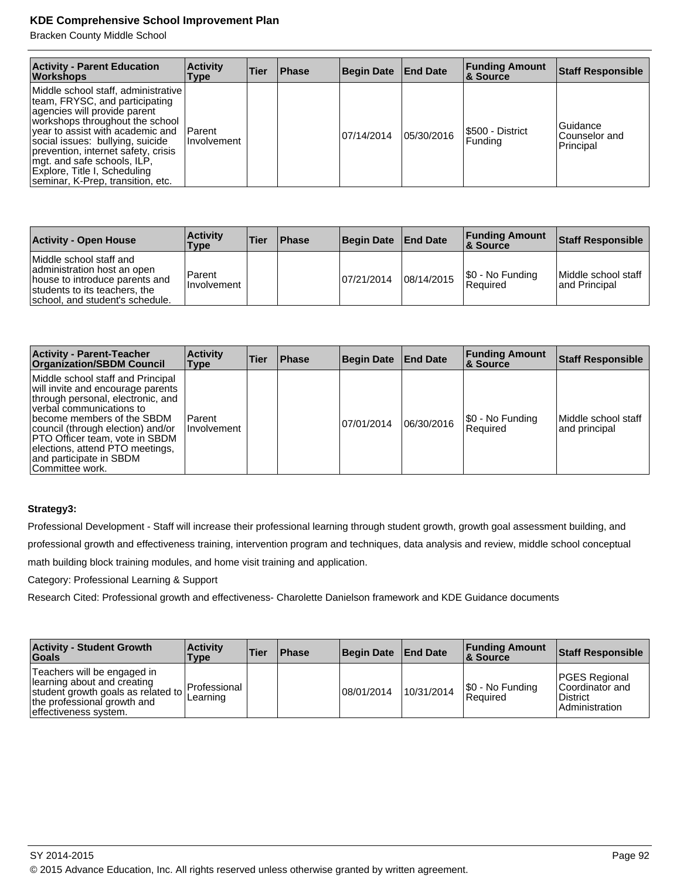| Activity - Parent Education Workshops | Activity Type | Tier | Phase | Begin Date | End Date | Funding Amount & Source | Staff Responsible |
|---|---|---|---|---|---|---|---|
| Middle school staff, administrative team, FRYSC, and participating agencies will provide parent workshops throughout the school year to assist with academic and social issues: bullying, suicide prevention, internet safety, crisis mgt. and safe schools, ILP, Explore, Title I, Scheduling seminar, K-Prep, transition, etc. | Parent Involvement | | | 07/14/2014 | 05/30/2016 | $500 - District Funding | Guidance Counselor and Principal |

| Activity - Open House | Activity Type | Tier | Phase | Begin Date | End Date | Funding Amount & Source | Staff Responsible |
|---|---|---|---|---|---|---|---|
| Middle school staff and administration host an open house to introduce parents and students to its teachers, the school, and student's schedule. | Parent Involvement | | | 07/21/2014 | 08/14/2015 | $0 - No Funding Required | Middle school staff and Principal |

| Activity - Parent-Teacher Organization/SBDM Council | Activity Type | Tier | Phase | Begin Date | End Date | Funding Amount & Source | Staff Responsible |
|---|---|---|---|---|---|---|---|
| Middle school staff and Principal will invite and encourage parents through personal, electronic, and verbal communications to become members of the SBDM council (through election) and/or PTO Officer team, vote in SBDM elections, attend PTO meetings, and participate in SBDM Committee work. | Parent Involvement | | | 07/01/2014 | 06/30/2016 | $0 - No Funding Required | Middle school staff and principal |

**Strategy3:**

Professional Development - Staff will increase their professional learning through student growth, growth goal assessment building, and professional growth and effectiveness training, intervention program and techniques, data analysis and review, middle school conceptual math building block training modules, and home visit training and application.

Category: Professional Learning & Support

Research Cited: Professional growth and effectiveness- Charolette Danielson framework and KDE Guidance documents

| Activity - Student Growth Goals | Activity Type | Tier | Phase | Begin Date | End Date | Funding Amount & Source | Staff Responsible |
|---|---|---|---|---|---|---|---|
| Teachers will be engaged in learning about and creating student growth goals as related to the professional growth and effectiveness system. | Professional Learning | | | 08/01/2014 | 10/31/2014 | $0 - No Funding Required | PGES Regional Coordinator and District Administration |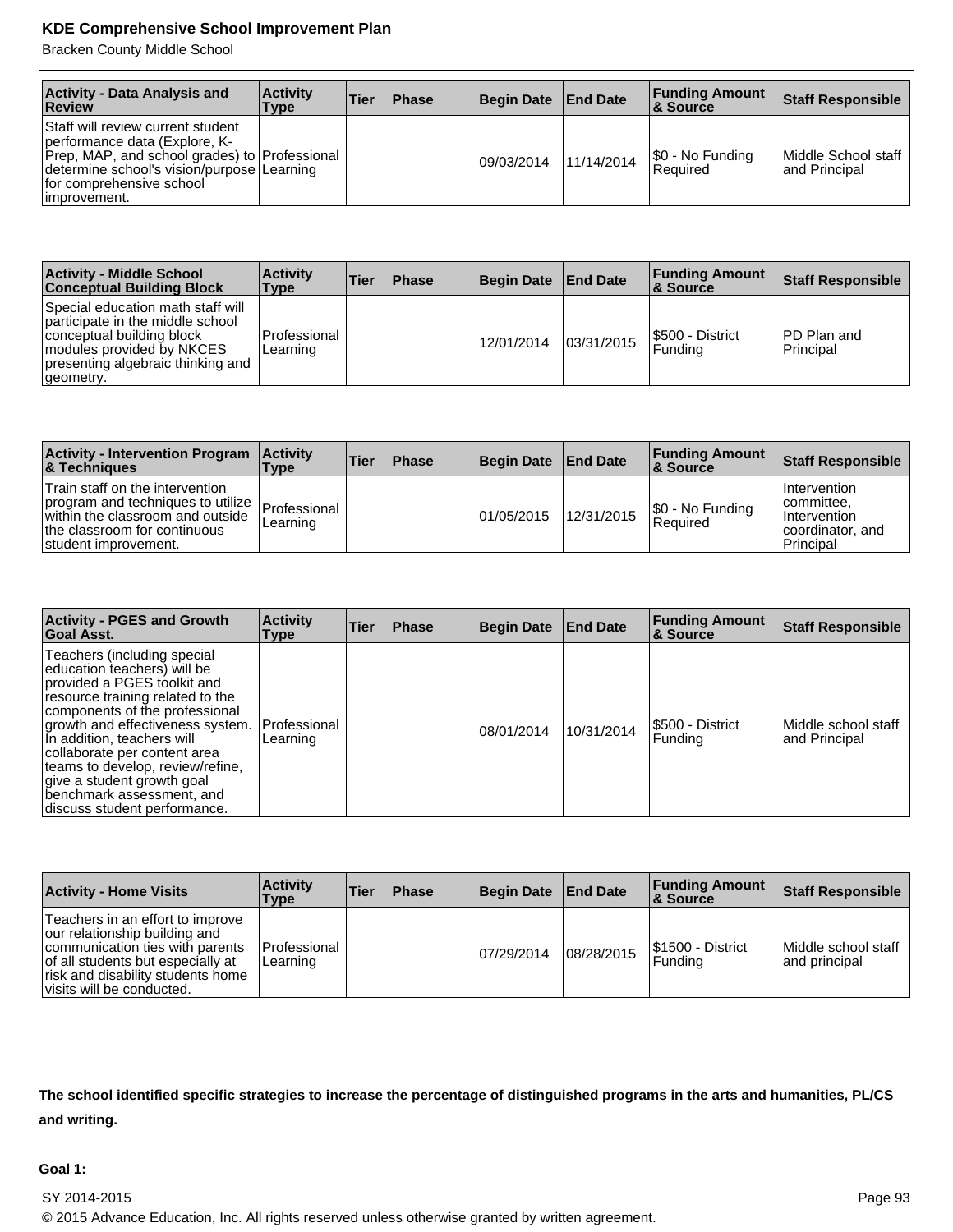| Activity - Data Analysis and Review | Activity Type | Tier | Phase | Begin Date | End Date | Funding Amount & Source | Staff Responsible |
|---|---|---|---|---|---|---|---|
| Staff will review current student performance data (Explore, K-Prep, MAP, and school grades) to determine school's vision/purpose for comprehensive school improvement. | Professional Learning | | | 09/03/2014 | 11/14/2014 | $0 - No Funding Required | Middle School staff and Principal |

| Activity - Middle School Conceptual Building Block | Activity Type | Tier | Phase | Begin Date | End Date | Funding Amount & Source | Staff Responsible |
|---|---|---|---|---|---|---|---|
| Special education math staff will participate in the middle school conceptual building block modules provided by NKCES presenting algebraic thinking and geometry. | Professional Learning | | | 12/01/2014 | 03/31/2015 | $500 - District Funding | PD Plan and Principal |

| Activity - Intervention Program & Techniques | Activity Type | Tier | Phase | Begin Date | End Date | Funding Amount & Source | Staff Responsible |
|---|---|---|---|---|---|---|---|
| Train staff on the intervention program and techniques to utilize within the classroom and outside the classroom for continuous student improvement. | Professional Learning | | | 01/05/2015 | 12/31/2015 | $0 - No Funding Required | Intervention committee, Intervention coordinator, and Principal |

| Activity - PGES and Growth Goal Asst. | Activity Type | Tier | Phase | Begin Date | End Date | Funding Amount & Source | Staff Responsible |
|---|---|---|---|---|---|---|---|
| Teachers (including special education teachers) will be provided a PGES toolkit and resource training related to the components of the professional growth and effectiveness system. In addition, teachers will collaborate per content area teams to develop, review/refine, give a student growth goal benchmark assessment, and discuss student performance. | Professional Learning | | | 08/01/2014 | 10/31/2014 | $500 - District Funding | Middle school staff and Principal |

| Activity - Home Visits | Activity Type | Tier | Phase | Begin Date | End Date | Funding Amount & Source | Staff Responsible |
|---|---|---|---|---|---|---|---|
| Teachers in an effort to improve our relationship building and communication ties with parents of all students but especially at risk and disability students home visits will be conducted. | Professional Learning | | | 07/29/2014 | 08/28/2015 | $1500 - District Funding | Middle school staff and principal |

**The school identified specific strategies to increase the percentage of distinguished programs in the arts and humanities, PL/CS and writing.**

**Goal 1:**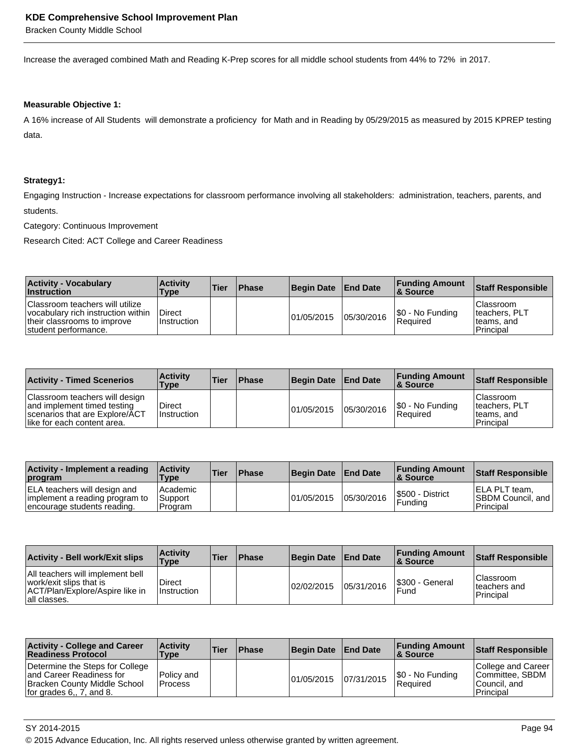Increase the averaged combined Math and Reading K-Prep scores for all middle school students from 44% to 72% in 2017.

**Measurable Objective 1:**

A 16% increase of All Students will demonstrate a proficiency for Math and in Reading by 05/29/2015 as measured by 2015 KPREP testing data.

**Strategy1:**

Engaging Instruction - Increase expectations for classroom performance involving all stakeholders: administration, teachers, parents, and students.

Category: Continuous Improvement

Research Cited: ACT College and Career Readiness

| Activity - Vocabulary Instruction | Activity Type | Tier | Phase | Begin Date | End Date | Funding Amount & Source | Staff Responsible |
|---|---|---|---|---|---|---|---|
| Classroom teachers will utilize vocabulary rich instruction within their classrooms to improve student performance. | Direct Instruction | | | 01/05/2015 | 05/30/2016 | $0 - No Funding Required | Classroom teachers, PLT teams, and Principal |

| Activity - Timed Scenerios | Activity Type | Tier | Phase | Begin Date | End Date | Funding Amount & Source | Staff Responsible |
|---|---|---|---|---|---|---|---|
| Classroom teachers will design and implement timed testing scenarios that are Explore/ACT like for each content area. | Direct Instruction | | | 01/05/2015 | 05/30/2016 | $0 - No Funding Required | Classroom teachers, PLT teams, and Principal |

| Activity - Implement a reading program | Activity Type | Tier | Phase | Begin Date | End Date | Funding Amount & Source | Staff Responsible |
|---|---|---|---|---|---|---|---|
| ELA teachers will design and implement a reading program to encourage students reading. | Academic Support Program | | | 01/05/2015 | 05/30/2016 | $500 - District Funding | ELA PLT team, SBDM Council, and Principal |

| Activity - Bell work/Exit slips | Activity Type | Tier | Phase | Begin Date | End Date | Funding Amount & Source | Staff Responsible |
|---|---|---|---|---|---|---|---|
| All teachers will implement bell work/exit slips that is ACT/Plan/Explore/Aspire like in all classes. | Direct Instruction | | | 02/02/2015 | 05/31/2016 | $300 - General Fund | Classroom teachers and Principal |

| Activity - College and Career Readiness Protocol | Activity Type | Tier | Phase | Begin Date | End Date | Funding Amount & Source | Staff Responsible |
|---|---|---|---|---|---|---|---|
| Determine the Steps for College and Career Readiness for Bracken County Middle School for grades 6,, 7, and 8. | Policy and Process | | | 01/05/2015 | 07/31/2015 | $0 - No Funding Required | College and Career Committee, SBDM Council, and Principal |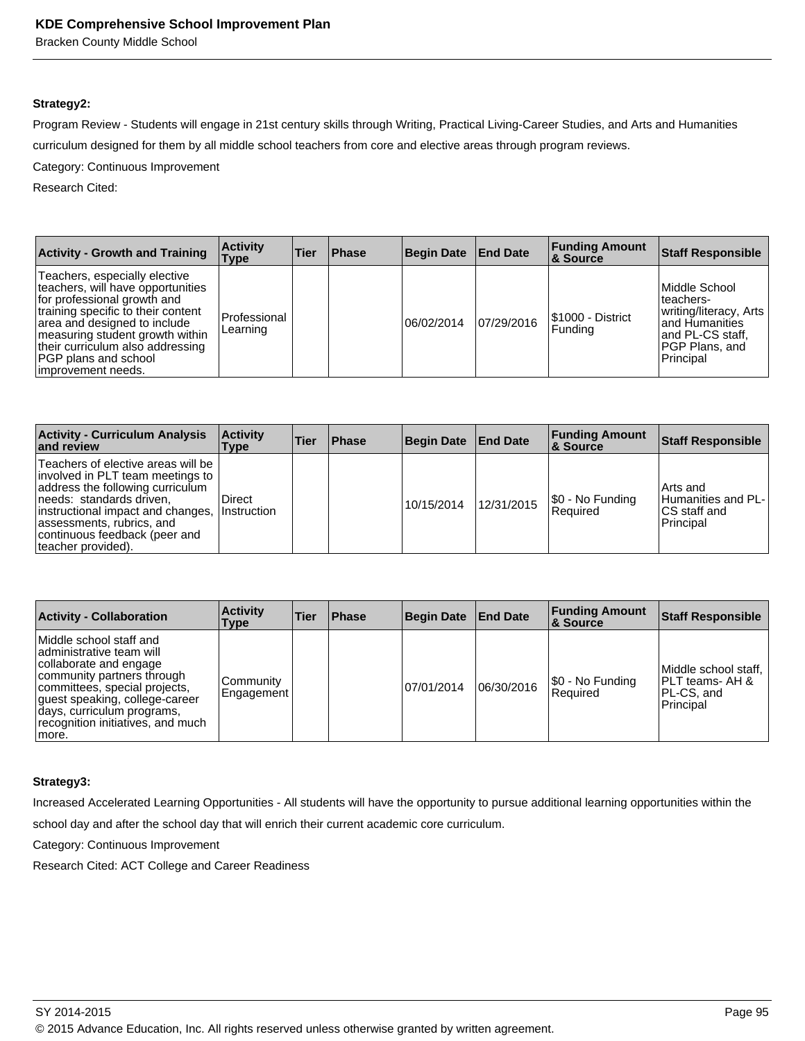**Strategy2:**

Program Review - Students will engage in 21st century skills through Writing, Practical Living-Career Studies, and Arts and Humanities curriculum designed for them by all middle school teachers from core and elective areas through program reviews.

Category: Continuous Improvement

Research Cited:

| Activity - Growth and Training | Activity Type | Tier | Phase | Begin Date | End Date | Funding Amount & Source | Staff Responsible |
|---|---|---|---|---|---|---|---|
| Teachers, especially elective teachers, will have opportunities for professional growth and training specific to their content area and designed to include measuring student growth within their curriculum also addressing PGP plans and school improvement needs. | Professional Learning | | | 06/02/2014 | 07/29/2016 | $1000 - District Funding | Middle School teachers- writing/literacy, Arts and Humanities and PL-CS staff, PGP Plans, and Principal |

| Activity - Curriculum Analysis and review | Activity Type | Tier | Phase | Begin Date | End Date | Funding Amount & Source | Staff Responsible |
|---|---|---|---|---|---|---|---|
| Teachers of elective areas will be involved in PLT team meetings to address the following curriculum needs: standards driven, instructional impact and changes, assessments, rubrics, and continuous feedback (peer and teacher provided). | Direct Instruction | | | 10/15/2014 | 12/31/2015 | $0 - No Funding Required | Arts and Humanities and PL-CS staff and Principal |

| Activity - Collaboration | Activity Type | Tier | Phase | Begin Date | End Date | Funding Amount & Source | Staff Responsible |
|---|---|---|---|---|---|---|---|
| Middle school staff and administrative team will collaborate and engage community partners through committees, special projects, guest speaking, college-career days, curriculum programs, recognition initiatives, and much more. | Community Engagement | | | 07/01/2014 | 06/30/2016 | $0 - No Funding Required | Middle school staff, PLT teams- AH & PL-CS, and Principal |

**Strategy3:**

Increased Accelerated Learning Opportunities - All students will have the opportunity to pursue additional learning opportunities within the school day and after the school day that will enrich their current academic core curriculum.

Category: Continuous Improvement

Research Cited: ACT College and Career Readiness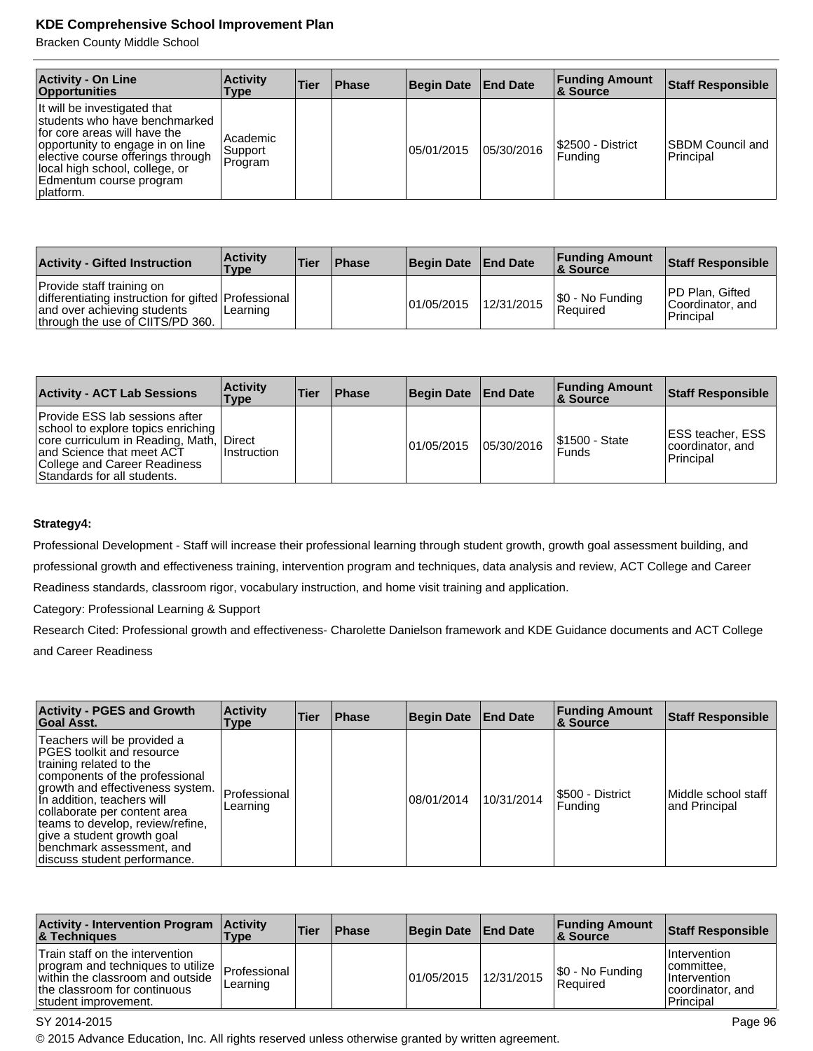| Activity - On Line Opportunities | Activity Type | Tier | Phase | Begin Date | End Date | Funding Amount & Source | Staff Responsible |
|---|---|---|---|---|---|---|---|
| It will be investigated that students who have benchmarked for core areas will have the opportunity to engage in on line elective course offerings through local high school, college, or Edmentum course program platform. | Academic Support Program | | | 05/01/2015 | 05/30/2016 | $2500 - District Funding | SBDM Council and Principal |

| Activity - Gifted Instruction | Activity Type | Tier | Phase | Begin Date | End Date | Funding Amount & Source | Staff Responsible |
|---|---|---|---|---|---|---|---|
| Provide staff training on differentiating instruction for gifted and over achieving students through the use of CIITS/PD 360. | Professional Learning | | | 01/05/2015 | 12/31/2015 | $0 - No Funding Required | PD Plan, Gifted Coordinator, and Principal |

| Activity - ACT Lab Sessions | Activity Type | Tier | Phase | Begin Date | End Date | Funding Amount & Source | Staff Responsible |
|---|---|---|---|---|---|---|---|
| Provide ESS lab sessions after school to explore topics enriching core curriculum in Reading, Math, and Science that meet ACT College and Career Readiness Standards for all students. | Direct Instruction | | | 01/05/2015 | 05/30/2016 | $1500 - State Funds | ESS teacher, ESS coordinator, and Principal |

**Strategy4:**

Professional Development - Staff will increase their professional learning through student growth, growth goal assessment building, and professional growth and effectiveness training, intervention program and techniques, data analysis and review, ACT College and Career Readiness standards, classroom rigor, vocabulary instruction, and home visit training and application.

Category: Professional Learning & Support

Research Cited: Professional growth and effectiveness- Charolette Danielson framework and KDE Guidance documents and ACT College and Career Readiness

| Activity - PGES and Growth Goal Asst. | Activity Type | Tier | Phase | Begin Date | End Date | Funding Amount & Source | Staff Responsible |
|---|---|---|---|---|---|---|---|
| Teachers will be provided a PGES toolkit and resource training related to the components of the professional growth and effectiveness system. In addition, teachers will collaborate per content area teams to develop, review/refine, give a student growth goal benchmark assessment, and discuss student performance. | Professional Learning | | | 08/01/2014 | 10/31/2014 | $500 - District Funding | Middle school staff and Principal |

| Activity - Intervention Program & Techniques | Activity Type | Tier | Phase | Begin Date | End Date | Funding Amount & Source | Staff Responsible |
|---|---|---|---|---|---|---|---|
| Train staff on the intervention program and techniques to utilize within the classroom and outside the classroom for continuous student improvement. | Professional Learning | | | 01/05/2015 | 12/31/2015 | $0 - No Funding Required | Intervention committee, Intervention coordinator, and Principal |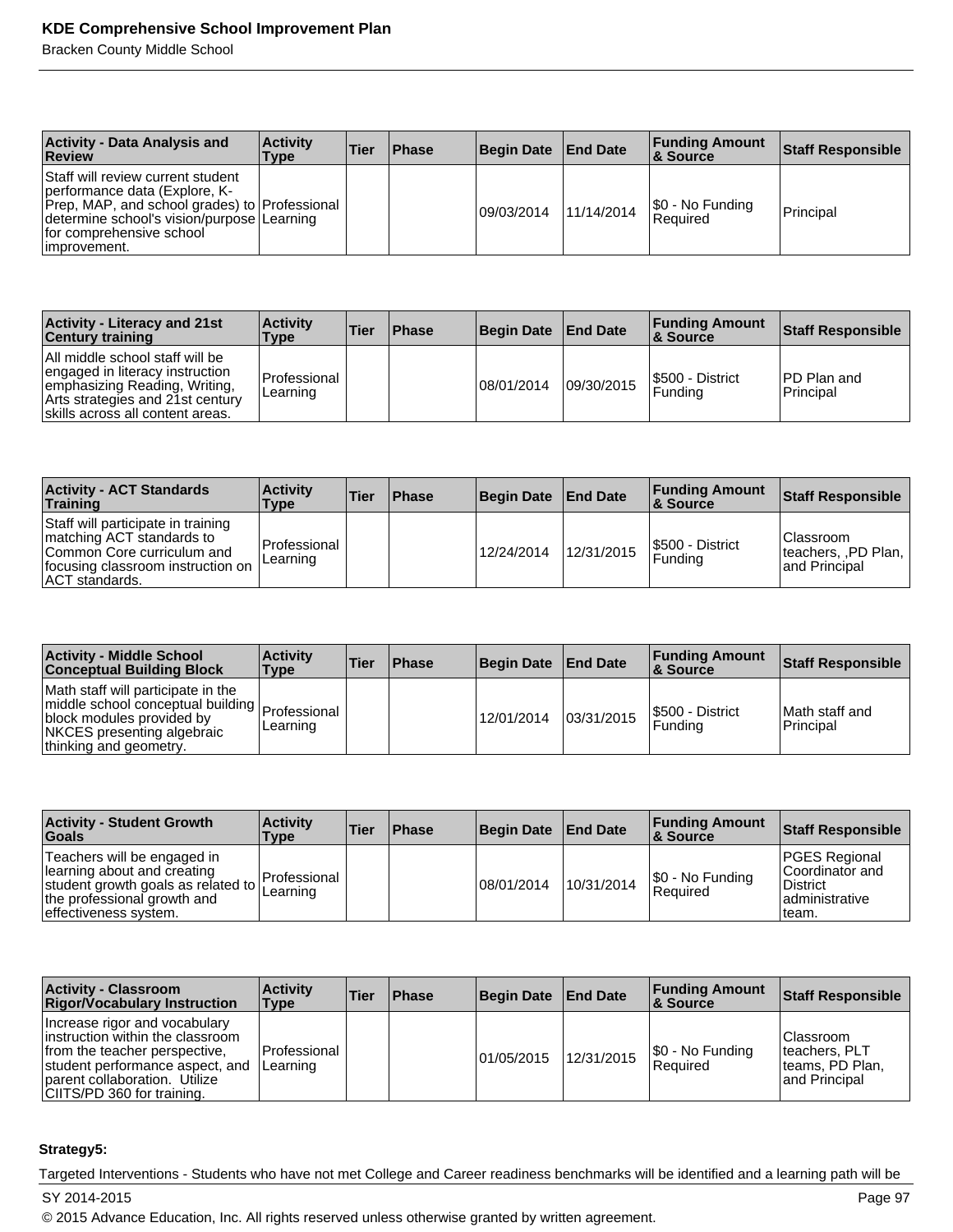| Activity - Data Analysis and Review | Activity Type | Tier | Phase | Begin Date | End Date | Funding Amount & Source | Staff Responsible |
|---|---|---|---|---|---|---|---|
| Staff will review current student performance data (Explore, K-Prep, MAP, and school grades) to determine school's vision/purpose for comprehensive school improvement. | Professional Learning | | | 09/03/2014 | 11/14/2014 | $0 - No Funding Required | Principal |

| Activity - Literacy and 21st Century training | Activity Type | Tier | Phase | Begin Date | End Date | Funding Amount & Source | Staff Responsible |
|---|---|---|---|---|---|---|---|
| All middle school staff will be engaged in literacy instruction emphasizing Reading, Writing, Arts strategies and 21st century skills across all content areas. | Professional Learning | | | 08/01/2014 | 09/30/2015 | $500 - District Funding | PD Plan and Principal |

| Activity - ACT Standards Training | Activity Type | Tier | Phase | Begin Date | End Date | Funding Amount & Source | Staff Responsible |
|---|---|---|---|---|---|---|---|
| Staff will participate in training matching ACT standards to Common Core curriculum and focusing classroom instruction on ACT standards. | Professional Learning | | | 12/24/2014 | 12/31/2015 | $500 - District Funding | Classroom teachers, ,PD Plan, and Principal |

| Activity - Middle School Conceptual Building Block | Activity Type | Tier | Phase | Begin Date | End Date | Funding Amount & Source | Staff Responsible |
|---|---|---|---|---|---|---|---|
| Math staff will participate in the middle school conceptual building block modules provided by NKCES presenting algebraic thinking and geometry. | Professional Learning | | | 12/01/2014 | 03/31/2015 | $500 - District Funding | Math staff and Principal |

| Activity - Student Growth Goals | Activity Type | Tier | Phase | Begin Date | End Date | Funding Amount & Source | Staff Responsible |
|---|---|---|---|---|---|---|---|
| Teachers will be engaged in learning about and creating student growth goals as related to the professional growth and effectiveness system. | Professional Learning | | | 08/01/2014 | 10/31/2014 | $0 - No Funding Required | PGES Regional Coordinator and District administrative team. |

| Activity - Classroom Rigor/Vocabulary Instruction | Activity Type | Tier | Phase | Begin Date | End Date | Funding Amount & Source | Staff Responsible |
|---|---|---|---|---|---|---|---|
| Increase rigor and vocabulary instruction within the classroom from the teacher perspective, student performance aspect, and parent collaboration. Utilize CIITS/PD 360 for training. | Professional Learning | | | 01/05/2015 | 12/31/2015 | $0 - No Funding Required | Classroom teachers, PLT teams, PD Plan, and Principal |

**Strategy5:**

Targeted Interventions - Students who have not met College and Career readiness benchmarks will be identified and a learning path will be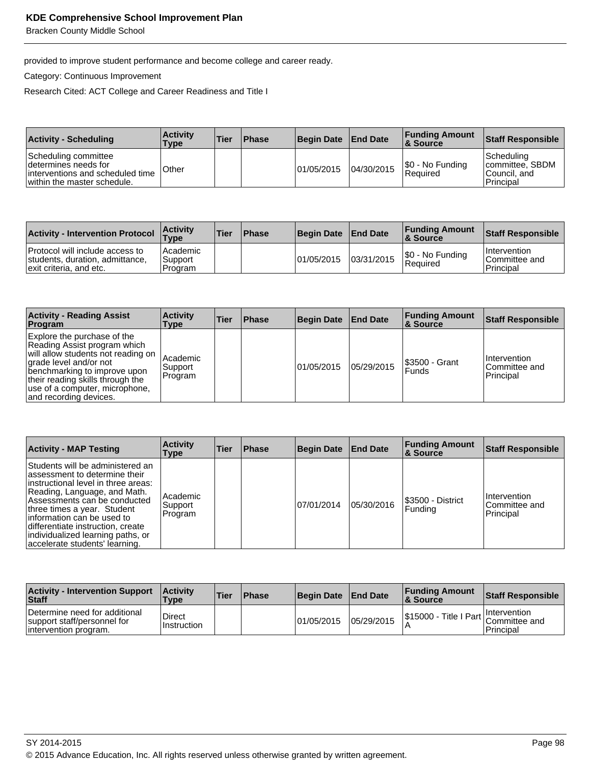provided to improve student performance and become college and career ready.

Category: Continuous Improvement

Research Cited: ACT College and Career Readiness and Title I

| Activity - Scheduling | Activity Type | Tier | Phase | Begin Date | End Date | Funding Amount & Source | Staff Responsible |
|---|---|---|---|---|---|---|---|
| Scheduling committee determines needs for interventions and scheduled time within the master schedule. | Other | | | 01/05/2015 | 04/30/2015 | $0 - No Funding Required | Scheduling committee, SBDM Council, and Principal |

| Activity - Intervention Protocol | Activity Type | Tier | Phase | Begin Date | End Date | Funding Amount & Source | Staff Responsible |
|---|---|---|---|---|---|---|---|
| Protocol will include access to students, duration, admittance, exit criteria, and etc. | Academic Support Program | | | 01/05/2015 | 03/31/2015 | $0 - No Funding Required | Intervention Committee and Principal |

| Activity - Reading Assist Program | Activity Type | Tier | Phase | Begin Date | End Date | Funding Amount & Source | Staff Responsible |
|---|---|---|---|---|---|---|---|
| Explore the purchase of the Reading Assist program which will allow students not reading on grade level and/or not benchmarking to improve upon their reading skills through the use of a computer, microphone, and recording devices. | Academic Support Program | | | 01/05/2015 | 05/29/2015 | $3500 - Grant Funds | Intervention Committee and Principal |

| Activity - MAP Testing | Activity Type | Tier | Phase | Begin Date | End Date | Funding Amount & Source | Staff Responsible |
|---|---|---|---|---|---|---|---|
| Students will be administered an assessment to determine their instructional level in three areas: Reading, Language, and Math. Assessments can be conducted three times a year. Student information can be used to differentiate instruction, create individualized learning paths, or accelerate students' learning. | Academic Support Program | | | 07/01/2014 | 05/30/2016 | $3500 - District Funding | Intervention Committee and Principal |

| Activity - Intervention Support Staff | Activity Type | Tier | Phase | Begin Date | End Date | Funding Amount & Source | Staff Responsible |
|---|---|---|---|---|---|---|---|
| Determine need for additional support staff/personnel for intervention program. | Direct Instruction | | | 01/05/2015 | 05/29/2015 | $15000 - Title I Part A | Intervention Committee and Principal |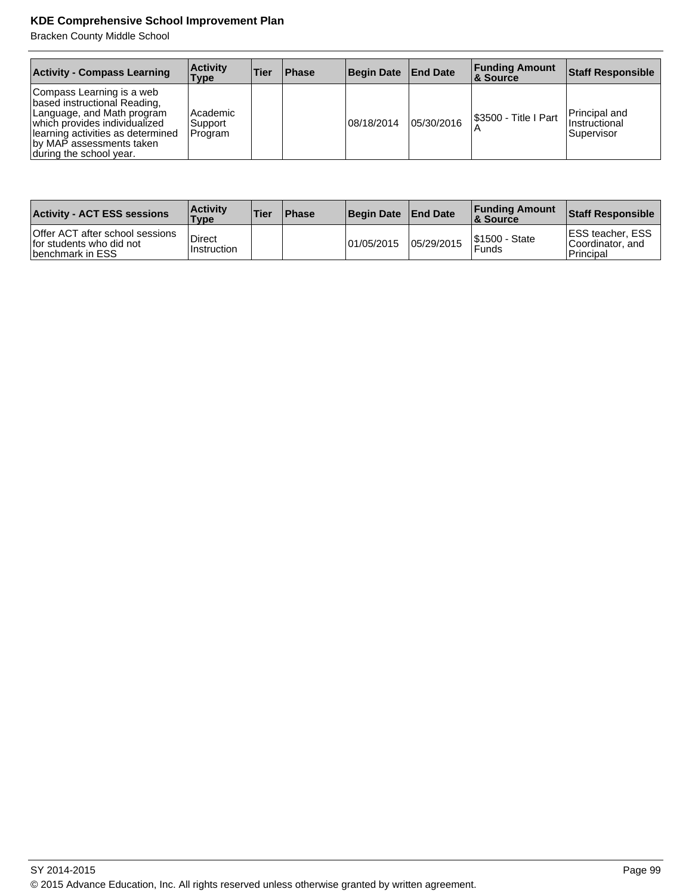| Activity - Compass Learning | Activity Type | Tier | Phase | Begin Date | End Date | Funding Amount & Source | Staff Responsible |
|---|---|---|---|---|---|---|---|
| Compass Learning is a web based instructional Reading, Language, and Math program which provides individualized learning activities as determined by MAP assessments taken during the school year. | Academic Support Program | | | 08/18/2014 | 05/30/2016 | $3500 - Title I Part A | Principal and Instructional Supervisor |

| Activity - ACT ESS sessions | Activity Type | Tier | Phase | Begin Date | End Date | Funding Amount & Source | Staff Responsible |
|---|---|---|---|---|---|---|---|
| Offer ACT after school sessions for students who did not benchmark in ESS | Direct Instruction | | | 01/05/2015 | 05/29/2015 | $1500 - State Funds | ESS teacher, ESS Coordinator, and Principal |